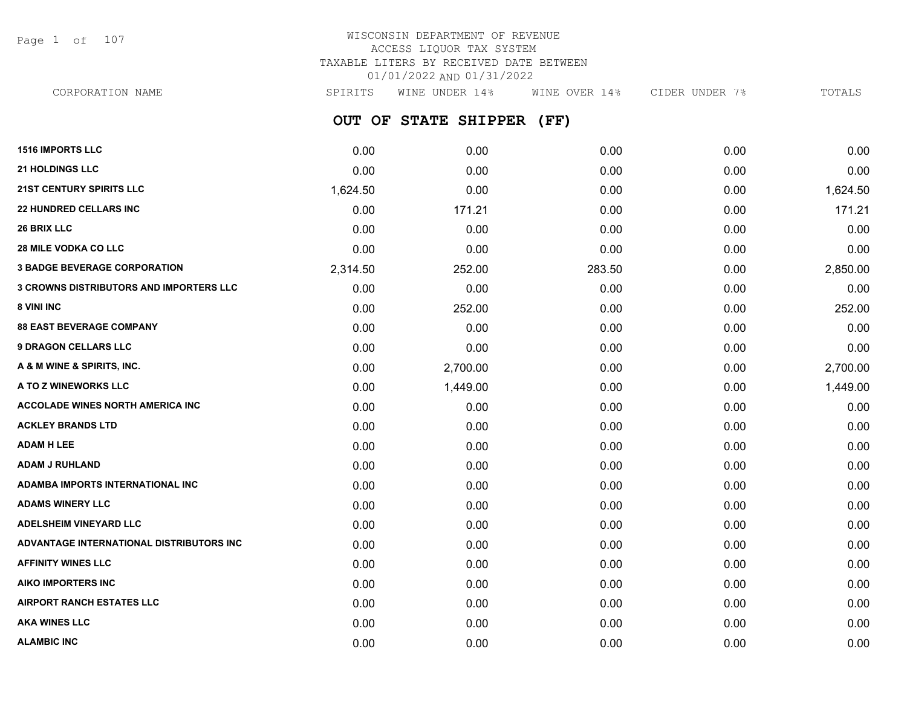# WISCONSIN DEPARTMENT OF REVENUE
ACCESS LIQUOR TAX SYSTEM
TAXABLE LITERS BY RECEIVED DATE BETWEEN
01/01/2022 AND 01/31/2022

## OUT OF STATE SHIPPER (FF)

| CORPORATION NAME | SPIRITS | WINE UNDER 14% | WINE OVER 14% | CIDER UNDER 7% | TOTALS |
|---|---|---|---|---|---|
| **1516 IMPORTS LLC** | 0.00 | 0.00 | 0.00 | 0.00 | 0.00 |
| **21 HOLDINGS LLC** | 0.00 | 0.00 | 0.00 | 0.00 | 0.00 |
| **21ST CENTURY SPIRITS LLC** | 1,624.50 | 0.00 | 0.00 | 0.00 | 1,624.50 |
| **22 HUNDRED CELLARS INC** | 0.00 | 171.21 | 0.00 | 0.00 | 171.21 |
| **26 BRIX LLC** | 0.00 | 0.00 | 0.00 | 0.00 | 0.00 |
| **28 MILE VODKA CO LLC** | 0.00 | 0.00 | 0.00 | 0.00 | 0.00 |
| **3 BADGE BEVERAGE CORPORATION** | 2,314.50 | 252.00 | 283.50 | 0.00 | 2,850.00 |
| **3 CROWNS DISTRIBUTORS AND IMPORTERS LLC** | 0.00 | 0.00 | 0.00 | 0.00 | 0.00 |
| **8 VINI INC** | 0.00 | 252.00 | 0.00 | 0.00 | 252.00 |
| **88 EAST BEVERAGE COMPANY** | 0.00 | 0.00 | 0.00 | 0.00 | 0.00 |
| **9 DRAGON CELLARS LLC** | 0.00 | 0.00 | 0.00 | 0.00 | 0.00 |
| **A & M WINE & SPIRITS, INC.** | 0.00 | 2,700.00 | 0.00 | 0.00 | 2,700.00 |
| **A TO Z WINEWORKS LLC** | 0.00 | 1,449.00 | 0.00 | 0.00 | 1,449.00 |
| **ACCOLADE WINES NORTH AMERICA INC** | 0.00 | 0.00 | 0.00 | 0.00 | 0.00 |
| **ACKLEY BRANDS LTD** | 0.00 | 0.00 | 0.00 | 0.00 | 0.00 |
| **ADAM H LEE** | 0.00 | 0.00 | 0.00 | 0.00 | 0.00 |
| **ADAM J RUHLAND** | 0.00 | 0.00 | 0.00 | 0.00 | 0.00 |
| **ADAMBA IMPORTS INTERNATIONAL INC** | 0.00 | 0.00 | 0.00 | 0.00 | 0.00 |
| **ADAMS WINERY LLC** | 0.00 | 0.00 | 0.00 | 0.00 | 0.00 |
| **ADELSHEIM VINEYARD LLC** | 0.00 | 0.00 | 0.00 | 0.00 | 0.00 |
| **ADVANTAGE INTERNATIONAL DISTRIBUTORS INC** | 0.00 | 0.00 | 0.00 | 0.00 | 0.00 |
| **AFFINITY WINES LLC** | 0.00 | 0.00 | 0.00 | 0.00 | 0.00 |
| **AIKO IMPORTERS INC** | 0.00 | 0.00 | 0.00 | 0.00 | 0.00 |
| **AIRPORT RANCH ESTATES LLC** | 0.00 | 0.00 | 0.00 | 0.00 | 0.00 |
| **AKA WINES LLC** | 0.00 | 0.00 | 0.00 | 0.00 | 0.00 |
| **ALAMBIC INC** | 0.00 | 0.00 | 0.00 | 0.00 | 0.00 |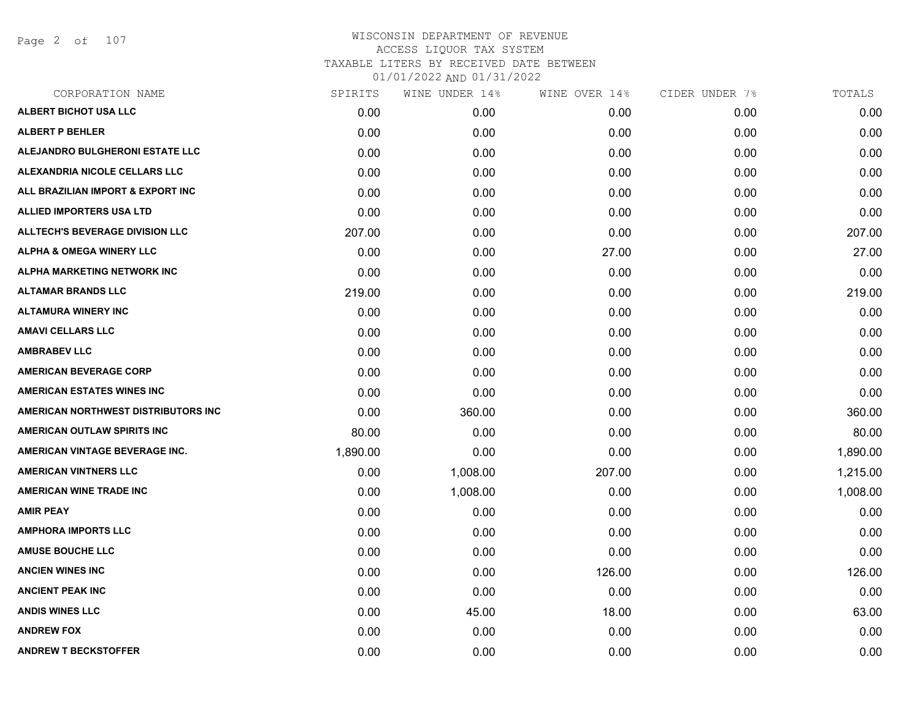WISCONSIN DEPARTMENT OF REVENUE
ACCESS LIQUOR TAX SYSTEM
TAXABLE LITERS BY RECEIVED DATE BETWEEN
01/01/2022 AND 01/31/2022

| CORPORATION NAME | SPIRITS | WINE UNDER 14% | WINE OVER 14% | CIDER UNDER 7% | TOTALS |
|---|---|---|---|---|---|
| ALBERT BICHOT USA LLC | 0.00 | 0.00 | 0.00 | 0.00 | 0.00 |
| ALBERT P BEHLER | 0.00 | 0.00 | 0.00 | 0.00 | 0.00 |
| ALEJANDRO BULGHERONI ESTATE LLC | 0.00 | 0.00 | 0.00 | 0.00 | 0.00 |
| ALEXANDRIA NICOLE CELLARS LLC | 0.00 | 0.00 | 0.00 | 0.00 | 0.00 |
| ALL BRAZILIAN IMPORT & EXPORT INC | 0.00 | 0.00 | 0.00 | 0.00 | 0.00 |
| ALLIED IMPORTERS USA LTD | 0.00 | 0.00 | 0.00 | 0.00 | 0.00 |
| ALLTECH'S BEVERAGE DIVISION LLC | 207.00 | 0.00 | 0.00 | 0.00 | 207.00 |
| ALPHA & OMEGA WINERY LLC | 0.00 | 0.00 | 27.00 | 0.00 | 27.00 |
| ALPHA MARKETING NETWORK INC | 0.00 | 0.00 | 0.00 | 0.00 | 0.00 |
| ALTAMAR BRANDS LLC | 219.00 | 0.00 | 0.00 | 0.00 | 219.00 |
| ALTAMURA WINERY INC | 0.00 | 0.00 | 0.00 | 0.00 | 0.00 |
| AMAVI CELLARS LLC | 0.00 | 0.00 | 0.00 | 0.00 | 0.00 |
| AMBRABEV LLC | 0.00 | 0.00 | 0.00 | 0.00 | 0.00 |
| AMERICAN BEVERAGE CORP | 0.00 | 0.00 | 0.00 | 0.00 | 0.00 |
| AMERICAN ESTATES WINES INC | 0.00 | 0.00 | 0.00 | 0.00 | 0.00 |
| AMERICAN NORTHWEST DISTRIBUTORS INC | 0.00 | 360.00 | 0.00 | 0.00 | 360.00 |
| AMERICAN OUTLAW SPIRITS INC | 80.00 | 0.00 | 0.00 | 0.00 | 80.00 |
| AMERICAN VINTAGE BEVERAGE INC. | 1,890.00 | 0.00 | 0.00 | 0.00 | 1,890.00 |
| AMERICAN VINTNERS LLC | 0.00 | 1,008.00 | 207.00 | 0.00 | 1,215.00 |
| AMERICAN WINE TRADE INC | 0.00 | 1,008.00 | 0.00 | 0.00 | 1,008.00 |
| AMIR PEAY | 0.00 | 0.00 | 0.00 | 0.00 | 0.00 |
| AMPHORA IMPORTS LLC | 0.00 | 0.00 | 0.00 | 0.00 | 0.00 |
| AMUSE BOUCHE LLC | 0.00 | 0.00 | 0.00 | 0.00 | 0.00 |
| ANCIEN WINES INC | 0.00 | 0.00 | 126.00 | 0.00 | 126.00 |
| ANCIENT PEAK INC | 0.00 | 0.00 | 0.00 | 0.00 | 0.00 |
| ANDIS WINES LLC | 0.00 | 45.00 | 18.00 | 0.00 | 63.00 |
| ANDREW FOX | 0.00 | 0.00 | 0.00 | 0.00 | 0.00 |
| ANDREW T BECKSTOFFER | 0.00 | 0.00 | 0.00 | 0.00 | 0.00 |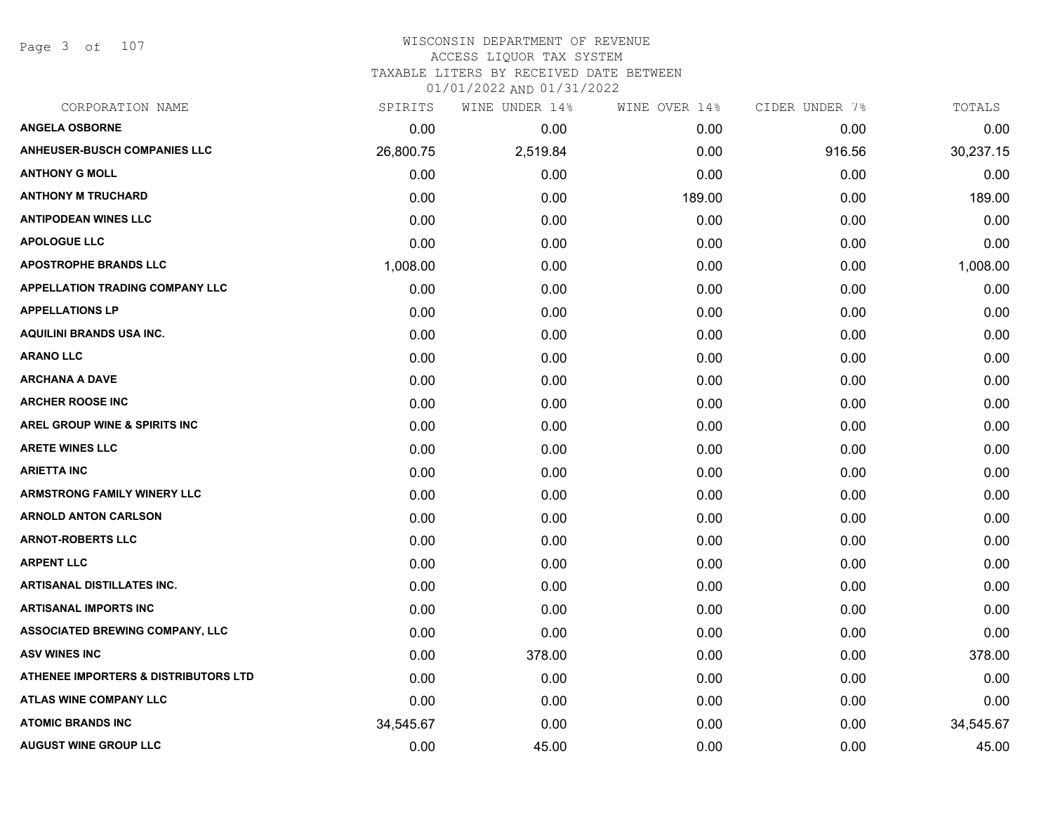# WISCONSIN DEPARTMENT OF REVENUE
## ACCESS LIQUOR TAX SYSTEM
## TAXABLE LITERS BY RECEIVED DATE BETWEEN 01/01/2022 AND 01/31/2022

| CORPORATION NAME | SPIRITS | WINE UNDER 14% | WINE OVER 14% | CIDER UNDER 7% | TOTALS |
|---|---|---|---|---|---|
| ANGELA OSBORNE | 0.00 | 0.00 | 0.00 | 0.00 | 0.00 |
| ANHEUSER-BUSCH COMPANIES LLC | 26,800.75 | 2,519.84 | 0.00 | 916.56 | 30,237.15 |
| ANTHONY G MOLL | 0.00 | 0.00 | 0.00 | 0.00 | 0.00 |
| ANTHONY M TRUCHARD | 0.00 | 0.00 | 189.00 | 0.00 | 189.00 |
| ANTIPODEAN WINES LLC | 0.00 | 0.00 | 0.00 | 0.00 | 0.00 |
| APOLOGUE LLC | 0.00 | 0.00 | 0.00 | 0.00 | 0.00 |
| APOSTROPHE BRANDS LLC | 1,008.00 | 0.00 | 0.00 | 0.00 | 1,008.00 |
| APPELLATION TRADING COMPANY LLC | 0.00 | 0.00 | 0.00 | 0.00 | 0.00 |
| APPELLATIONS LP | 0.00 | 0.00 | 0.00 | 0.00 | 0.00 |
| AQUILINI BRANDS USA INC. | 0.00 | 0.00 | 0.00 | 0.00 | 0.00 |
| ARANO LLC | 0.00 | 0.00 | 0.00 | 0.00 | 0.00 |
| ARCHANA A DAVE | 0.00 | 0.00 | 0.00 | 0.00 | 0.00 |
| ARCHER ROOSE INC | 0.00 | 0.00 | 0.00 | 0.00 | 0.00 |
| AREL GROUP WINE & SPIRITS INC | 0.00 | 0.00 | 0.00 | 0.00 | 0.00 |
| ARETE WINES LLC | 0.00 | 0.00 | 0.00 | 0.00 | 0.00 |
| ARIETTA INC | 0.00 | 0.00 | 0.00 | 0.00 | 0.00 |
| ARMSTRONG FAMILY WINERY LLC | 0.00 | 0.00 | 0.00 | 0.00 | 0.00 |
| ARNOLD ANTON CARLSON | 0.00 | 0.00 | 0.00 | 0.00 | 0.00 |
| ARNOT-ROBERTS LLC | 0.00 | 0.00 | 0.00 | 0.00 | 0.00 |
| ARPENT LLC | 0.00 | 0.00 | 0.00 | 0.00 | 0.00 |
| ARTISANAL DISTILLATES INC. | 0.00 | 0.00 | 0.00 | 0.00 | 0.00 |
| ARTISANAL IMPORTS INC | 0.00 | 0.00 | 0.00 | 0.00 | 0.00 |
| ASSOCIATED BREWING COMPANY, LLC | 0.00 | 0.00 | 0.00 | 0.00 | 0.00 |
| ASV WINES INC | 0.00 | 378.00 | 0.00 | 0.00 | 378.00 |
| ATHENEE IMPORTERS & DISTRIBUTORS LTD | 0.00 | 0.00 | 0.00 | 0.00 | 0.00 |
| ATLAS WINE COMPANY LLC | 0.00 | 0.00 | 0.00 | 0.00 | 0.00 |
| ATOMIC BRANDS INC | 34,545.67 | 0.00 | 0.00 | 0.00 | 34,545.67 |
| AUGUST WINE GROUP LLC | 0.00 | 45.00 | 0.00 | 0.00 | 45.00 |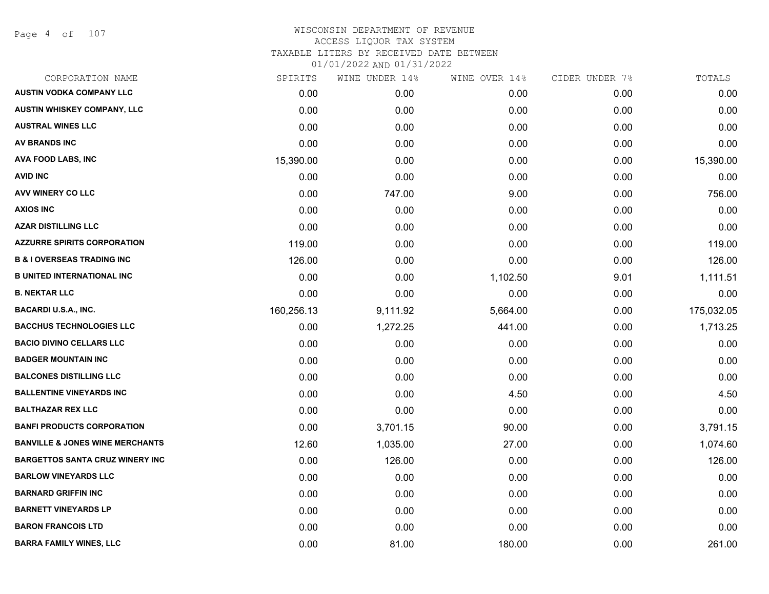# WISCONSIN DEPARTMENT OF REVENUE
## ACCESS LIQUOR TAX SYSTEM
### TAXABLE LITERS BY RECEIVED DATE BETWEEN 01/01/2022 AND 01/31/2022

| CORPORATION NAME | SPIRITS | WINE UNDER 14% | WINE OVER 14% | CIDER UNDER 7% | TOTALS |
|---|---|---|---|---|---|
| AUSTIN VODKA COMPANY LLC | 0.00 | 0.00 | 0.00 | 0.00 | 0.00 |
| AUSTIN WHISKEY COMPANY, LLC | 0.00 | 0.00 | 0.00 | 0.00 | 0.00 |
| AUSTRAL WINES LLC | 0.00 | 0.00 | 0.00 | 0.00 | 0.00 |
| AV BRANDS INC | 0.00 | 0.00 | 0.00 | 0.00 | 0.00 |
| AVA FOOD LABS, INC | 15,390.00 | 0.00 | 0.00 | 0.00 | 15,390.00 |
| AVID INC | 0.00 | 0.00 | 0.00 | 0.00 | 0.00 |
| AVV WINERY CO LLC | 0.00 | 747.00 | 9.00 | 0.00 | 756.00 |
| AXIOS INC | 0.00 | 0.00 | 0.00 | 0.00 | 0.00 |
| AZAR DISTILLING LLC | 0.00 | 0.00 | 0.00 | 0.00 | 0.00 |
| AZZURRE SPIRITS CORPORATION | 119.00 | 0.00 | 0.00 | 0.00 | 119.00 |
| B & I OVERSEAS TRADING INC | 126.00 | 0.00 | 0.00 | 0.00 | 126.00 |
| B UNITED INTERNATIONAL INC | 0.00 | 0.00 | 1,102.50 | 9.01 | 1,111.51 |
| B. NEKTAR LLC | 0.00 | 0.00 | 0.00 | 0.00 | 0.00 |
| BACARDI U.S.A., INC. | 160,256.13 | 9,111.92 | 5,664.00 | 0.00 | 175,032.05 |
| BACCHUS TECHNOLOGIES LLC | 0.00 | 1,272.25 | 441.00 | 0.00 | 1,713.25 |
| BACIO DIVINO CELLARS LLC | 0.00 | 0.00 | 0.00 | 0.00 | 0.00 |
| BADGER MOUNTAIN INC | 0.00 | 0.00 | 0.00 | 0.00 | 0.00 |
| BALCONES DISTILLING LLC | 0.00 | 0.00 | 0.00 | 0.00 | 0.00 |
| BALLENTINE VINEYARDS INC | 0.00 | 0.00 | 4.50 | 0.00 | 4.50 |
| BALTHAZAR REX LLC | 0.00 | 0.00 | 0.00 | 0.00 | 0.00 |
| BANFI PRODUCTS CORPORATION | 0.00 | 3,701.15 | 90.00 | 0.00 | 3,791.15 |
| BANVILLE & JONES WINE MERCHANTS | 12.60 | 1,035.00 | 27.00 | 0.00 | 1,074.60 |
| BARGETTOS SANTA CRUZ WINERY INC | 0.00 | 126.00 | 0.00 | 0.00 | 126.00 |
| BARLOW VINEYARDS LLC | 0.00 | 0.00 | 0.00 | 0.00 | 0.00 |
| BARNARD GRIFFIN INC | 0.00 | 0.00 | 0.00 | 0.00 | 0.00 |
| BARNETT VINEYARDS LP | 0.00 | 0.00 | 0.00 | 0.00 | 0.00 |
| BARON FRANCOIS LTD | 0.00 | 0.00 | 0.00 | 0.00 | 0.00 |
| BARRA FAMILY WINES, LLC | 0.00 | 81.00 | 180.00 | 0.00 | 261.00 |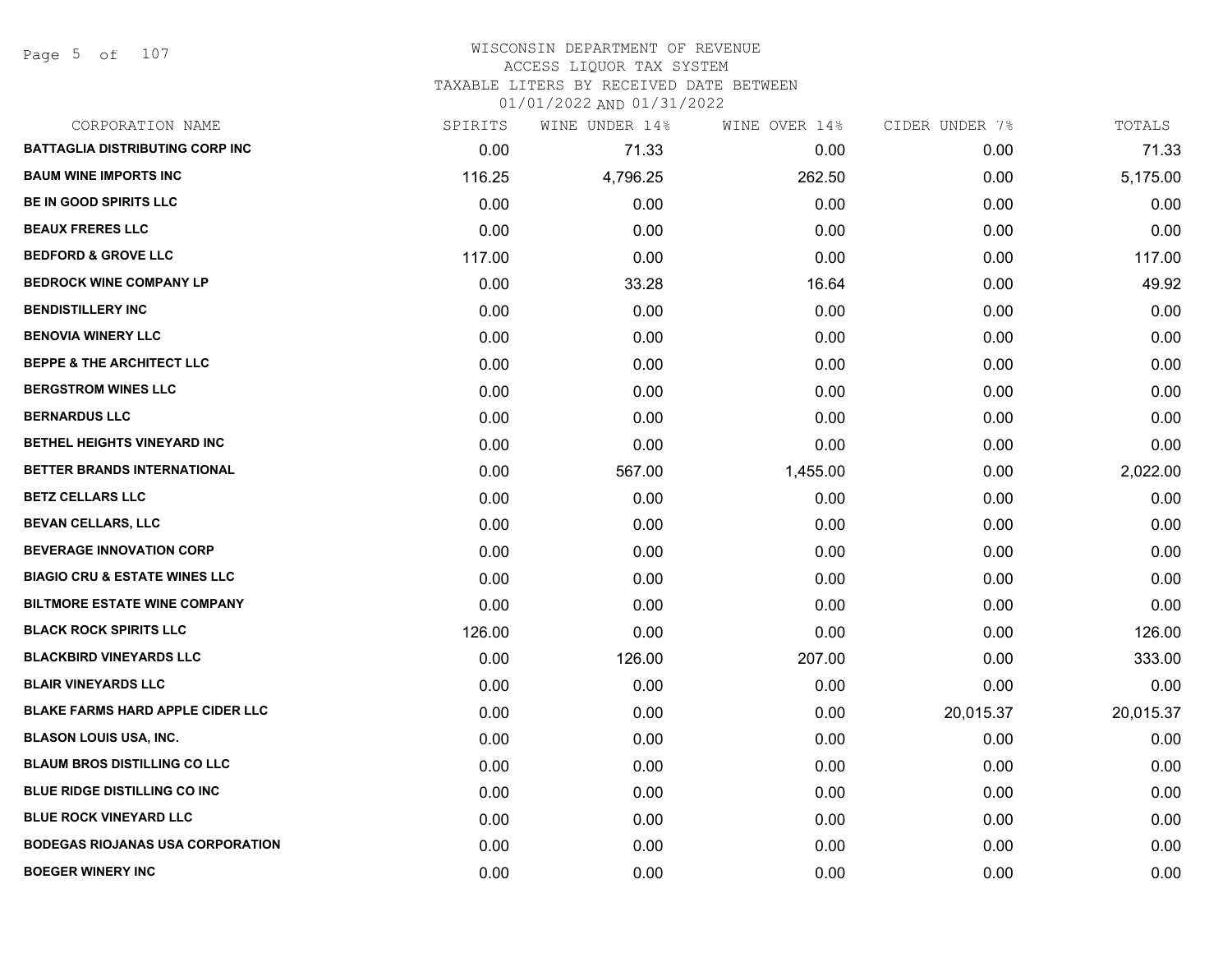# WISCONSIN DEPARTMENT OF REVENUE
## ACCESS LIQUOR TAX SYSTEM
## TAXABLE LITERS BY RECEIVED DATE BETWEEN 01/01/2022 AND 01/31/2022

| CORPORATION NAME | SPIRITS | WINE UNDER 14% | WINE OVER 14% | CIDER UNDER 7% | TOTALS |
|---|---|---|---|---|---|
| BATTAGLIA DISTRIBUTING CORP INC | 0.00 | 71.33 | 0.00 | 0.00 | 71.33 |
| BAUM WINE IMPORTS INC | 116.25 | 4,796.25 | 262.50 | 0.00 | 5,175.00 |
| BE IN GOOD SPIRITS LLC | 0.00 | 0.00 | 0.00 | 0.00 | 0.00 |
| BEAUX FRERES LLC | 0.00 | 0.00 | 0.00 | 0.00 | 0.00 |
| BEDFORD & GROVE LLC | 117.00 | 0.00 | 0.00 | 0.00 | 117.00 |
| BEDROCK WINE COMPANY LP | 0.00 | 33.28 | 16.64 | 0.00 | 49.92 |
| BENDISTILLERY INC | 0.00 | 0.00 | 0.00 | 0.00 | 0.00 |
| BENOVIA WINERY LLC | 0.00 | 0.00 | 0.00 | 0.00 | 0.00 |
| BEPPE & THE ARCHITECT LLC | 0.00 | 0.00 | 0.00 | 0.00 | 0.00 |
| BERGSTROM WINES LLC | 0.00 | 0.00 | 0.00 | 0.00 | 0.00 |
| BERNARDUS LLC | 0.00 | 0.00 | 0.00 | 0.00 | 0.00 |
| BETHEL HEIGHTS VINEYARD INC | 0.00 | 0.00 | 0.00 | 0.00 | 0.00 |
| BETTER BRANDS INTERNATIONAL | 0.00 | 567.00 | 1,455.00 | 0.00 | 2,022.00 |
| BETZ CELLARS LLC | 0.00 | 0.00 | 0.00 | 0.00 | 0.00 |
| BEVAN CELLARS, LLC | 0.00 | 0.00 | 0.00 | 0.00 | 0.00 |
| BEVERAGE INNOVATION CORP | 0.00 | 0.00 | 0.00 | 0.00 | 0.00 |
| BIAGIO CRU & ESTATE WINES LLC | 0.00 | 0.00 | 0.00 | 0.00 | 0.00 |
| BILTMORE ESTATE WINE COMPANY | 0.00 | 0.00 | 0.00 | 0.00 | 0.00 |
| BLACK ROCK SPIRITS LLC | 126.00 | 0.00 | 0.00 | 0.00 | 126.00 |
| BLACKBIRD VINEYARDS LLC | 0.00 | 126.00 | 207.00 | 0.00 | 333.00 |
| BLAIR VINEYARDS LLC | 0.00 | 0.00 | 0.00 | 0.00 | 0.00 |
| BLAKE FARMS HARD APPLE CIDER LLC | 0.00 | 0.00 | 0.00 | 20,015.37 | 20,015.37 |
| BLASON LOUIS USA, INC. | 0.00 | 0.00 | 0.00 | 0.00 | 0.00 |
| BLAUM BROS DISTILLING CO LLC | 0.00 | 0.00 | 0.00 | 0.00 | 0.00 |
| BLUE RIDGE DISTILLING CO INC | 0.00 | 0.00 | 0.00 | 0.00 | 0.00 |
| BLUE ROCK VINEYARD LLC | 0.00 | 0.00 | 0.00 | 0.00 | 0.00 |
| BODEGAS RIOJANAS USA CORPORATION | 0.00 | 0.00 | 0.00 | 0.00 | 0.00 |
| BOEGER WINERY INC | 0.00 | 0.00 | 0.00 | 0.00 | 0.00 |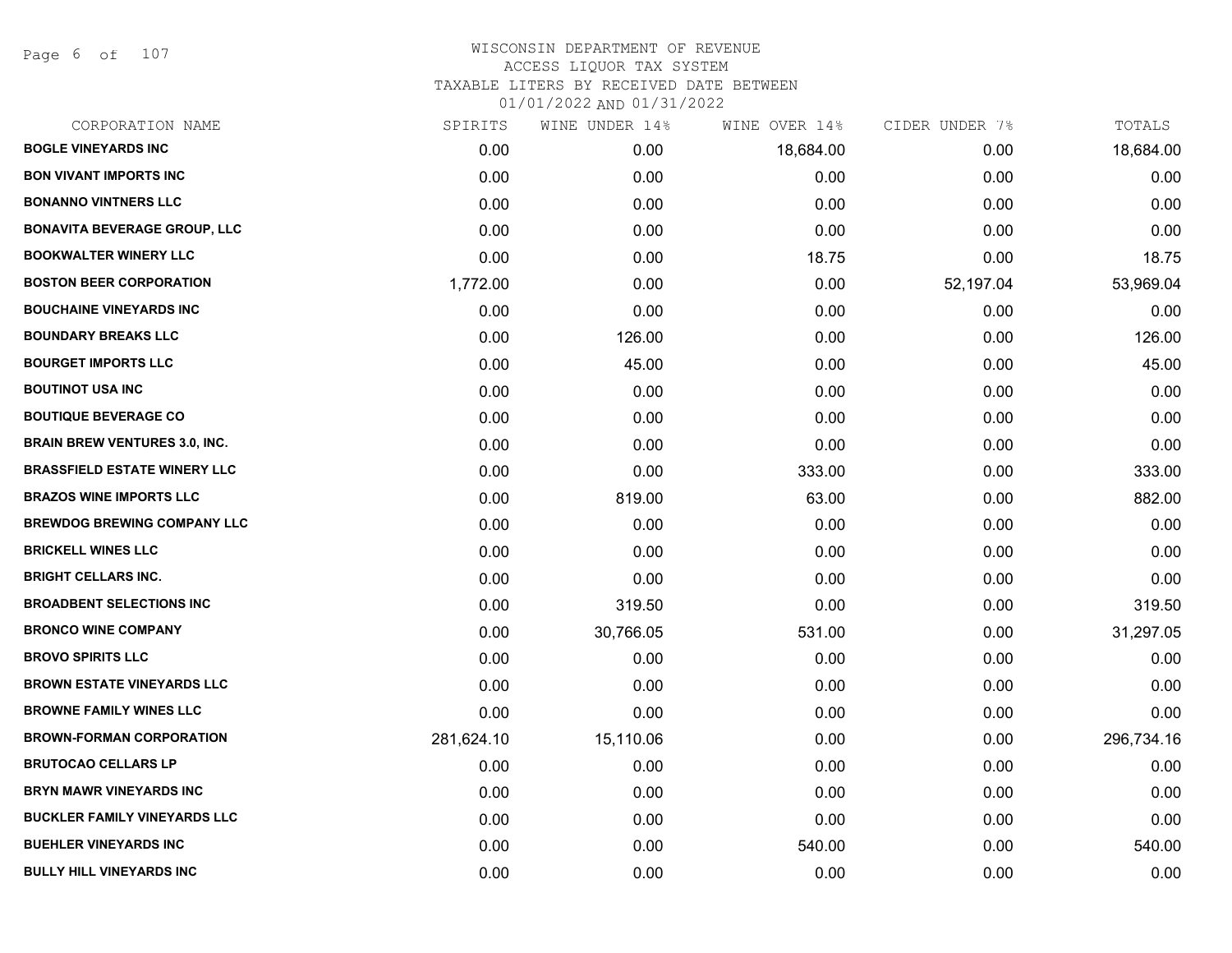# WISCONSIN DEPARTMENT OF REVENUE
## ACCESS LIQUOR TAX SYSTEM
### TAXABLE LITERS BY RECEIVED DATE BETWEEN 01/01/2022 AND 01/31/2022

| CORPORATION NAME | SPIRITS | WINE UNDER 14% | WINE OVER 14% | CIDER UNDER 7% | TOTALS |
|---|---|---|---|---|---|
| BOGLE VINEYARDS INC | 0.00 | 0.00 | 18,684.00 | 0.00 | 18,684.00 |
| BON VIVANT IMPORTS INC | 0.00 | 0.00 | 0.00 | 0.00 | 0.00 |
| BONANNO VINTNERS LLC | 0.00 | 0.00 | 0.00 | 0.00 | 0.00 |
| BONAVITA BEVERAGE GROUP, LLC | 0.00 | 0.00 | 0.00 | 0.00 | 0.00 |
| BOOKWALTER WINERY LLC | 0.00 | 0.00 | 18.75 | 0.00 | 18.75 |
| BOSTON BEER CORPORATION | 1,772.00 | 0.00 | 0.00 | 52,197.04 | 53,969.04 |
| BOUCHAINE VINEYARDS INC | 0.00 | 0.00 | 0.00 | 0.00 | 0.00 |
| BOUNDARY BREAKS LLC | 0.00 | 126.00 | 0.00 | 0.00 | 126.00 |
| BOURGET IMPORTS LLC | 0.00 | 45.00 | 0.00 | 0.00 | 45.00 |
| BOUTINOT USA INC | 0.00 | 0.00 | 0.00 | 0.00 | 0.00 |
| BOUTIQUE BEVERAGE CO | 0.00 | 0.00 | 0.00 | 0.00 | 0.00 |
| BRAIN BREW VENTURES 3.0, INC. | 0.00 | 0.00 | 0.00 | 0.00 | 0.00 |
| BRASSFIELD ESTATE WINERY LLC | 0.00 | 0.00 | 333.00 | 0.00 | 333.00 |
| BRAZOS WINE IMPORTS LLC | 0.00 | 819.00 | 63.00 | 0.00 | 882.00 |
| BREWDOG BREWING COMPANY LLC | 0.00 | 0.00 | 0.00 | 0.00 | 0.00 |
| BRICKELL WINES LLC | 0.00 | 0.00 | 0.00 | 0.00 | 0.00 |
| BRIGHT CELLARS INC. | 0.00 | 0.00 | 0.00 | 0.00 | 0.00 |
| BROADBENT SELECTIONS INC | 0.00 | 319.50 | 0.00 | 0.00 | 319.50 |
| BRONCO WINE COMPANY | 0.00 | 30,766.05 | 531.00 | 0.00 | 31,297.05 |
| BROVO SPIRITS LLC | 0.00 | 0.00 | 0.00 | 0.00 | 0.00 |
| BROWN ESTATE VINEYARDS LLC | 0.00 | 0.00 | 0.00 | 0.00 | 0.00 |
| BROWNE FAMILY WINES LLC | 0.00 | 0.00 | 0.00 | 0.00 | 0.00 |
| BROWN-FORMAN CORPORATION | 281,624.10 | 15,110.06 | 0.00 | 0.00 | 296,734.16 |
| BRUTOCAO CELLARS LP | 0.00 | 0.00 | 0.00 | 0.00 | 0.00 |
| BRYN MAWR VINEYARDS INC | 0.00 | 0.00 | 0.00 | 0.00 | 0.00 |
| BUCKLER FAMILY VINEYARDS LLC | 0.00 | 0.00 | 0.00 | 0.00 | 0.00 |
| BUEHLER VINEYARDS INC | 0.00 | 0.00 | 540.00 | 0.00 | 540.00 |
| BULLY HILL VINEYARDS INC | 0.00 | 0.00 | 0.00 | 0.00 | 0.00 |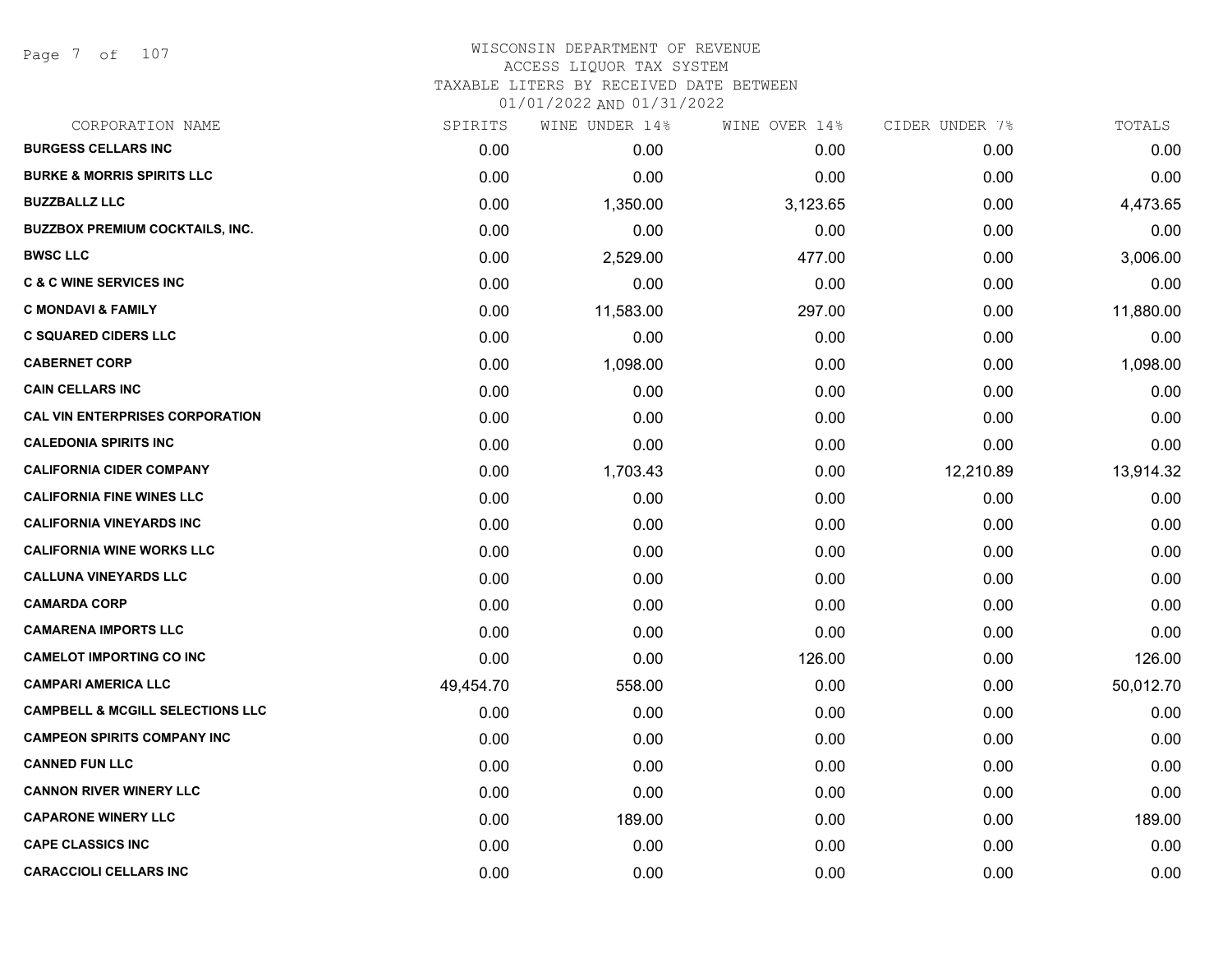# WISCONSIN DEPARTMENT OF REVENUE
ACCESS LIQUOR TAX SYSTEM
TAXABLE LITERS BY RECEIVED DATE BETWEEN
01/01/2022 AND 01/31/2022

| CORPORATION NAME | SPIRITS | WINE UNDER 14% | WINE OVER 14% | CIDER UNDER 7% | TOTALS |
|---|---|---|---|---|---|
| BURGESS CELLARS INC | 0.00 | 0.00 | 0.00 | 0.00 | 0.00 |
| BURKE & MORRIS SPIRITS LLC | 0.00 | 0.00 | 0.00 | 0.00 | 0.00 |
| BUZZBALLZ LLC | 0.00 | 1,350.00 | 3,123.65 | 0.00 | 4,473.65 |
| BUZZBOX PREMIUM COCKTAILS, INC. | 0.00 | 0.00 | 0.00 | 0.00 | 0.00 |
| BWSC LLC | 0.00 | 2,529.00 | 477.00 | 0.00 | 3,006.00 |
| C & C WINE SERVICES INC | 0.00 | 0.00 | 0.00 | 0.00 | 0.00 |
| C MONDAVI & FAMILY | 0.00 | 11,583.00 | 297.00 | 0.00 | 11,880.00 |
| C SQUARED CIDERS LLC | 0.00 | 0.00 | 0.00 | 0.00 | 0.00 |
| CABERNET CORP | 0.00 | 1,098.00 | 0.00 | 0.00 | 1,098.00 |
| CAIN CELLARS INC | 0.00 | 0.00 | 0.00 | 0.00 | 0.00 |
| CAL VIN ENTERPRISES CORPORATION | 0.00 | 0.00 | 0.00 | 0.00 | 0.00 |
| CALEDONIA SPIRITS INC | 0.00 | 0.00 | 0.00 | 0.00 | 0.00 |
| CALIFORNIA CIDER COMPANY | 0.00 | 1,703.43 | 0.00 | 12,210.89 | 13,914.32 |
| CALIFORNIA FINE WINES LLC | 0.00 | 0.00 | 0.00 | 0.00 | 0.00 |
| CALIFORNIA VINEYARDS INC | 0.00 | 0.00 | 0.00 | 0.00 | 0.00 |
| CALIFORNIA WINE WORKS LLC | 0.00 | 0.00 | 0.00 | 0.00 | 0.00 |
| CALLUNA VINEYARDS LLC | 0.00 | 0.00 | 0.00 | 0.00 | 0.00 |
| CAMARDA CORP | 0.00 | 0.00 | 0.00 | 0.00 | 0.00 |
| CAMARENA IMPORTS LLC | 0.00 | 0.00 | 0.00 | 0.00 | 0.00 |
| CAMELOT IMPORTING CO INC | 0.00 | 0.00 | 126.00 | 0.00 | 126.00 |
| CAMPARI AMERICA LLC | 49,454.70 | 558.00 | 0.00 | 0.00 | 50,012.70 |
| CAMPBELL & MCGILL SELECTIONS LLC | 0.00 | 0.00 | 0.00 | 0.00 | 0.00 |
| CAMPEON SPIRITS COMPANY INC | 0.00 | 0.00 | 0.00 | 0.00 | 0.00 |
| CANNED FUN LLC | 0.00 | 0.00 | 0.00 | 0.00 | 0.00 |
| CANNON RIVER WINERY LLC | 0.00 | 0.00 | 0.00 | 0.00 | 0.00 |
| CAPARONE WINERY LLC | 0.00 | 189.00 | 0.00 | 0.00 | 189.00 |
| CAPE CLASSICS INC | 0.00 | 0.00 | 0.00 | 0.00 | 0.00 |
| CARACCIOLI CELLARS INC | 0.00 | 0.00 | 0.00 | 0.00 | 0.00 |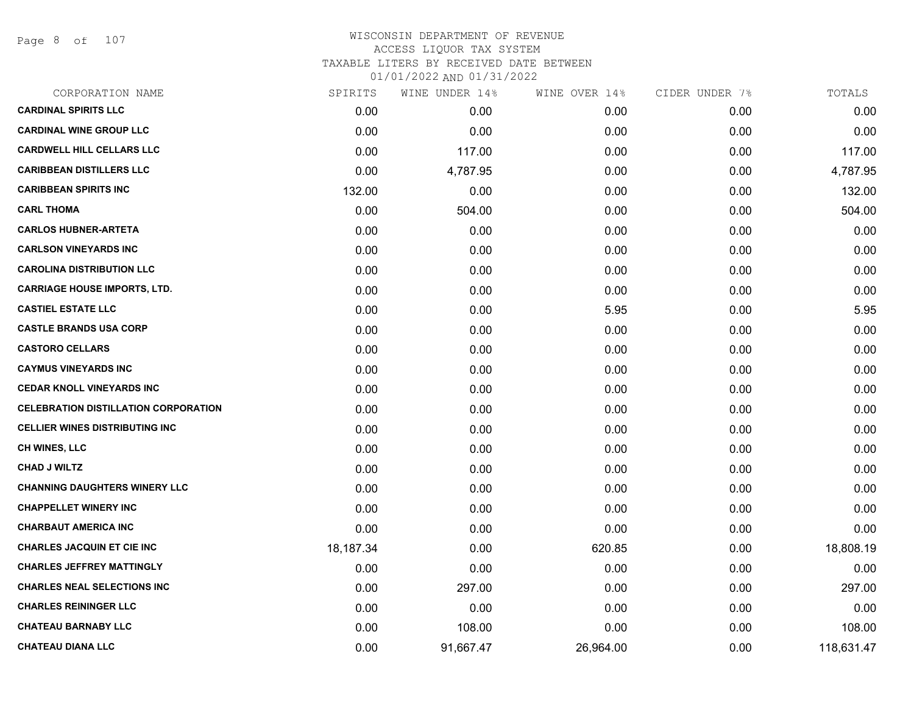WISCONSIN DEPARTMENT OF REVENUE
ACCESS LIQUOR TAX SYSTEM
TAXABLE LITERS BY RECEIVED DATE BETWEEN
01/01/2022 AND 01/31/2022

| CORPORATION NAME | SPIRITS | WINE UNDER 14% | WINE OVER 14% | CIDER UNDER 7% | TOTALS |
|---|---|---|---|---|---|
| CARDINAL SPIRITS LLC | 0.00 | 0.00 | 0.00 | 0.00 | 0.00 |
| CARDINAL WINE GROUP LLC | 0.00 | 0.00 | 0.00 | 0.00 | 0.00 |
| CARDWELL HILL CELLARS LLC | 0.00 | 117.00 | 0.00 | 0.00 | 117.00 |
| CARIBBEAN DISTILLERS LLC | 0.00 | 4,787.95 | 0.00 | 0.00 | 4,787.95 |
| CARIBBEAN SPIRITS INC | 132.00 | 0.00 | 0.00 | 0.00 | 132.00 |
| CARL THOMA | 0.00 | 504.00 | 0.00 | 0.00 | 504.00 |
| CARLOS HUBNER-ARTETA | 0.00 | 0.00 | 0.00 | 0.00 | 0.00 |
| CARLSON VINEYARDS INC | 0.00 | 0.00 | 0.00 | 0.00 | 0.00 |
| CAROLINA DISTRIBUTION LLC | 0.00 | 0.00 | 0.00 | 0.00 | 0.00 |
| CARRIAGE HOUSE IMPORTS, LTD. | 0.00 | 0.00 | 0.00 | 0.00 | 0.00 |
| CASTIEL ESTATE LLC | 0.00 | 0.00 | 5.95 | 0.00 | 5.95 |
| CASTLE BRANDS USA CORP | 0.00 | 0.00 | 0.00 | 0.00 | 0.00 |
| CASTORO CELLARS | 0.00 | 0.00 | 0.00 | 0.00 | 0.00 |
| CAYMUS VINEYARDS INC | 0.00 | 0.00 | 0.00 | 0.00 | 0.00 |
| CEDAR KNOLL VINEYARDS INC | 0.00 | 0.00 | 0.00 | 0.00 | 0.00 |
| CELEBRATION DISTILLATION CORPORATION | 0.00 | 0.00 | 0.00 | 0.00 | 0.00 |
| CELLIER WINES DISTRIBUTING INC | 0.00 | 0.00 | 0.00 | 0.00 | 0.00 |
| CH WINES, LLC | 0.00 | 0.00 | 0.00 | 0.00 | 0.00 |
| CHAD J WILTZ | 0.00 | 0.00 | 0.00 | 0.00 | 0.00 |
| CHANNING DAUGHTERS WINERY LLC | 0.00 | 0.00 | 0.00 | 0.00 | 0.00 |
| CHAPPELLET WINERY INC | 0.00 | 0.00 | 0.00 | 0.00 | 0.00 |
| CHARBAUT AMERICA INC | 0.00 | 0.00 | 0.00 | 0.00 | 0.00 |
| CHARLES JACQUIN ET CIE INC | 18,187.34 | 0.00 | 620.85 | 0.00 | 18,808.19 |
| CHARLES JEFFREY MATTINGLY | 0.00 | 0.00 | 0.00 | 0.00 | 0.00 |
| CHARLES NEAL SELECTIONS INC | 0.00 | 297.00 | 0.00 | 0.00 | 297.00 |
| CHARLES REININGER LLC | 0.00 | 0.00 | 0.00 | 0.00 | 0.00 |
| CHATEAU BARNABY LLC | 0.00 | 108.00 | 0.00 | 0.00 | 108.00 |
| CHATEAU DIANA LLC | 0.00 | 91,667.47 | 26,964.00 | 0.00 | 118,631.47 |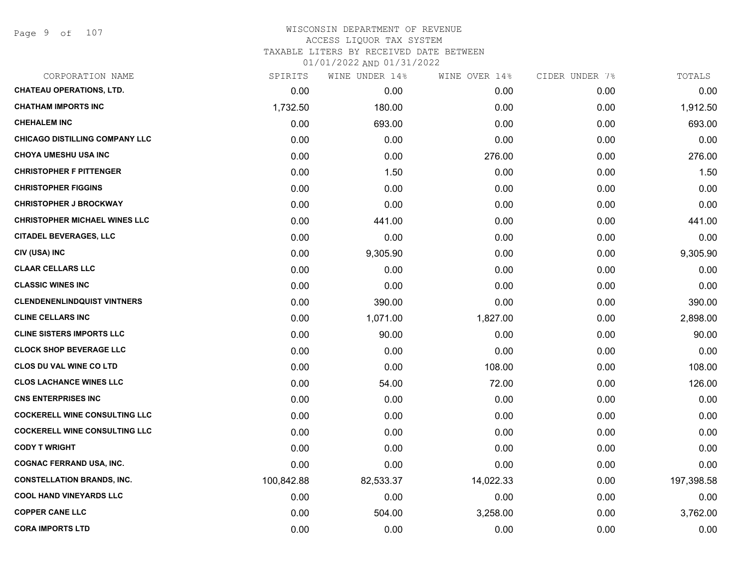# WISCONSIN DEPARTMENT OF REVENUE
## ACCESS LIQUOR TAX SYSTEM
### TAXABLE LITERS BY RECEIVED DATE BETWEEN 01/01/2022 AND 01/31/2022

| CORPORATION NAME | SPIRITS | WINE UNDER 14% | WINE OVER 14% | CIDER UNDER 7% | TOTALS |
|---|---|---|---|---|---|
| CHATEAU OPERATIONS, LTD. | 0.00 | 0.00 | 0.00 | 0.00 | 0.00 |
| CHATHAM IMPORTS INC | 1,732.50 | 180.00 | 0.00 | 0.00 | 1,912.50 |
| CHEHALEM INC | 0.00 | 693.00 | 0.00 | 0.00 | 693.00 |
| CHICAGO DISTILLING COMPANY LLC | 0.00 | 0.00 | 0.00 | 0.00 | 0.00 |
| CHOYA UMESHU USA INC | 0.00 | 0.00 | 276.00 | 0.00 | 276.00 |
| CHRISTOPHER F PITTENGER | 0.00 | 1.50 | 0.00 | 0.00 | 1.50 |
| CHRISTOPHER FIGGINS | 0.00 | 0.00 | 0.00 | 0.00 | 0.00 |
| CHRISTOPHER J BROCKWAY | 0.00 | 0.00 | 0.00 | 0.00 | 0.00 |
| CHRISTOPHER MICHAEL WINES LLC | 0.00 | 441.00 | 0.00 | 0.00 | 441.00 |
| CITADEL BEVERAGES, LLC | 0.00 | 0.00 | 0.00 | 0.00 | 0.00 |
| CIV (USA) INC | 0.00 | 9,305.90 | 0.00 | 0.00 | 9,305.90 |
| CLAAR CELLARS LLC | 0.00 | 0.00 | 0.00 | 0.00 | 0.00 |
| CLASSIC WINES INC | 0.00 | 0.00 | 0.00 | 0.00 | 0.00 |
| CLENDENENLINDQUIST VINTNERS | 0.00 | 390.00 | 0.00 | 0.00 | 390.00 |
| CLINE CELLARS INC | 0.00 | 1,071.00 | 1,827.00 | 0.00 | 2,898.00 |
| CLINE SISTERS IMPORTS LLC | 0.00 | 90.00 | 0.00 | 0.00 | 90.00 |
| CLOCK SHOP BEVERAGE LLC | 0.00 | 0.00 | 0.00 | 0.00 | 0.00 |
| CLOS DU VAL WINE CO LTD | 0.00 | 0.00 | 108.00 | 0.00 | 108.00 |
| CLOS LACHANCE WINES LLC | 0.00 | 54.00 | 72.00 | 0.00 | 126.00 |
| CNS ENTERPRISES INC | 0.00 | 0.00 | 0.00 | 0.00 | 0.00 |
| COCKERELL WINE CONSULTING LLC | 0.00 | 0.00 | 0.00 | 0.00 | 0.00 |
| COCKERELL WINE CONSULTING LLC | 0.00 | 0.00 | 0.00 | 0.00 | 0.00 |
| CODY T WRIGHT | 0.00 | 0.00 | 0.00 | 0.00 | 0.00 |
| COGNAC FERRAND USA, INC. | 0.00 | 0.00 | 0.00 | 0.00 | 0.00 |
| CONSTELLATION BRANDS, INC. | 100,842.88 | 82,533.37 | 14,022.33 | 0.00 | 197,398.58 |
| COOL HAND VINEYARDS LLC | 0.00 | 0.00 | 0.00 | 0.00 | 0.00 |
| COPPER CANE LLC | 0.00 | 504.00 | 3,258.00 | 0.00 | 3,762.00 |
| CORA IMPORTS LTD | 0.00 | 0.00 | 0.00 | 0.00 | 0.00 |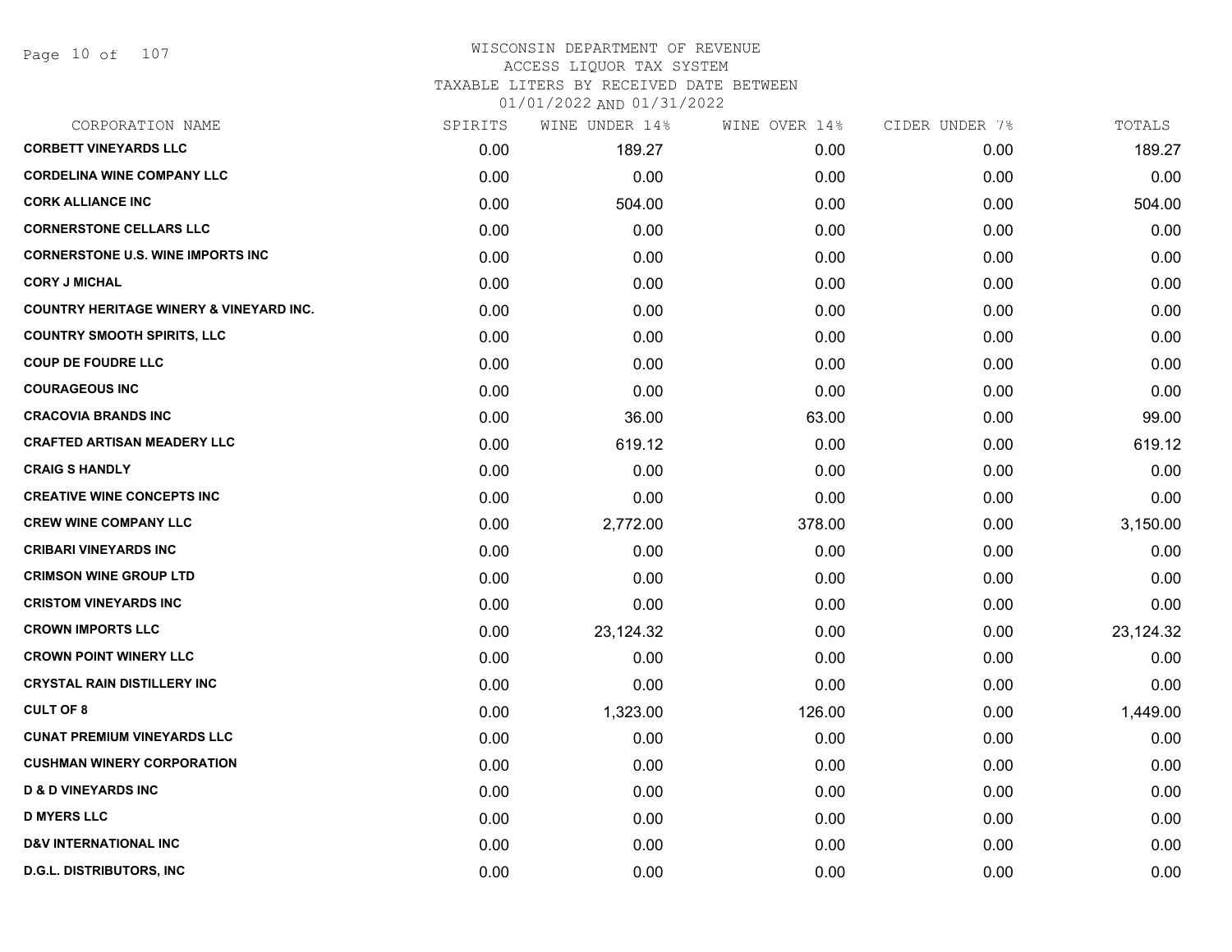# WISCONSIN DEPARTMENT OF REVENUE
## ACCESS LIQUOR TAX SYSTEM
### TAXABLE LITERS BY RECEIVED DATE BETWEEN 01/01/2022 AND 01/31/2022

| CORPORATION NAME | SPIRITS | WINE UNDER 14% | WINE OVER 14% | CIDER UNDER 7% | TOTALS |
|---|---|---|---|---|---|
| CORBETT VINEYARDS LLC | 0.00 | 189.27 | 0.00 | 0.00 | 189.27 |
| CORDELINA WINE COMPANY LLC | 0.00 | 0.00 | 0.00 | 0.00 | 0.00 |
| CORK ALLIANCE INC | 0.00 | 504.00 | 0.00 | 0.00 | 504.00 |
| CORNERSTONE CELLARS LLC | 0.00 | 0.00 | 0.00 | 0.00 | 0.00 |
| CORNERSTONE U.S. WINE IMPORTS INC | 0.00 | 0.00 | 0.00 | 0.00 | 0.00 |
| CORY J MICHAL | 0.00 | 0.00 | 0.00 | 0.00 | 0.00 |
| COUNTRY HERITAGE WINERY & VINEYARD INC. | 0.00 | 0.00 | 0.00 | 0.00 | 0.00 |
| COUNTRY SMOOTH SPIRITS, LLC | 0.00 | 0.00 | 0.00 | 0.00 | 0.00 |
| COUP DE FOUDRE LLC | 0.00 | 0.00 | 0.00 | 0.00 | 0.00 |
| COURAGEOUS INC | 0.00 | 0.00 | 0.00 | 0.00 | 0.00 |
| CRACOVIA BRANDS INC | 0.00 | 36.00 | 63.00 | 0.00 | 99.00 |
| CRAFTED ARTISAN MEADERY LLC | 0.00 | 619.12 | 0.00 | 0.00 | 619.12 |
| CRAIG S HANDLY | 0.00 | 0.00 | 0.00 | 0.00 | 0.00 |
| CREATIVE WINE CONCEPTS INC | 0.00 | 0.00 | 0.00 | 0.00 | 0.00 |
| CREW WINE COMPANY LLC | 0.00 | 2,772.00 | 378.00 | 0.00 | 3,150.00 |
| CRIBARI VINEYARDS INC | 0.00 | 0.00 | 0.00 | 0.00 | 0.00 |
| CRIMSON WINE GROUP LTD | 0.00 | 0.00 | 0.00 | 0.00 | 0.00 |
| CRISTOM VINEYARDS INC | 0.00 | 0.00 | 0.00 | 0.00 | 0.00 |
| CROWN IMPORTS LLC | 0.00 | 23,124.32 | 0.00 | 0.00 | 23,124.32 |
| CROWN POINT WINERY LLC | 0.00 | 0.00 | 0.00 | 0.00 | 0.00 |
| CRYSTAL RAIN DISTILLERY INC | 0.00 | 0.00 | 0.00 | 0.00 | 0.00 |
| CULT OF 8 | 0.00 | 1,323.00 | 126.00 | 0.00 | 1,449.00 |
| CUNAT PREMIUM VINEYARDS LLC | 0.00 | 0.00 | 0.00 | 0.00 | 0.00 |
| CUSHMAN WINERY CORPORATION | 0.00 | 0.00 | 0.00 | 0.00 | 0.00 |
| D & D VINEYARDS INC | 0.00 | 0.00 | 0.00 | 0.00 | 0.00 |
| D MYERS LLC | 0.00 | 0.00 | 0.00 | 0.00 | 0.00 |
| D&V INTERNATIONAL INC | 0.00 | 0.00 | 0.00 | 0.00 | 0.00 |
| D.G.L. DISTRIBUTORS, INC | 0.00 | 0.00 | 0.00 | 0.00 | 0.00 |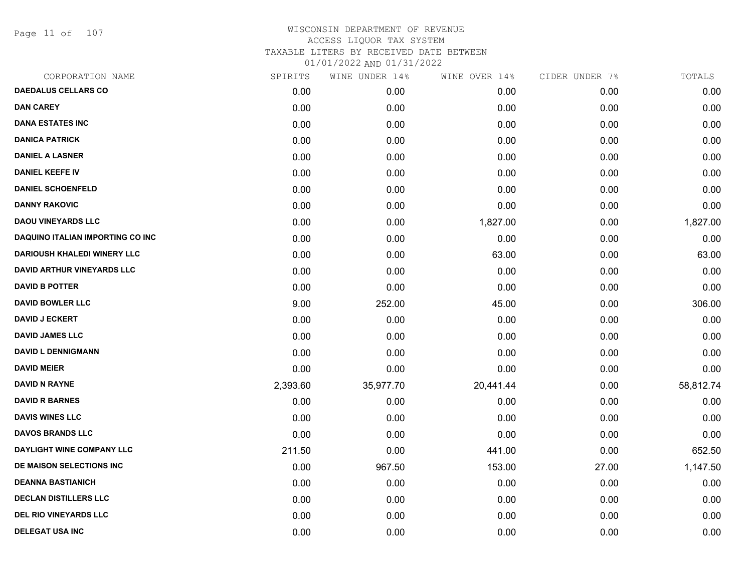WISCONSIN DEPARTMENT OF REVENUE
ACCESS LIQUOR TAX SYSTEM
TAXABLE LITERS BY RECEIVED DATE BETWEEN
01/01/2022 AND 01/31/2022

| CORPORATION NAME | SPIRITS | WINE UNDER 14% | WINE OVER 14% | CIDER UNDER 7% | TOTALS |
|---|---|---|---|---|---|
| DAEDALUS CELLARS CO | 0.00 | 0.00 | 0.00 | 0.00 | 0.00 |
| DAN CAREY | 0.00 | 0.00 | 0.00 | 0.00 | 0.00 |
| DANA ESTATES INC | 0.00 | 0.00 | 0.00 | 0.00 | 0.00 |
| DANICA PATRICK | 0.00 | 0.00 | 0.00 | 0.00 | 0.00 |
| DANIEL A LASNER | 0.00 | 0.00 | 0.00 | 0.00 | 0.00 |
| DANIEL KEEFE IV | 0.00 | 0.00 | 0.00 | 0.00 | 0.00 |
| DANIEL SCHOENFELD | 0.00 | 0.00 | 0.00 | 0.00 | 0.00 |
| DANNY RAKOVIC | 0.00 | 0.00 | 0.00 | 0.00 | 0.00 |
| DAOU VINEYARDS LLC | 0.00 | 0.00 | 1,827.00 | 0.00 | 1,827.00 |
| DAQUINO ITALIAN IMPORTING CO INC | 0.00 | 0.00 | 0.00 | 0.00 | 0.00 |
| DARIOUSH KHALEDI WINERY LLC | 0.00 | 0.00 | 63.00 | 0.00 | 63.00 |
| DAVID ARTHUR VINEYARDS LLC | 0.00 | 0.00 | 0.00 | 0.00 | 0.00 |
| DAVID B POTTER | 0.00 | 0.00 | 0.00 | 0.00 | 0.00 |
| DAVID BOWLER LLC | 9.00 | 252.00 | 45.00 | 0.00 | 306.00 |
| DAVID J ECKERT | 0.00 | 0.00 | 0.00 | 0.00 | 0.00 |
| DAVID JAMES LLC | 0.00 | 0.00 | 0.00 | 0.00 | 0.00 |
| DAVID L DENNIGMANN | 0.00 | 0.00 | 0.00 | 0.00 | 0.00 |
| DAVID MEIER | 0.00 | 0.00 | 0.00 | 0.00 | 0.00 |
| DAVID N RAYNE | 2,393.60 | 35,977.70 | 20,441.44 | 0.00 | 58,812.74 |
| DAVID R BARNES | 0.00 | 0.00 | 0.00 | 0.00 | 0.00 |
| DAVIS WINES LLC | 0.00 | 0.00 | 0.00 | 0.00 | 0.00 |
| DAVOS BRANDS LLC | 0.00 | 0.00 | 0.00 | 0.00 | 0.00 |
| DAYLIGHT WINE COMPANY LLC | 211.50 | 0.00 | 441.00 | 0.00 | 652.50 |
| DE MAISON SELECTIONS INC | 0.00 | 967.50 | 153.00 | 27.00 | 1,147.50 |
| DEANNA BASTIANICH | 0.00 | 0.00 | 0.00 | 0.00 | 0.00 |
| DECLAN DISTILLERS LLC | 0.00 | 0.00 | 0.00 | 0.00 | 0.00 |
| DEL RIO VINEYARDS LLC | 0.00 | 0.00 | 0.00 | 0.00 | 0.00 |
| DELEGAT USA INC | 0.00 | 0.00 | 0.00 | 0.00 | 0.00 |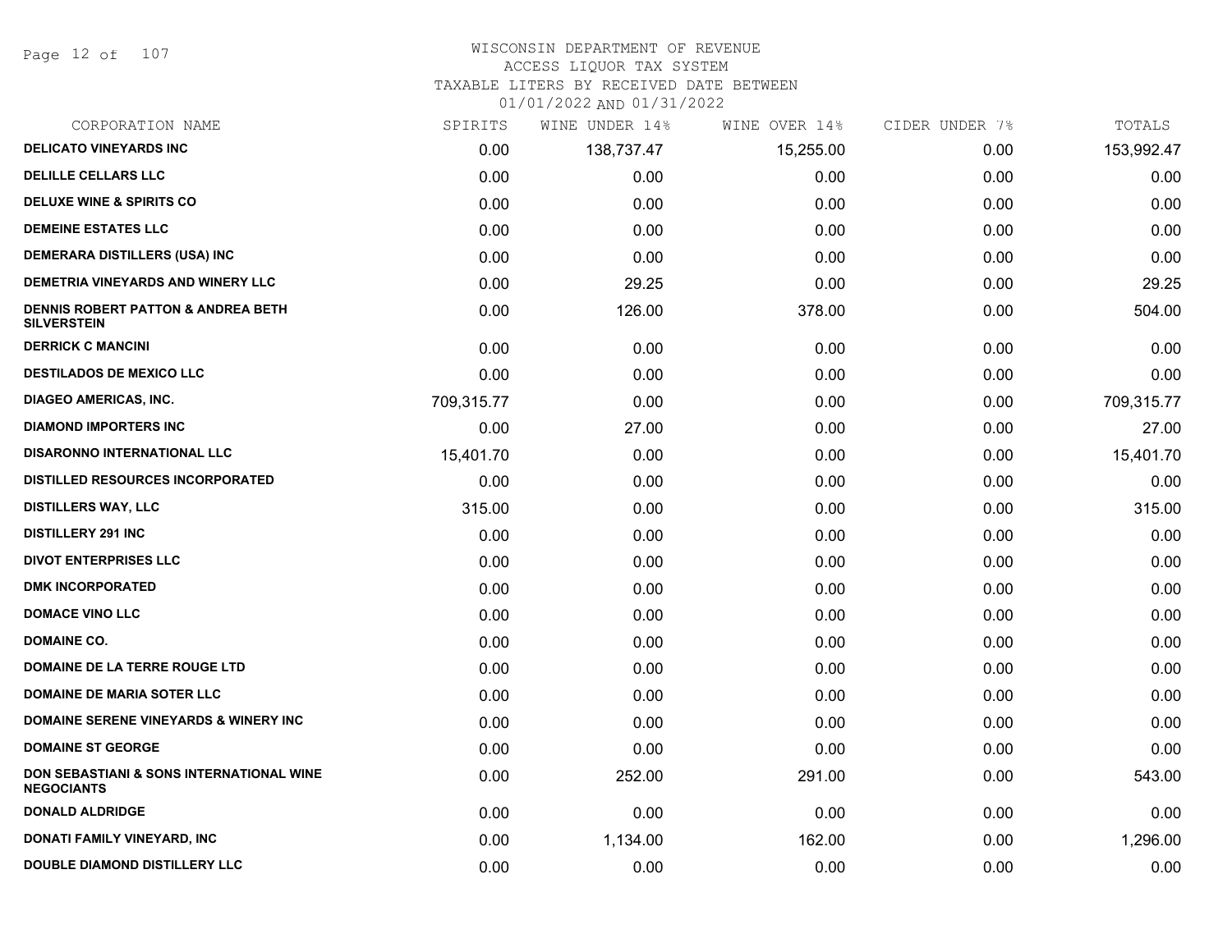WISCONSIN DEPARTMENT OF REVENUE
ACCESS LIQUOR TAX SYSTEM
TAXABLE LITERS BY RECEIVED DATE BETWEEN
01/01/2022 AND 01/31/2022

| CORPORATION NAME | SPIRITS | WINE UNDER 14% | WINE OVER 14% | CIDER UNDER 7% | TOTALS |
|---|---|---|---|---|---|
| DELICATO VINEYARDS INC | 0.00 | 138,737.47 | 15,255.00 | 0.00 | 153,992.47 |
| DELILLE CELLARS LLC | 0.00 | 0.00 | 0.00 | 0.00 | 0.00 |
| DELUXE WINE & SPIRITS CO | 0.00 | 0.00 | 0.00 | 0.00 | 0.00 |
| DEMEINE ESTATES LLC | 0.00 | 0.00 | 0.00 | 0.00 | 0.00 |
| DEMERARA DISTILLERS (USA) INC | 0.00 | 0.00 | 0.00 | 0.00 | 0.00 |
| DEMETRIA VINEYARDS AND WINERY LLC | 0.00 | 29.25 | 0.00 | 0.00 | 29.25 |
| DENNIS ROBERT PATTON & ANDREA BETH SILVERSTEIN | 0.00 | 126.00 | 378.00 | 0.00 | 504.00 |
| DERRICK C MANCINI | 0.00 | 0.00 | 0.00 | 0.00 | 0.00 |
| DESTILADOS DE MEXICO LLC | 0.00 | 0.00 | 0.00 | 0.00 | 0.00 |
| DIAGEO AMERICAS, INC. | 709,315.77 | 0.00 | 0.00 | 0.00 | 709,315.77 |
| DIAMOND IMPORTERS INC | 0.00 | 27.00 | 0.00 | 0.00 | 27.00 |
| DISARONNO INTERNATIONAL LLC | 15,401.70 | 0.00 | 0.00 | 0.00 | 15,401.70 |
| DISTILLED RESOURCES INCORPORATED | 0.00 | 0.00 | 0.00 | 0.00 | 0.00 |
| DISTILLERS WAY, LLC | 315.00 | 0.00 | 0.00 | 0.00 | 315.00 |
| DISTILLERY 291 INC | 0.00 | 0.00 | 0.00 | 0.00 | 0.00 |
| DIVOT ENTERPRISES LLC | 0.00 | 0.00 | 0.00 | 0.00 | 0.00 |
| DMK INCORPORATED | 0.00 | 0.00 | 0.00 | 0.00 | 0.00 |
| DOMACE VINO LLC | 0.00 | 0.00 | 0.00 | 0.00 | 0.00 |
| DOMAINE CO. | 0.00 | 0.00 | 0.00 | 0.00 | 0.00 |
| DOMAINE DE LA TERRE ROUGE LTD | 0.00 | 0.00 | 0.00 | 0.00 | 0.00 |
| DOMAINE DE MARIA SOTER LLC | 0.00 | 0.00 | 0.00 | 0.00 | 0.00 |
| DOMAINE SERENE VINEYARDS & WINERY INC | 0.00 | 0.00 | 0.00 | 0.00 | 0.00 |
| DOMAINE ST GEORGE | 0.00 | 0.00 | 0.00 | 0.00 | 0.00 |
| DON SEBASTIANI & SONS INTERNATIONAL WINE NEGOCIANTS | 0.00 | 252.00 | 291.00 | 0.00 | 543.00 |
| DONALD ALDRIDGE | 0.00 | 0.00 | 0.00 | 0.00 | 0.00 |
| DONATI FAMILY VINEYARD, INC | 0.00 | 1,134.00 | 162.00 | 0.00 | 1,296.00 |
| DOUBLE DIAMOND DISTILLERY LLC | 0.00 | 0.00 | 0.00 | 0.00 | 0.00 |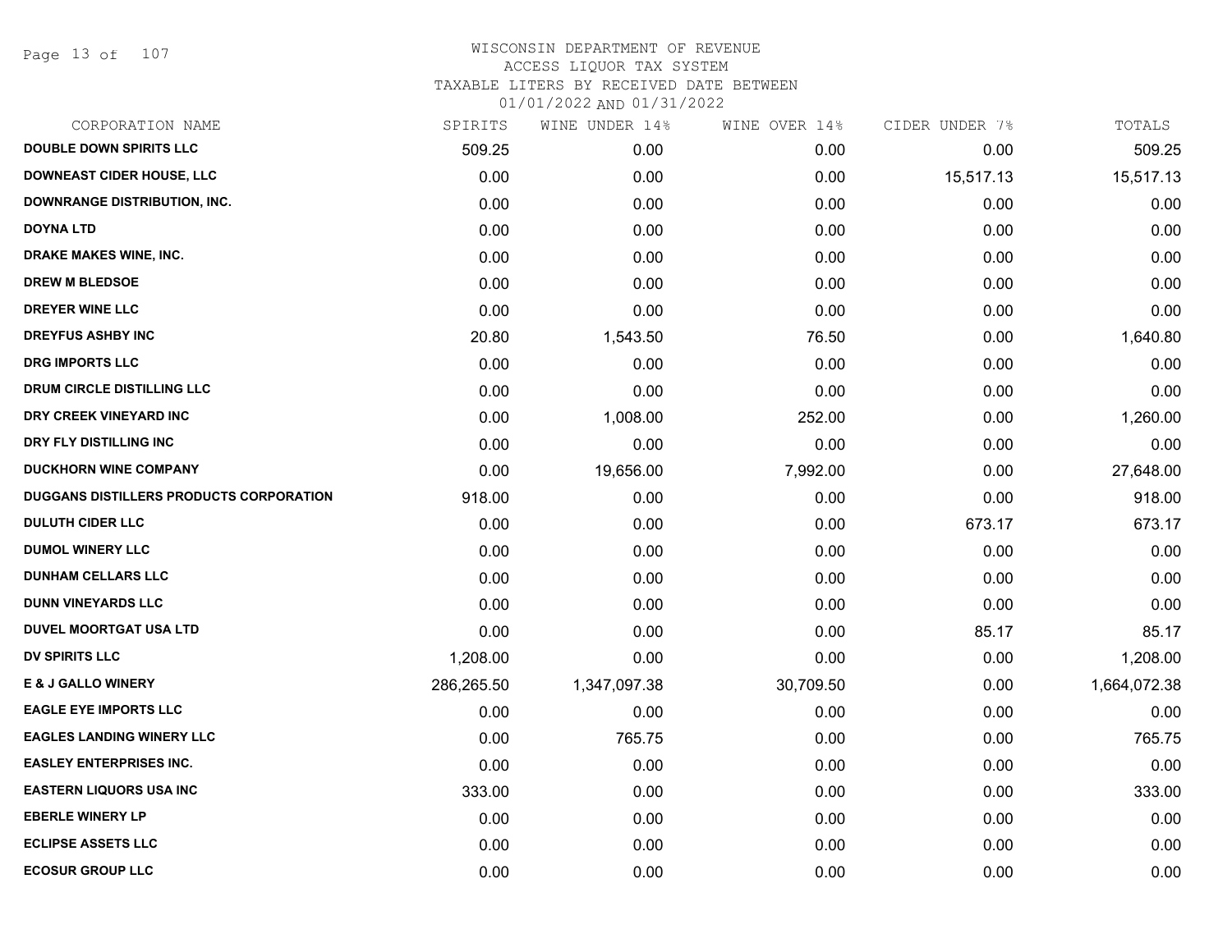# WISCONSIN DEPARTMENT OF REVENUE
## ACCESS LIQUOR TAX SYSTEM
### TAXABLE LITERS BY RECEIVED DATE BETWEEN 01/01/2022 AND 01/31/2022

| CORPORATION NAME | SPIRITS | WINE UNDER 14% | WINE OVER 14% | CIDER UNDER 7% | TOTALS |
|---|---|---|---|---|---|
| DOUBLE DOWN SPIRITS LLC | 509.25 | 0.00 | 0.00 | 0.00 | 509.25 |
| DOWNEAST CIDER HOUSE, LLC | 0.00 | 0.00 | 0.00 | 15,517.13 | 15,517.13 |
| DOWNRANGE DISTRIBUTION, INC. | 0.00 | 0.00 | 0.00 | 0.00 | 0.00 |
| DOYNA LTD | 0.00 | 0.00 | 0.00 | 0.00 | 0.00 |
| DRAKE MAKES WINE, INC. | 0.00 | 0.00 | 0.00 | 0.00 | 0.00 |
| DREW M BLEDSOE | 0.00 | 0.00 | 0.00 | 0.00 | 0.00 |
| DREYER WINE LLC | 0.00 | 0.00 | 0.00 | 0.00 | 0.00 |
| DREYFUS ASHBY INC | 20.80 | 1,543.50 | 76.50 | 0.00 | 1,640.80 |
| DRG IMPORTS LLC | 0.00 | 0.00 | 0.00 | 0.00 | 0.00 |
| DRUM CIRCLE DISTILLING LLC | 0.00 | 0.00 | 0.00 | 0.00 | 0.00 |
| DRY CREEK VINEYARD INC | 0.00 | 1,008.00 | 252.00 | 0.00 | 1,260.00 |
| DRY FLY DISTILLING INC | 0.00 | 0.00 | 0.00 | 0.00 | 0.00 |
| DUCKHORN WINE COMPANY | 0.00 | 19,656.00 | 7,992.00 | 0.00 | 27,648.00 |
| DUGGANS DISTILLERS PRODUCTS CORPORATION | 918.00 | 0.00 | 0.00 | 0.00 | 918.00 |
| DULUTH CIDER LLC | 0.00 | 0.00 | 0.00 | 673.17 | 673.17 |
| DUMOL WINERY LLC | 0.00 | 0.00 | 0.00 | 0.00 | 0.00 |
| DUNHAM CELLARS LLC | 0.00 | 0.00 | 0.00 | 0.00 | 0.00 |
| DUNN VINEYARDS LLC | 0.00 | 0.00 | 0.00 | 0.00 | 0.00 |
| DUVEL MOORTGAT USA LTD | 0.00 | 0.00 | 0.00 | 85.17 | 85.17 |
| DV SPIRITS LLC | 1,208.00 | 0.00 | 0.00 | 0.00 | 1,208.00 |
| E & J GALLO WINERY | 286,265.50 | 1,347,097.38 | 30,709.50 | 0.00 | 1,664,072.38 |
| EAGLE EYE IMPORTS LLC | 0.00 | 0.00 | 0.00 | 0.00 | 0.00 |
| EAGLES LANDING WINERY LLC | 0.00 | 765.75 | 0.00 | 0.00 | 765.75 |
| EASLEY ENTERPRISES INC. | 0.00 | 0.00 | 0.00 | 0.00 | 0.00 |
| EASTERN LIQUORS USA INC | 333.00 | 0.00 | 0.00 | 0.00 | 333.00 |
| EBERLE WINERY LP | 0.00 | 0.00 | 0.00 | 0.00 | 0.00 |
| ECLIPSE ASSETS LLC | 0.00 | 0.00 | 0.00 | 0.00 | 0.00 |
| ECOSUR GROUP LLC | 0.00 | 0.00 | 0.00 | 0.00 | 0.00 |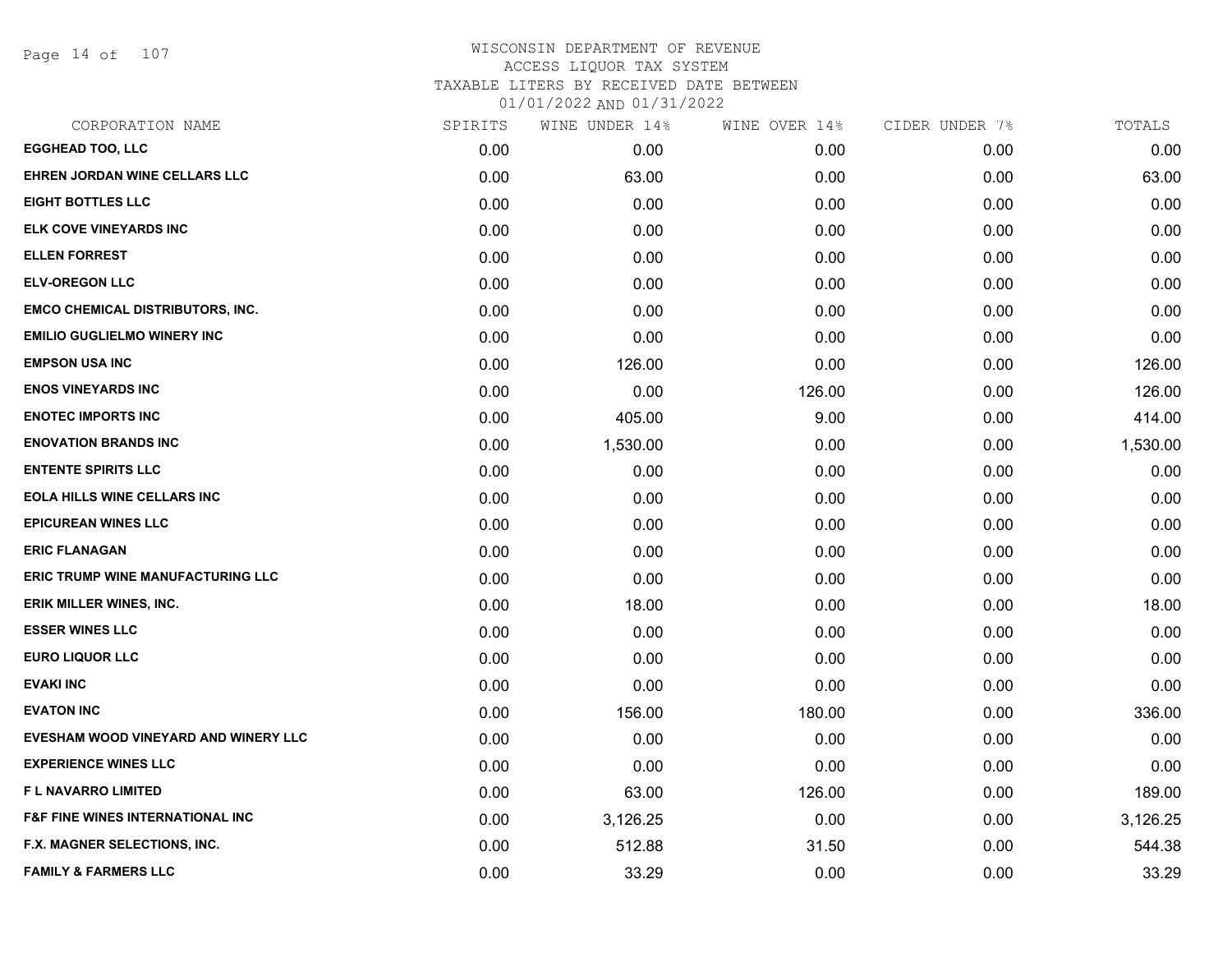WISCONSIN DEPARTMENT OF REVENUE
ACCESS LIQUOR TAX SYSTEM
TAXABLE LITERS BY RECEIVED DATE BETWEEN
01/01/2022 AND 01/31/2022

| CORPORATION NAME | SPIRITS | WINE UNDER 14% | WINE OVER 14% | CIDER UNDER 7% | TOTALS |
|---|---|---|---|---|---|
| **EGGHEAD TOO, LLC** | 0.00 | 0.00 | 0.00 | 0.00 | 0.00 |
| **EHREN JORDAN WINE CELLARS LLC** | 0.00 | 63.00 | 0.00 | 0.00 | 63.00 |
| **EIGHT BOTTLES LLC** | 0.00 | 0.00 | 0.00 | 0.00 | 0.00 |
| **ELK COVE VINEYARDS INC** | 0.00 | 0.00 | 0.00 | 0.00 | 0.00 |
| **ELLEN FORREST** | 0.00 | 0.00 | 0.00 | 0.00 | 0.00 |
| **ELV-OREGON LLC** | 0.00 | 0.00 | 0.00 | 0.00 | 0.00 |
| **EMCO CHEMICAL DISTRIBUTORS, INC.** | 0.00 | 0.00 | 0.00 | 0.00 | 0.00 |
| **EMILIO GUGLIELMO WINERY INC** | 0.00 | 0.00 | 0.00 | 0.00 | 0.00 |
| **EMPSON USA INC** | 0.00 | 126.00 | 0.00 | 0.00 | 126.00 |
| **ENOS VINEYARDS INC** | 0.00 | 0.00 | 126.00 | 0.00 | 126.00 |
| **ENOTEC IMPORTS INC** | 0.00 | 405.00 | 9.00 | 0.00 | 414.00 |
| **ENOVATION BRANDS INC** | 0.00 | 1,530.00 | 0.00 | 0.00 | 1,530.00 |
| **ENTENTE SPIRITS LLC** | 0.00 | 0.00 | 0.00 | 0.00 | 0.00 |
| **EOLA HILLS WINE CELLARS INC** | 0.00 | 0.00 | 0.00 | 0.00 | 0.00 |
| **EPICUREAN WINES LLC** | 0.00 | 0.00 | 0.00 | 0.00 | 0.00 |
| **ERIC FLANAGAN** | 0.00 | 0.00 | 0.00 | 0.00 | 0.00 |
| **ERIC TRUMP WINE MANUFACTURING LLC** | 0.00 | 0.00 | 0.00 | 0.00 | 0.00 |
| **ERIK MILLER WINES, INC.** | 0.00 | 18.00 | 0.00 | 0.00 | 18.00 |
| **ESSER WINES LLC** | 0.00 | 0.00 | 0.00 | 0.00 | 0.00 |
| **EURO LIQUOR LLC** | 0.00 | 0.00 | 0.00 | 0.00 | 0.00 |
| **EVAKI INC** | 0.00 | 0.00 | 0.00 | 0.00 | 0.00 |
| **EVATON INC** | 0.00 | 156.00 | 180.00 | 0.00 | 336.00 |
| **EVESHAM WOOD VINEYARD AND WINERY LLC** | 0.00 | 0.00 | 0.00 | 0.00 | 0.00 |
| **EXPERIENCE WINES LLC** | 0.00 | 0.00 | 0.00 | 0.00 | 0.00 |
| **F L NAVARRO LIMITED** | 0.00 | 63.00 | 126.00 | 0.00 | 189.00 |
| **F&F FINE WINES INTERNATIONAL INC** | 0.00 | 3,126.25 | 0.00 | 0.00 | 3,126.25 |
| **F.X. MAGNER SELECTIONS, INC.** | 0.00 | 512.88 | 31.50 | 0.00 | 544.38 |
| **FAMILY & FARMERS LLC** | 0.00 | 33.29 | 0.00 | 0.00 | 33.29 |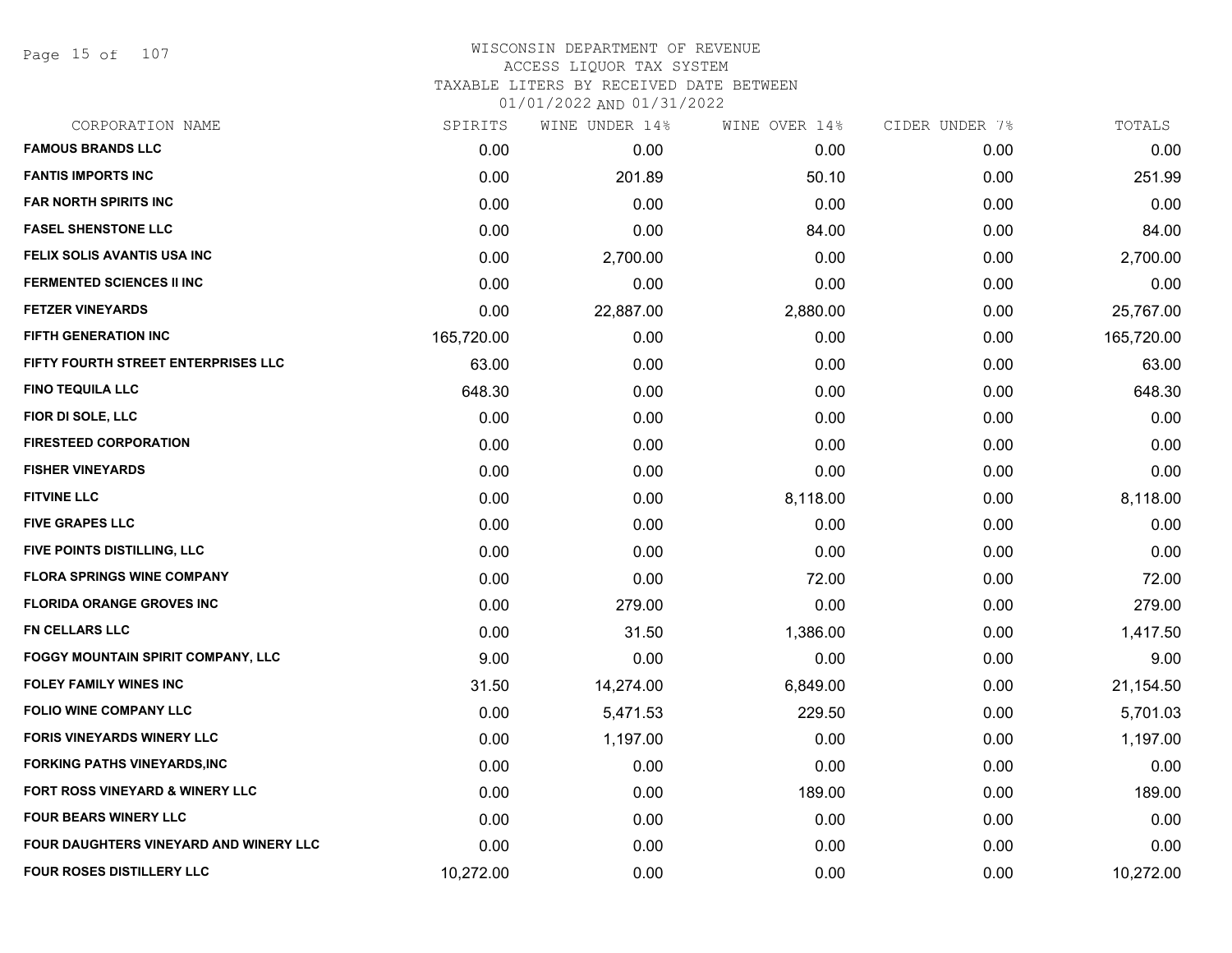# WISCONSIN DEPARTMENT OF REVENUE
## ACCESS LIQUOR TAX SYSTEM
### TAXABLE LITERS BY RECEIVED DATE BETWEEN 01/01/2022 AND 01/31/2022

| CORPORATION NAME | SPIRITS | WINE UNDER 14% | WINE OVER 14% | CIDER UNDER 7% | TOTALS |
|---|---|---|---|---|---|
| FAMOUS BRANDS LLC | 0.00 | 0.00 | 0.00 | 0.00 | 0.00 |
| FANTIS IMPORTS INC | 0.00 | 201.89 | 50.10 | 0.00 | 251.99 |
| FAR NORTH SPIRITS INC | 0.00 | 0.00 | 0.00 | 0.00 | 0.00 |
| FASEL SHENSTONE LLC | 0.00 | 0.00 | 84.00 | 0.00 | 84.00 |
| FELIX SOLIS AVANTIS USA INC | 0.00 | 2,700.00 | 0.00 | 0.00 | 2,700.00 |
| FERMENTED SCIENCES II INC | 0.00 | 0.00 | 0.00 | 0.00 | 0.00 |
| FETZER VINEYARDS | 0.00 | 22,887.00 | 2,880.00 | 0.00 | 25,767.00 |
| FIFTH GENERATION INC | 165,720.00 | 0.00 | 0.00 | 0.00 | 165,720.00 |
| FIFTY FOURTH STREET ENTERPRISES LLC | 63.00 | 0.00 | 0.00 | 0.00 | 63.00 |
| FINO TEQUILA LLC | 648.30 | 0.00 | 0.00 | 0.00 | 648.30 |
| FIOR DI SOLE, LLC | 0.00 | 0.00 | 0.00 | 0.00 | 0.00 |
| FIRESTEED CORPORATION | 0.00 | 0.00 | 0.00 | 0.00 | 0.00 |
| FISHER VINEYARDS | 0.00 | 0.00 | 0.00 | 0.00 | 0.00 |
| FITVINE LLC | 0.00 | 0.00 | 8,118.00 | 0.00 | 8,118.00 |
| FIVE GRAPES LLC | 0.00 | 0.00 | 0.00 | 0.00 | 0.00 |
| FIVE POINTS DISTILLING, LLC | 0.00 | 0.00 | 0.00 | 0.00 | 0.00 |
| FLORA SPRINGS WINE COMPANY | 0.00 | 0.00 | 72.00 | 0.00 | 72.00 |
| FLORIDA ORANGE GROVES INC | 0.00 | 279.00 | 0.00 | 0.00 | 279.00 |
| FN CELLARS LLC | 0.00 | 31.50 | 1,386.00 | 0.00 | 1,417.50 |
| FOGGY MOUNTAIN SPIRIT COMPANY, LLC | 9.00 | 0.00 | 0.00 | 0.00 | 9.00 |
| FOLEY FAMILY WINES INC | 31.50 | 14,274.00 | 6,849.00 | 0.00 | 21,154.50 |
| FOLIO WINE COMPANY LLC | 0.00 | 5,471.53 | 229.50 | 0.00 | 5,701.03 |
| FORIS VINEYARDS WINERY LLC | 0.00 | 1,197.00 | 0.00 | 0.00 | 1,197.00 |
| FORKING PATHS VINEYARDS,INC | 0.00 | 0.00 | 0.00 | 0.00 | 0.00 |
| FORT ROSS VINEYARD & WINERY LLC | 0.00 | 0.00 | 189.00 | 0.00 | 189.00 |
| FOUR BEARS WINERY LLC | 0.00 | 0.00 | 0.00 | 0.00 | 0.00 |
| FOUR DAUGHTERS VINEYARD AND WINERY LLC | 0.00 | 0.00 | 0.00 | 0.00 | 0.00 |
| FOUR ROSES DISTILLERY LLC | 10,272.00 | 0.00 | 0.00 | 0.00 | 10,272.00 |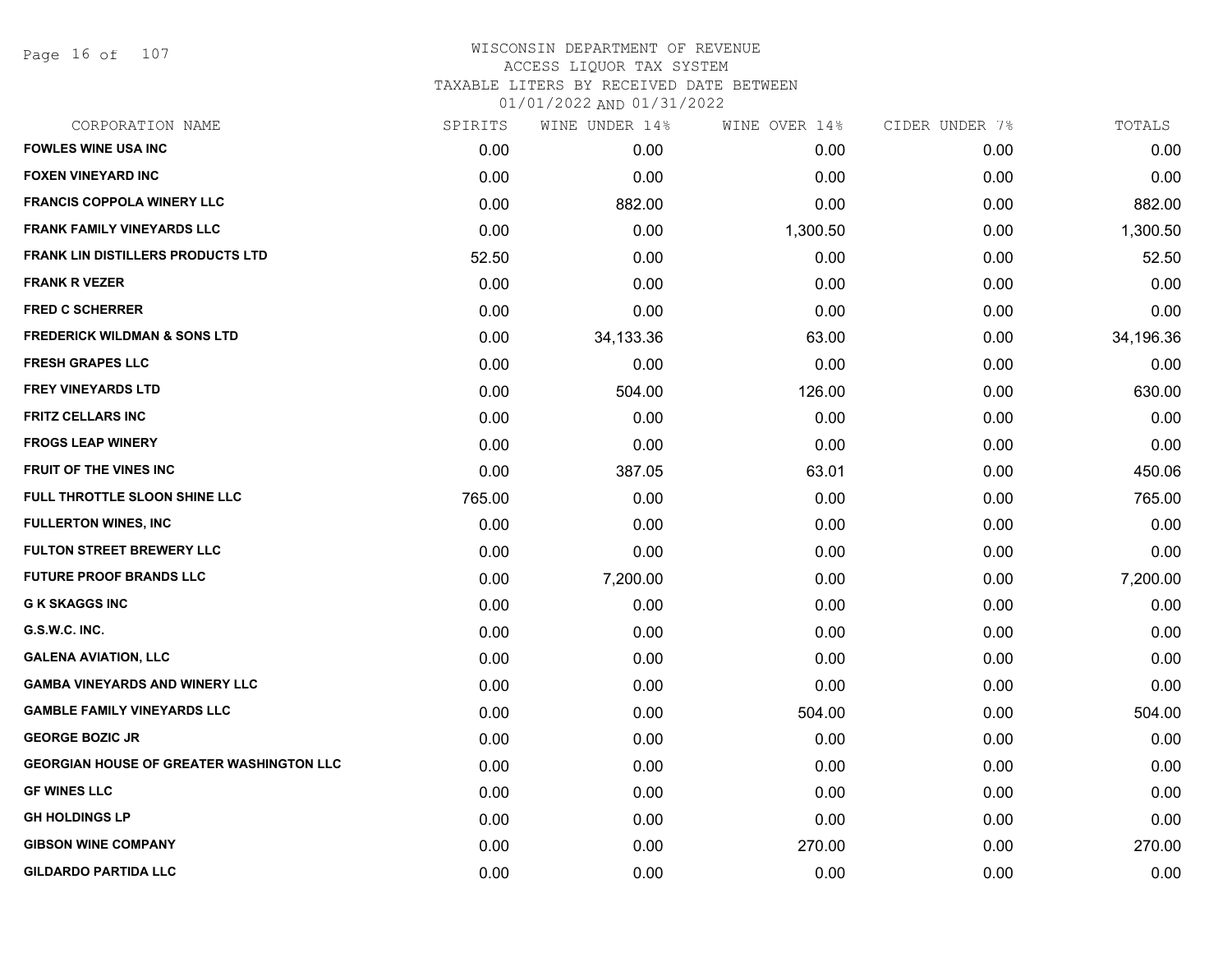# WISCONSIN DEPARTMENT OF REVENUE
## ACCESS LIQUOR TAX SYSTEM
### TAXABLE LITERS BY RECEIVED DATE BETWEEN 01/01/2022 AND 01/31/2022

| CORPORATION NAME | SPIRITS | WINE UNDER 14% | WINE OVER 14% | CIDER UNDER 7% | TOTALS |
|---|---|---|---|---|---|
| FOWLES WINE USA INC | 0.00 | 0.00 | 0.00 | 0.00 | 0.00 |
| FOXEN VINEYARD INC | 0.00 | 0.00 | 0.00 | 0.00 | 0.00 |
| FRANCIS COPPOLA WINERY LLC | 0.00 | 882.00 | 0.00 | 0.00 | 882.00 |
| FRANK FAMILY VINEYARDS LLC | 0.00 | 0.00 | 1,300.50 | 0.00 | 1,300.50 |
| FRANK LIN DISTILLERS PRODUCTS LTD | 52.50 | 0.00 | 0.00 | 0.00 | 52.50 |
| FRANK R VEZER | 0.00 | 0.00 | 0.00 | 0.00 | 0.00 |
| FRED C SCHERRER | 0.00 | 0.00 | 0.00 | 0.00 | 0.00 |
| FREDERICK WILDMAN & SONS LTD | 0.00 | 34,133.36 | 63.00 | 0.00 | 34,196.36 |
| FRESH GRAPES LLC | 0.00 | 0.00 | 0.00 | 0.00 | 0.00 |
| FREY VINEYARDS LTD | 0.00 | 504.00 | 126.00 | 0.00 | 630.00 |
| FRITZ CELLARS INC | 0.00 | 0.00 | 0.00 | 0.00 | 0.00 |
| FROGS LEAP WINERY | 0.00 | 0.00 | 0.00 | 0.00 | 0.00 |
| FRUIT OF THE VINES INC | 0.00 | 387.05 | 63.01 | 0.00 | 450.06 |
| FULL THROTTLE SLOON SHINE LLC | 765.00 | 0.00 | 0.00 | 0.00 | 765.00 |
| FULLERTON WINES, INC | 0.00 | 0.00 | 0.00 | 0.00 | 0.00 |
| FULTON STREET BREWERY LLC | 0.00 | 0.00 | 0.00 | 0.00 | 0.00 |
| FUTURE PROOF BRANDS LLC | 0.00 | 7,200.00 | 0.00 | 0.00 | 7,200.00 |
| G K SKAGGS INC | 0.00 | 0.00 | 0.00 | 0.00 | 0.00 |
| G.S.W.C. INC. | 0.00 | 0.00 | 0.00 | 0.00 | 0.00 |
| GALENA AVIATION, LLC | 0.00 | 0.00 | 0.00 | 0.00 | 0.00 |
| GAMBA VINEYARDS AND WINERY LLC | 0.00 | 0.00 | 0.00 | 0.00 | 0.00 |
| GAMBLE FAMILY VINEYARDS LLC | 0.00 | 0.00 | 504.00 | 0.00 | 504.00 |
| GEORGE BOZIC JR | 0.00 | 0.00 | 0.00 | 0.00 | 0.00 |
| GEORGIAN HOUSE OF GREATER WASHINGTON LLC | 0.00 | 0.00 | 0.00 | 0.00 | 0.00 |
| GF WINES LLC | 0.00 | 0.00 | 0.00 | 0.00 | 0.00 |
| GH HOLDINGS LP | 0.00 | 0.00 | 0.00 | 0.00 | 0.00 |
| GIBSON WINE COMPANY | 0.00 | 0.00 | 270.00 | 0.00 | 270.00 |
| GILDARDO PARTIDA LLC | 0.00 | 0.00 | 0.00 | 0.00 | 0.00 |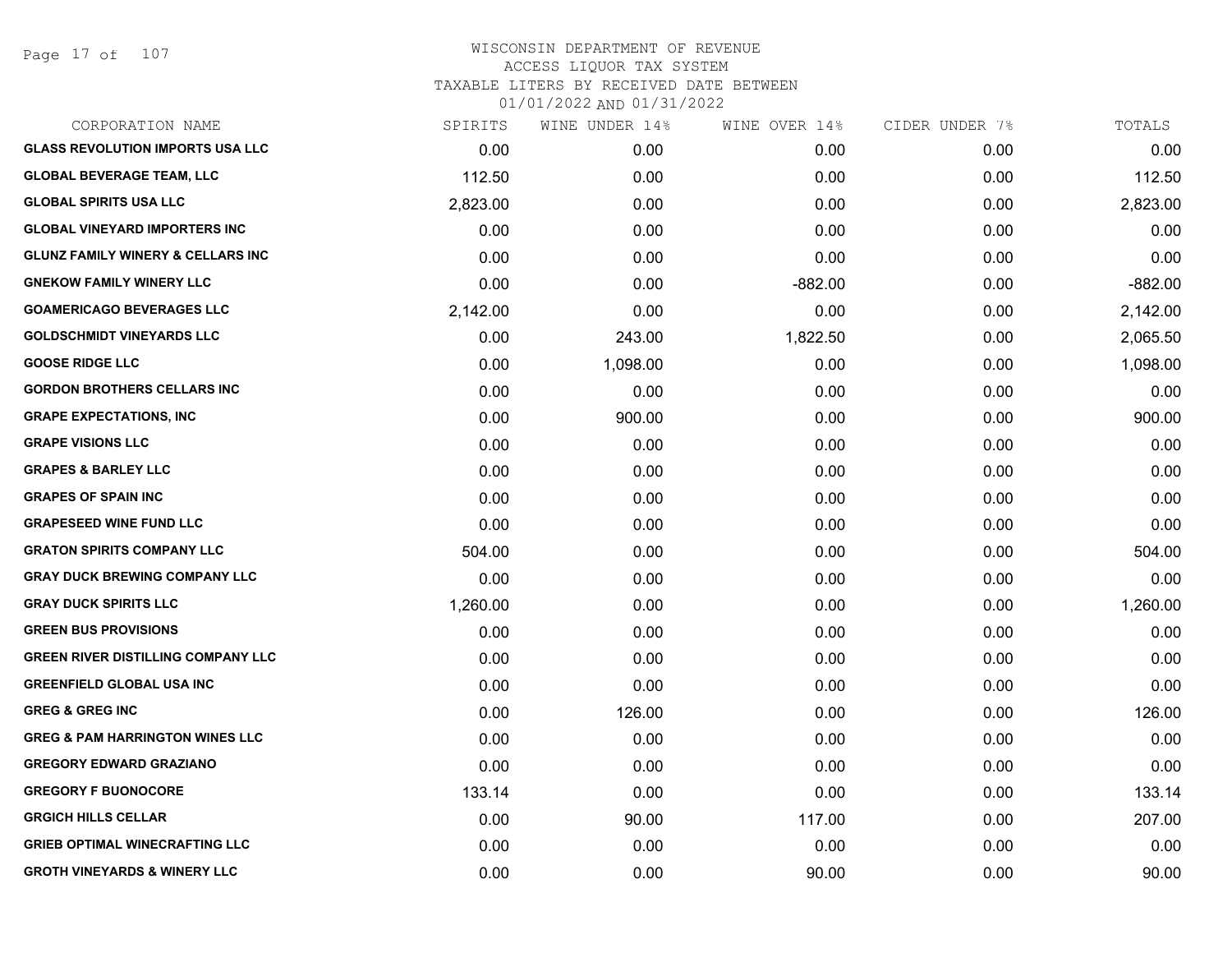# WISCONSIN DEPARTMENT OF REVENUE
ACCESS LIQUOR TAX SYSTEM
TAXABLE LITERS BY RECEIVED DATE BETWEEN
01/01/2022 AND 01/31/2022

| CORPORATION NAME | SPIRITS | WINE UNDER 14% | WINE OVER 14% | CIDER UNDER 7% | TOTALS |
|---|---|---|---|---|---|
| GLASS REVOLUTION IMPORTS USA LLC | 0.00 | 0.00 | 0.00 | 0.00 | 0.00 |
| GLOBAL BEVERAGE TEAM, LLC | 112.50 | 0.00 | 0.00 | 0.00 | 112.50 |
| GLOBAL SPIRITS USA LLC | 2,823.00 | 0.00 | 0.00 | 0.00 | 2,823.00 |
| GLOBAL VINEYARD IMPORTERS INC | 0.00 | 0.00 | 0.00 | 0.00 | 0.00 |
| GLUNZ FAMILY WINERY & CELLARS INC | 0.00 | 0.00 | 0.00 | 0.00 | 0.00 |
| GNEKOW FAMILY WINERY LLC | 0.00 | 0.00 | -882.00 | 0.00 | -882.00 |
| GOAMERICAGO BEVERAGES LLC | 2,142.00 | 0.00 | 0.00 | 0.00 | 2,142.00 |
| GOLDSCHMIDT VINEYARDS LLC | 0.00 | 243.00 | 1,822.50 | 0.00 | 2,065.50 |
| GOOSE RIDGE LLC | 0.00 | 1,098.00 | 0.00 | 0.00 | 1,098.00 |
| GORDON BROTHERS CELLARS INC | 0.00 | 0.00 | 0.00 | 0.00 | 0.00 |
| GRAPE EXPECTATIONS, INC | 0.00 | 900.00 | 0.00 | 0.00 | 900.00 |
| GRAPE VISIONS LLC | 0.00 | 0.00 | 0.00 | 0.00 | 0.00 |
| GRAPES & BARLEY LLC | 0.00 | 0.00 | 0.00 | 0.00 | 0.00 |
| GRAPES OF SPAIN INC | 0.00 | 0.00 | 0.00 | 0.00 | 0.00 |
| GRAPESEED WINE FUND LLC | 0.00 | 0.00 | 0.00 | 0.00 | 0.00 |
| GRATON SPIRITS COMPANY LLC | 504.00 | 0.00 | 0.00 | 0.00 | 504.00 |
| GRAY DUCK BREWING COMPANY LLC | 0.00 | 0.00 | 0.00 | 0.00 | 0.00 |
| GRAY DUCK SPIRITS LLC | 1,260.00 | 0.00 | 0.00 | 0.00 | 1,260.00 |
| GREEN BUS PROVISIONS | 0.00 | 0.00 | 0.00 | 0.00 | 0.00 |
| GREEN RIVER DISTILLING COMPANY LLC | 0.00 | 0.00 | 0.00 | 0.00 | 0.00 |
| GREENFIELD GLOBAL USA INC | 0.00 | 0.00 | 0.00 | 0.00 | 0.00 |
| GREG & GREG INC | 0.00 | 126.00 | 0.00 | 0.00 | 126.00 |
| GREG & PAM HARRINGTON WINES LLC | 0.00 | 0.00 | 0.00 | 0.00 | 0.00 |
| GREGORY EDWARD GRAZIANO | 0.00 | 0.00 | 0.00 | 0.00 | 0.00 |
| GREGORY F BUONOCORE | 133.14 | 0.00 | 0.00 | 0.00 | 133.14 |
| GRGICH HILLS CELLAR | 0.00 | 90.00 | 117.00 | 0.00 | 207.00 |
| GRIEB OPTIMAL WINECRAFTING LLC | 0.00 | 0.00 | 0.00 | 0.00 | 0.00 |
| GROTH VINEYARDS & WINERY LLC | 0.00 | 0.00 | 90.00 | 0.00 | 90.00 |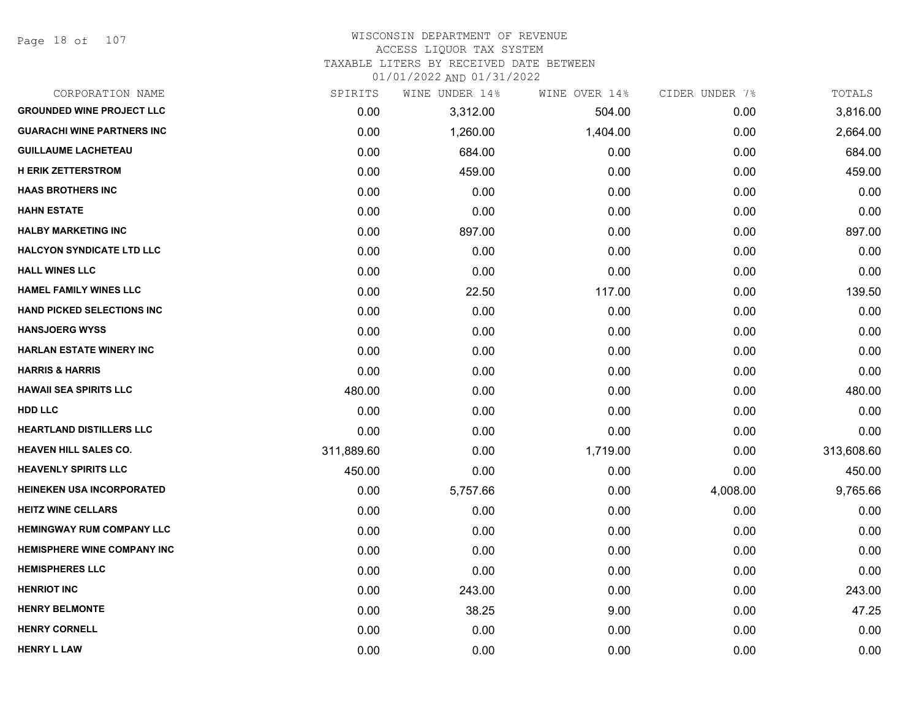# WISCONSIN DEPARTMENT OF REVENUE
## ACCESS LIQUOR TAX SYSTEM
### TAXABLE LITERS BY RECEIVED DATE BETWEEN 01/01/2022 AND 01/31/2022

| CORPORATION NAME | SPIRITS | WINE UNDER 14% | WINE OVER 14% | CIDER UNDER 7% | TOTALS |
|---|---|---|---|---|---|
| GROUNDED WINE PROJECT LLC | 0.00 | 3,312.00 | 504.00 | 0.00 | 3,816.00 |
| GUARACHI WINE PARTNERS INC | 0.00 | 1,260.00 | 1,404.00 | 0.00 | 2,664.00 |
| GUILLAUME LACHETEAU | 0.00 | 684.00 | 0.00 | 0.00 | 684.00 |
| H ERIK ZETTERSTROM | 0.00 | 459.00 | 0.00 | 0.00 | 459.00 |
| HAAS BROTHERS INC | 0.00 | 0.00 | 0.00 | 0.00 | 0.00 |
| HAHN ESTATE | 0.00 | 0.00 | 0.00 | 0.00 | 0.00 |
| HALBY MARKETING INC | 0.00 | 897.00 | 0.00 | 0.00 | 897.00 |
| HALCYON SYNDICATE LTD LLC | 0.00 | 0.00 | 0.00 | 0.00 | 0.00 |
| HALL WINES LLC | 0.00 | 0.00 | 0.00 | 0.00 | 0.00 |
| HAMEL FAMILY WINES LLC | 0.00 | 22.50 | 117.00 | 0.00 | 139.50 |
| HAND PICKED SELECTIONS INC | 0.00 | 0.00 | 0.00 | 0.00 | 0.00 |
| HANSJOERG WYSS | 0.00 | 0.00 | 0.00 | 0.00 | 0.00 |
| HARLAN ESTATE WINERY INC | 0.00 | 0.00 | 0.00 | 0.00 | 0.00 |
| HARRIS & HARRIS | 0.00 | 0.00 | 0.00 | 0.00 | 0.00 |
| HAWAII SEA SPIRITS LLC | 480.00 | 0.00 | 0.00 | 0.00 | 480.00 |
| HDD LLC | 0.00 | 0.00 | 0.00 | 0.00 | 0.00 |
| HEARTLAND DISTILLERS LLC | 0.00 | 0.00 | 0.00 | 0.00 | 0.00 |
| HEAVEN HILL SALES CO. | 311,889.60 | 0.00 | 1,719.00 | 0.00 | 313,608.60 |
| HEAVENLY SPIRITS LLC | 450.00 | 0.00 | 0.00 | 0.00 | 450.00 |
| HEINEKEN USA INCORPORATED | 0.00 | 5,757.66 | 0.00 | 4,008.00 | 9,765.66 |
| HEITZ WINE CELLARS | 0.00 | 0.00 | 0.00 | 0.00 | 0.00 |
| HEMINGWAY RUM COMPANY LLC | 0.00 | 0.00 | 0.00 | 0.00 | 0.00 |
| HEMISPHERE WINE COMPANY INC | 0.00 | 0.00 | 0.00 | 0.00 | 0.00 |
| HEMISPHERES LLC | 0.00 | 0.00 | 0.00 | 0.00 | 0.00 |
| HENRIOT INC | 0.00 | 243.00 | 0.00 | 0.00 | 243.00 |
| HENRY BELMONTE | 0.00 | 38.25 | 9.00 | 0.00 | 47.25 |
| HENRY CORNELL | 0.00 | 0.00 | 0.00 | 0.00 | 0.00 |
| HENRY L LAW | 0.00 | 0.00 | 0.00 | 0.00 | 0.00 |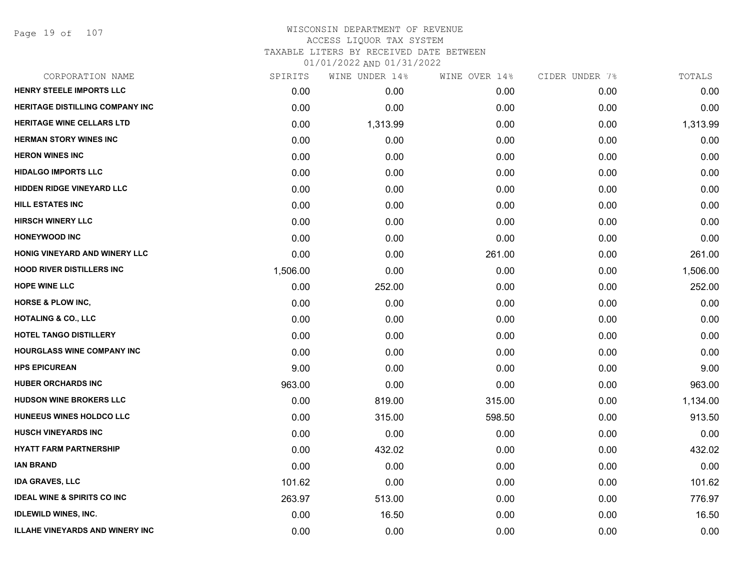WISCONSIN DEPARTMENT OF REVENUE
ACCESS LIQUOR TAX SYSTEM
TAXABLE LITERS BY RECEIVED DATE BETWEEN
01/01/2022 AND 01/31/2022

| CORPORATION NAME | SPIRITS | WINE UNDER 14% | WINE OVER 14% | CIDER UNDER 7% | TOTALS |
|---|---|---|---|---|---|
| HENRY STEELE IMPORTS LLC | 0.00 | 0.00 | 0.00 | 0.00 | 0.00 |
| HERITAGE DISTILLING COMPANY INC | 0.00 | 0.00 | 0.00 | 0.00 | 0.00 |
| HERITAGE WINE CELLARS LTD | 0.00 | 1,313.99 | 0.00 | 0.00 | 1,313.99 |
| HERMAN STORY WINES INC | 0.00 | 0.00 | 0.00 | 0.00 | 0.00 |
| HERON WINES INC | 0.00 | 0.00 | 0.00 | 0.00 | 0.00 |
| HIDALGO IMPORTS LLC | 0.00 | 0.00 | 0.00 | 0.00 | 0.00 |
| HIDDEN RIDGE VINEYARD LLC | 0.00 | 0.00 | 0.00 | 0.00 | 0.00 |
| HILL ESTATES INC | 0.00 | 0.00 | 0.00 | 0.00 | 0.00 |
| HIRSCH WINERY LLC | 0.00 | 0.00 | 0.00 | 0.00 | 0.00 |
| HONEYWOOD INC | 0.00 | 0.00 | 0.00 | 0.00 | 0.00 |
| HONIG VINEYARD AND WINERY LLC | 0.00 | 0.00 | 261.00 | 0.00 | 261.00 |
| HOOD RIVER DISTILLERS INC | 1,506.00 | 0.00 | 0.00 | 0.00 | 1,506.00 |
| HOPE WINE LLC | 0.00 | 252.00 | 0.00 | 0.00 | 252.00 |
| HORSE & PLOW INC, | 0.00 | 0.00 | 0.00 | 0.00 | 0.00 |
| HOTALING & CO., LLC | 0.00 | 0.00 | 0.00 | 0.00 | 0.00 |
| HOTEL TANGO DISTILLERY | 0.00 | 0.00 | 0.00 | 0.00 | 0.00 |
| HOURGLASS WINE COMPANY INC | 0.00 | 0.00 | 0.00 | 0.00 | 0.00 |
| HPS EPICUREAN | 9.00 | 0.00 | 0.00 | 0.00 | 9.00 |
| HUBER ORCHARDS INC | 963.00 | 0.00 | 0.00 | 0.00 | 963.00 |
| HUDSON WINE BROKERS LLC | 0.00 | 819.00 | 315.00 | 0.00 | 1,134.00 |
| HUNEEUS WINES HOLDCO LLC | 0.00 | 315.00 | 598.50 | 0.00 | 913.50 |
| HUSCH VINEYARDS INC | 0.00 | 0.00 | 0.00 | 0.00 | 0.00 |
| HYATT FARM PARTNERSHIP | 0.00 | 432.02 | 0.00 | 0.00 | 432.02 |
| IAN BRAND | 0.00 | 0.00 | 0.00 | 0.00 | 0.00 |
| IDA GRAVES, LLC | 101.62 | 0.00 | 0.00 | 0.00 | 101.62 |
| IDEAL WINE & SPIRITS CO INC | 263.97 | 513.00 | 0.00 | 0.00 | 776.97 |
| IDLEWILD WINES, INC. | 0.00 | 16.50 | 0.00 | 0.00 | 16.50 |
| ILLAHE VINEYARDS AND WINERY INC | 0.00 | 0.00 | 0.00 | 0.00 | 0.00 |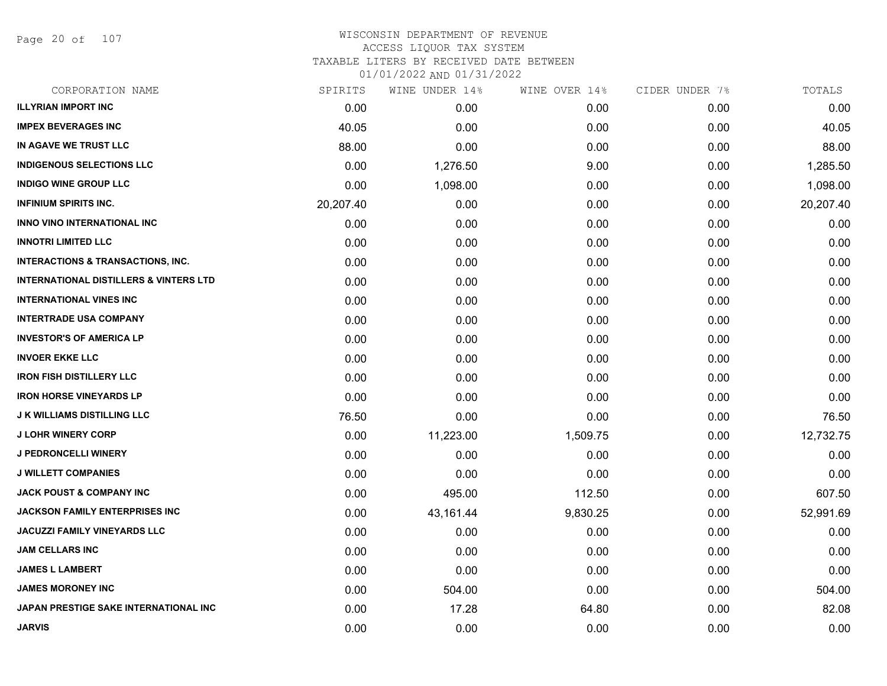# WISCONSIN DEPARTMENT OF REVENUE
## ACCESS LIQUOR TAX SYSTEM
### TAXABLE LITERS BY RECEIVED DATE BETWEEN 01/01/2022 AND 01/31/2022

| CORPORATION NAME | SPIRITS | WINE UNDER 14% | WINE OVER 14% | CIDER UNDER 7% | TOTALS |
|---|---|---|---|---|---|
| ILLYRIAN IMPORT INC | 0.00 | 0.00 | 0.00 | 0.00 | 0.00 |
| IMPEX BEVERAGES INC | 40.05 | 0.00 | 0.00 | 0.00 | 40.05 |
| IN AGAVE WE TRUST LLC | 88.00 | 0.00 | 0.00 | 0.00 | 88.00 |
| INDIGENOUS SELECTIONS LLC | 0.00 | 1,276.50 | 9.00 | 0.00 | 1,285.50 |
| INDIGO WINE GROUP LLC | 0.00 | 1,098.00 | 0.00 | 0.00 | 1,098.00 |
| INFINIUM SPIRITS INC. | 20,207.40 | 0.00 | 0.00 | 0.00 | 20,207.40 |
| INNO VINO INTERNATIONAL INC | 0.00 | 0.00 | 0.00 | 0.00 | 0.00 |
| INNOTRI LIMITED LLC | 0.00 | 0.00 | 0.00 | 0.00 | 0.00 |
| INTERACTIONS & TRANSACTIONS, INC. | 0.00 | 0.00 | 0.00 | 0.00 | 0.00 |
| INTERNATIONAL DISTILLERS & VINTERS LTD | 0.00 | 0.00 | 0.00 | 0.00 | 0.00 |
| INTERNATIONAL VINES INC | 0.00 | 0.00 | 0.00 | 0.00 | 0.00 |
| INTERTRADE USA COMPANY | 0.00 | 0.00 | 0.00 | 0.00 | 0.00 |
| INVESTOR'S OF AMERICA LP | 0.00 | 0.00 | 0.00 | 0.00 | 0.00 |
| INVOER EKKE LLC | 0.00 | 0.00 | 0.00 | 0.00 | 0.00 |
| IRON FISH DISTILLERY LLC | 0.00 | 0.00 | 0.00 | 0.00 | 0.00 |
| IRON HORSE VINEYARDS LP | 0.00 | 0.00 | 0.00 | 0.00 | 0.00 |
| J K WILLIAMS DISTILLING LLC | 76.50 | 0.00 | 0.00 | 0.00 | 76.50 |
| J LOHR WINERY CORP | 0.00 | 11,223.00 | 1,509.75 | 0.00 | 12,732.75 |
| J PEDRONCELLI WINERY | 0.00 | 0.00 | 0.00 | 0.00 | 0.00 |
| J WILLETT COMPANIES | 0.00 | 0.00 | 0.00 | 0.00 | 0.00 |
| JACK POUST & COMPANY INC | 0.00 | 495.00 | 112.50 | 0.00 | 607.50 |
| JACKSON FAMILY ENTERPRISES INC | 0.00 | 43,161.44 | 9,830.25 | 0.00 | 52,991.69 |
| JACUZZI FAMILY VINEYARDS LLC | 0.00 | 0.00 | 0.00 | 0.00 | 0.00 |
| JAM CELLARS INC | 0.00 | 0.00 | 0.00 | 0.00 | 0.00 |
| JAMES L LAMBERT | 0.00 | 0.00 | 0.00 | 0.00 | 0.00 |
| JAMES MORONEY INC | 0.00 | 504.00 | 0.00 | 0.00 | 504.00 |
| JAPAN PRESTIGE SAKE INTERNATIONAL INC | 0.00 | 17.28 | 64.80 | 0.00 | 82.08 |
| JARVIS | 0.00 | 0.00 | 0.00 | 0.00 | 0.00 |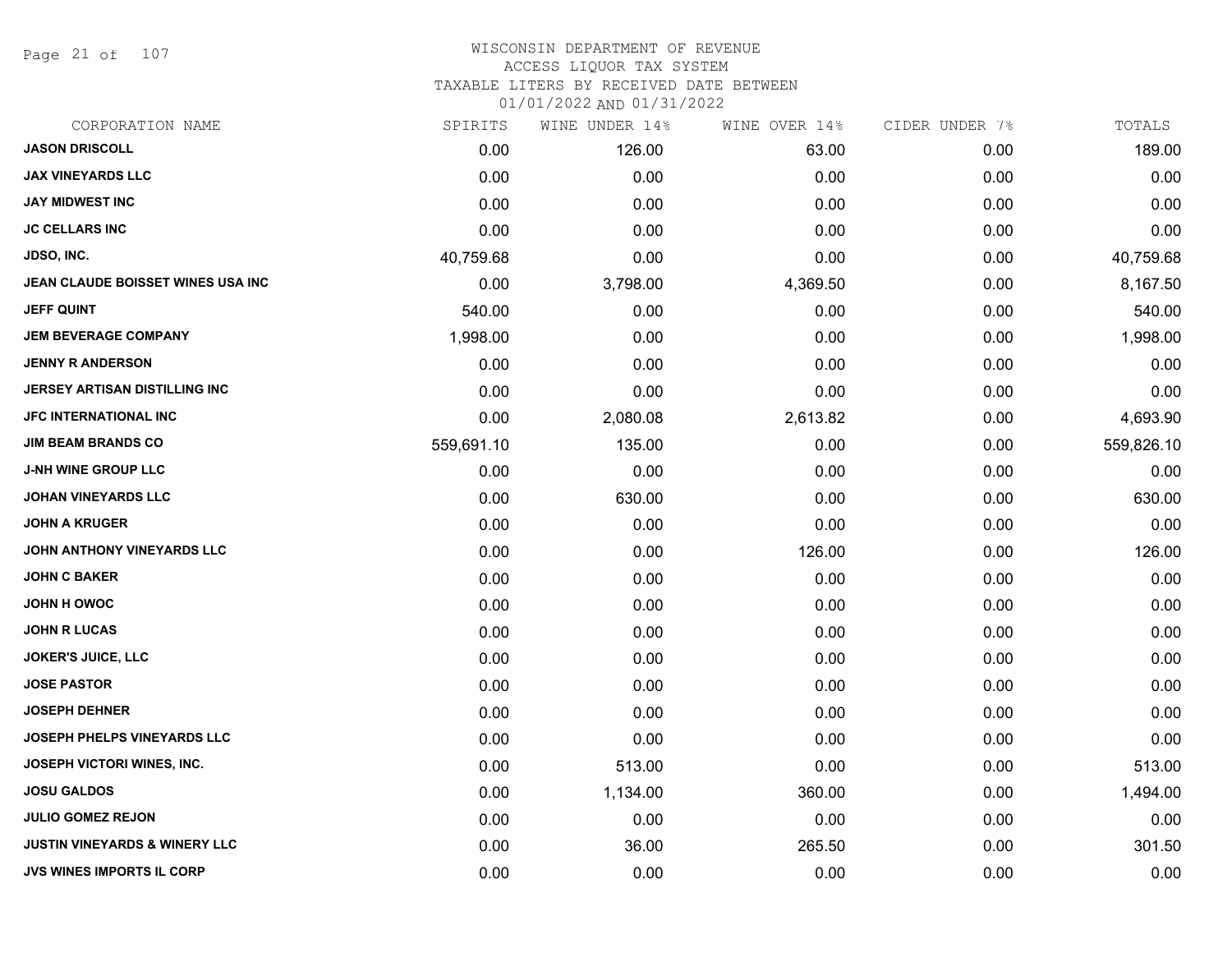WISCONSIN DEPARTMENT OF REVENUE
ACCESS LIQUOR TAX SYSTEM
TAXABLE LITERS BY RECEIVED DATE BETWEEN
01/01/2022 AND 01/31/2022

| CORPORATION NAME | SPIRITS | WINE UNDER 14% | WINE OVER 14% | CIDER UNDER 7% | TOTALS |
|---|---|---|---|---|---|
| **JASON DRISCOLL** | 0.00 | 126.00 | 63.00 | 0.00 | 189.00 |
| **JAX VINEYARDS LLC** | 0.00 | 0.00 | 0.00 | 0.00 | 0.00 |
| **JAY MIDWEST INC** | 0.00 | 0.00 | 0.00 | 0.00 | 0.00 |
| **JC CELLARS INC** | 0.00 | 0.00 | 0.00 | 0.00 | 0.00 |
| **JDSO, INC.** | 40,759.68 | 0.00 | 0.00 | 0.00 | 40,759.68 |
| **JEAN CLAUDE BOISSET WINES USA INC** | 0.00 | 3,798.00 | 4,369.50 | 0.00 | 8,167.50 |
| **JEFF QUINT** | 540.00 | 0.00 | 0.00 | 0.00 | 540.00 |
| **JEM BEVERAGE COMPANY** | 1,998.00 | 0.00 | 0.00 | 0.00 | 1,998.00 |
| **JENNY R ANDERSON** | 0.00 | 0.00 | 0.00 | 0.00 | 0.00 |
| **JERSEY ARTISAN DISTILLING INC** | 0.00 | 0.00 | 0.00 | 0.00 | 0.00 |
| **JFC INTERNATIONAL INC** | 0.00 | 2,080.08 | 2,613.82 | 0.00 | 4,693.90 |
| **JIM BEAM BRANDS CO** | 559,691.10 | 135.00 | 0.00 | 0.00 | 559,826.10 |
| **J-NH WINE GROUP LLC** | 0.00 | 0.00 | 0.00 | 0.00 | 0.00 |
| **JOHAN VINEYARDS LLC** | 0.00 | 630.00 | 0.00 | 0.00 | 630.00 |
| **JOHN A KRUGER** | 0.00 | 0.00 | 0.00 | 0.00 | 0.00 |
| **JOHN ANTHONY VINEYARDS LLC** | 0.00 | 0.00 | 126.00 | 0.00 | 126.00 |
| **JOHN C BAKER** | 0.00 | 0.00 | 0.00 | 0.00 | 0.00 |
| **JOHN H OWOC** | 0.00 | 0.00 | 0.00 | 0.00 | 0.00 |
| **JOHN R LUCAS** | 0.00 | 0.00 | 0.00 | 0.00 | 0.00 |
| **JOKER'S JUICE, LLC** | 0.00 | 0.00 | 0.00 | 0.00 | 0.00 |
| **JOSE PASTOR** | 0.00 | 0.00 | 0.00 | 0.00 | 0.00 |
| **JOSEPH DEHNER** | 0.00 | 0.00 | 0.00 | 0.00 | 0.00 |
| **JOSEPH PHELPS VINEYARDS LLC** | 0.00 | 0.00 | 0.00 | 0.00 | 0.00 |
| **JOSEPH VICTORI WINES, INC.** | 0.00 | 513.00 | 0.00 | 0.00 | 513.00 |
| **JOSU GALDOS** | 0.00 | 1,134.00 | 360.00 | 0.00 | 1,494.00 |
| **JULIO GOMEZ REJON** | 0.00 | 0.00 | 0.00 | 0.00 | 0.00 |
| **JUSTIN VINEYARDS & WINERY LLC** | 0.00 | 36.00 | 265.50 | 0.00 | 301.50 |
| **JVS WINES IMPORTS IL CORP** | 0.00 | 0.00 | 0.00 | 0.00 | 0.00 |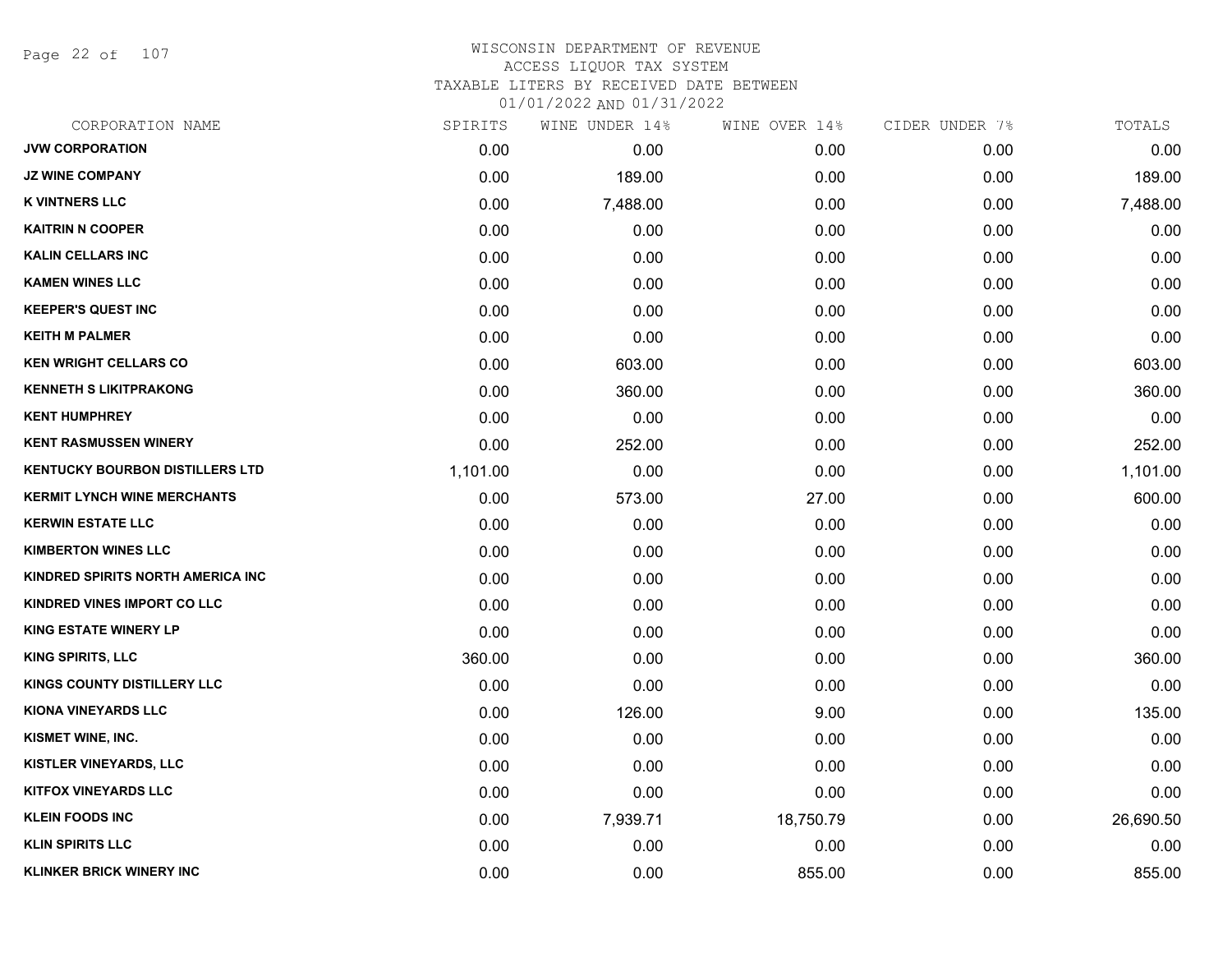WISCONSIN DEPARTMENT OF REVENUE
ACCESS LIQUOR TAX SYSTEM
TAXABLE LITERS BY RECEIVED DATE BETWEEN
01/01/2022 AND 01/31/2022

| CORPORATION NAME | SPIRITS | WINE UNDER 14% | WINE OVER 14% | CIDER UNDER 7% | TOTALS |
|---|---|---|---|---|---|
| JVW CORPORATION | 0.00 | 0.00 | 0.00 | 0.00 | 0.00 |
| JZ WINE COMPANY | 0.00 | 189.00 | 0.00 | 0.00 | 189.00 |
| K VINTNERS LLC | 0.00 | 7,488.00 | 0.00 | 0.00 | 7,488.00 |
| KAITRIN N COOPER | 0.00 | 0.00 | 0.00 | 0.00 | 0.00 |
| KALIN CELLARS INC | 0.00 | 0.00 | 0.00 | 0.00 | 0.00 |
| KAMEN WINES LLC | 0.00 | 0.00 | 0.00 | 0.00 | 0.00 |
| KEEPER'S QUEST INC | 0.00 | 0.00 | 0.00 | 0.00 | 0.00 |
| KEITH M PALMER | 0.00 | 0.00 | 0.00 | 0.00 | 0.00 |
| KEN WRIGHT CELLARS CO | 0.00 | 603.00 | 0.00 | 0.00 | 603.00 |
| KENNETH S LIKITPRAKONG | 0.00 | 360.00 | 0.00 | 0.00 | 360.00 |
| KENT HUMPHREY | 0.00 | 0.00 | 0.00 | 0.00 | 0.00 |
| KENT RASMUSSEN WINERY | 0.00 | 252.00 | 0.00 | 0.00 | 252.00 |
| KENTUCKY BOURBON DISTILLERS LTD | 1,101.00 | 0.00 | 0.00 | 0.00 | 1,101.00 |
| KERMIT LYNCH WINE MERCHANTS | 0.00 | 573.00 | 27.00 | 0.00 | 600.00 |
| KERWIN ESTATE LLC | 0.00 | 0.00 | 0.00 | 0.00 | 0.00 |
| KIMBERTON WINES LLC | 0.00 | 0.00 | 0.00 | 0.00 | 0.00 |
| KINDRED SPIRITS NORTH AMERICA INC | 0.00 | 0.00 | 0.00 | 0.00 | 0.00 |
| KINDRED VINES IMPORT CO LLC | 0.00 | 0.00 | 0.00 | 0.00 | 0.00 |
| KING ESTATE WINERY LP | 0.00 | 0.00 | 0.00 | 0.00 | 0.00 |
| KING SPIRITS, LLC | 360.00 | 0.00 | 0.00 | 0.00 | 360.00 |
| KINGS COUNTY DISTILLERY LLC | 0.00 | 0.00 | 0.00 | 0.00 | 0.00 |
| KIONA VINEYARDS LLC | 0.00 | 126.00 | 9.00 | 0.00 | 135.00 |
| KISMET WINE, INC. | 0.00 | 0.00 | 0.00 | 0.00 | 0.00 |
| KISTLER VINEYARDS, LLC | 0.00 | 0.00 | 0.00 | 0.00 | 0.00 |
| KITFOX VINEYARDS LLC | 0.00 | 0.00 | 0.00 | 0.00 | 0.00 |
| KLEIN FOODS INC | 0.00 | 7,939.71 | 18,750.79 | 0.00 | 26,690.50 |
| KLIN SPIRITS LLC | 0.00 | 0.00 | 0.00 | 0.00 | 0.00 |
| KLINKER BRICK WINERY INC | 0.00 | 0.00 | 855.00 | 0.00 | 855.00 |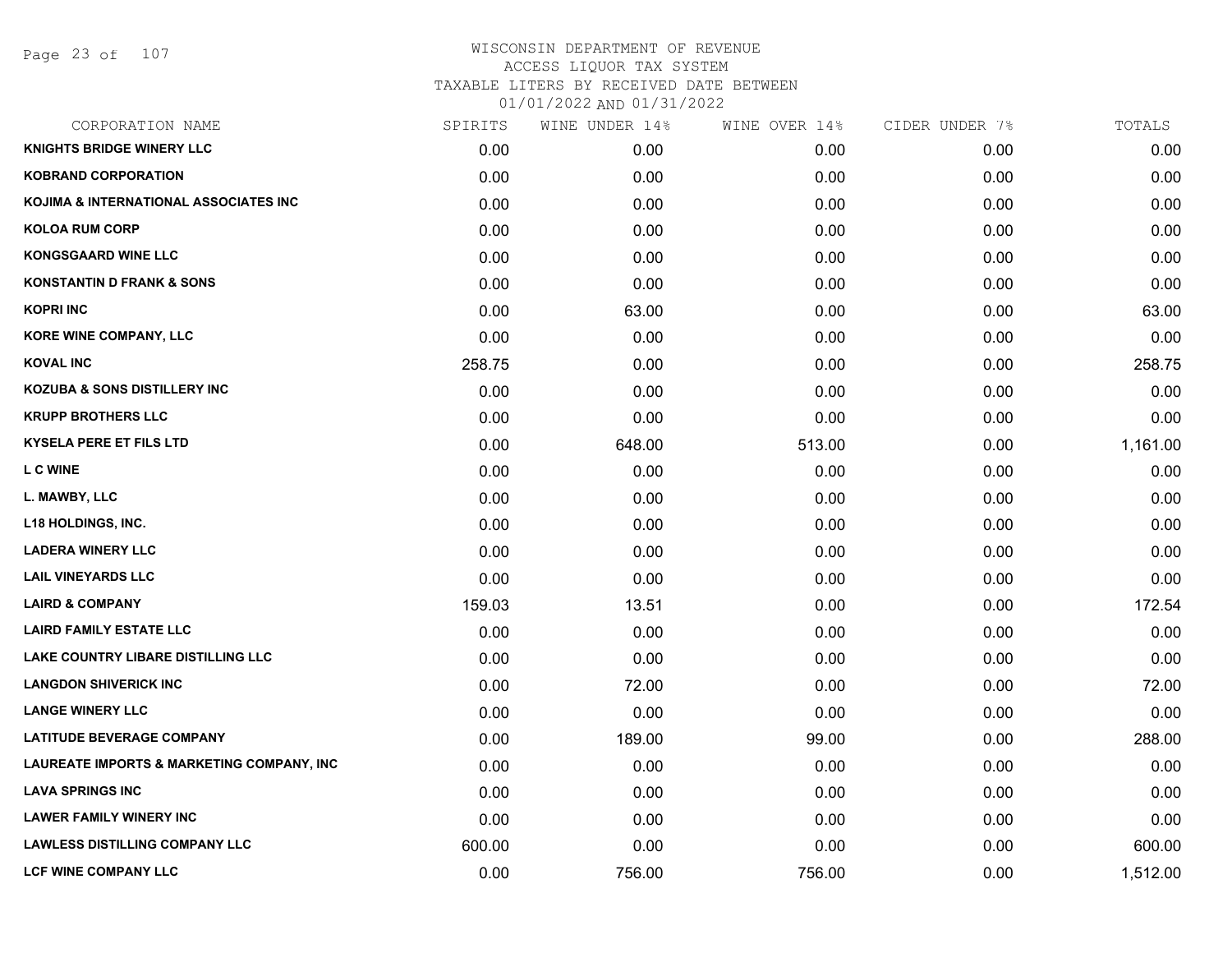# WISCONSIN DEPARTMENT OF REVENUE
## ACCESS LIQUOR TAX SYSTEM
## TAXABLE LITERS BY RECEIVED DATE BETWEEN 01/01/2022 AND 01/31/2022

| CORPORATION NAME | SPIRITS | WINE UNDER 14% | WINE OVER 14% | CIDER UNDER 7% | TOTALS |
|---|---|---|---|---|---|
| KNIGHTS BRIDGE WINERY LLC | 0.00 | 0.00 | 0.00 | 0.00 | 0.00 |
| KOBRAND CORPORATION | 0.00 | 0.00 | 0.00 | 0.00 | 0.00 |
| KOJIMA & INTERNATIONAL ASSOCIATES INC | 0.00 | 0.00 | 0.00 | 0.00 | 0.00 |
| KOLOA RUM CORP | 0.00 | 0.00 | 0.00 | 0.00 | 0.00 |
| KONGSGAARD WINE LLC | 0.00 | 0.00 | 0.00 | 0.00 | 0.00 |
| KONSTANTIN D FRANK & SONS | 0.00 | 0.00 | 0.00 | 0.00 | 0.00 |
| KOPRI INC | 0.00 | 63.00 | 0.00 | 0.00 | 63.00 |
| KORE WINE COMPANY, LLC | 0.00 | 0.00 | 0.00 | 0.00 | 0.00 |
| KOVAL INC | 258.75 | 0.00 | 0.00 | 0.00 | 258.75 |
| KOZUBA & SONS DISTILLERY INC | 0.00 | 0.00 | 0.00 | 0.00 | 0.00 |
| KRUPP BROTHERS LLC | 0.00 | 0.00 | 0.00 | 0.00 | 0.00 |
| KYSELA PERE ET FILS LTD | 0.00 | 648.00 | 513.00 | 0.00 | 1,161.00 |
| L C WINE | 0.00 | 0.00 | 0.00 | 0.00 | 0.00 |
| L. MAWBY, LLC | 0.00 | 0.00 | 0.00 | 0.00 | 0.00 |
| L18 HOLDINGS, INC. | 0.00 | 0.00 | 0.00 | 0.00 | 0.00 |
| LADERA WINERY LLC | 0.00 | 0.00 | 0.00 | 0.00 | 0.00 |
| LAIL VINEYARDS LLC | 0.00 | 0.00 | 0.00 | 0.00 | 0.00 |
| LAIRD & COMPANY | 159.03 | 13.51 | 0.00 | 0.00 | 172.54 |
| LAIRD FAMILY ESTATE LLC | 0.00 | 0.00 | 0.00 | 0.00 | 0.00 |
| LAKE COUNTRY LIBARE DISTILLING LLC | 0.00 | 0.00 | 0.00 | 0.00 | 0.00 |
| LANGDON SHIVERICK INC | 0.00 | 72.00 | 0.00 | 0.00 | 72.00 |
| LANGE WINERY LLC | 0.00 | 0.00 | 0.00 | 0.00 | 0.00 |
| LATITUDE BEVERAGE COMPANY | 0.00 | 189.00 | 99.00 | 0.00 | 288.00 |
| LAUREATE IMPORTS & MARKETING COMPANY, INC | 0.00 | 0.00 | 0.00 | 0.00 | 0.00 |
| LAVA SPRINGS INC | 0.00 | 0.00 | 0.00 | 0.00 | 0.00 |
| LAWER FAMILY WINERY INC | 0.00 | 0.00 | 0.00 | 0.00 | 0.00 |
| LAWLESS DISTILLING COMPANY LLC | 600.00 | 0.00 | 0.00 | 0.00 | 600.00 |
| LCF WINE COMPANY LLC | 0.00 | 756.00 | 756.00 | 0.00 | 1,512.00 |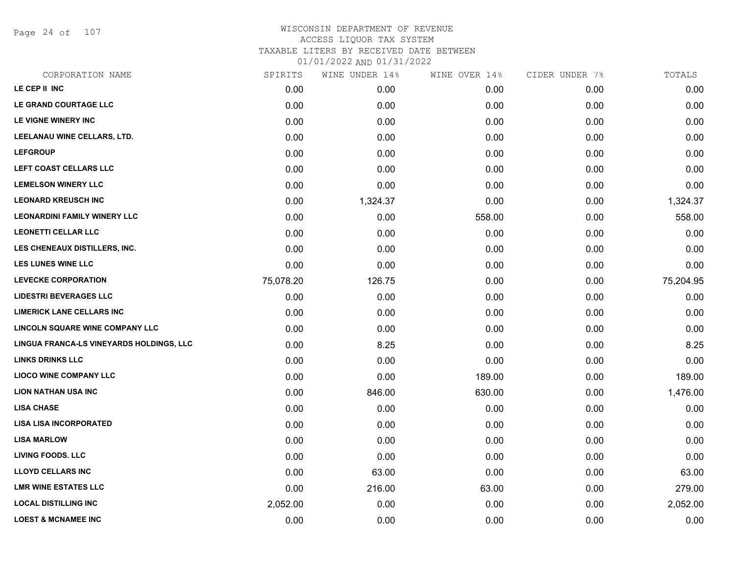WISCONSIN DEPARTMENT OF REVENUE
ACCESS LIQUOR TAX SYSTEM
TAXABLE LITERS BY RECEIVED DATE BETWEEN
01/01/2022 AND 01/31/2022

| CORPORATION NAME | SPIRITS | WINE UNDER 14% | WINE OVER 14% | CIDER UNDER 7% | TOTALS |
|---|---|---|---|---|---|
| LE CEP II INC | 0.00 | 0.00 | 0.00 | 0.00 | 0.00 |
| LE GRAND COURTAGE LLC | 0.00 | 0.00 | 0.00 | 0.00 | 0.00 |
| LE VIGNE WINERY INC | 0.00 | 0.00 | 0.00 | 0.00 | 0.00 |
| LEELANAU WINE CELLARS, LTD. | 0.00 | 0.00 | 0.00 | 0.00 | 0.00 |
| LEFGROUP | 0.00 | 0.00 | 0.00 | 0.00 | 0.00 |
| LEFT COAST CELLARS LLC | 0.00 | 0.00 | 0.00 | 0.00 | 0.00 |
| LEMELSON WINERY LLC | 0.00 | 0.00 | 0.00 | 0.00 | 0.00 |
| LEONARD KREUSCH INC | 0.00 | 1,324.37 | 0.00 | 0.00 | 1,324.37 |
| LEONARDINI FAMILY WINERY LLC | 0.00 | 0.00 | 558.00 | 0.00 | 558.00 |
| LEONETTI CELLAR LLC | 0.00 | 0.00 | 0.00 | 0.00 | 0.00 |
| LES CHENEAUX DISTILLERS, INC. | 0.00 | 0.00 | 0.00 | 0.00 | 0.00 |
| LES LUNES WINE LLC | 0.00 | 0.00 | 0.00 | 0.00 | 0.00 |
| LEVECKE CORPORATION | 75,078.20 | 126.75 | 0.00 | 0.00 | 75,204.95 |
| LIDESTRI BEVERAGES LLC | 0.00 | 0.00 | 0.00 | 0.00 | 0.00 |
| LIMERICK LANE CELLARS INC | 0.00 | 0.00 | 0.00 | 0.00 | 0.00 |
| LINCOLN SQUARE WINE COMPANY LLC | 0.00 | 0.00 | 0.00 | 0.00 | 0.00 |
| LINGUA FRANCA-LS VINEYARDS HOLDINGS, LLC | 0.00 | 8.25 | 0.00 | 0.00 | 8.25 |
| LINKS DRINKS LLC | 0.00 | 0.00 | 0.00 | 0.00 | 0.00 |
| LIOCO WINE COMPANY LLC | 0.00 | 0.00 | 189.00 | 0.00 | 189.00 |
| LION NATHAN USA INC | 0.00 | 846.00 | 630.00 | 0.00 | 1,476.00 |
| LISA CHASE | 0.00 | 0.00 | 0.00 | 0.00 | 0.00 |
| LISA LISA INCORPORATED | 0.00 | 0.00 | 0.00 | 0.00 | 0.00 |
| LISA MARLOW | 0.00 | 0.00 | 0.00 | 0.00 | 0.00 |
| LIVING FOODS. LLC | 0.00 | 0.00 | 0.00 | 0.00 | 0.00 |
| LLOYD CELLARS INC | 0.00 | 63.00 | 0.00 | 0.00 | 63.00 |
| LMR WINE ESTATES LLC | 0.00 | 216.00 | 63.00 | 0.00 | 279.00 |
| LOCAL DISTILLING INC | 2,052.00 | 0.00 | 0.00 | 0.00 | 2,052.00 |
| LOEST & MCNAMEE INC | 0.00 | 0.00 | 0.00 | 0.00 | 0.00 |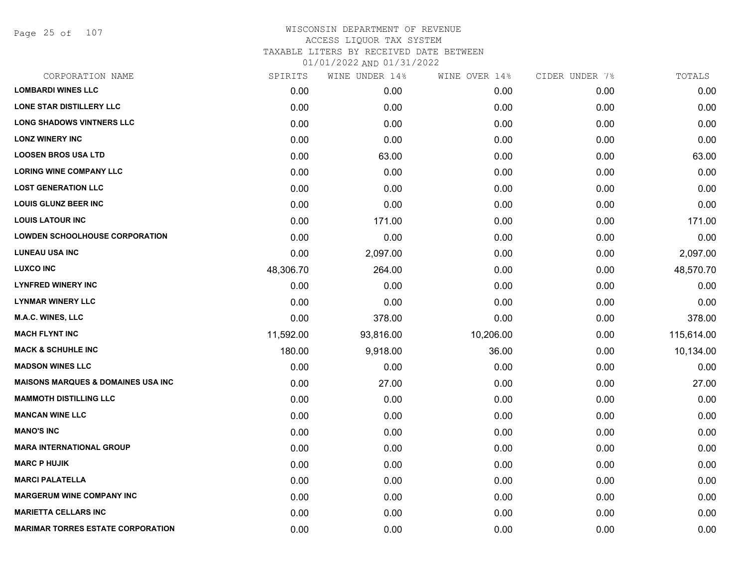# WISCONSIN DEPARTMENT OF REVENUE
## ACCESS LIQUOR TAX SYSTEM
### TAXABLE LITERS BY RECEIVED DATE BETWEEN 01/01/2022 AND 01/31/2022

| CORPORATION NAME | SPIRITS | WINE UNDER 14% | WINE OVER 14% | CIDER UNDER 7% | TOTALS |
|---|---|---|---|---|---|
| **LOMBARDI WINES LLC** | 0.00 | 0.00 | 0.00 | 0.00 | 0.00 |
| **LONE STAR DISTILLERY LLC** | 0.00 | 0.00 | 0.00 | 0.00 | 0.00 |
| **LONG SHADOWS VINTNERS LLC** | 0.00 | 0.00 | 0.00 | 0.00 | 0.00 |
| **LONZ WINERY INC** | 0.00 | 0.00 | 0.00 | 0.00 | 0.00 |
| **LOOSEN BROS USA LTD** | 0.00 | 63.00 | 0.00 | 0.00 | 63.00 |
| **LORING WINE COMPANY LLC** | 0.00 | 0.00 | 0.00 | 0.00 | 0.00 |
| **LOST GENERATION LLC** | 0.00 | 0.00 | 0.00 | 0.00 | 0.00 |
| **LOUIS GLUNZ BEER INC** | 0.00 | 0.00 | 0.00 | 0.00 | 0.00 |
| **LOUIS LATOUR INC** | 0.00 | 171.00 | 0.00 | 0.00 | 171.00 |
| **LOWDEN SCHOOLHOUSE CORPORATION** | 0.00 | 0.00 | 0.00 | 0.00 | 0.00 |
| **LUNEAU USA INC** | 0.00 | 2,097.00 | 0.00 | 0.00 | 2,097.00 |
| **LUXCO INC** | 48,306.70 | 264.00 | 0.00 | 0.00 | 48,570.70 |
| **LYNFRED WINERY INC** | 0.00 | 0.00 | 0.00 | 0.00 | 0.00 |
| **LYNMAR WINERY LLC** | 0.00 | 0.00 | 0.00 | 0.00 | 0.00 |
| **M.A.C. WINES, LLC** | 0.00 | 378.00 | 0.00 | 0.00 | 378.00 |
| **MACH FLYNT INC** | 11,592.00 | 93,816.00 | 10,206.00 | 0.00 | 115,614.00 |
| **MACK & SCHUHLE INC** | 180.00 | 9,918.00 | 36.00 | 0.00 | 10,134.00 |
| **MADSON WINES LLC** | 0.00 | 0.00 | 0.00 | 0.00 | 0.00 |
| **MAISONS MARQUES & DOMAINES USA INC** | 0.00 | 27.00 | 0.00 | 0.00 | 27.00 |
| **MAMMOTH DISTILLING LLC** | 0.00 | 0.00 | 0.00 | 0.00 | 0.00 |
| **MANCAN WINE LLC** | 0.00 | 0.00 | 0.00 | 0.00 | 0.00 |
| **MANO'S INC** | 0.00 | 0.00 | 0.00 | 0.00 | 0.00 |
| **MARA INTERNATIONAL GROUP** | 0.00 | 0.00 | 0.00 | 0.00 | 0.00 |
| **MARC P HUJIK** | 0.00 | 0.00 | 0.00 | 0.00 | 0.00 |
| **MARCI PALATELLA** | 0.00 | 0.00 | 0.00 | 0.00 | 0.00 |
| **MARGERUM WINE COMPANY INC** | 0.00 | 0.00 | 0.00 | 0.00 | 0.00 |
| **MARIETTA CELLARS INC** | 0.00 | 0.00 | 0.00 | 0.00 | 0.00 |
| **MARIMAR TORRES ESTATE CORPORATION** | 0.00 | 0.00 | 0.00 | 0.00 | 0.00 |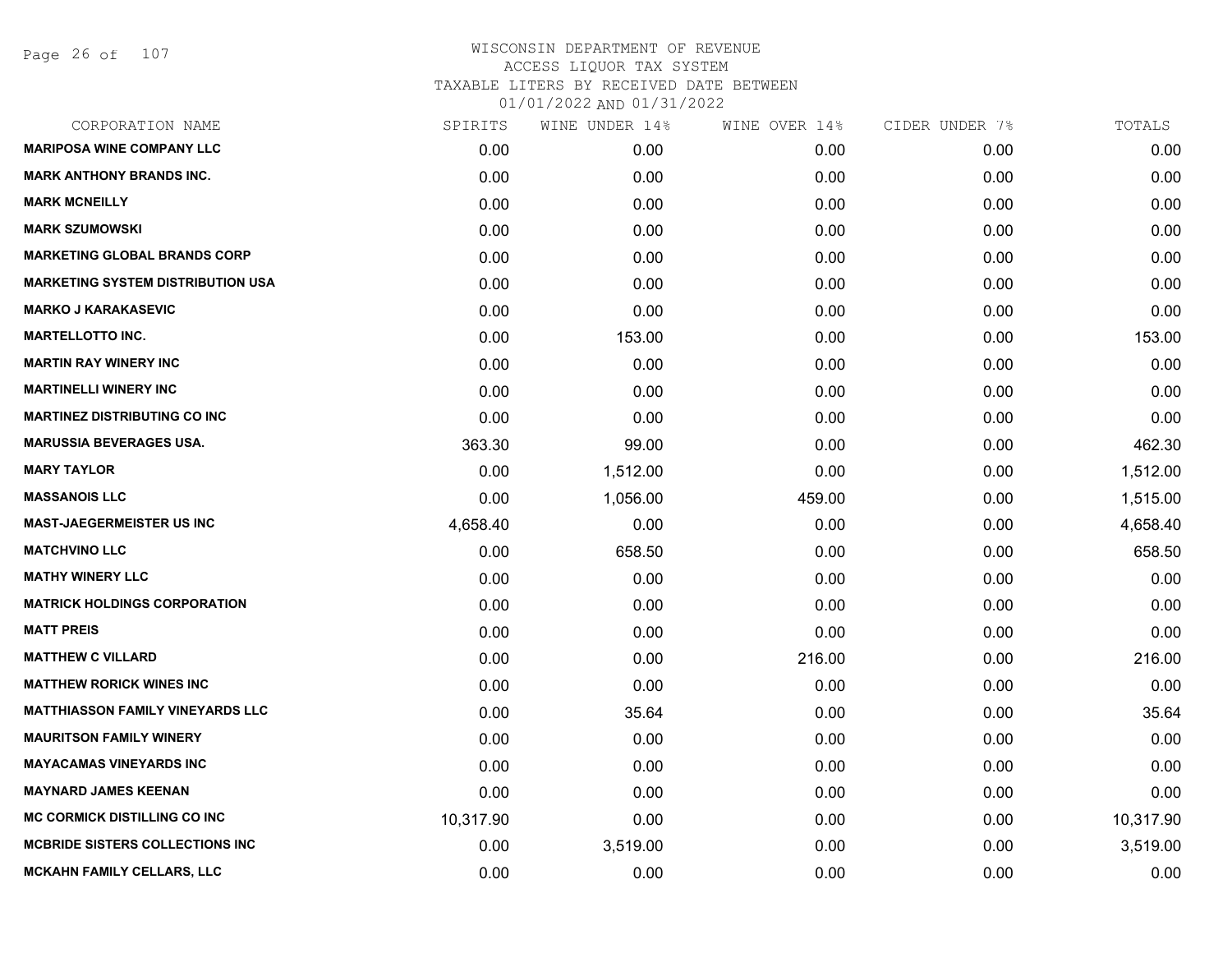WISCONSIN DEPARTMENT OF REVENUE
ACCESS LIQUOR TAX SYSTEM
TAXABLE LITERS BY RECEIVED DATE BETWEEN
01/01/2022 AND 01/31/2022

| CORPORATION NAME | SPIRITS | WINE UNDER 14% | WINE OVER 14% | CIDER UNDER 7% | TOTALS |
|---|---|---|---|---|---|
| **MARIPOSA WINE COMPANY LLC** | 0.00 | 0.00 | 0.00 | 0.00 | 0.00 |
| **MARK ANTHONY BRANDS INC.** | 0.00 | 0.00 | 0.00 | 0.00 | 0.00 |
| **MARK MCNEILLY** | 0.00 | 0.00 | 0.00 | 0.00 | 0.00 |
| **MARK SZUMOWSKI** | 0.00 | 0.00 | 0.00 | 0.00 | 0.00 |
| **MARKETING GLOBAL BRANDS CORP** | 0.00 | 0.00 | 0.00 | 0.00 | 0.00 |
| **MARKETING SYSTEM DISTRIBUTION USA** | 0.00 | 0.00 | 0.00 | 0.00 | 0.00 |
| **MARKO J KARAKASEVIC** | 0.00 | 0.00 | 0.00 | 0.00 | 0.00 |
| **MARTELLOTTO INC.** | 0.00 | 153.00 | 0.00 | 0.00 | 153.00 |
| **MARTIN RAY WINERY INC** | 0.00 | 0.00 | 0.00 | 0.00 | 0.00 |
| **MARTINELLI WINERY INC** | 0.00 | 0.00 | 0.00 | 0.00 | 0.00 |
| **MARTINEZ DISTRIBUTING CO INC** | 0.00 | 0.00 | 0.00 | 0.00 | 0.00 |
| **MARUSSIA BEVERAGES USA.** | 363.30 | 99.00 | 0.00 | 0.00 | 462.30 |
| **MARY TAYLOR** | 0.00 | 1,512.00 | 0.00 | 0.00 | 1,512.00 |
| **MASSANOIS LLC** | 0.00 | 1,056.00 | 459.00 | 0.00 | 1,515.00 |
| **MAST-JAEGERMEISTER US INC** | 4,658.40 | 0.00 | 0.00 | 0.00 | 4,658.40 |
| **MATCHVINO LLC** | 0.00 | 658.50 | 0.00 | 0.00 | 658.50 |
| **MATHY WINERY LLC** | 0.00 | 0.00 | 0.00 | 0.00 | 0.00 |
| **MATRICK HOLDINGS CORPORATION** | 0.00 | 0.00 | 0.00 | 0.00 | 0.00 |
| **MATT PREIS** | 0.00 | 0.00 | 0.00 | 0.00 | 0.00 |
| **MATTHEW C VILLARD** | 0.00 | 0.00 | 216.00 | 0.00 | 216.00 |
| **MATTHEW RORICK WINES INC** | 0.00 | 0.00 | 0.00 | 0.00 | 0.00 |
| **MATTHIASSON FAMILY VINEYARDS LLC** | 0.00 | 35.64 | 0.00 | 0.00 | 35.64 |
| **MAURITSON FAMILY WINERY** | 0.00 | 0.00 | 0.00 | 0.00 | 0.00 |
| **MAYACAMAS VINEYARDS INC** | 0.00 | 0.00 | 0.00 | 0.00 | 0.00 |
| **MAYNARD JAMES KEENAN** | 0.00 | 0.00 | 0.00 | 0.00 | 0.00 |
| **MC CORMICK DISTILLING CO INC** | 10,317.90 | 0.00 | 0.00 | 0.00 | 10,317.90 |
| **MCBRIDE SISTERS COLLECTIONS INC** | 0.00 | 3,519.00 | 0.00 | 0.00 | 3,519.00 |
| **MCKAHN FAMILY CELLARS, LLC** | 0.00 | 0.00 | 0.00 | 0.00 | 0.00 |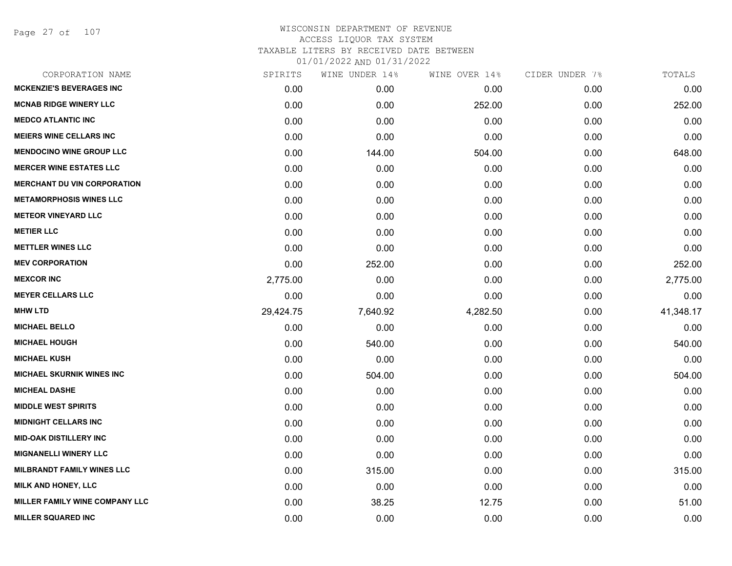WISCONSIN DEPARTMENT OF REVENUE
ACCESS LIQUOR TAX SYSTEM
TAXABLE LITERS BY RECEIVED DATE BETWEEN
01/01/2022 AND 01/31/2022

| CORPORATION NAME | SPIRITS | WINE UNDER 14% | WINE OVER 14% | CIDER UNDER 7% | TOTALS |
|---|---|---|---|---|---|
| MCKENZIE'S BEVERAGES INC | 0.00 | 0.00 | 0.00 | 0.00 | 0.00 |
| MCNAB RIDGE WINERY LLC | 0.00 | 0.00 | 252.00 | 0.00 | 252.00 |
| MEDCO ATLANTIC INC | 0.00 | 0.00 | 0.00 | 0.00 | 0.00 |
| MEIERS WINE CELLARS INC | 0.00 | 0.00 | 0.00 | 0.00 | 0.00 |
| MENDOCINO WINE GROUP LLC | 0.00 | 144.00 | 504.00 | 0.00 | 648.00 |
| MERCER WINE ESTATES LLC | 0.00 | 0.00 | 0.00 | 0.00 | 0.00 |
| MERCHANT DU VIN CORPORATION | 0.00 | 0.00 | 0.00 | 0.00 | 0.00 |
| METAMORPHOSIS WINES LLC | 0.00 | 0.00 | 0.00 | 0.00 | 0.00 |
| METEOR VINEYARD LLC | 0.00 | 0.00 | 0.00 | 0.00 | 0.00 |
| METIER LLC | 0.00 | 0.00 | 0.00 | 0.00 | 0.00 |
| METTLER WINES LLC | 0.00 | 0.00 | 0.00 | 0.00 | 0.00 |
| MEV CORPORATION | 0.00 | 252.00 | 0.00 | 0.00 | 252.00 |
| MEXCOR INC | 2,775.00 | 0.00 | 0.00 | 0.00 | 2,775.00 |
| MEYER CELLARS LLC | 0.00 | 0.00 | 0.00 | 0.00 | 0.00 |
| MHW LTD | 29,424.75 | 7,640.92 | 4,282.50 | 0.00 | 41,348.17 |
| MICHAEL BELLO | 0.00 | 0.00 | 0.00 | 0.00 | 0.00 |
| MICHAEL HOUGH | 0.00 | 540.00 | 0.00 | 0.00 | 540.00 |
| MICHAEL KUSH | 0.00 | 0.00 | 0.00 | 0.00 | 0.00 |
| MICHAEL SKURNIK WINES INC | 0.00 | 504.00 | 0.00 | 0.00 | 504.00 |
| MICHEAL DASHE | 0.00 | 0.00 | 0.00 | 0.00 | 0.00 |
| MIDDLE WEST SPIRITS | 0.00 | 0.00 | 0.00 | 0.00 | 0.00 |
| MIDNIGHT CELLARS INC | 0.00 | 0.00 | 0.00 | 0.00 | 0.00 |
| MID-OAK DISTILLERY INC | 0.00 | 0.00 | 0.00 | 0.00 | 0.00 |
| MIGNANELLI WINERY LLC | 0.00 | 0.00 | 0.00 | 0.00 | 0.00 |
| MILBRANDT FAMILY WINES LLC | 0.00 | 315.00 | 0.00 | 0.00 | 315.00 |
| MILK AND HONEY, LLC | 0.00 | 0.00 | 0.00 | 0.00 | 0.00 |
| MILLER FAMILY WINE COMPANY LLC | 0.00 | 38.25 | 12.75 | 0.00 | 51.00 |
| MILLER SQUARED INC | 0.00 | 0.00 | 0.00 | 0.00 | 0.00 |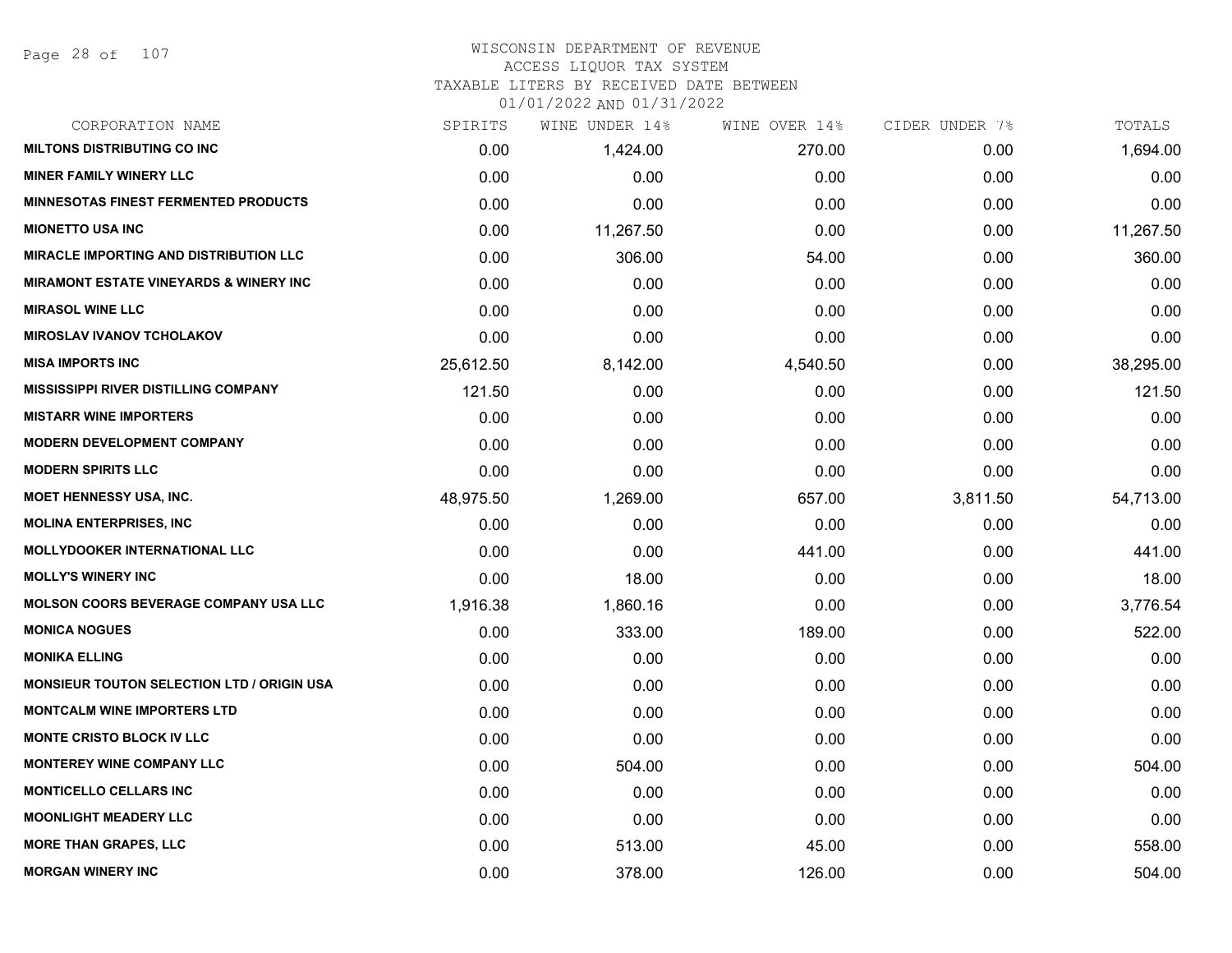# WISCONSIN DEPARTMENT OF REVENUE
## ACCESS LIQUOR TAX SYSTEM
### TAXABLE LITERS BY RECEIVED DATE BETWEEN 01/01/2022 AND 01/31/2022

| CORPORATION NAME | SPIRITS | WINE UNDER 14% | WINE OVER 14% | CIDER UNDER 7% | TOTALS |
|---|---|---|---|---|---|
| MILTONS DISTRIBUTING CO INC | 0.00 | 1,424.00 | 270.00 | 0.00 | 1,694.00 |
| MINER FAMILY WINERY LLC | 0.00 | 0.00 | 0.00 | 0.00 | 0.00 |
| MINNESOTAS FINEST FERMENTED PRODUCTS | 0.00 | 0.00 | 0.00 | 0.00 | 0.00 |
| MIONETTO USA INC | 0.00 | 11,267.50 | 0.00 | 0.00 | 11,267.50 |
| MIRACLE IMPORTING AND DISTRIBUTION LLC | 0.00 | 306.00 | 54.00 | 0.00 | 360.00 |
| MIRAMONT ESTATE VINEYARDS & WINERY INC | 0.00 | 0.00 | 0.00 | 0.00 | 0.00 |
| MIRASOL WINE LLC | 0.00 | 0.00 | 0.00 | 0.00 | 0.00 |
| MIROSLAV IVANOV TCHOLAKOV | 0.00 | 0.00 | 0.00 | 0.00 | 0.00 |
| MISA IMPORTS INC | 25,612.50 | 8,142.00 | 4,540.50 | 0.00 | 38,295.00 |
| MISSISSIPPI RIVER DISTILLING COMPANY | 121.50 | 0.00 | 0.00 | 0.00 | 121.50 |
| MISTARR WINE IMPORTERS | 0.00 | 0.00 | 0.00 | 0.00 | 0.00 |
| MODERN DEVELOPMENT COMPANY | 0.00 | 0.00 | 0.00 | 0.00 | 0.00 |
| MODERN SPIRITS LLC | 0.00 | 0.00 | 0.00 | 0.00 | 0.00 |
| MOET HENNESSY USA, INC. | 48,975.50 | 1,269.00 | 657.00 | 3,811.50 | 54,713.00 |
| MOLINA ENTERPRISES, INC | 0.00 | 0.00 | 0.00 | 0.00 | 0.00 |
| MOLLYDOOKER INTERNATIONAL LLC | 0.00 | 0.00 | 441.00 | 0.00 | 441.00 |
| MOLLY'S WINERY INC | 0.00 | 18.00 | 0.00 | 0.00 | 18.00 |
| MOLSON COORS BEVERAGE COMPANY USA LLC | 1,916.38 | 1,860.16 | 0.00 | 0.00 | 3,776.54 |
| MONICA NOGUES | 0.00 | 333.00 | 189.00 | 0.00 | 522.00 |
| MONIKA ELLING | 0.00 | 0.00 | 0.00 | 0.00 | 0.00 |
| MONSIEUR TOUTON SELECTION LTD / ORIGIN USA | 0.00 | 0.00 | 0.00 | 0.00 | 0.00 |
| MONTCALM WINE IMPORTERS LTD | 0.00 | 0.00 | 0.00 | 0.00 | 0.00 |
| MONTE CRISTO BLOCK IV LLC | 0.00 | 0.00 | 0.00 | 0.00 | 0.00 |
| MONTEREY WINE COMPANY LLC | 0.00 | 504.00 | 0.00 | 0.00 | 504.00 |
| MONTICELLO CELLARS INC | 0.00 | 0.00 | 0.00 | 0.00 | 0.00 |
| MOONLIGHT MEADERY LLC | 0.00 | 0.00 | 0.00 | 0.00 | 0.00 |
| MORE THAN GRAPES, LLC | 0.00 | 513.00 | 45.00 | 0.00 | 558.00 |
| MORGAN WINERY INC | 0.00 | 378.00 | 126.00 | 0.00 | 504.00 |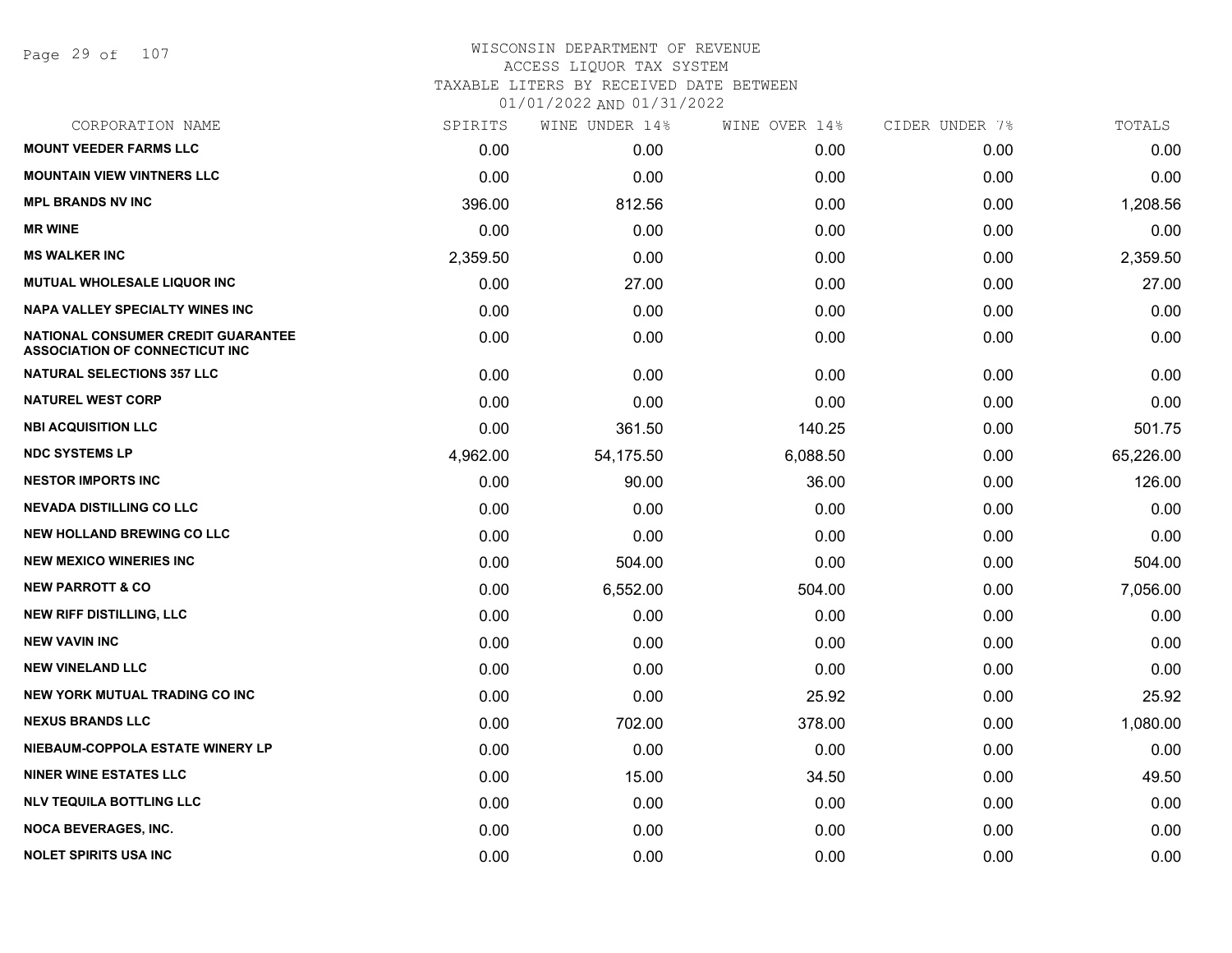# WISCONSIN DEPARTMENT OF REVENUE
## ACCESS LIQUOR TAX SYSTEM
### TAXABLE LITERS BY RECEIVED DATE BETWEEN 01/01/2022 AND 01/31/2022

| CORPORATION NAME | SPIRITS | WINE UNDER 14% | WINE OVER 14% | CIDER UNDER 7% | TOTALS |
|---|---|---|---|---|---|
| MOUNT VEEDER FARMS LLC | 0.00 | 0.00 | 0.00 | 0.00 | 0.00 |
| MOUNTAIN VIEW VINTNERS LLC | 0.00 | 0.00 | 0.00 | 0.00 | 0.00 |
| MPL BRANDS NV INC | 396.00 | 812.56 | 0.00 | 0.00 | 1,208.56 |
| MR WINE | 0.00 | 0.00 | 0.00 | 0.00 | 0.00 |
| MS WALKER INC | 2,359.50 | 0.00 | 0.00 | 0.00 | 2,359.50 |
| MUTUAL WHOLESALE LIQUOR INC | 0.00 | 27.00 | 0.00 | 0.00 | 27.00 |
| NAPA VALLEY SPECIALTY WINES INC | 0.00 | 0.00 | 0.00 | 0.00 | 0.00 |
| NATIONAL CONSUMER CREDIT GUARANTEE ASSOCIATION OF CONNECTICUT INC | 0.00 | 0.00 | 0.00 | 0.00 | 0.00 |
| NATURAL SELECTIONS 357 LLC | 0.00 | 0.00 | 0.00 | 0.00 | 0.00 |
| NATUREL WEST CORP | 0.00 | 0.00 | 0.00 | 0.00 | 0.00 |
| NBI ACQUISITION LLC | 0.00 | 361.50 | 140.25 | 0.00 | 501.75 |
| NDC SYSTEMS LP | 4,962.00 | 54,175.50 | 6,088.50 | 0.00 | 65,226.00 |
| NESTOR IMPORTS INC | 0.00 | 90.00 | 36.00 | 0.00 | 126.00 |
| NEVADA DISTILLING CO LLC | 0.00 | 0.00 | 0.00 | 0.00 | 0.00 |
| NEW HOLLAND BREWING CO LLC | 0.00 | 0.00 | 0.00 | 0.00 | 0.00 |
| NEW MEXICO WINERIES INC | 0.00 | 504.00 | 0.00 | 0.00 | 504.00 |
| NEW PARROTT & CO | 0.00 | 6,552.00 | 504.00 | 0.00 | 7,056.00 |
| NEW RIFF DISTILLING, LLC | 0.00 | 0.00 | 0.00 | 0.00 | 0.00 |
| NEW VAVIN INC | 0.00 | 0.00 | 0.00 | 0.00 | 0.00 |
| NEW VINELAND LLC | 0.00 | 0.00 | 0.00 | 0.00 | 0.00 |
| NEW YORK MUTUAL TRADING CO INC | 0.00 | 0.00 | 25.92 | 0.00 | 25.92 |
| NEXUS BRANDS LLC | 0.00 | 702.00 | 378.00 | 0.00 | 1,080.00 |
| NIEBAUM-COPPOLA ESTATE WINERY LP | 0.00 | 0.00 | 0.00 | 0.00 | 0.00 |
| NINER WINE ESTATES LLC | 0.00 | 15.00 | 34.50 | 0.00 | 49.50 |
| NLV TEQUILA BOTTLING LLC | 0.00 | 0.00 | 0.00 | 0.00 | 0.00 |
| NOCA BEVERAGES, INC. | 0.00 | 0.00 | 0.00 | 0.00 | 0.00 |
| NOLET SPIRITS USA INC | 0.00 | 0.00 | 0.00 | 0.00 | 0.00 |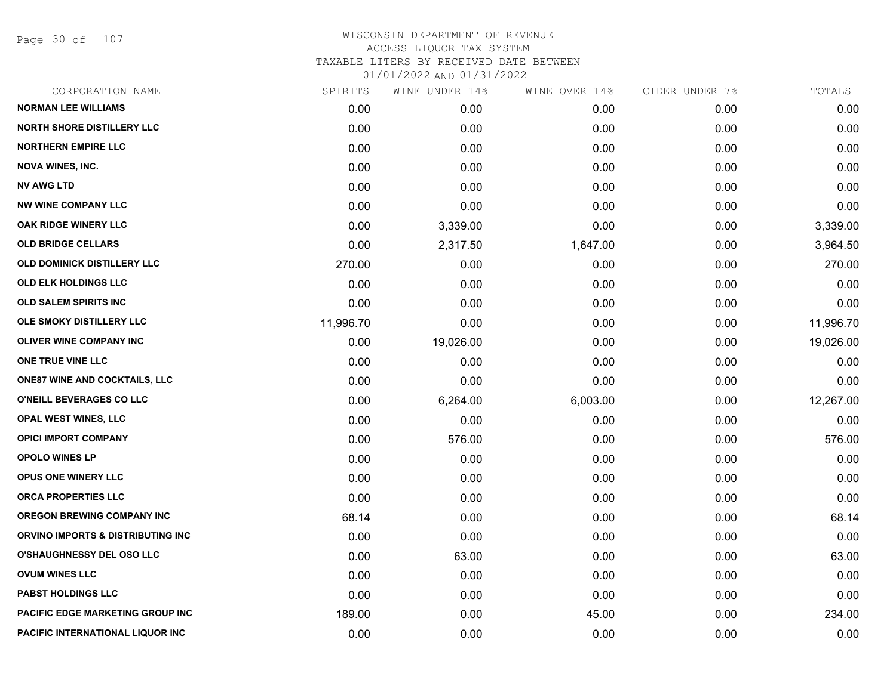WISCONSIN DEPARTMENT OF REVENUE
ACCESS LIQUOR TAX SYSTEM
TAXABLE LITERS BY RECEIVED DATE BETWEEN
01/01/2022 AND 01/31/2022

| CORPORATION NAME | SPIRITS | WINE UNDER 14% | WINE OVER 14% | CIDER UNDER 7% | TOTALS |
|---|---|---|---|---|---|
| NORMAN LEE WILLIAMS | 0.00 | 0.00 | 0.00 | 0.00 | 0.00 |
| NORTH SHORE DISTILLERY LLC | 0.00 | 0.00 | 0.00 | 0.00 | 0.00 |
| NORTHERN EMPIRE LLC | 0.00 | 0.00 | 0.00 | 0.00 | 0.00 |
| NOVA WINES, INC. | 0.00 | 0.00 | 0.00 | 0.00 | 0.00 |
| NV AWG LTD | 0.00 | 0.00 | 0.00 | 0.00 | 0.00 |
| NW WINE COMPANY LLC | 0.00 | 0.00 | 0.00 | 0.00 | 0.00 |
| OAK RIDGE WINERY LLC | 0.00 | 3,339.00 | 0.00 | 0.00 | 3,339.00 |
| OLD BRIDGE CELLARS | 0.00 | 2,317.50 | 1,647.00 | 0.00 | 3,964.50 |
| OLD DOMINICK DISTILLERY LLC | 270.00 | 0.00 | 0.00 | 0.00 | 270.00 |
| OLD ELK HOLDINGS LLC | 0.00 | 0.00 | 0.00 | 0.00 | 0.00 |
| OLD SALEM SPIRITS INC | 0.00 | 0.00 | 0.00 | 0.00 | 0.00 |
| OLE SMOKY DISTILLERY LLC | 11,996.70 | 0.00 | 0.00 | 0.00 | 11,996.70 |
| OLIVER WINE COMPANY INC | 0.00 | 19,026.00 | 0.00 | 0.00 | 19,026.00 |
| ONE TRUE VINE LLC | 0.00 | 0.00 | 0.00 | 0.00 | 0.00 |
| ONE87 WINE AND COCKTAILS, LLC | 0.00 | 0.00 | 0.00 | 0.00 | 0.00 |
| O'NEILL BEVERAGES CO LLC | 0.00 | 6,264.00 | 6,003.00 | 0.00 | 12,267.00 |
| OPAL WEST WINES, LLC | 0.00 | 0.00 | 0.00 | 0.00 | 0.00 |
| OPICI IMPORT COMPANY | 0.00 | 576.00 | 0.00 | 0.00 | 576.00 |
| OPOLO WINES LP | 0.00 | 0.00 | 0.00 | 0.00 | 0.00 |
| OPUS ONE WINERY LLC | 0.00 | 0.00 | 0.00 | 0.00 | 0.00 |
| ORCA PROPERTIES LLC | 0.00 | 0.00 | 0.00 | 0.00 | 0.00 |
| OREGON BREWING COMPANY INC | 68.14 | 0.00 | 0.00 | 0.00 | 68.14 |
| ORVINO IMPORTS & DISTRIBUTING INC | 0.00 | 0.00 | 0.00 | 0.00 | 0.00 |
| O'SHAUGHNESSY DEL OSO LLC | 0.00 | 63.00 | 0.00 | 0.00 | 63.00 |
| OVUM WINES LLC | 0.00 | 0.00 | 0.00 | 0.00 | 0.00 |
| PABST HOLDINGS LLC | 0.00 | 0.00 | 0.00 | 0.00 | 0.00 |
| PACIFIC EDGE MARKETING GROUP INC | 189.00 | 0.00 | 45.00 | 0.00 | 234.00 |
| PACIFIC INTERNATIONAL LIQUOR INC | 0.00 | 0.00 | 0.00 | 0.00 | 0.00 |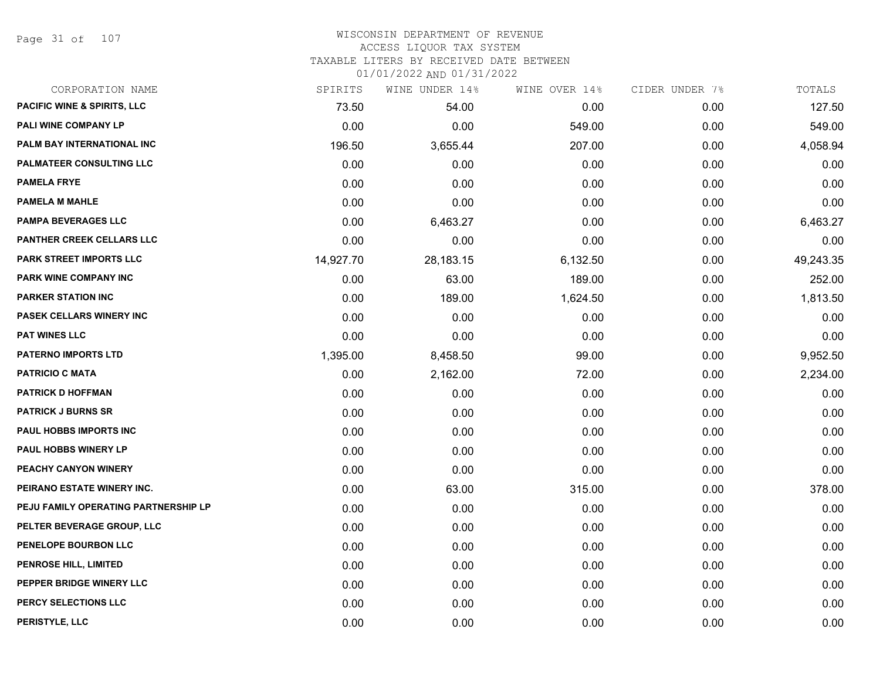# WISCONSIN DEPARTMENT OF REVENUE
## ACCESS LIQUOR TAX SYSTEM
### TAXABLE LITERS BY RECEIVED DATE BETWEEN 01/01/2022 AND 01/31/2022

| CORPORATION NAME | SPIRITS | WINE UNDER 14% | WINE OVER 14% | CIDER UNDER 7% | TOTALS |
|---|---|---|---|---|---|
| PACIFIC WINE & SPIRITS, LLC | 73.50 | 54.00 | 0.00 | 0.00 | 127.50 |
| PALI WINE COMPANY LP | 0.00 | 0.00 | 549.00 | 0.00 | 549.00 |
| PALM BAY INTERNATIONAL INC | 196.50 | 3,655.44 | 207.00 | 0.00 | 4,058.94 |
| PALMATEER CONSULTING LLC | 0.00 | 0.00 | 0.00 | 0.00 | 0.00 |
| PAMELA FRYE | 0.00 | 0.00 | 0.00 | 0.00 | 0.00 |
| PAMELA M MAHLE | 0.00 | 0.00 | 0.00 | 0.00 | 0.00 |
| PAMPA BEVERAGES LLC | 0.00 | 6,463.27 | 0.00 | 0.00 | 6,463.27 |
| PANTHER CREEK CELLARS LLC | 0.00 | 0.00 | 0.00 | 0.00 | 0.00 |
| PARK STREET IMPORTS LLC | 14,927.70 | 28,183.15 | 6,132.50 | 0.00 | 49,243.35 |
| PARK WINE COMPANY INC | 0.00 | 63.00 | 189.00 | 0.00 | 252.00 |
| PARKER STATION INC | 0.00 | 189.00 | 1,624.50 | 0.00 | 1,813.50 |
| PASEK CELLARS WINERY INC | 0.00 | 0.00 | 0.00 | 0.00 | 0.00 |
| PAT WINES LLC | 0.00 | 0.00 | 0.00 | 0.00 | 0.00 |
| PATERNO IMPORTS LTD | 1,395.00 | 8,458.50 | 99.00 | 0.00 | 9,952.50 |
| PATRICIO C MATA | 0.00 | 2,162.00 | 72.00 | 0.00 | 2,234.00 |
| PATRICK D HOFFMAN | 0.00 | 0.00 | 0.00 | 0.00 | 0.00 |
| PATRICK J BURNS SR | 0.00 | 0.00 | 0.00 | 0.00 | 0.00 |
| PAUL HOBBS IMPORTS INC | 0.00 | 0.00 | 0.00 | 0.00 | 0.00 |
| PAUL HOBBS WINERY LP | 0.00 | 0.00 | 0.00 | 0.00 | 0.00 |
| PEACHY CANYON WINERY | 0.00 | 0.00 | 0.00 | 0.00 | 0.00 |
| PEIRANO ESTATE WINERY INC. | 0.00 | 63.00 | 315.00 | 0.00 | 378.00 |
| PEJU FAMILY OPERATING PARTNERSHIP LP | 0.00 | 0.00 | 0.00 | 0.00 | 0.00 |
| PELTER BEVERAGE GROUP, LLC | 0.00 | 0.00 | 0.00 | 0.00 | 0.00 |
| PENELOPE BOURBON LLC | 0.00 | 0.00 | 0.00 | 0.00 | 0.00 |
| PENROSE HILL, LIMITED | 0.00 | 0.00 | 0.00 | 0.00 | 0.00 |
| PEPPER BRIDGE WINERY LLC | 0.00 | 0.00 | 0.00 | 0.00 | 0.00 |
| PERCY SELECTIONS LLC | 0.00 | 0.00 | 0.00 | 0.00 | 0.00 |
| PERISTYLE, LLC | 0.00 | 0.00 | 0.00 | 0.00 | 0.00 |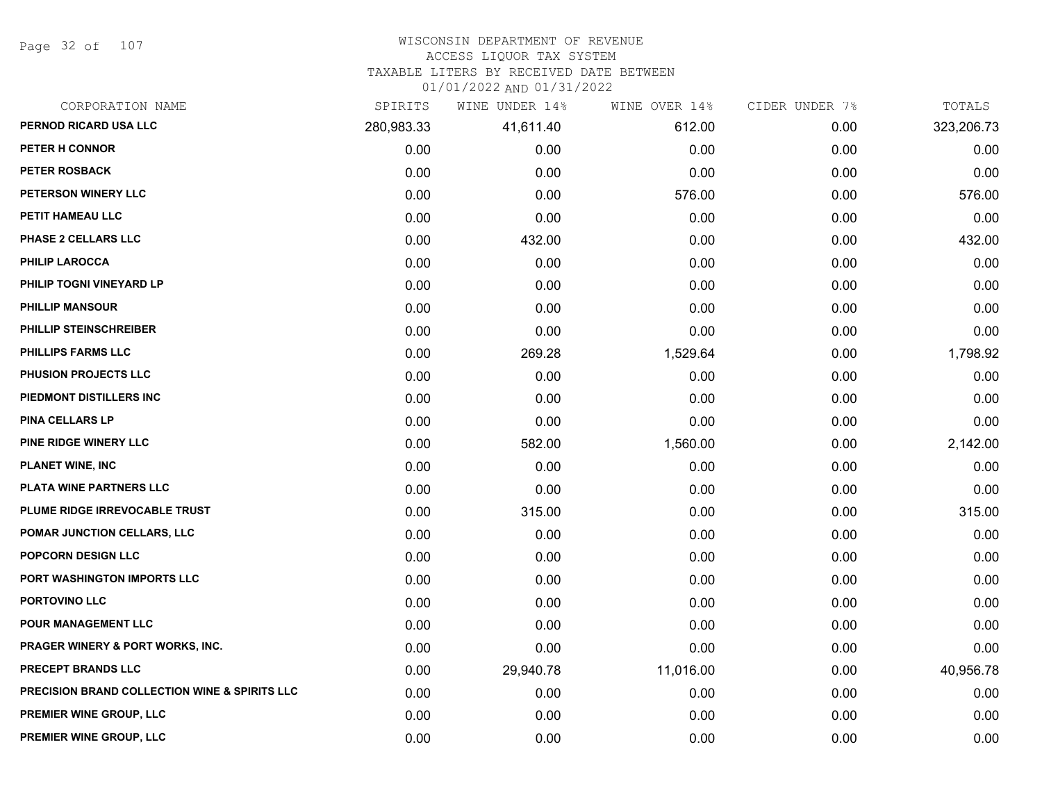WISCONSIN DEPARTMENT OF REVENUE
ACCESS LIQUOR TAX SYSTEM
TAXABLE LITERS BY RECEIVED DATE BETWEEN
01/01/2022 AND 01/31/2022

| CORPORATION NAME | SPIRITS | WINE UNDER 14% | WINE OVER 14% | CIDER UNDER 7% | TOTALS |
|---|---|---|---|---|---|
| PERNOD RICARD USA LLC | 280,983.33 | 41,611.40 | 612.00 | 0.00 | 323,206.73 |
| PETER H CONNOR | 0.00 | 0.00 | 0.00 | 0.00 | 0.00 |
| PETER ROSBACK | 0.00 | 0.00 | 0.00 | 0.00 | 0.00 |
| PETERSON WINERY LLC | 0.00 | 0.00 | 576.00 | 0.00 | 576.00 |
| PETIT HAMEAU LLC | 0.00 | 0.00 | 0.00 | 0.00 | 0.00 |
| PHASE 2 CELLARS LLC | 0.00 | 432.00 | 0.00 | 0.00 | 432.00 |
| PHILIP LAROCCA | 0.00 | 0.00 | 0.00 | 0.00 | 0.00 |
| PHILIP TOGNI VINEYARD LP | 0.00 | 0.00 | 0.00 | 0.00 | 0.00 |
| PHILLIP MANSOUR | 0.00 | 0.00 | 0.00 | 0.00 | 0.00 |
| PHILLIP STEINSCHREIBER | 0.00 | 0.00 | 0.00 | 0.00 | 0.00 |
| PHILLIPS FARMS LLC | 0.00 | 269.28 | 1,529.64 | 0.00 | 1,798.92 |
| PHUSION PROJECTS LLC | 0.00 | 0.00 | 0.00 | 0.00 | 0.00 |
| PIEDMONT DISTILLERS INC | 0.00 | 0.00 | 0.00 | 0.00 | 0.00 |
| PINA CELLARS LP | 0.00 | 0.00 | 0.00 | 0.00 | 0.00 |
| PINE RIDGE WINERY LLC | 0.00 | 582.00 | 1,560.00 | 0.00 | 2,142.00 |
| PLANET WINE, INC | 0.00 | 0.00 | 0.00 | 0.00 | 0.00 |
| PLATA WINE PARTNERS LLC | 0.00 | 0.00 | 0.00 | 0.00 | 0.00 |
| PLUME RIDGE IRREVOCABLE TRUST | 0.00 | 315.00 | 0.00 | 0.00 | 315.00 |
| POMAR JUNCTION CELLARS, LLC | 0.00 | 0.00 | 0.00 | 0.00 | 0.00 |
| POPCORN DESIGN LLC | 0.00 | 0.00 | 0.00 | 0.00 | 0.00 |
| PORT WASHINGTON IMPORTS LLC | 0.00 | 0.00 | 0.00 | 0.00 | 0.00 |
| PORTOVINO LLC | 0.00 | 0.00 | 0.00 | 0.00 | 0.00 |
| POUR MANAGEMENT LLC | 0.00 | 0.00 | 0.00 | 0.00 | 0.00 |
| PRAGER WINERY & PORT WORKS, INC. | 0.00 | 0.00 | 0.00 | 0.00 | 0.00 |
| PRECEPT BRANDS LLC | 0.00 | 29,940.78 | 11,016.00 | 0.00 | 40,956.78 |
| PRECISION BRAND COLLECTION WINE & SPIRITS LLC | 0.00 | 0.00 | 0.00 | 0.00 | 0.00 |
| PREMIER WINE GROUP, LLC | 0.00 | 0.00 | 0.00 | 0.00 | 0.00 |
| PREMIER WINE GROUP, LLC | 0.00 | 0.00 | 0.00 | 0.00 | 0.00 |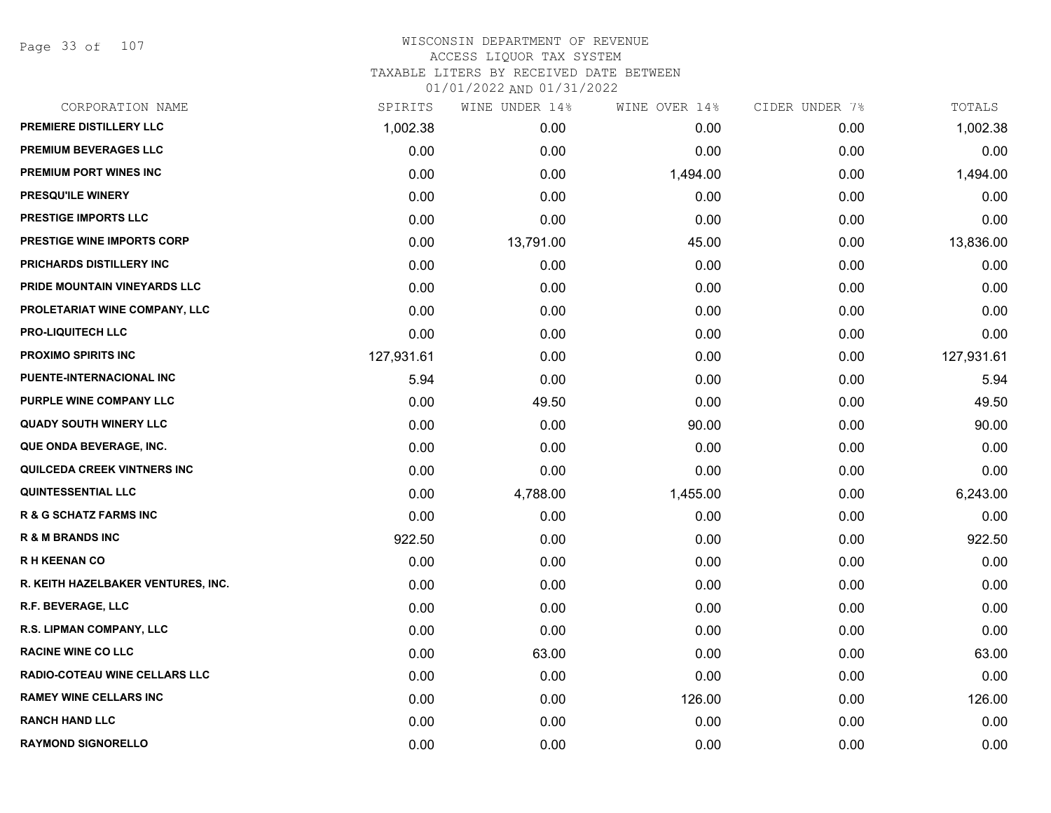WISCONSIN DEPARTMENT OF REVENUE
ACCESS LIQUOR TAX SYSTEM
TAXABLE LITERS BY RECEIVED DATE BETWEEN
01/01/2022 AND 01/31/2022

| CORPORATION NAME | SPIRITS | WINE UNDER 14% | WINE OVER 14% | CIDER UNDER 7% | TOTALS |
|---|---|---|---|---|---|
| PREMIERE DISTILLERY LLC | 1,002.38 | 0.00 | 0.00 | 0.00 | 1,002.38 |
| PREMIUM BEVERAGES LLC | 0.00 | 0.00 | 0.00 | 0.00 | 0.00 |
| PREMIUM PORT WINES INC | 0.00 | 0.00 | 1,494.00 | 0.00 | 1,494.00 |
| PRESQU'ILE WINERY | 0.00 | 0.00 | 0.00 | 0.00 | 0.00 |
| PRESTIGE IMPORTS LLC | 0.00 | 0.00 | 0.00 | 0.00 | 0.00 |
| PRESTIGE WINE IMPORTS CORP | 0.00 | 13,791.00 | 45.00 | 0.00 | 13,836.00 |
| PRICHARDS DISTILLERY INC | 0.00 | 0.00 | 0.00 | 0.00 | 0.00 |
| PRIDE MOUNTAIN VINEYARDS LLC | 0.00 | 0.00 | 0.00 | 0.00 | 0.00 |
| PROLETARIAT WINE COMPANY, LLC | 0.00 | 0.00 | 0.00 | 0.00 | 0.00 |
| PRO-LIQUITECH LLC | 0.00 | 0.00 | 0.00 | 0.00 | 0.00 |
| PROXIMO SPIRITS INC | 127,931.61 | 0.00 | 0.00 | 0.00 | 127,931.61 |
| PUENTE-INTERNACIONAL INC | 5.94 | 0.00 | 0.00 | 0.00 | 5.94 |
| PURPLE WINE COMPANY LLC | 0.00 | 49.50 | 0.00 | 0.00 | 49.50 |
| QUADY SOUTH WINERY LLC | 0.00 | 0.00 | 90.00 | 0.00 | 90.00 |
| QUE ONDA BEVERAGE, INC. | 0.00 | 0.00 | 0.00 | 0.00 | 0.00 |
| QUILCEDA CREEK VINTNERS INC | 0.00 | 0.00 | 0.00 | 0.00 | 0.00 |
| QUINTESSENTIAL LLC | 0.00 | 4,788.00 | 1,455.00 | 0.00 | 6,243.00 |
| R & G SCHATZ FARMS INC | 0.00 | 0.00 | 0.00 | 0.00 | 0.00 |
| R & M BRANDS INC | 922.50 | 0.00 | 0.00 | 0.00 | 922.50 |
| R H KEENAN CO | 0.00 | 0.00 | 0.00 | 0.00 | 0.00 |
| R. KEITH HAZELBAKER VENTURES, INC. | 0.00 | 0.00 | 0.00 | 0.00 | 0.00 |
| R.F. BEVERAGE, LLC | 0.00 | 0.00 | 0.00 | 0.00 | 0.00 |
| R.S. LIPMAN COMPANY, LLC | 0.00 | 0.00 | 0.00 | 0.00 | 0.00 |
| RACINE WINE CO LLC | 0.00 | 63.00 | 0.00 | 0.00 | 63.00 |
| RADIO-COTEAU WINE CELLARS LLC | 0.00 | 0.00 | 0.00 | 0.00 | 0.00 |
| RAMEY WINE CELLARS INC | 0.00 | 0.00 | 126.00 | 0.00 | 126.00 |
| RANCH HAND LLC | 0.00 | 0.00 | 0.00 | 0.00 | 0.00 |
| RAYMOND SIGNORELLO | 0.00 | 0.00 | 0.00 | 0.00 | 0.00 |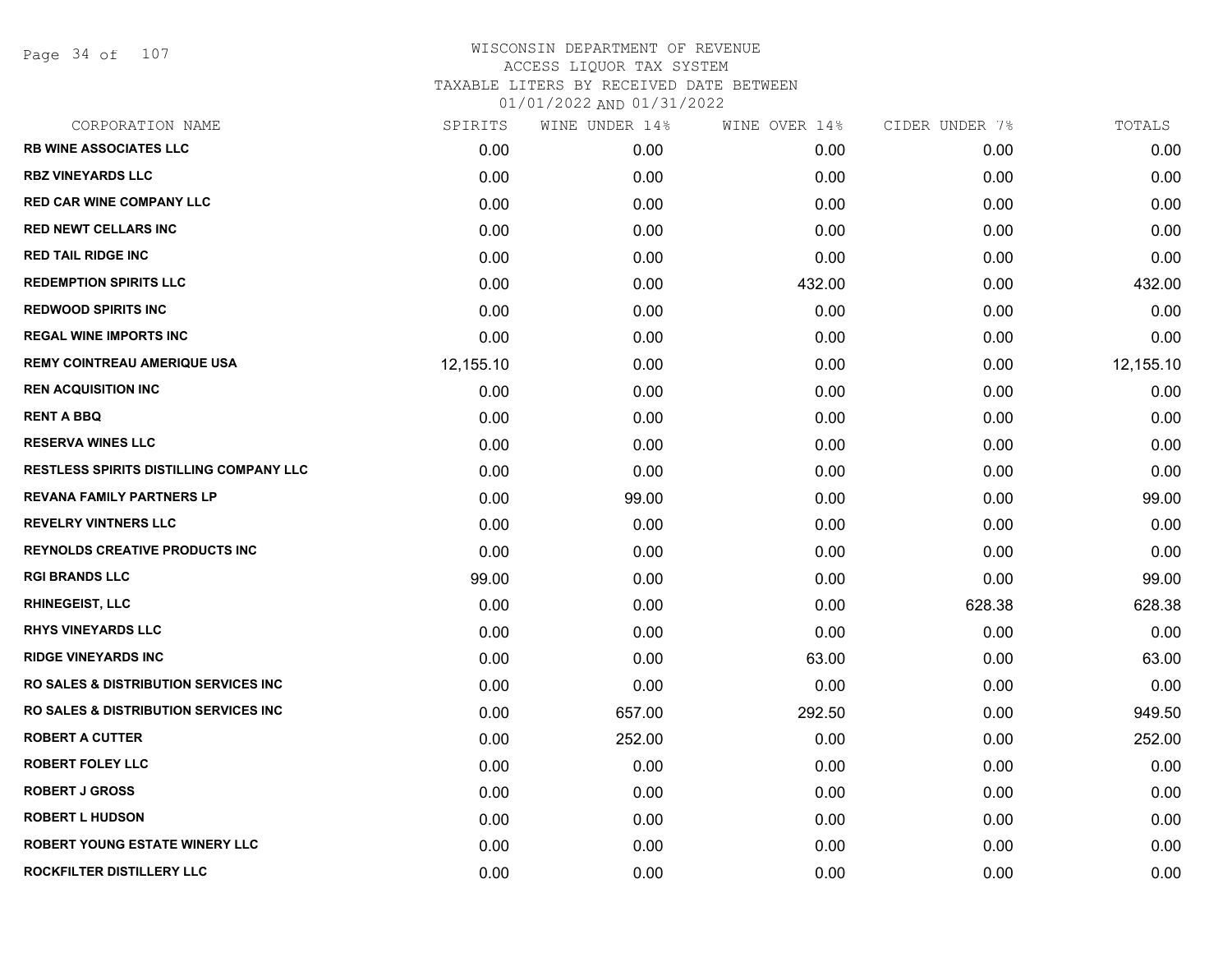WISCONSIN DEPARTMENT OF REVENUE
ACCESS LIQUOR TAX SYSTEM
TAXABLE LITERS BY RECEIVED DATE BETWEEN
01/01/2022 AND 01/31/2022

| CORPORATION NAME | SPIRITS | WINE UNDER 14% | WINE OVER 14% | CIDER UNDER 7% | TOTALS |
|---|---|---|---|---|---|
| RB WINE ASSOCIATES LLC | 0.00 | 0.00 | 0.00 | 0.00 | 0.00 |
| RBZ VINEYARDS LLC | 0.00 | 0.00 | 0.00 | 0.00 | 0.00 |
| RED CAR WINE COMPANY LLC | 0.00 | 0.00 | 0.00 | 0.00 | 0.00 |
| RED NEWT CELLARS INC | 0.00 | 0.00 | 0.00 | 0.00 | 0.00 |
| RED TAIL RIDGE INC | 0.00 | 0.00 | 0.00 | 0.00 | 0.00 |
| REDEMPTION SPIRITS LLC | 0.00 | 0.00 | 432.00 | 0.00 | 432.00 |
| REDWOOD SPIRITS INC | 0.00 | 0.00 | 0.00 | 0.00 | 0.00 |
| REGAL WINE IMPORTS INC | 0.00 | 0.00 | 0.00 | 0.00 | 0.00 |
| REMY COINTREAU AMERIQUE USA | 12,155.10 | 0.00 | 0.00 | 0.00 | 12,155.10 |
| REN ACQUISITION INC | 0.00 | 0.00 | 0.00 | 0.00 | 0.00 |
| RENT A BBQ | 0.00 | 0.00 | 0.00 | 0.00 | 0.00 |
| RESERVA WINES LLC | 0.00 | 0.00 | 0.00 | 0.00 | 0.00 |
| RESTLESS SPIRITS DISTILLING COMPANY LLC | 0.00 | 0.00 | 0.00 | 0.00 | 0.00 |
| REVANA FAMILY PARTNERS LP | 0.00 | 99.00 | 0.00 | 0.00 | 99.00 |
| REVELRY VINTNERS LLC | 0.00 | 0.00 | 0.00 | 0.00 | 0.00 |
| REYNOLDS CREATIVE PRODUCTS INC | 0.00 | 0.00 | 0.00 | 0.00 | 0.00 |
| RGI BRANDS LLC | 99.00 | 0.00 | 0.00 | 0.00 | 99.00 |
| RHINEGEIST, LLC | 0.00 | 0.00 | 0.00 | 628.38 | 628.38 |
| RHYS VINEYARDS LLC | 0.00 | 0.00 | 0.00 | 0.00 | 0.00 |
| RIDGE VINEYARDS INC | 0.00 | 0.00 | 63.00 | 0.00 | 63.00 |
| RO SALES & DISTRIBUTION SERVICES INC | 0.00 | 0.00 | 0.00 | 0.00 | 0.00 |
| RO SALES & DISTRIBUTION SERVICES INC | 0.00 | 657.00 | 292.50 | 0.00 | 949.50 |
| ROBERT A CUTTER | 0.00 | 252.00 | 0.00 | 0.00 | 252.00 |
| ROBERT FOLEY LLC | 0.00 | 0.00 | 0.00 | 0.00 | 0.00 |
| ROBERT J GROSS | 0.00 | 0.00 | 0.00 | 0.00 | 0.00 |
| ROBERT L HUDSON | 0.00 | 0.00 | 0.00 | 0.00 | 0.00 |
| ROBERT YOUNG ESTATE WINERY LLC | 0.00 | 0.00 | 0.00 | 0.00 | 0.00 |
| ROCKFILTER DISTILLERY LLC | 0.00 | 0.00 | 0.00 | 0.00 | 0.00 |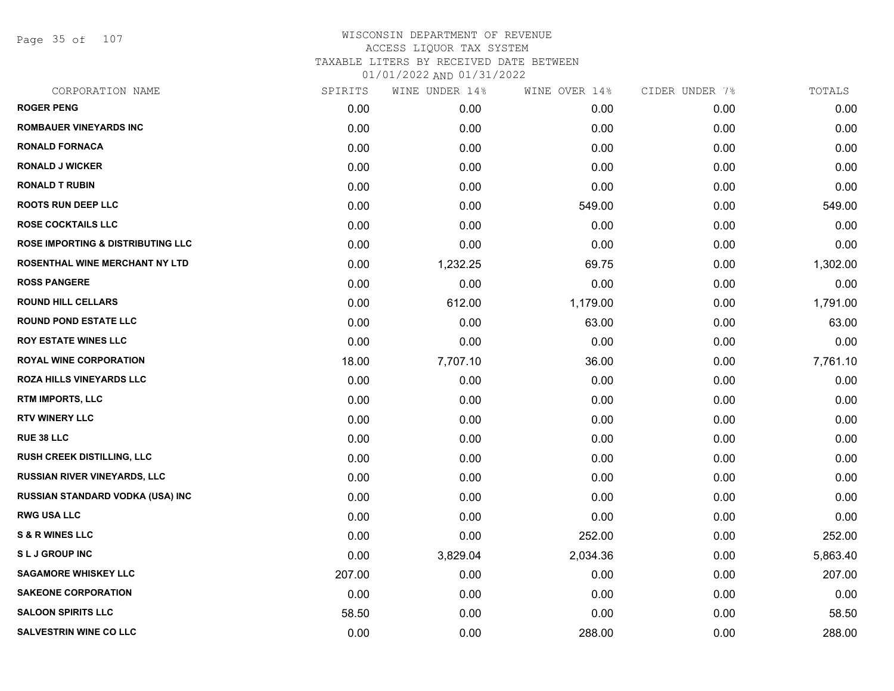WISCONSIN DEPARTMENT OF REVENUE
ACCESS LIQUOR TAX SYSTEM
TAXABLE LITERS BY RECEIVED DATE BETWEEN
01/01/2022 AND 01/31/2022

| CORPORATION NAME | SPIRITS | WINE UNDER 14% | WINE OVER 14% | CIDER UNDER 7% | TOTALS |
|---|---|---|---|---|---|
| ROGER PENG | 0.00 | 0.00 | 0.00 | 0.00 | 0.00 |
| ROMBAUER VINEYARDS INC | 0.00 | 0.00 | 0.00 | 0.00 | 0.00 |
| RONALD FORNACA | 0.00 | 0.00 | 0.00 | 0.00 | 0.00 |
| RONALD J WICKER | 0.00 | 0.00 | 0.00 | 0.00 | 0.00 |
| RONALD T RUBIN | 0.00 | 0.00 | 0.00 | 0.00 | 0.00 |
| ROOTS RUN DEEP LLC | 0.00 | 0.00 | 549.00 | 0.00 | 549.00 |
| ROSE COCKTAILS LLC | 0.00 | 0.00 | 0.00 | 0.00 | 0.00 |
| ROSE IMPORTING & DISTRIBUTING LLC | 0.00 | 0.00 | 0.00 | 0.00 | 0.00 |
| ROSENTHAL WINE MERCHANT NY LTD | 0.00 | 1,232.25 | 69.75 | 0.00 | 1,302.00 |
| ROSS PANGERE | 0.00 | 0.00 | 0.00 | 0.00 | 0.00 |
| ROUND HILL CELLARS | 0.00 | 612.00 | 1,179.00 | 0.00 | 1,791.00 |
| ROUND POND ESTATE LLC | 0.00 | 0.00 | 63.00 | 0.00 | 63.00 |
| ROY ESTATE WINES LLC | 0.00 | 0.00 | 0.00 | 0.00 | 0.00 |
| ROYAL WINE CORPORATION | 18.00 | 7,707.10 | 36.00 | 0.00 | 7,761.10 |
| ROZA HILLS VINEYARDS LLC | 0.00 | 0.00 | 0.00 | 0.00 | 0.00 |
| RTM IMPORTS, LLC | 0.00 | 0.00 | 0.00 | 0.00 | 0.00 |
| RTV WINERY LLC | 0.00 | 0.00 | 0.00 | 0.00 | 0.00 |
| RUE 38 LLC | 0.00 | 0.00 | 0.00 | 0.00 | 0.00 |
| RUSH CREEK DISTILLING, LLC | 0.00 | 0.00 | 0.00 | 0.00 | 0.00 |
| RUSSIAN RIVER VINEYARDS, LLC | 0.00 | 0.00 | 0.00 | 0.00 | 0.00 |
| RUSSIAN STANDARD VODKA (USA) INC | 0.00 | 0.00 | 0.00 | 0.00 | 0.00 |
| RWG USA LLC | 0.00 | 0.00 | 0.00 | 0.00 | 0.00 |
| S & R WINES LLC | 0.00 | 0.00 | 252.00 | 0.00 | 252.00 |
| S L J GROUP INC | 0.00 | 3,829.04 | 2,034.36 | 0.00 | 5,863.40 |
| SAGAMORE WHISKEY LLC | 207.00 | 0.00 | 0.00 | 0.00 | 207.00 |
| SAKEONE CORPORATION | 0.00 | 0.00 | 0.00 | 0.00 | 0.00 |
| SALOON SPIRITS LLC | 58.50 | 0.00 | 0.00 | 0.00 | 58.50 |
| SALVESTRIN WINE CO LLC | 0.00 | 0.00 | 288.00 | 0.00 | 288.00 |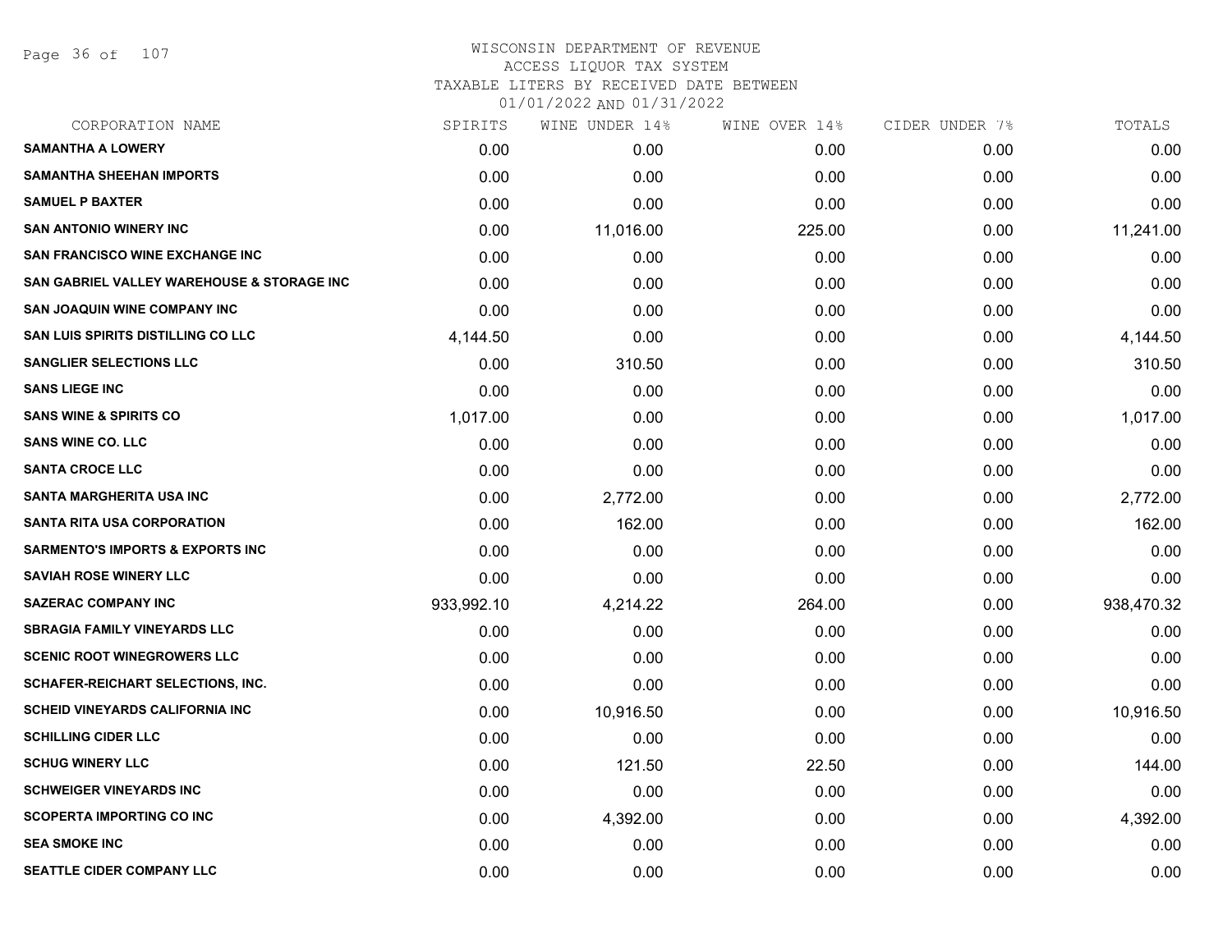# WISCONSIN DEPARTMENT OF REVENUE
ACCESS LIQUOR TAX SYSTEM
TAXABLE LITERS BY RECEIVED DATE BETWEEN
01/01/2022 AND 01/31/2022

| CORPORATION NAME | SPIRITS | WINE UNDER 14% | WINE OVER 14% | CIDER UNDER 7% | TOTALS |
|---|---|---|---|---|---|
| SAMANTHA A LOWERY | 0.00 | 0.00 | 0.00 | 0.00 | 0.00 |
| SAMANTHA SHEEHAN IMPORTS | 0.00 | 0.00 | 0.00 | 0.00 | 0.00 |
| SAMUEL P BAXTER | 0.00 | 0.00 | 0.00 | 0.00 | 0.00 |
| SAN ANTONIO WINERY INC | 0.00 | 11,016.00 | 225.00 | 0.00 | 11,241.00 |
| SAN FRANCISCO WINE EXCHANGE INC | 0.00 | 0.00 | 0.00 | 0.00 | 0.00 |
| SAN GABRIEL VALLEY WAREHOUSE & STORAGE INC | 0.00 | 0.00 | 0.00 | 0.00 | 0.00 |
| SAN JOAQUIN WINE COMPANY INC | 0.00 | 0.00 | 0.00 | 0.00 | 0.00 |
| SAN LUIS SPIRITS DISTILLING CO LLC | 4,144.50 | 0.00 | 0.00 | 0.00 | 4,144.50 |
| SANGLIER SELECTIONS LLC | 0.00 | 310.50 | 0.00 | 0.00 | 310.50 |
| SANS LIEGE INC | 0.00 | 0.00 | 0.00 | 0.00 | 0.00 |
| SANS WINE & SPIRITS CO | 1,017.00 | 0.00 | 0.00 | 0.00 | 1,017.00 |
| SANS WINE CO. LLC | 0.00 | 0.00 | 0.00 | 0.00 | 0.00 |
| SANTA CROCE LLC | 0.00 | 0.00 | 0.00 | 0.00 | 0.00 |
| SANTA MARGHERITA USA INC | 0.00 | 2,772.00 | 0.00 | 0.00 | 2,772.00 |
| SANTA RITA USA CORPORATION | 0.00 | 162.00 | 0.00 | 0.00 | 162.00 |
| SARMENTO'S IMPORTS & EXPORTS INC | 0.00 | 0.00 | 0.00 | 0.00 | 0.00 |
| SAVIAH ROSE WINERY LLC | 0.00 | 0.00 | 0.00 | 0.00 | 0.00 |
| SAZERAC COMPANY INC | 933,992.10 | 4,214.22 | 264.00 | 0.00 | 938,470.32 |
| SBRAGIA FAMILY VINEYARDS LLC | 0.00 | 0.00 | 0.00 | 0.00 | 0.00 |
| SCENIC ROOT WINEGROWERS LLC | 0.00 | 0.00 | 0.00 | 0.00 | 0.00 |
| SCHAFER-REICHART SELECTIONS, INC. | 0.00 | 0.00 | 0.00 | 0.00 | 0.00 |
| SCHEID VINEYARDS CALIFORNIA INC | 0.00 | 10,916.50 | 0.00 | 0.00 | 10,916.50 |
| SCHILLING CIDER LLC | 0.00 | 0.00 | 0.00 | 0.00 | 0.00 |
| SCHUG WINERY LLC | 0.00 | 121.50 | 22.50 | 0.00 | 144.00 |
| SCHWEIGER VINEYARDS INC | 0.00 | 0.00 | 0.00 | 0.00 | 0.00 |
| SCOPERTA IMPORTING CO INC | 0.00 | 4,392.00 | 0.00 | 0.00 | 4,392.00 |
| SEA SMOKE INC | 0.00 | 0.00 | 0.00 | 0.00 | 0.00 |
| SEATTLE CIDER COMPANY LLC | 0.00 | 0.00 | 0.00 | 0.00 | 0.00 |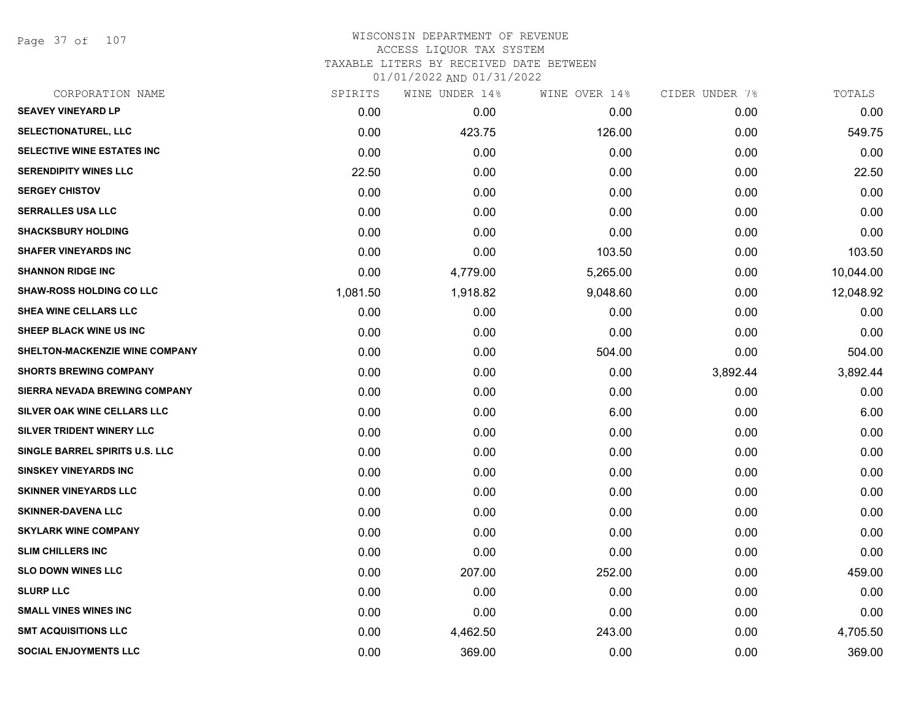WISCONSIN DEPARTMENT OF REVENUE
ACCESS LIQUOR TAX SYSTEM
TAXABLE LITERS BY RECEIVED DATE BETWEEN
01/01/2022 AND 01/31/2022

| CORPORATION NAME | SPIRITS | WINE UNDER 14% | WINE OVER 14% | CIDER UNDER 7% | TOTALS |
|---|---|---|---|---|---|
| SEAVEY VINEYARD LP | 0.00 | 0.00 | 0.00 | 0.00 | 0.00 |
| SELECTIONATUREL, LLC | 0.00 | 423.75 | 126.00 | 0.00 | 549.75 |
| SELECTIVE WINE ESTATES INC | 0.00 | 0.00 | 0.00 | 0.00 | 0.00 |
| SERENDIPITY WINES LLC | 22.50 | 0.00 | 0.00 | 0.00 | 22.50 |
| SERGEY CHISTOV | 0.00 | 0.00 | 0.00 | 0.00 | 0.00 |
| SERRALLES USA LLC | 0.00 | 0.00 | 0.00 | 0.00 | 0.00 |
| SHACKSBURY HOLDING | 0.00 | 0.00 | 0.00 | 0.00 | 0.00 |
| SHAFER VINEYARDS INC | 0.00 | 0.00 | 103.50 | 0.00 | 103.50 |
| SHANNON RIDGE INC | 0.00 | 4,779.00 | 5,265.00 | 0.00 | 10,044.00 |
| SHAW-ROSS HOLDING CO LLC | 1,081.50 | 1,918.82 | 9,048.60 | 0.00 | 12,048.92 |
| SHEA WINE CELLARS LLC | 0.00 | 0.00 | 0.00 | 0.00 | 0.00 |
| SHEEP BLACK WINE US INC | 0.00 | 0.00 | 0.00 | 0.00 | 0.00 |
| SHELTON-MACKENZIE WINE COMPANY | 0.00 | 0.00 | 504.00 | 0.00 | 504.00 |
| SHORTS BREWING COMPANY | 0.00 | 0.00 | 0.00 | 3,892.44 | 3,892.44 |
| SIERRA NEVADA BREWING COMPANY | 0.00 | 0.00 | 0.00 | 0.00 | 0.00 |
| SILVER OAK WINE CELLARS LLC | 0.00 | 0.00 | 6.00 | 0.00 | 6.00 |
| SILVER TRIDENT WINERY LLC | 0.00 | 0.00 | 0.00 | 0.00 | 0.00 |
| SINGLE BARREL SPIRITS U.S. LLC | 0.00 | 0.00 | 0.00 | 0.00 | 0.00 |
| SINSKEY VINEYARDS INC | 0.00 | 0.00 | 0.00 | 0.00 | 0.00 |
| SKINNER VINEYARDS LLC | 0.00 | 0.00 | 0.00 | 0.00 | 0.00 |
| SKINNER-DAVENA LLC | 0.00 | 0.00 | 0.00 | 0.00 | 0.00 |
| SKYLARK WINE COMPANY | 0.00 | 0.00 | 0.00 | 0.00 | 0.00 |
| SLIM CHILLERS INC | 0.00 | 0.00 | 0.00 | 0.00 | 0.00 |
| SLO DOWN WINES LLC | 0.00 | 207.00 | 252.00 | 0.00 | 459.00 |
| SLURP LLC | 0.00 | 0.00 | 0.00 | 0.00 | 0.00 |
| SMALL VINES WINES INC | 0.00 | 0.00 | 0.00 | 0.00 | 0.00 |
| SMT ACQUISITIONS LLC | 0.00 | 4,462.50 | 243.00 | 0.00 | 4,705.50 |
| SOCIAL ENJOYMENTS LLC | 0.00 | 369.00 | 0.00 | 0.00 | 369.00 |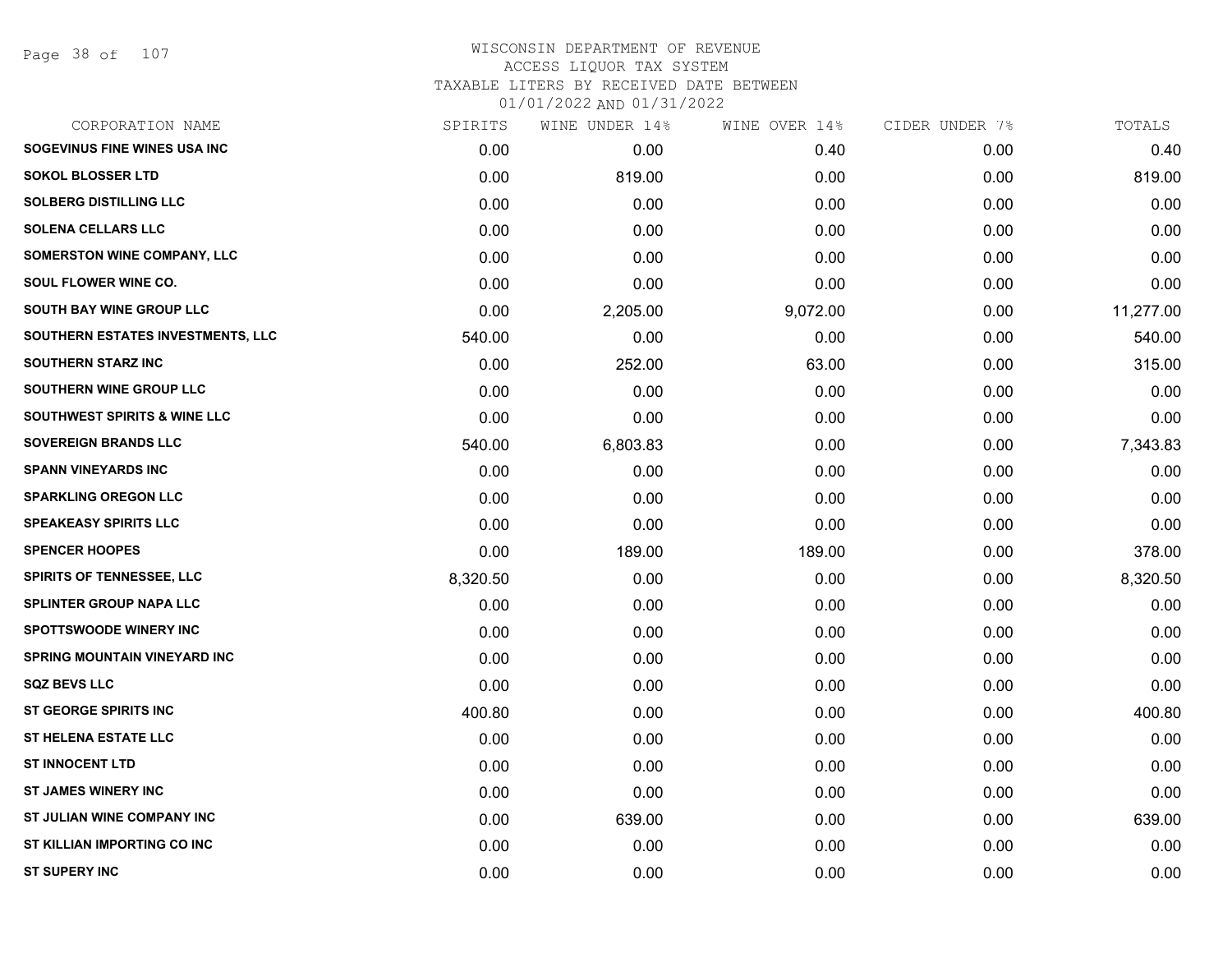# WISCONSIN DEPARTMENT OF REVENUE
## ACCESS LIQUOR TAX SYSTEM
### TAXABLE LITERS BY RECEIVED DATE BETWEEN 01/01/2022 AND 01/31/2022

| CORPORATION NAME | SPIRITS | WINE UNDER 14% | WINE OVER 14% | CIDER UNDER 7% | TOTALS |
|---|---|---|---|---|---|
| SOGEVINUS FINE WINES USA INC | 0.00 | 0.00 | 0.40 | 0.00 | 0.40 |
| SOKOL BLOSSER LTD | 0.00 | 819.00 | 0.00 | 0.00 | 819.00 |
| SOLBERG DISTILLING LLC | 0.00 | 0.00 | 0.00 | 0.00 | 0.00 |
| SOLENA CELLARS LLC | 0.00 | 0.00 | 0.00 | 0.00 | 0.00 |
| SOMERSTON WINE COMPANY, LLC | 0.00 | 0.00 | 0.00 | 0.00 | 0.00 |
| SOUL FLOWER WINE CO. | 0.00 | 0.00 | 0.00 | 0.00 | 0.00 |
| SOUTH BAY WINE GROUP LLC | 0.00 | 2,205.00 | 9,072.00 | 0.00 | 11,277.00 |
| SOUTHERN ESTATES INVESTMENTS, LLC | 540.00 | 0.00 | 0.00 | 0.00 | 540.00 |
| SOUTHERN STARZ INC | 0.00 | 252.00 | 63.00 | 0.00 | 315.00 |
| SOUTHERN WINE GROUP LLC | 0.00 | 0.00 | 0.00 | 0.00 | 0.00 |
| SOUTHWEST SPIRITS & WINE LLC | 0.00 | 0.00 | 0.00 | 0.00 | 0.00 |
| SOVEREIGN BRANDS LLC | 540.00 | 6,803.83 | 0.00 | 0.00 | 7,343.83 |
| SPANN VINEYARDS INC | 0.00 | 0.00 | 0.00 | 0.00 | 0.00 |
| SPARKLING OREGON LLC | 0.00 | 0.00 | 0.00 | 0.00 | 0.00 |
| SPEAKEASY SPIRITS LLC | 0.00 | 0.00 | 0.00 | 0.00 | 0.00 |
| SPENCER HOOPES | 0.00 | 189.00 | 189.00 | 0.00 | 378.00 |
| SPIRITS OF TENNESSEE, LLC | 8,320.50 | 0.00 | 0.00 | 0.00 | 8,320.50 |
| SPLINTER GROUP NAPA LLC | 0.00 | 0.00 | 0.00 | 0.00 | 0.00 |
| SPOTTSWOODE WINERY INC | 0.00 | 0.00 | 0.00 | 0.00 | 0.00 |
| SPRING MOUNTAIN VINEYARD INC | 0.00 | 0.00 | 0.00 | 0.00 | 0.00 |
| SQZ BEVS LLC | 0.00 | 0.00 | 0.00 | 0.00 | 0.00 |
| ST GEORGE SPIRITS INC | 400.80 | 0.00 | 0.00 | 0.00 | 400.80 |
| ST HELENA ESTATE LLC | 0.00 | 0.00 | 0.00 | 0.00 | 0.00 |
| ST INNOCENT LTD | 0.00 | 0.00 | 0.00 | 0.00 | 0.00 |
| ST JAMES WINERY INC | 0.00 | 0.00 | 0.00 | 0.00 | 0.00 |
| ST JULIAN WINE COMPANY INC | 0.00 | 639.00 | 0.00 | 0.00 | 639.00 |
| ST KILLIAN IMPORTING CO INC | 0.00 | 0.00 | 0.00 | 0.00 | 0.00 |
| ST SUPERY INC | 0.00 | 0.00 | 0.00 | 0.00 | 0.00 |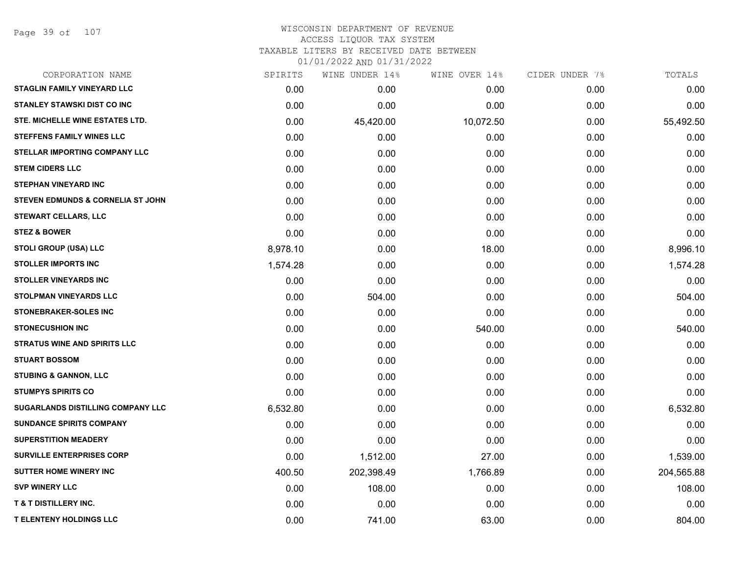# WISCONSIN DEPARTMENT OF REVENUE
## ACCESS LIQUOR TAX SYSTEM
### TAXABLE LITERS BY RECEIVED DATE BETWEEN 01/01/2022 AND 01/31/2022

| CORPORATION NAME | SPIRITS | WINE UNDER 14% | WINE OVER 14% | CIDER UNDER 7% | TOTALS |
|---|---|---|---|---|---|
| STAGLIN FAMILY VINEYARD LLC | 0.00 | 0.00 | 0.00 | 0.00 | 0.00 |
| STANLEY STAWSKI DIST CO INC | 0.00 | 0.00 | 0.00 | 0.00 | 0.00 |
| STE. MICHELLE WINE ESTATES LTD. | 0.00 | 45,420.00 | 10,072.50 | 0.00 | 55,492.50 |
| STEFFENS FAMILY WINES LLC | 0.00 | 0.00 | 0.00 | 0.00 | 0.00 |
| STELLAR IMPORTING COMPANY LLC | 0.00 | 0.00 | 0.00 | 0.00 | 0.00 |
| STEM CIDERS LLC | 0.00 | 0.00 | 0.00 | 0.00 | 0.00 |
| STEPHAN VINEYARD INC | 0.00 | 0.00 | 0.00 | 0.00 | 0.00 |
| STEVEN EDMUNDS & CORNELIA ST JOHN | 0.00 | 0.00 | 0.00 | 0.00 | 0.00 |
| STEWART CELLARS, LLC | 0.00 | 0.00 | 0.00 | 0.00 | 0.00 |
| STEZ & BOWER | 0.00 | 0.00 | 0.00 | 0.00 | 0.00 |
| STOLI GROUP (USA) LLC | 8,978.10 | 0.00 | 18.00 | 0.00 | 8,996.10 |
| STOLLER IMPORTS INC | 1,574.28 | 0.00 | 0.00 | 0.00 | 1,574.28 |
| STOLLER VINEYARDS INC | 0.00 | 0.00 | 0.00 | 0.00 | 0.00 |
| STOLPMAN VINEYARDS LLC | 0.00 | 504.00 | 0.00 | 0.00 | 504.00 |
| STONEBRAKER-SOLES INC | 0.00 | 0.00 | 0.00 | 0.00 | 0.00 |
| STONECUSHION INC | 0.00 | 0.00 | 540.00 | 0.00 | 540.00 |
| STRATUS WINE AND SPIRITS LLC | 0.00 | 0.00 | 0.00 | 0.00 | 0.00 |
| STUART BOSSOM | 0.00 | 0.00 | 0.00 | 0.00 | 0.00 |
| STUBING & GANNON, LLC | 0.00 | 0.00 | 0.00 | 0.00 | 0.00 |
| STUMPYS SPIRITS CO | 0.00 | 0.00 | 0.00 | 0.00 | 0.00 |
| SUGARLANDS DISTILLING COMPANY LLC | 6,532.80 | 0.00 | 0.00 | 0.00 | 6,532.80 |
| SUNDANCE SPIRITS COMPANY | 0.00 | 0.00 | 0.00 | 0.00 | 0.00 |
| SUPERSTITION MEADERY | 0.00 | 0.00 | 0.00 | 0.00 | 0.00 |
| SURVILLE ENTERPRISES CORP | 0.00 | 1,512.00 | 27.00 | 0.00 | 1,539.00 |
| SUTTER HOME WINERY INC | 400.50 | 202,398.49 | 1,766.89 | 0.00 | 204,565.88 |
| SVP WINERY LLC | 0.00 | 108.00 | 0.00 | 0.00 | 108.00 |
| T & T DISTILLERY INC. | 0.00 | 0.00 | 0.00 | 0.00 | 0.00 |
| T ELENTENY HOLDINGS LLC | 0.00 | 741.00 | 63.00 | 0.00 | 804.00 |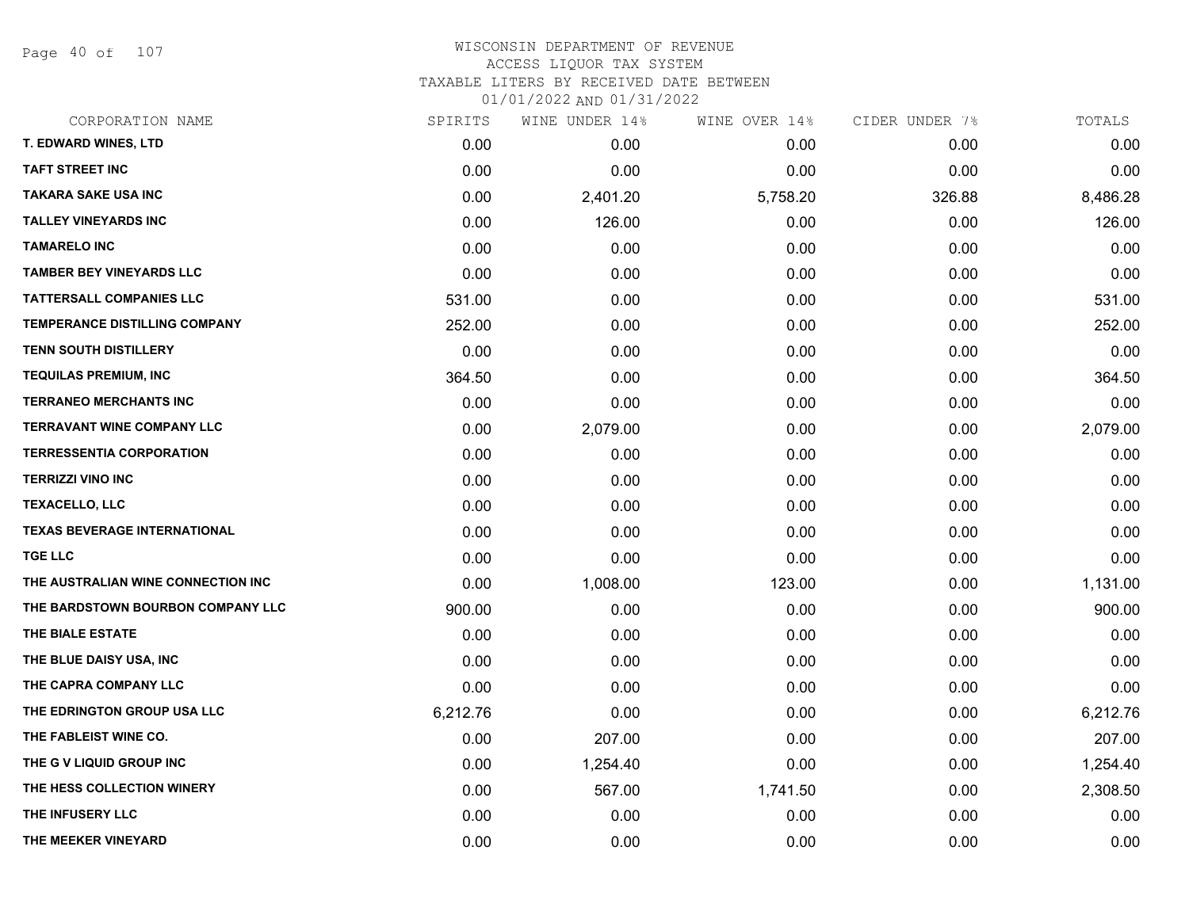WISCONSIN DEPARTMENT OF REVENUE
ACCESS LIQUOR TAX SYSTEM
TAXABLE LITERS BY RECEIVED DATE BETWEEN
01/01/2022 AND 01/31/2022

| CORPORATION NAME | SPIRITS | WINE UNDER 14% | WINE OVER 14% | CIDER UNDER 7% | TOTALS |
|---|---|---|---|---|---|
| T. EDWARD WINES, LTD | 0.00 | 0.00 | 0.00 | 0.00 | 0.00 |
| TAFT STREET INC | 0.00 | 0.00 | 0.00 | 0.00 | 0.00 |
| TAKARA SAKE USA INC | 0.00 | 2,401.20 | 5,758.20 | 326.88 | 8,486.28 |
| TALLEY VINEYARDS INC | 0.00 | 126.00 | 0.00 | 0.00 | 126.00 |
| TAMARELO INC | 0.00 | 0.00 | 0.00 | 0.00 | 0.00 |
| TAMBER BEY VINEYARDS LLC | 0.00 | 0.00 | 0.00 | 0.00 | 0.00 |
| TATTERSALL COMPANIES LLC | 531.00 | 0.00 | 0.00 | 0.00 | 531.00 |
| TEMPERANCE DISTILLING COMPANY | 252.00 | 0.00 | 0.00 | 0.00 | 252.00 |
| TENN SOUTH DISTILLERY | 0.00 | 0.00 | 0.00 | 0.00 | 0.00 |
| TEQUILAS PREMIUM, INC | 364.50 | 0.00 | 0.00 | 0.00 | 364.50 |
| TERRANEO MERCHANTS INC | 0.00 | 0.00 | 0.00 | 0.00 | 0.00 |
| TERRAVANT WINE COMPANY LLC | 0.00 | 2,079.00 | 0.00 | 0.00 | 2,079.00 |
| TERRESSENTIA CORPORATION | 0.00 | 0.00 | 0.00 | 0.00 | 0.00 |
| TERRIZZI VINO INC | 0.00 | 0.00 | 0.00 | 0.00 | 0.00 |
| TEXACELLO, LLC | 0.00 | 0.00 | 0.00 | 0.00 | 0.00 |
| TEXAS BEVERAGE INTERNATIONAL | 0.00 | 0.00 | 0.00 | 0.00 | 0.00 |
| TGE LLC | 0.00 | 0.00 | 0.00 | 0.00 | 0.00 |
| THE AUSTRALIAN WINE CONNECTION INC | 0.00 | 1,008.00 | 123.00 | 0.00 | 1,131.00 |
| THE BARDSTOWN BOURBON COMPANY LLC | 900.00 | 0.00 | 0.00 | 0.00 | 900.00 |
| THE BIALE ESTATE | 0.00 | 0.00 | 0.00 | 0.00 | 0.00 |
| THE BLUE DAISY USA, INC | 0.00 | 0.00 | 0.00 | 0.00 | 0.00 |
| THE CAPRA COMPANY LLC | 0.00 | 0.00 | 0.00 | 0.00 | 0.00 |
| THE EDRINGTON GROUP USA LLC | 6,212.76 | 0.00 | 0.00 | 0.00 | 6,212.76 |
| THE FABLEIST WINE CO. | 0.00 | 207.00 | 0.00 | 0.00 | 207.00 |
| THE G V LIQUID GROUP INC | 0.00 | 1,254.40 | 0.00 | 0.00 | 1,254.40 |
| THE HESS COLLECTION WINERY | 0.00 | 567.00 | 1,741.50 | 0.00 | 2,308.50 |
| THE INFUSERY LLC | 0.00 | 0.00 | 0.00 | 0.00 | 0.00 |
| THE MEEKER VINEYARD | 0.00 | 0.00 | 0.00 | 0.00 | 0.00 |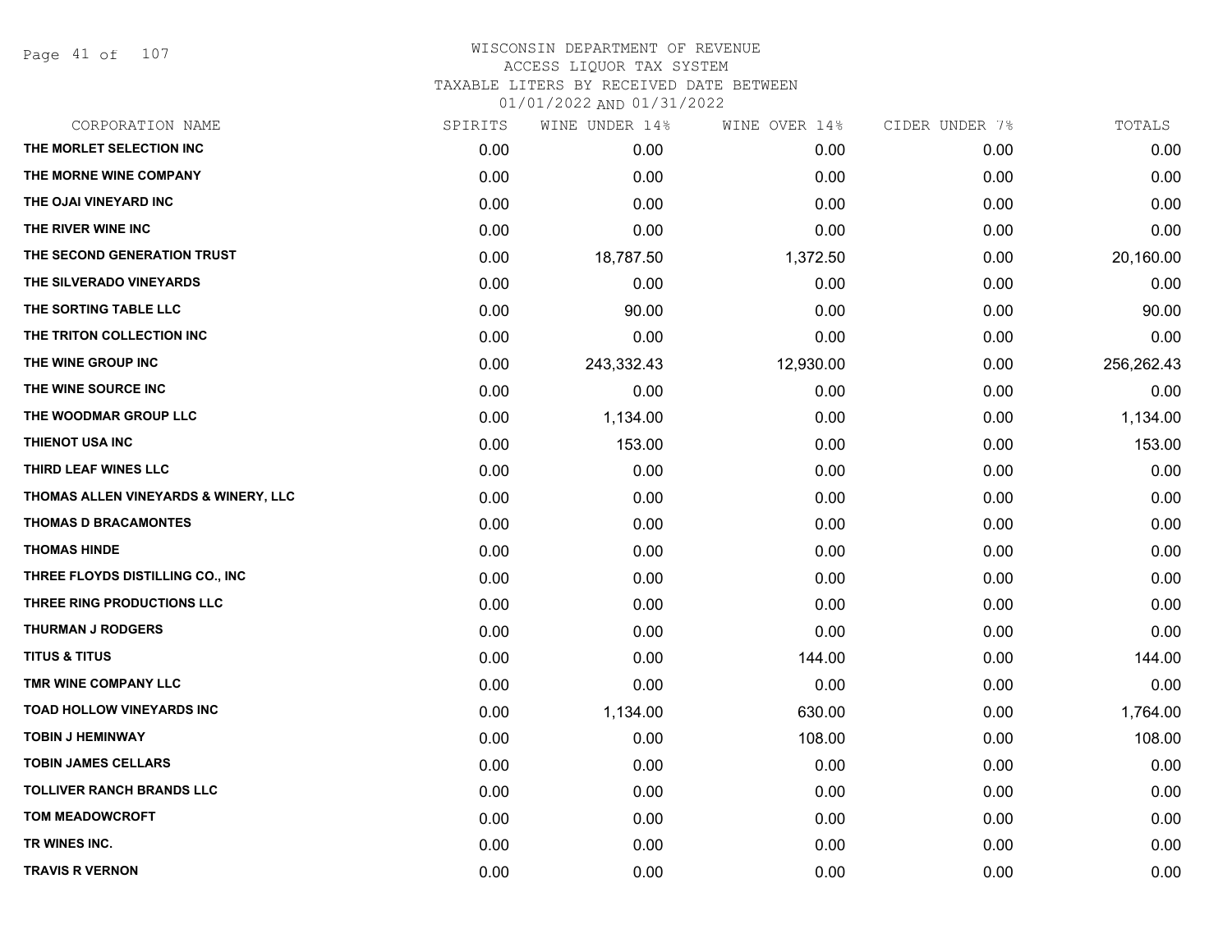# WISCONSIN DEPARTMENT OF REVENUE
## ACCESS LIQUOR TAX SYSTEM
### TAXABLE LITERS BY RECEIVED DATE BETWEEN 01/01/2022 AND 01/31/2022

| CORPORATION NAME | SPIRITS | WINE UNDER 14% | WINE OVER 14% | CIDER UNDER 7% | TOTALS |
|---|---|---|---|---|---|
| THE MORLET SELECTION INC | 0.00 | 0.00 | 0.00 | 0.00 | 0.00 |
| THE MORNE WINE COMPANY | 0.00 | 0.00 | 0.00 | 0.00 | 0.00 |
| THE OJAI VINEYARD INC | 0.00 | 0.00 | 0.00 | 0.00 | 0.00 |
| THE RIVER WINE INC | 0.00 | 0.00 | 0.00 | 0.00 | 0.00 |
| THE SECOND GENERATION TRUST | 0.00 | 18,787.50 | 1,372.50 | 0.00 | 20,160.00 |
| THE SILVERADO VINEYARDS | 0.00 | 0.00 | 0.00 | 0.00 | 0.00 |
| THE SORTING TABLE LLC | 0.00 | 90.00 | 0.00 | 0.00 | 90.00 |
| THE TRITON COLLECTION INC | 0.00 | 0.00 | 0.00 | 0.00 | 0.00 |
| THE WINE GROUP INC | 0.00 | 243,332.43 | 12,930.00 | 0.00 | 256,262.43 |
| THE WINE SOURCE INC | 0.00 | 0.00 | 0.00 | 0.00 | 0.00 |
| THE WOODMAR GROUP LLC | 0.00 | 1,134.00 | 0.00 | 0.00 | 1,134.00 |
| THIENOT USA INC | 0.00 | 153.00 | 0.00 | 0.00 | 153.00 |
| THIRD LEAF WINES LLC | 0.00 | 0.00 | 0.00 | 0.00 | 0.00 |
| THOMAS ALLEN VINEYARDS & WINERY, LLC | 0.00 | 0.00 | 0.00 | 0.00 | 0.00 |
| THOMAS D BRACAMONTES | 0.00 | 0.00 | 0.00 | 0.00 | 0.00 |
| THOMAS HINDE | 0.00 | 0.00 | 0.00 | 0.00 | 0.00 |
| THREE FLOYDS DISTILLING CO., INC | 0.00 | 0.00 | 0.00 | 0.00 | 0.00 |
| THREE RING PRODUCTIONS LLC | 0.00 | 0.00 | 0.00 | 0.00 | 0.00 |
| THURMAN J RODGERS | 0.00 | 0.00 | 0.00 | 0.00 | 0.00 |
| TITUS & TITUS | 0.00 | 0.00 | 144.00 | 0.00 | 144.00 |
| TMR WINE COMPANY LLC | 0.00 | 0.00 | 0.00 | 0.00 | 0.00 |
| TOAD HOLLOW VINEYARDS INC | 0.00 | 1,134.00 | 630.00 | 0.00 | 1,764.00 |
| TOBIN J HEMINWAY | 0.00 | 0.00 | 108.00 | 0.00 | 108.00 |
| TOBIN JAMES CELLARS | 0.00 | 0.00 | 0.00 | 0.00 | 0.00 |
| TOLLIVER RANCH BRANDS LLC | 0.00 | 0.00 | 0.00 | 0.00 | 0.00 |
| TOM MEADOWCROFT | 0.00 | 0.00 | 0.00 | 0.00 | 0.00 |
| TR WINES INC. | 0.00 | 0.00 | 0.00 | 0.00 | 0.00 |
| TRAVIS R VERNON | 0.00 | 0.00 | 0.00 | 0.00 | 0.00 |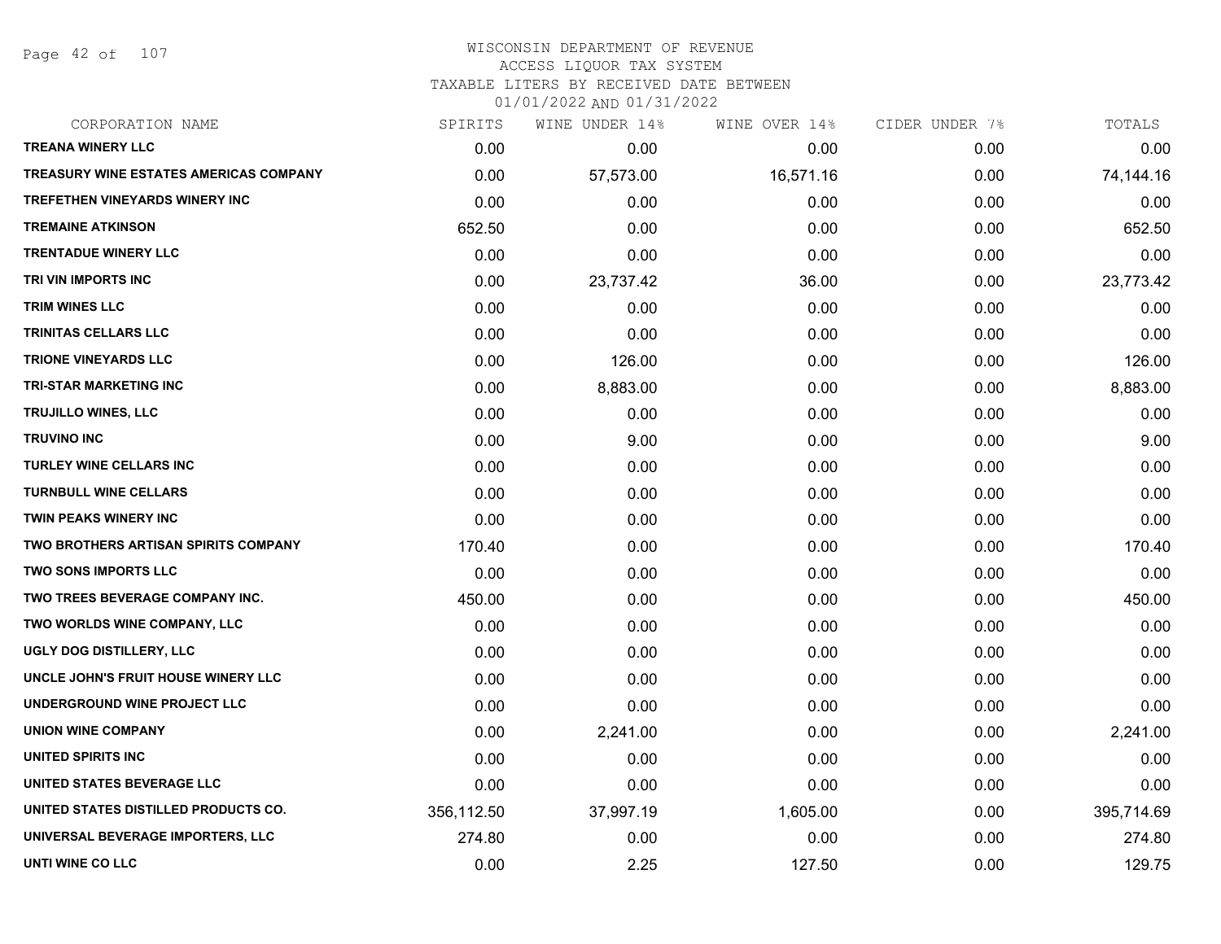# WISCONSIN DEPARTMENT OF REVENUE
ACCESS LIQUOR TAX SYSTEM
TAXABLE LITERS BY RECEIVED DATE BETWEEN
01/01/2022 AND 01/31/2022

| CORPORATION NAME | SPIRITS | WINE UNDER 14% | WINE OVER 14% | CIDER UNDER 7% | TOTALS |
|---|---|---|---|---|---|
| TREANA WINERY LLC | 0.00 | 0.00 | 0.00 | 0.00 | 0.00 |
| TREASURY WINE ESTATES AMERICAS COMPANY | 0.00 | 57,573.00 | 16,571.16 | 0.00 | 74,144.16 |
| TREFETHEN VINEYARDS WINERY INC | 0.00 | 0.00 | 0.00 | 0.00 | 0.00 |
| TREMAINE ATKINSON | 652.50 | 0.00 | 0.00 | 0.00 | 652.50 |
| TRENTADUE WINERY LLC | 0.00 | 0.00 | 0.00 | 0.00 | 0.00 |
| TRI VIN IMPORTS INC | 0.00 | 23,737.42 | 36.00 | 0.00 | 23,773.42 |
| TRIM WINES LLC | 0.00 | 0.00 | 0.00 | 0.00 | 0.00 |
| TRINITAS CELLARS LLC | 0.00 | 0.00 | 0.00 | 0.00 | 0.00 |
| TRIONE VINEYARDS LLC | 0.00 | 126.00 | 0.00 | 0.00 | 126.00 |
| TRI-STAR MARKETING INC | 0.00 | 8,883.00 | 0.00 | 0.00 | 8,883.00 |
| TRUJILLO WINES, LLC | 0.00 | 0.00 | 0.00 | 0.00 | 0.00 |
| TRUVINO INC | 0.00 | 9.00 | 0.00 | 0.00 | 9.00 |
| TURLEY WINE CELLARS INC | 0.00 | 0.00 | 0.00 | 0.00 | 0.00 |
| TURNBULL WINE CELLARS | 0.00 | 0.00 | 0.00 | 0.00 | 0.00 |
| TWIN PEAKS WINERY INC | 0.00 | 0.00 | 0.00 | 0.00 | 0.00 |
| TWO BROTHERS ARTISAN SPIRITS COMPANY | 170.40 | 0.00 | 0.00 | 0.00 | 170.40 |
| TWO SONS IMPORTS LLC | 0.00 | 0.00 | 0.00 | 0.00 | 0.00 |
| TWO TREES BEVERAGE COMPANY INC. | 450.00 | 0.00 | 0.00 | 0.00 | 450.00 |
| TWO WORLDS WINE COMPANY, LLC | 0.00 | 0.00 | 0.00 | 0.00 | 0.00 |
| UGLY DOG DISTILLERY, LLC | 0.00 | 0.00 | 0.00 | 0.00 | 0.00 |
| UNCLE JOHN'S FRUIT HOUSE WINERY LLC | 0.00 | 0.00 | 0.00 | 0.00 | 0.00 |
| UNDERGROUND WINE PROJECT LLC | 0.00 | 0.00 | 0.00 | 0.00 | 0.00 |
| UNION WINE COMPANY | 0.00 | 2,241.00 | 0.00 | 0.00 | 2,241.00 |
| UNITED SPIRITS INC | 0.00 | 0.00 | 0.00 | 0.00 | 0.00 |
| UNITED STATES BEVERAGE LLC | 0.00 | 0.00 | 0.00 | 0.00 | 0.00 |
| UNITED STATES DISTILLED PRODUCTS CO. | 356,112.50 | 37,997.19 | 1,605.00 | 0.00 | 395,714.69 |
| UNIVERSAL BEVERAGE IMPORTERS, LLC | 274.80 | 0.00 | 0.00 | 0.00 | 274.80 |
| UNTI WINE CO LLC | 0.00 | 2.25 | 127.50 | 0.00 | 129.75 |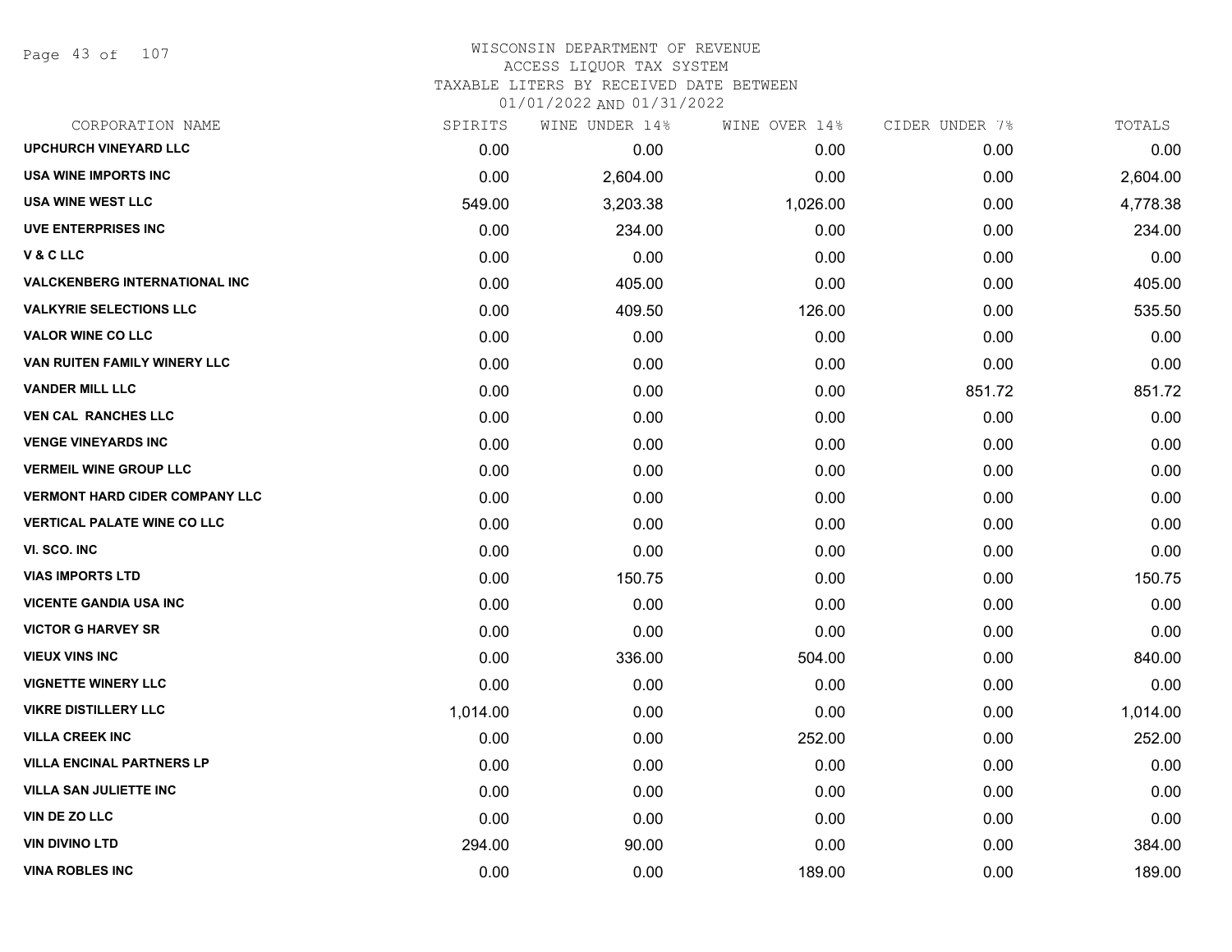# WISCONSIN DEPARTMENT OF REVENUE
## ACCESS LIQUOR TAX SYSTEM
### TAXABLE LITERS BY RECEIVED DATE BETWEEN 01/01/2022 AND 01/31/2022

| CORPORATION NAME | SPIRITS | WINE UNDER 14% | WINE OVER 14% | CIDER UNDER 7% | TOTALS |
|---|---|---|---|---|---|
| UPCHURCH VINEYARD LLC | 0.00 | 0.00 | 0.00 | 0.00 | 0.00 |
| USA WINE IMPORTS INC | 0.00 | 2,604.00 | 0.00 | 0.00 | 2,604.00 |
| USA WINE WEST LLC | 549.00 | 3,203.38 | 1,026.00 | 0.00 | 4,778.38 |
| UVE ENTERPRISES INC | 0.00 | 234.00 | 0.00 | 0.00 | 234.00 |
| V & C LLC | 0.00 | 0.00 | 0.00 | 0.00 | 0.00 |
| VALCKENBERG INTERNATIONAL INC | 0.00 | 405.00 | 0.00 | 0.00 | 405.00 |
| VALKYRIE SELECTIONS LLC | 0.00 | 409.50 | 126.00 | 0.00 | 535.50 |
| VALOR WINE CO LLC | 0.00 | 0.00 | 0.00 | 0.00 | 0.00 |
| VAN RUITEN FAMILY WINERY LLC | 0.00 | 0.00 | 0.00 | 0.00 | 0.00 |
| VANDER MILL LLC | 0.00 | 0.00 | 0.00 | 851.72 | 851.72 |
| VEN CAL RANCHES LLC | 0.00 | 0.00 | 0.00 | 0.00 | 0.00 |
| VENGE VINEYARDS INC | 0.00 | 0.00 | 0.00 | 0.00 | 0.00 |
| VERMEIL WINE GROUP LLC | 0.00 | 0.00 | 0.00 | 0.00 | 0.00 |
| VERMONT HARD CIDER COMPANY LLC | 0.00 | 0.00 | 0.00 | 0.00 | 0.00 |
| VERTICAL PALATE WINE CO LLC | 0.00 | 0.00 | 0.00 | 0.00 | 0.00 |
| VI. SCO. INC | 0.00 | 0.00 | 0.00 | 0.00 | 0.00 |
| VIAS IMPORTS LTD | 0.00 | 150.75 | 0.00 | 0.00 | 150.75 |
| VICENTE GANDIA USA INC | 0.00 | 0.00 | 0.00 | 0.00 | 0.00 |
| VICTOR G HARVEY SR | 0.00 | 0.00 | 0.00 | 0.00 | 0.00 |
| VIEUX VINS INC | 0.00 | 336.00 | 504.00 | 0.00 | 840.00 |
| VIGNETTE WINERY LLC | 0.00 | 0.00 | 0.00 | 0.00 | 0.00 |
| VIKRE DISTILLERY LLC | 1,014.00 | 0.00 | 0.00 | 0.00 | 1,014.00 |
| VILLA CREEK INC | 0.00 | 0.00 | 252.00 | 0.00 | 252.00 |
| VILLA ENCINAL PARTNERS LP | 0.00 | 0.00 | 0.00 | 0.00 | 0.00 |
| VILLA SAN JULIETTE INC | 0.00 | 0.00 | 0.00 | 0.00 | 0.00 |
| VIN DE ZO LLC | 0.00 | 0.00 | 0.00 | 0.00 | 0.00 |
| VIN DIVINO LTD | 294.00 | 90.00 | 0.00 | 0.00 | 384.00 |
| VINA ROBLES INC | 0.00 | 0.00 | 189.00 | 0.00 | 189.00 |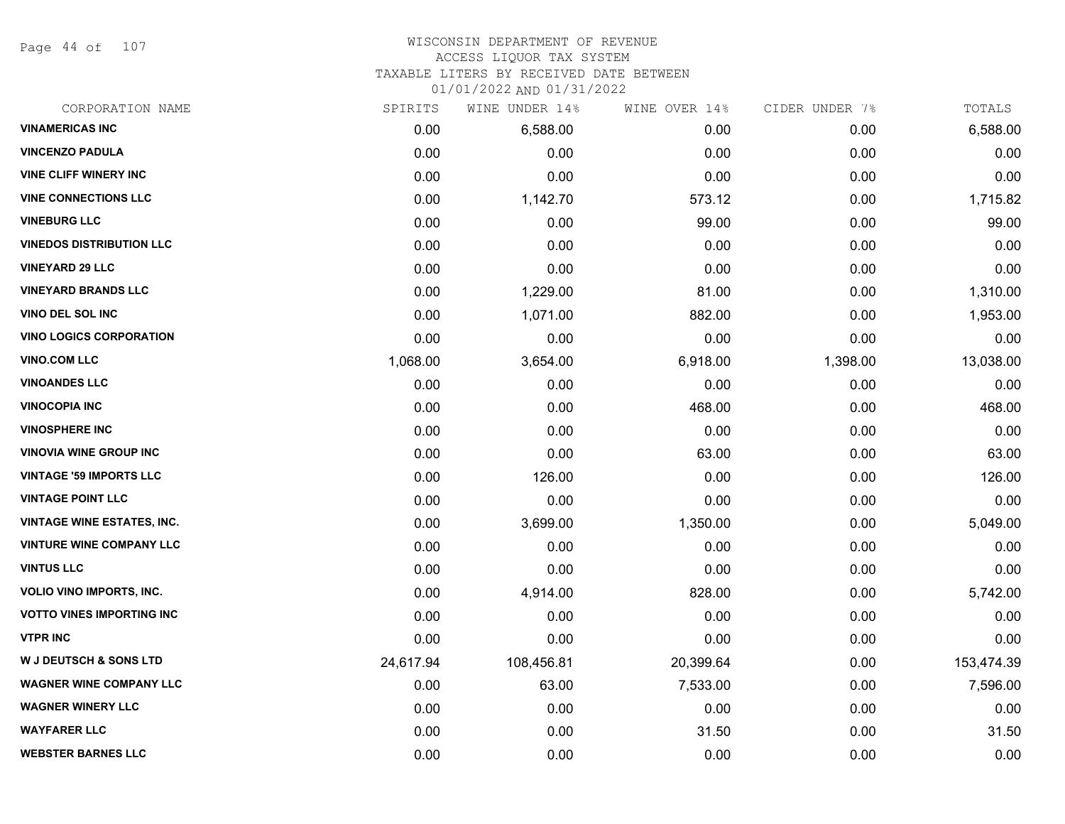# WISCONSIN DEPARTMENT OF REVENUE
## ACCESS LIQUOR TAX SYSTEM
### TAXABLE LITERS BY RECEIVED DATE BETWEEN 01/01/2022 AND 01/31/2022

| CORPORATION NAME | SPIRITS | WINE UNDER 14% | WINE OVER 14% | CIDER UNDER 7% | TOTALS |
|---|---|---|---|---|---|
| VINAMERICAS INC | 0.00 | 6,588.00 | 0.00 | 0.00 | 6,588.00 |
| VINCENZO PADULA | 0.00 | 0.00 | 0.00 | 0.00 | 0.00 |
| VINE CLIFF WINERY INC | 0.00 | 0.00 | 0.00 | 0.00 | 0.00 |
| VINE CONNECTIONS LLC | 0.00 | 1,142.70 | 573.12 | 0.00 | 1,715.82 |
| VINEBURG LLC | 0.00 | 0.00 | 99.00 | 0.00 | 99.00 |
| VINEDOS DISTRIBUTION LLC | 0.00 | 0.00 | 0.00 | 0.00 | 0.00 |
| VINEYARD 29 LLC | 0.00 | 0.00 | 0.00 | 0.00 | 0.00 |
| VINEYARD BRANDS LLC | 0.00 | 1,229.00 | 81.00 | 0.00 | 1,310.00 |
| VINO DEL SOL INC | 0.00 | 1,071.00 | 882.00 | 0.00 | 1,953.00 |
| VINO LOGICS CORPORATION | 0.00 | 0.00 | 0.00 | 0.00 | 0.00 |
| VINO.COM LLC | 1,068.00 | 3,654.00 | 6,918.00 | 1,398.00 | 13,038.00 |
| VINOANDES LLC | 0.00 | 0.00 | 0.00 | 0.00 | 0.00 |
| VINOCOPIA INC | 0.00 | 0.00 | 468.00 | 0.00 | 468.00 |
| VINOSPHERE INC | 0.00 | 0.00 | 0.00 | 0.00 | 0.00 |
| VINOVIA WINE GROUP INC | 0.00 | 0.00 | 63.00 | 0.00 | 63.00 |
| VINTAGE '59 IMPORTS LLC | 0.00 | 126.00 | 0.00 | 0.00 | 126.00 |
| VINTAGE POINT LLC | 0.00 | 0.00 | 0.00 | 0.00 | 0.00 |
| VINTAGE WINE ESTATES, INC. | 0.00 | 3,699.00 | 1,350.00 | 0.00 | 5,049.00 |
| VINTURE WINE COMPANY LLC | 0.00 | 0.00 | 0.00 | 0.00 | 0.00 |
| VINTUS LLC | 0.00 | 0.00 | 0.00 | 0.00 | 0.00 |
| VOLIO VINO IMPORTS, INC. | 0.00 | 4,914.00 | 828.00 | 0.00 | 5,742.00 |
| VOTTO VINES IMPORTING INC | 0.00 | 0.00 | 0.00 | 0.00 | 0.00 |
| VTPR INC | 0.00 | 0.00 | 0.00 | 0.00 | 0.00 |
| W J DEUTSCH & SONS LTD | 24,617.94 | 108,456.81 | 20,399.64 | 0.00 | 153,474.39 |
| WAGNER WINE COMPANY LLC | 0.00 | 63.00 | 7,533.00 | 0.00 | 7,596.00 |
| WAGNER WINERY LLC | 0.00 | 0.00 | 0.00 | 0.00 | 0.00 |
| WAYFARER LLC | 0.00 | 0.00 | 31.50 | 0.00 | 31.50 |
| WEBSTER BARNES LLC | 0.00 | 0.00 | 0.00 | 0.00 | 0.00 |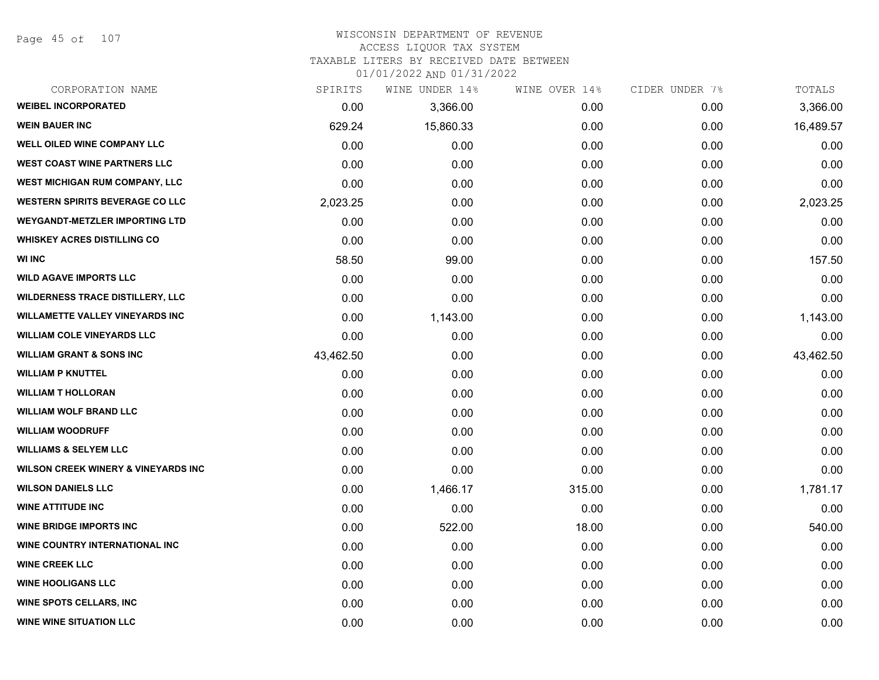# WISCONSIN DEPARTMENT OF REVENUE
ACCESS LIQUOR TAX SYSTEM
TAXABLE LITERS BY RECEIVED DATE BETWEEN
01/01/2022 AND 01/31/2022

| CORPORATION NAME | SPIRITS | WINE UNDER 14% | WINE OVER 14% | CIDER UNDER 7% | TOTALS |
|---|---|---|---|---|---|
| WEIBEL INCORPORATED | 0.00 | 3,366.00 | 0.00 | 0.00 | 3,366.00 |
| WEIN BAUER INC | 629.24 | 15,860.33 | 0.00 | 0.00 | 16,489.57 |
| WELL OILED WINE COMPANY LLC | 0.00 | 0.00 | 0.00 | 0.00 | 0.00 |
| WEST COAST WINE PARTNERS LLC | 0.00 | 0.00 | 0.00 | 0.00 | 0.00 |
| WEST MICHIGAN RUM COMPANY, LLC | 0.00 | 0.00 | 0.00 | 0.00 | 0.00 |
| WESTERN SPIRITS BEVERAGE CO LLC | 2,023.25 | 0.00 | 0.00 | 0.00 | 2,023.25 |
| WEYGANDT-METZLER IMPORTING LTD | 0.00 | 0.00 | 0.00 | 0.00 | 0.00 |
| WHISKEY ACRES DISTILLING CO | 0.00 | 0.00 | 0.00 | 0.00 | 0.00 |
| WI INC | 58.50 | 99.00 | 0.00 | 0.00 | 157.50 |
| WILD AGAVE IMPORTS LLC | 0.00 | 0.00 | 0.00 | 0.00 | 0.00 |
| WILDERNESS TRACE DISTILLERY, LLC | 0.00 | 0.00 | 0.00 | 0.00 | 0.00 |
| WILLAMETTE VALLEY VINEYARDS INC | 0.00 | 1,143.00 | 0.00 | 0.00 | 1,143.00 |
| WILLIAM COLE VINEYARDS LLC | 0.00 | 0.00 | 0.00 | 0.00 | 0.00 |
| WILLIAM GRANT & SONS INC | 43,462.50 | 0.00 | 0.00 | 0.00 | 43,462.50 |
| WILLIAM P KNUTTEL | 0.00 | 0.00 | 0.00 | 0.00 | 0.00 |
| WILLIAM T HOLLORAN | 0.00 | 0.00 | 0.00 | 0.00 | 0.00 |
| WILLIAM WOLF BRAND LLC | 0.00 | 0.00 | 0.00 | 0.00 | 0.00 |
| WILLIAM WOODRUFF | 0.00 | 0.00 | 0.00 | 0.00 | 0.00 |
| WILLIAMS & SELYEM LLC | 0.00 | 0.00 | 0.00 | 0.00 | 0.00 |
| WILSON CREEK WINERY & VINEYARDS INC | 0.00 | 0.00 | 0.00 | 0.00 | 0.00 |
| WILSON DANIELS LLC | 0.00 | 1,466.17 | 315.00 | 0.00 | 1,781.17 |
| WINE ATTITUDE INC | 0.00 | 0.00 | 0.00 | 0.00 | 0.00 |
| WINE BRIDGE IMPORTS INC | 0.00 | 522.00 | 18.00 | 0.00 | 540.00 |
| WINE COUNTRY INTERNATIONAL INC | 0.00 | 0.00 | 0.00 | 0.00 | 0.00 |
| WINE CREEK LLC | 0.00 | 0.00 | 0.00 | 0.00 | 0.00 |
| WINE HOOLIGANS LLC | 0.00 | 0.00 | 0.00 | 0.00 | 0.00 |
| WINE SPOTS CELLARS, INC | 0.00 | 0.00 | 0.00 | 0.00 | 0.00 |
| WINE WINE SITUATION LLC | 0.00 | 0.00 | 0.00 | 0.00 | 0.00 |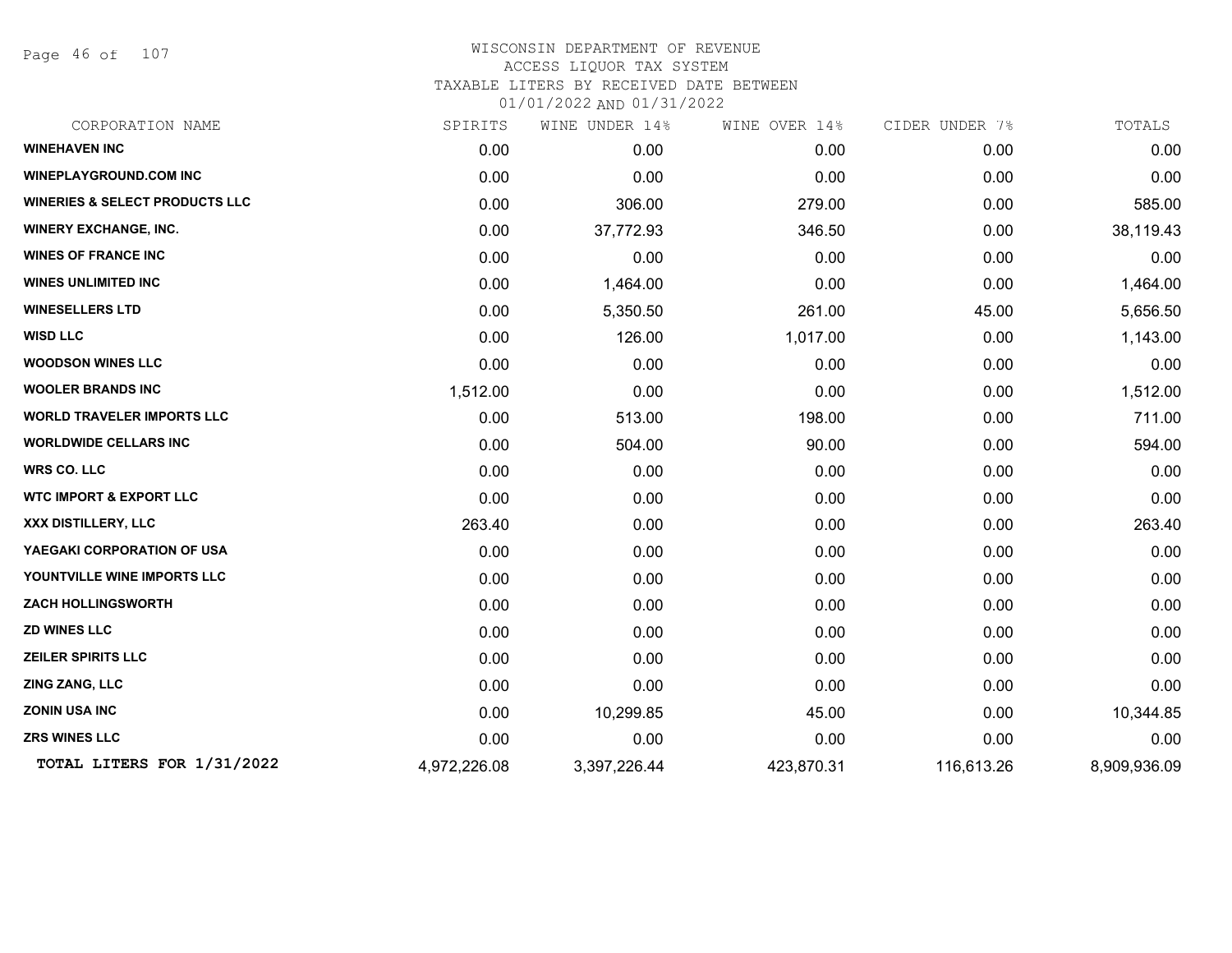WISCONSIN DEPARTMENT OF REVENUE
ACCESS LIQUOR TAX SYSTEM
TAXABLE LITERS BY RECEIVED DATE BETWEEN
01/01/2022 AND 01/31/2022

| CORPORATION NAME | SPIRITS | WINE UNDER 14% | WINE OVER 14% | CIDER UNDER 7% | TOTALS |
|---|---|---|---|---|---|
| **WINEHAVEN INC** | 0.00 | 0.00 | 0.00 | 0.00 | 0.00 |
| **WINEPLAYGROUND.COM INC** | 0.00 | 0.00 | 0.00 | 0.00 | 0.00 |
| **WINERIES & SELECT PRODUCTS LLC** | 0.00 | 306.00 | 279.00 | 0.00 | 585.00 |
| **WINERY EXCHANGE, INC.** | 0.00 | 37,772.93 | 346.50 | 0.00 | 38,119.43 |
| **WINES OF FRANCE INC** | 0.00 | 0.00 | 0.00 | 0.00 | 0.00 |
| **WINES UNLIMITED INC** | 0.00 | 1,464.00 | 0.00 | 0.00 | 1,464.00 |
| **WINESELLERS LTD** | 0.00 | 5,350.50 | 261.00 | 45.00 | 5,656.50 |
| **WISD LLC** | 0.00 | 126.00 | 1,017.00 | 0.00 | 1,143.00 |
| **WOODSON WINES LLC** | 0.00 | 0.00 | 0.00 | 0.00 | 0.00 |
| **WOOLER BRANDS INC** | 1,512.00 | 0.00 | 0.00 | 0.00 | 1,512.00 |
| **WORLD TRAVELER IMPORTS LLC** | 0.00 | 513.00 | 198.00 | 0.00 | 711.00 |
| **WORLDWIDE CELLARS INC** | 0.00 | 504.00 | 90.00 | 0.00 | 594.00 |
| **WRS CO. LLC** | 0.00 | 0.00 | 0.00 | 0.00 | 0.00 |
| **WTC IMPORT & EXPORT LLC** | 0.00 | 0.00 | 0.00 | 0.00 | 0.00 |
| **XXX DISTILLERY, LLC** | 263.40 | 0.00 | 0.00 | 0.00 | 263.40 |
| **YAEGAKI CORPORATION OF USA** | 0.00 | 0.00 | 0.00 | 0.00 | 0.00 |
| **YOUNTVILLE WINE IMPORTS LLC** | 0.00 | 0.00 | 0.00 | 0.00 | 0.00 |
| **ZACH HOLLINGSWORTH** | 0.00 | 0.00 | 0.00 | 0.00 | 0.00 |
| **ZD WINES LLC** | 0.00 | 0.00 | 0.00 | 0.00 | 0.00 |
| **ZEILER SPIRITS LLC** | 0.00 | 0.00 | 0.00 | 0.00 | 0.00 |
| **ZING ZANG, LLC** | 0.00 | 0.00 | 0.00 | 0.00 | 0.00 |
| **ZONIN USA INC** | 0.00 | 10,299.85 | 45.00 | 0.00 | 10,344.85 |
| **ZRS WINES LLC** | 0.00 | 0.00 | 0.00 | 0.00 | 0.00 |
| **TOTAL LITERS FOR 1/31/2022** | 4,972,226.08 | 3,397,226.44 | 423,870.31 | 116,613.26 | 8,909,936.09 |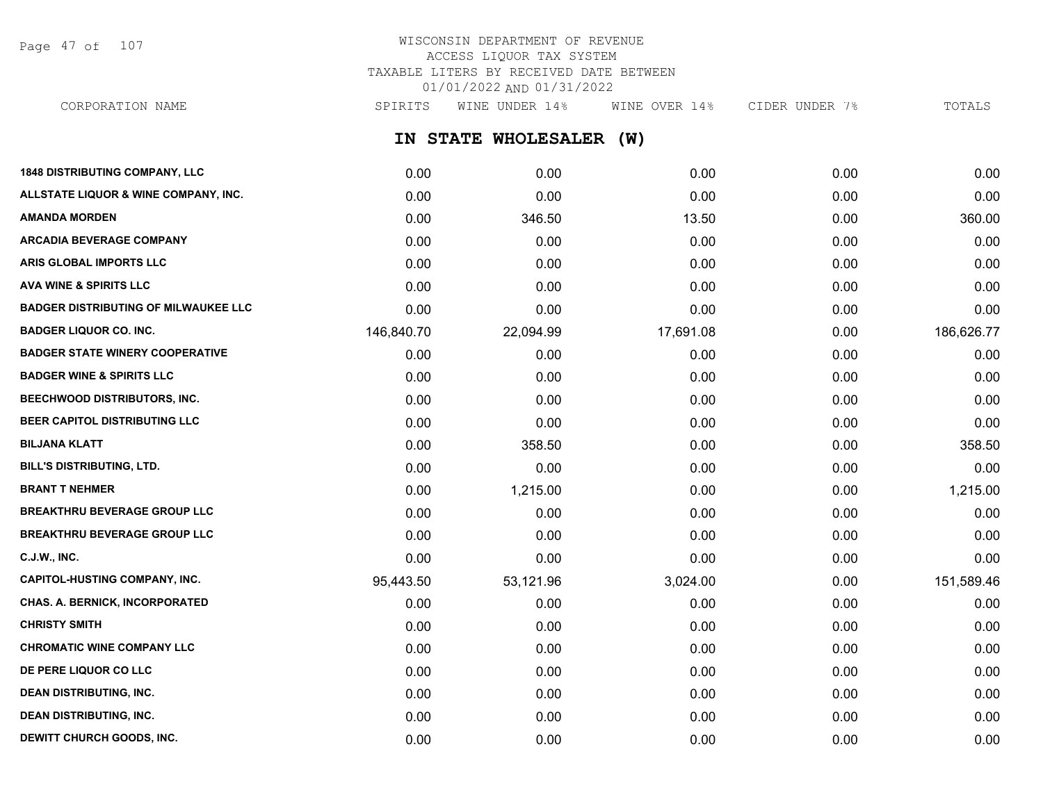# WISCONSIN DEPARTMENT OF REVENUE
ACCESS LIQUOR TAX SYSTEM
TAXABLE LITERS BY RECEIVED DATE BETWEEN
01/01/2022 AND 01/31/2022

## IN STATE WHOLESALER (W)

| CORPORATION NAME | SPIRITS | WINE UNDER 14% | WINE OVER 14% | CIDER UNDER 7% | TOTALS |
|---|---|---|---|---|---|
| 1848 DISTRIBUTING COMPANY, LLC | 0.00 | 0.00 | 0.00 | 0.00 | 0.00 |
| ALLSTATE LIQUOR & WINE COMPANY, INC. | 0.00 | 0.00 | 0.00 | 0.00 | 0.00 |
| AMANDA MORDEN | 0.00 | 346.50 | 13.50 | 0.00 | 360.00 |
| ARCADIA BEVERAGE COMPANY | 0.00 | 0.00 | 0.00 | 0.00 | 0.00 |
| ARIS GLOBAL IMPORTS LLC | 0.00 | 0.00 | 0.00 | 0.00 | 0.00 |
| AVA WINE & SPIRITS LLC | 0.00 | 0.00 | 0.00 | 0.00 | 0.00 |
| BADGER DISTRIBUTING OF MILWAUKEE LLC | 0.00 | 0.00 | 0.00 | 0.00 | 0.00 |
| BADGER LIQUOR CO. INC. | 146,840.70 | 22,094.99 | 17,691.08 | 0.00 | 186,626.77 |
| BADGER STATE WINERY COOPERATIVE | 0.00 | 0.00 | 0.00 | 0.00 | 0.00 |
| BADGER WINE & SPIRITS LLC | 0.00 | 0.00 | 0.00 | 0.00 | 0.00 |
| BEECHWOOD DISTRIBUTORS, INC. | 0.00 | 0.00 | 0.00 | 0.00 | 0.00 |
| BEER CAPITOL DISTRIBUTING LLC | 0.00 | 0.00 | 0.00 | 0.00 | 0.00 |
| BILJANA KLATT | 0.00 | 358.50 | 0.00 | 0.00 | 358.50 |
| BILL'S DISTRIBUTING, LTD. | 0.00 | 0.00 | 0.00 | 0.00 | 0.00 |
| BRANT T NEHMER | 0.00 | 1,215.00 | 0.00 | 0.00 | 1,215.00 |
| BREAKTHRU BEVERAGE GROUP LLC | 0.00 | 0.00 | 0.00 | 0.00 | 0.00 |
| BREAKTHRU BEVERAGE GROUP LLC | 0.00 | 0.00 | 0.00 | 0.00 | 0.00 |
| C.J.W., INC. | 0.00 | 0.00 | 0.00 | 0.00 | 0.00 |
| CAPITOL-HUSTING COMPANY, INC. | 95,443.50 | 53,121.96 | 3,024.00 | 0.00 | 151,589.46 |
| CHAS. A. BERNICK, INCORPORATED | 0.00 | 0.00 | 0.00 | 0.00 | 0.00 |
| CHRISTY SMITH | 0.00 | 0.00 | 0.00 | 0.00 | 0.00 |
| CHROMATIC WINE COMPANY LLC | 0.00 | 0.00 | 0.00 | 0.00 | 0.00 |
| DE PERE LIQUOR CO LLC | 0.00 | 0.00 | 0.00 | 0.00 | 0.00 |
| DEAN DISTRIBUTING, INC. | 0.00 | 0.00 | 0.00 | 0.00 | 0.00 |
| DEAN DISTRIBUTING, INC. | 0.00 | 0.00 | 0.00 | 0.00 | 0.00 |
| DEWITT CHURCH GOODS, INC. | 0.00 | 0.00 | 0.00 | 0.00 | 0.00 |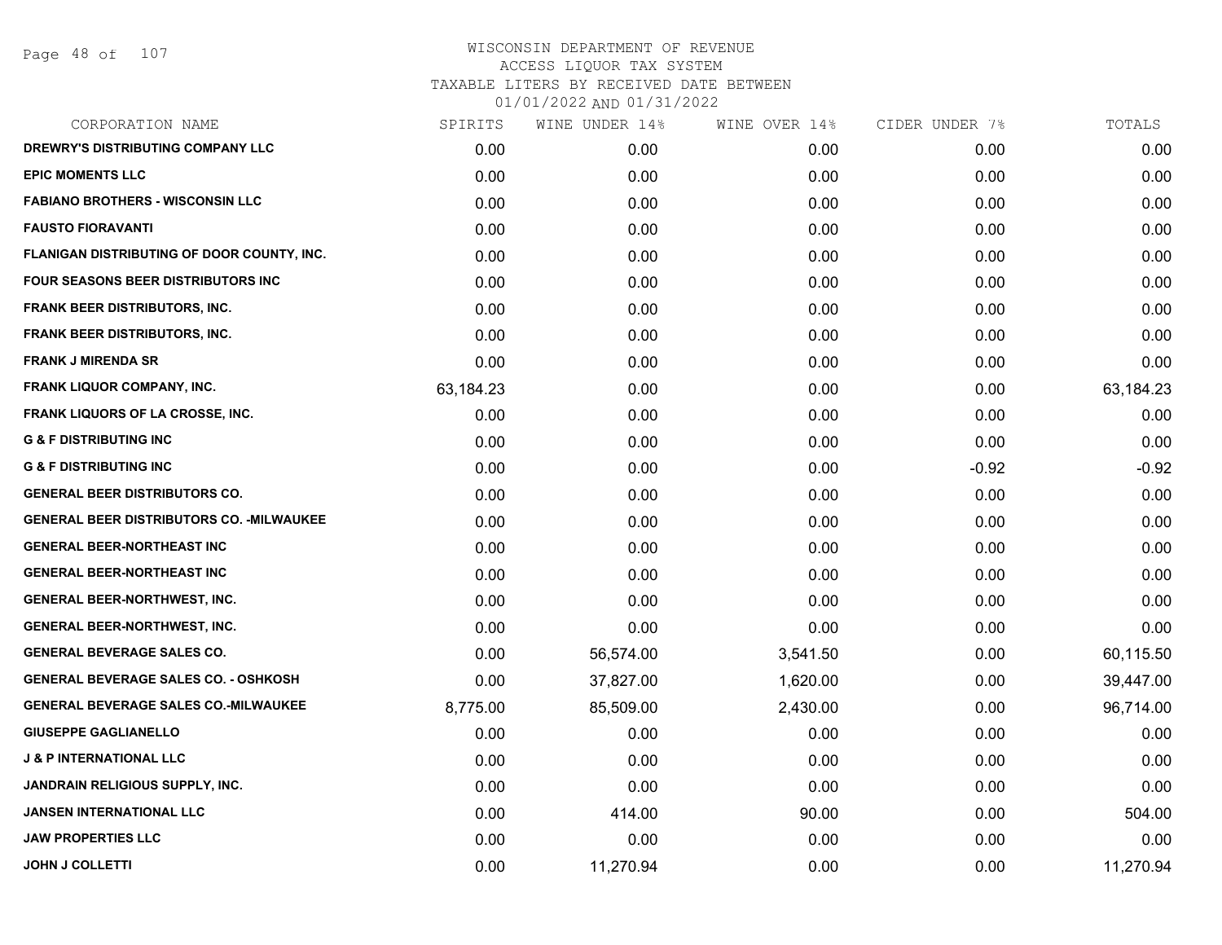# WISCONSIN DEPARTMENT OF REVENUE
## ACCESS LIQUOR TAX SYSTEM
### TAXABLE LITERS BY RECEIVED DATE BETWEEN 01/01/2022 AND 01/31/2022

| CORPORATION NAME | SPIRITS | WINE UNDER 14% | WINE OVER 14% | CIDER UNDER 7% | TOTALS |
|---|---|---|---|---|---|
| DREWRY'S DISTRIBUTING COMPANY LLC | 0.00 | 0.00 | 0.00 | 0.00 | 0.00 |
| EPIC MOMENTS LLC | 0.00 | 0.00 | 0.00 | 0.00 | 0.00 |
| FABIANO BROTHERS - WISCONSIN LLC | 0.00 | 0.00 | 0.00 | 0.00 | 0.00 |
| FAUSTO FIORAVANTI | 0.00 | 0.00 | 0.00 | 0.00 | 0.00 |
| FLANIGAN DISTRIBUTING OF DOOR COUNTY, INC. | 0.00 | 0.00 | 0.00 | 0.00 | 0.00 |
| FOUR SEASONS BEER DISTRIBUTORS INC | 0.00 | 0.00 | 0.00 | 0.00 | 0.00 |
| FRANK BEER DISTRIBUTORS, INC. | 0.00 | 0.00 | 0.00 | 0.00 | 0.00 |
| FRANK BEER DISTRIBUTORS, INC. | 0.00 | 0.00 | 0.00 | 0.00 | 0.00 |
| FRANK J MIRENDA SR | 0.00 | 0.00 | 0.00 | 0.00 | 0.00 |
| FRANK LIQUOR COMPANY, INC. | 63,184.23 | 0.00 | 0.00 | 0.00 | 63,184.23 |
| FRANK LIQUORS OF LA CROSSE, INC. | 0.00 | 0.00 | 0.00 | 0.00 | 0.00 |
| G & F DISTRIBUTING INC | 0.00 | 0.00 | 0.00 | 0.00 | 0.00 |
| G & F DISTRIBUTING INC | 0.00 | 0.00 | 0.00 | -0.92 | -0.92 |
| GENERAL BEER DISTRIBUTORS CO. | 0.00 | 0.00 | 0.00 | 0.00 | 0.00 |
| GENERAL BEER DISTRIBUTORS CO. -MILWAUKEE | 0.00 | 0.00 | 0.00 | 0.00 | 0.00 |
| GENERAL BEER-NORTHEAST INC | 0.00 | 0.00 | 0.00 | 0.00 | 0.00 |
| GENERAL BEER-NORTHEAST INC | 0.00 | 0.00 | 0.00 | 0.00 | 0.00 |
| GENERAL BEER-NORTHWEST, INC. | 0.00 | 0.00 | 0.00 | 0.00 | 0.00 |
| GENERAL BEER-NORTHWEST, INC. | 0.00 | 0.00 | 0.00 | 0.00 | 0.00 |
| GENERAL BEVERAGE SALES CO. | 0.00 | 56,574.00 | 3,541.50 | 0.00 | 60,115.50 |
| GENERAL BEVERAGE SALES CO. - OSHKOSH | 0.00 | 37,827.00 | 1,620.00 | 0.00 | 39,447.00 |
| GENERAL BEVERAGE SALES CO.-MILWAUKEE | 8,775.00 | 85,509.00 | 2,430.00 | 0.00 | 96,714.00 |
| GIUSEPPE GAGLIANELLO | 0.00 | 0.00 | 0.00 | 0.00 | 0.00 |
| J & P INTERNATIONAL LLC | 0.00 | 0.00 | 0.00 | 0.00 | 0.00 |
| JANDRAIN RELIGIOUS SUPPLY, INC. | 0.00 | 0.00 | 0.00 | 0.00 | 0.00 |
| JANSEN INTERNATIONAL LLC | 0.00 | 414.00 | 90.00 | 0.00 | 504.00 |
| JAW PROPERTIES LLC | 0.00 | 0.00 | 0.00 | 0.00 | 0.00 |
| JOHN J COLLETTI | 0.00 | 11,270.94 | 0.00 | 0.00 | 11,270.94 |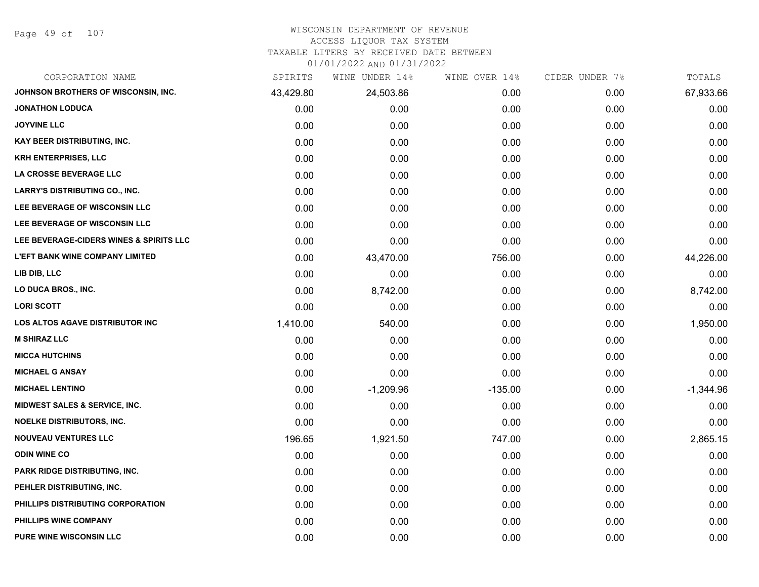# WISCONSIN DEPARTMENT OF REVENUE
## ACCESS LIQUOR TAX SYSTEM
### TAXABLE LITERS BY RECEIVED DATE BETWEEN 01/01/2022 AND 01/31/2022

| CORPORATION NAME | SPIRITS | WINE UNDER 14% | WINE OVER 14% | CIDER UNDER 7% | TOTALS |
|---|---|---|---|---|---|
| JOHNSON BROTHERS OF WISCONSIN, INC. | 43,429.80 | 24,503.86 | 0.00 | 0.00 | 67,933.66 |
| JONATHON LODUCA | 0.00 | 0.00 | 0.00 | 0.00 | 0.00 |
| JOYVINE LLC | 0.00 | 0.00 | 0.00 | 0.00 | 0.00 |
| KAY BEER DISTRIBUTING, INC. | 0.00 | 0.00 | 0.00 | 0.00 | 0.00 |
| KRH ENTERPRISES, LLC | 0.00 | 0.00 | 0.00 | 0.00 | 0.00 |
| LA CROSSE BEVERAGE LLC | 0.00 | 0.00 | 0.00 | 0.00 | 0.00 |
| LARRY'S DISTRIBUTING CO., INC. | 0.00 | 0.00 | 0.00 | 0.00 | 0.00 |
| LEE BEVERAGE OF WISCONSIN LLC | 0.00 | 0.00 | 0.00 | 0.00 | 0.00 |
| LEE BEVERAGE OF WISCONSIN LLC | 0.00 | 0.00 | 0.00 | 0.00 | 0.00 |
| LEE BEVERAGE-CIDERS WINES & SPIRITS LLC | 0.00 | 0.00 | 0.00 | 0.00 | 0.00 |
| L'EFT BANK WINE COMPANY LIMITED | 0.00 | 43,470.00 | 756.00 | 0.00 | 44,226.00 |
| LIB DIB, LLC | 0.00 | 0.00 | 0.00 | 0.00 | 0.00 |
| LO DUCA BROS., INC. | 0.00 | 8,742.00 | 0.00 | 0.00 | 8,742.00 |
| LORI SCOTT | 0.00 | 0.00 | 0.00 | 0.00 | 0.00 |
| LOS ALTOS AGAVE DISTRIBUTOR INC | 1,410.00 | 540.00 | 0.00 | 0.00 | 1,950.00 |
| M SHIRAZ LLC | 0.00 | 0.00 | 0.00 | 0.00 | 0.00 |
| MICCA HUTCHINS | 0.00 | 0.00 | 0.00 | 0.00 | 0.00 |
| MICHAEL G ANSAY | 0.00 | 0.00 | 0.00 | 0.00 | 0.00 |
| MICHAEL LENTINO | 0.00 | -1,209.96 | -135.00 | 0.00 | -1,344.96 |
| MIDWEST SALES & SERVICE, INC. | 0.00 | 0.00 | 0.00 | 0.00 | 0.00 |
| NOELKE DISTRIBUTORS, INC. | 0.00 | 0.00 | 0.00 | 0.00 | 0.00 |
| NOUVEAU VENTURES LLC | 196.65 | 1,921.50 | 747.00 | 0.00 | 2,865.15 |
| ODIN WINE CO | 0.00 | 0.00 | 0.00 | 0.00 | 0.00 |
| PARK RIDGE DISTRIBUTING, INC. | 0.00 | 0.00 | 0.00 | 0.00 | 0.00 |
| PEHLER DISTRIBUTING, INC. | 0.00 | 0.00 | 0.00 | 0.00 | 0.00 |
| PHILLIPS DISTRIBUTING CORPORATION | 0.00 | 0.00 | 0.00 | 0.00 | 0.00 |
| PHILLIPS WINE COMPANY | 0.00 | 0.00 | 0.00 | 0.00 | 0.00 |
| PURE WINE WISCONSIN LLC | 0.00 | 0.00 | 0.00 | 0.00 | 0.00 |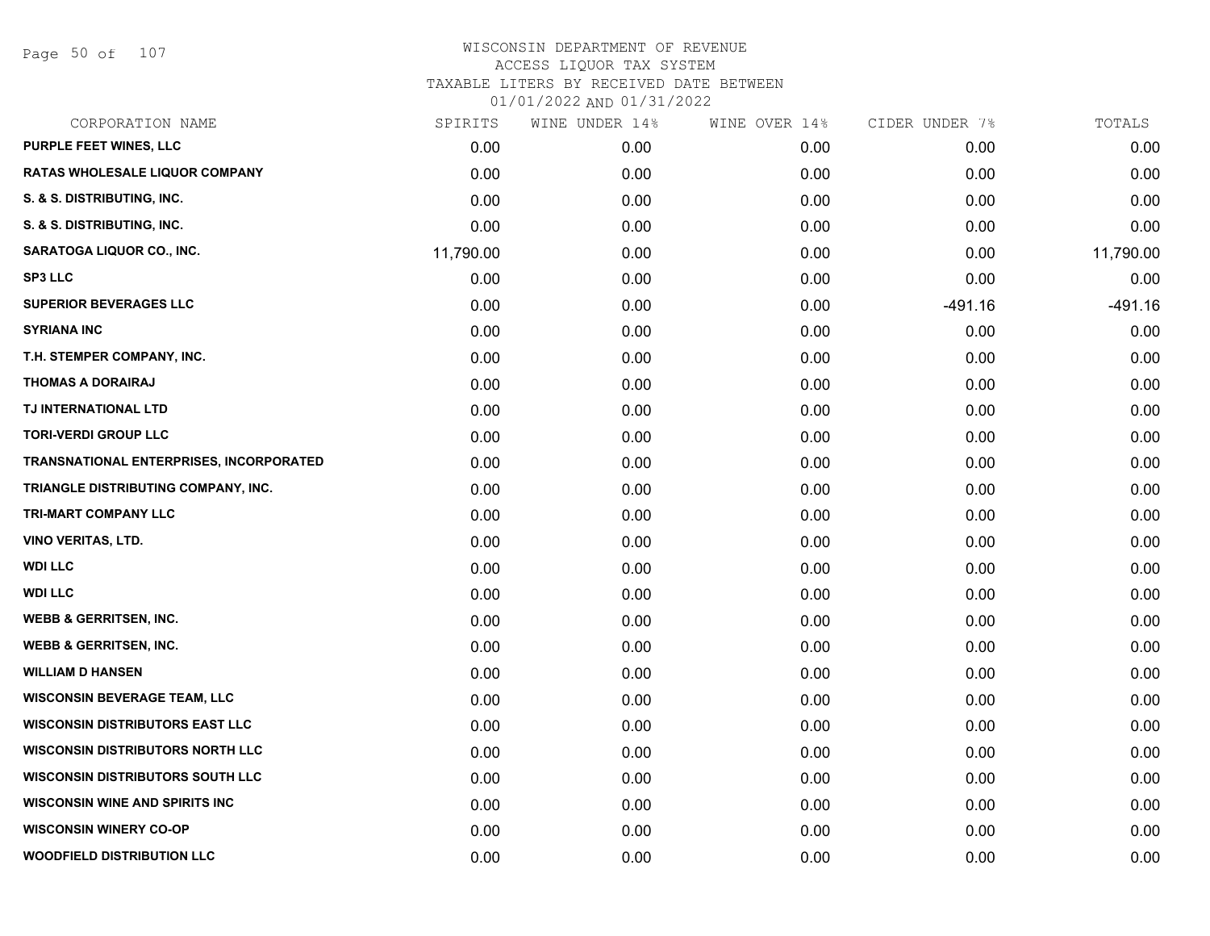# WISCONSIN DEPARTMENT OF REVENUE
## ACCESS LIQUOR TAX SYSTEM
### TAXABLE LITERS BY RECEIVED DATE BETWEEN 01/01/2022 AND 01/31/2022

| CORPORATION NAME | SPIRITS | WINE UNDER 14% | WINE OVER 14% | CIDER UNDER 7% | TOTALS |
|---|---|---|---|---|---|
| PURPLE FEET WINES, LLC | 0.00 | 0.00 | 0.00 | 0.00 | 0.00 |
| RATAS WHOLESALE LIQUOR COMPANY | 0.00 | 0.00 | 0.00 | 0.00 | 0.00 |
| S. & S. DISTRIBUTING, INC. | 0.00 | 0.00 | 0.00 | 0.00 | 0.00 |
| S. & S. DISTRIBUTING, INC. | 0.00 | 0.00 | 0.00 | 0.00 | 0.00 |
| SARATOGA LIQUOR CO., INC. | 11,790.00 | 0.00 | 0.00 | 0.00 | 11,790.00 |
| SP3 LLC | 0.00 | 0.00 | 0.00 | 0.00 | 0.00 |
| SUPERIOR BEVERAGES LLC | 0.00 | 0.00 | 0.00 | -491.16 | -491.16 |
| SYRIANA INC | 0.00 | 0.00 | 0.00 | 0.00 | 0.00 |
| T.H. STEMPER COMPANY, INC. | 0.00 | 0.00 | 0.00 | 0.00 | 0.00 |
| THOMAS A DORAIRAJ | 0.00 | 0.00 | 0.00 | 0.00 | 0.00 |
| TJ INTERNATIONAL LTD | 0.00 | 0.00 | 0.00 | 0.00 | 0.00 |
| TORI-VERDI GROUP LLC | 0.00 | 0.00 | 0.00 | 0.00 | 0.00 |
| TRANSNATIONAL ENTERPRISES, INCORPORATED | 0.00 | 0.00 | 0.00 | 0.00 | 0.00 |
| TRIANGLE DISTRIBUTING COMPANY, INC. | 0.00 | 0.00 | 0.00 | 0.00 | 0.00 |
| TRI-MART COMPANY LLC | 0.00 | 0.00 | 0.00 | 0.00 | 0.00 |
| VINO VERITAS, LTD. | 0.00 | 0.00 | 0.00 | 0.00 | 0.00 |
| WDI LLC | 0.00 | 0.00 | 0.00 | 0.00 | 0.00 |
| WDI LLC | 0.00 | 0.00 | 0.00 | 0.00 | 0.00 |
| WEBB & GERRITSEN, INC. | 0.00 | 0.00 | 0.00 | 0.00 | 0.00 |
| WEBB & GERRITSEN, INC. | 0.00 | 0.00 | 0.00 | 0.00 | 0.00 |
| WILLIAM D HANSEN | 0.00 | 0.00 | 0.00 | 0.00 | 0.00 |
| WISCONSIN BEVERAGE TEAM, LLC | 0.00 | 0.00 | 0.00 | 0.00 | 0.00 |
| WISCONSIN DISTRIBUTORS EAST LLC | 0.00 | 0.00 | 0.00 | 0.00 | 0.00 |
| WISCONSIN DISTRIBUTORS NORTH LLC | 0.00 | 0.00 | 0.00 | 0.00 | 0.00 |
| WISCONSIN DISTRIBUTORS SOUTH LLC | 0.00 | 0.00 | 0.00 | 0.00 | 0.00 |
| WISCONSIN WINE AND SPIRITS INC | 0.00 | 0.00 | 0.00 | 0.00 | 0.00 |
| WISCONSIN WINERY CO-OP | 0.00 | 0.00 | 0.00 | 0.00 | 0.00 |
| WOODFIELD DISTRIBUTION LLC | 0.00 | 0.00 | 0.00 | 0.00 | 0.00 |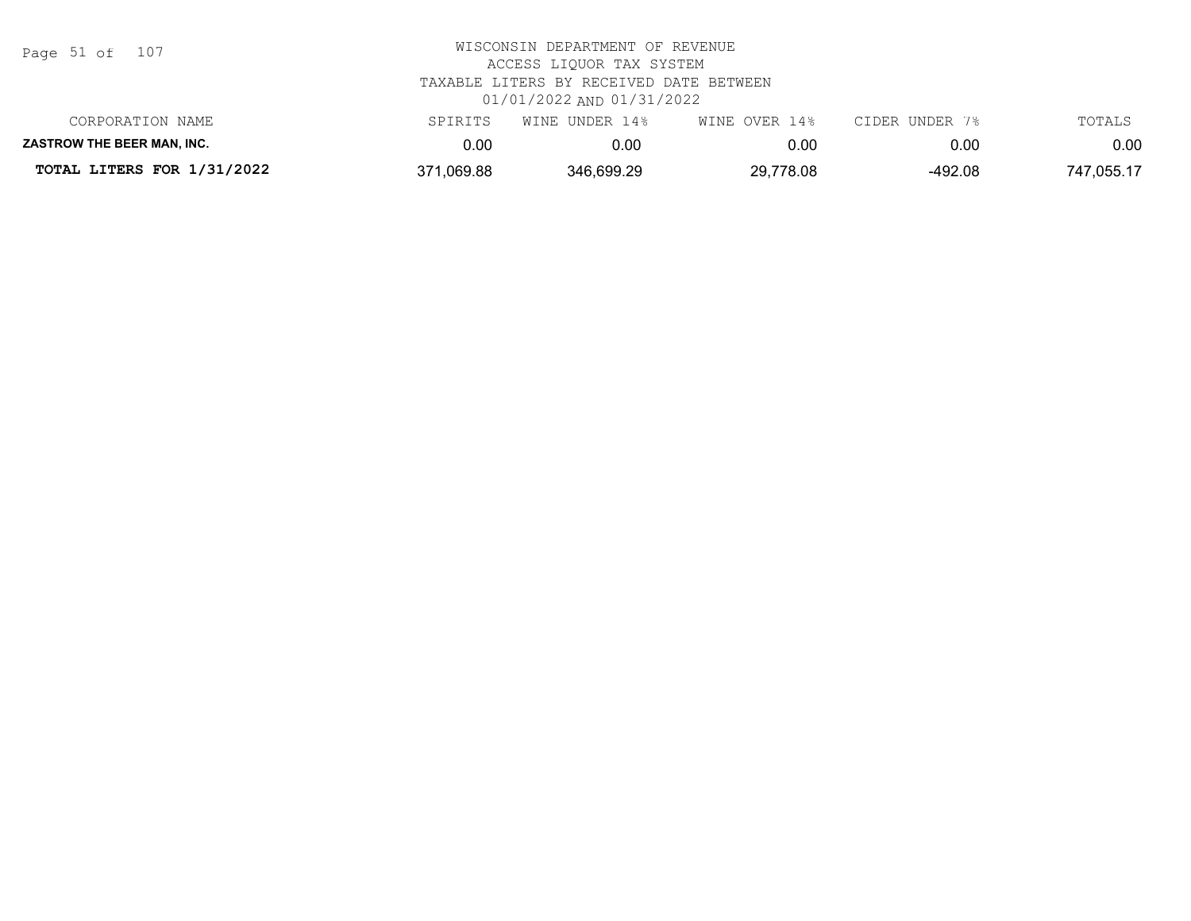WISCONSIN DEPARTMENT OF REVENUE
ACCESS LIQUOR TAX SYSTEM
TAXABLE LITERS BY RECEIVED DATE BETWEEN
01/01/2022 AND 01/31/2022

| CORPORATION NAME | SPIRITS | WINE UNDER 14% | WINE OVER 14% | CIDER UNDER 7% | TOTALS |
|---|---|---|---|---|---|
| **ZASTROW THE BEER MAN, INC.** | 0.00 | 0.00 | 0.00 | 0.00 | 0.00 |
| **TOTAL LITERS FOR 1/31/2022** | 371,069.88 | 346,699.29 | 29,778.08 | -492.08 | 747,055.17 |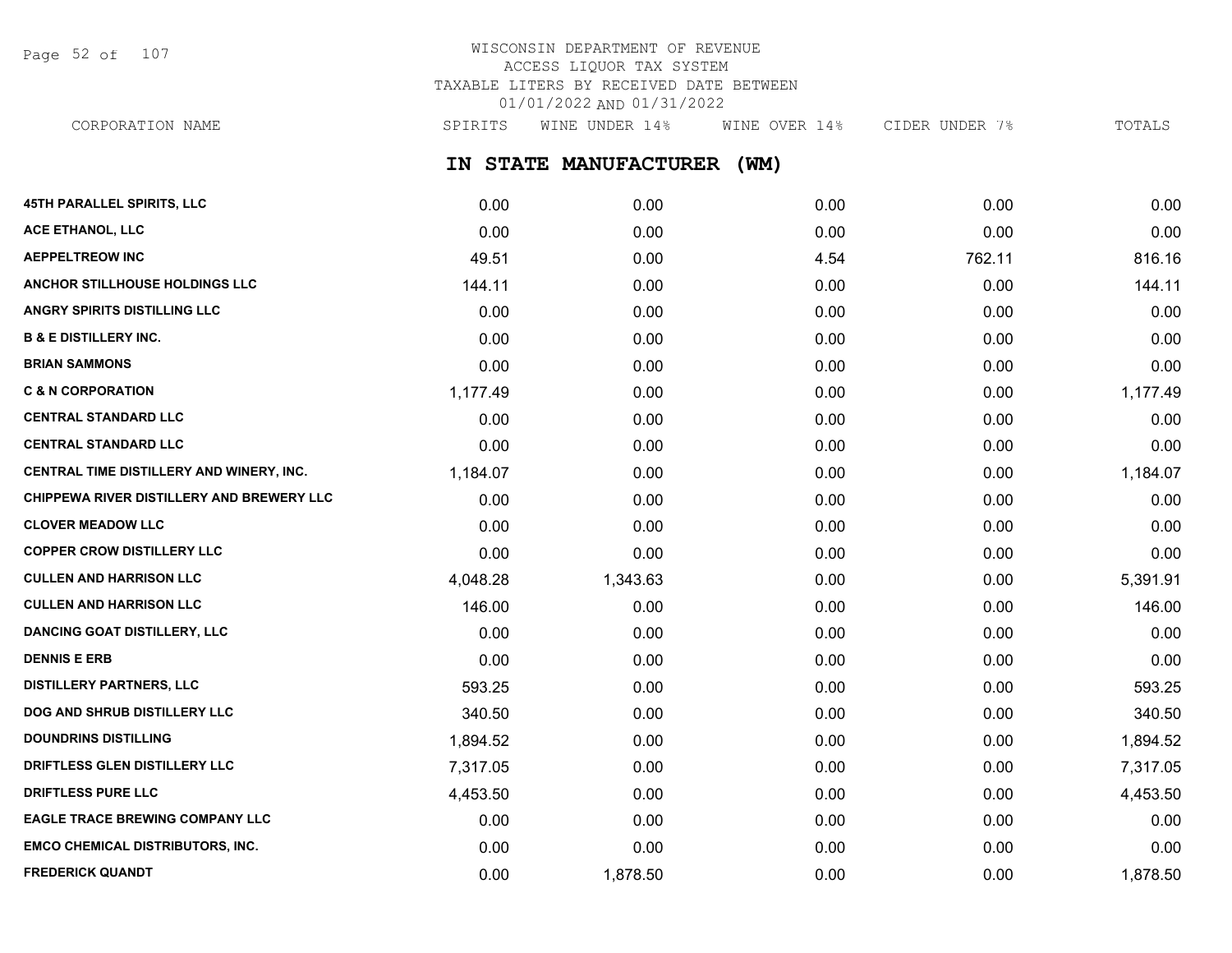WISCONSIN DEPARTMENT OF REVENUE
ACCESS LIQUOR TAX SYSTEM
TAXABLE LITERS BY RECEIVED DATE BETWEEN
01/01/2022 AND 01/31/2022

## IN STATE MANUFACTURER (WM)

| CORPORATION NAME | SPIRITS | WINE UNDER 14% | WINE OVER 14% | CIDER UNDER 7% | TOTALS |
|---|---|---|---|---|---|
| 45TH PARALLEL SPIRITS, LLC | 0.00 | 0.00 | 0.00 | 0.00 | 0.00 |
| ACE ETHANOL, LLC | 0.00 | 0.00 | 0.00 | 0.00 | 0.00 |
| AEPPELTREOW INC | 49.51 | 0.00 | 4.54 | 762.11 | 816.16 |
| ANCHOR STILLHOUSE HOLDINGS LLC | 144.11 | 0.00 | 0.00 | 0.00 | 144.11 |
| ANGRY SPIRITS DISTILLING LLC | 0.00 | 0.00 | 0.00 | 0.00 | 0.00 |
| B & E DISTILLERY INC. | 0.00 | 0.00 | 0.00 | 0.00 | 0.00 |
| BRIAN SAMMONS | 0.00 | 0.00 | 0.00 | 0.00 | 0.00 |
| C & N CORPORATION | 1,177.49 | 0.00 | 0.00 | 0.00 | 1,177.49 |
| CENTRAL STANDARD LLC | 0.00 | 0.00 | 0.00 | 0.00 | 0.00 |
| CENTRAL STANDARD LLC | 0.00 | 0.00 | 0.00 | 0.00 | 0.00 |
| CENTRAL TIME DISTILLERY AND WINERY, INC. | 1,184.07 | 0.00 | 0.00 | 0.00 | 1,184.07 |
| CHIPPEWA RIVER DISTILLERY AND BREWERY LLC | 0.00 | 0.00 | 0.00 | 0.00 | 0.00 |
| CLOVER MEADOW LLC | 0.00 | 0.00 | 0.00 | 0.00 | 0.00 |
| COPPER CROW DISTILLERY LLC | 0.00 | 0.00 | 0.00 | 0.00 | 0.00 |
| CULLEN AND HARRISON LLC | 4,048.28 | 1,343.63 | 0.00 | 0.00 | 5,391.91 |
| CULLEN AND HARRISON LLC | 146.00 | 0.00 | 0.00 | 0.00 | 146.00 |
| DANCING GOAT DISTILLERY, LLC | 0.00 | 0.00 | 0.00 | 0.00 | 0.00 |
| DENNIS E ERB | 0.00 | 0.00 | 0.00 | 0.00 | 0.00 |
| DISTILLERY PARTNERS, LLC | 593.25 | 0.00 | 0.00 | 0.00 | 593.25 |
| DOG AND SHRUB DISTILLERY LLC | 340.50 | 0.00 | 0.00 | 0.00 | 340.50 |
| DOUNDRINS DISTILLING | 1,894.52 | 0.00 | 0.00 | 0.00 | 1,894.52 |
| DRIFTLESS GLEN DISTILLERY LLC | 7,317.05 | 0.00 | 0.00 | 0.00 | 7,317.05 |
| DRIFTLESS PURE LLC | 4,453.50 | 0.00 | 0.00 | 0.00 | 4,453.50 |
| EAGLE TRACE BREWING COMPANY LLC | 0.00 | 0.00 | 0.00 | 0.00 | 0.00 |
| EMCO CHEMICAL DISTRIBUTORS, INC. | 0.00 | 0.00 | 0.00 | 0.00 | 0.00 |
| FREDERICK QUANDT | 0.00 | 1,878.50 | 0.00 | 0.00 | 1,878.50 |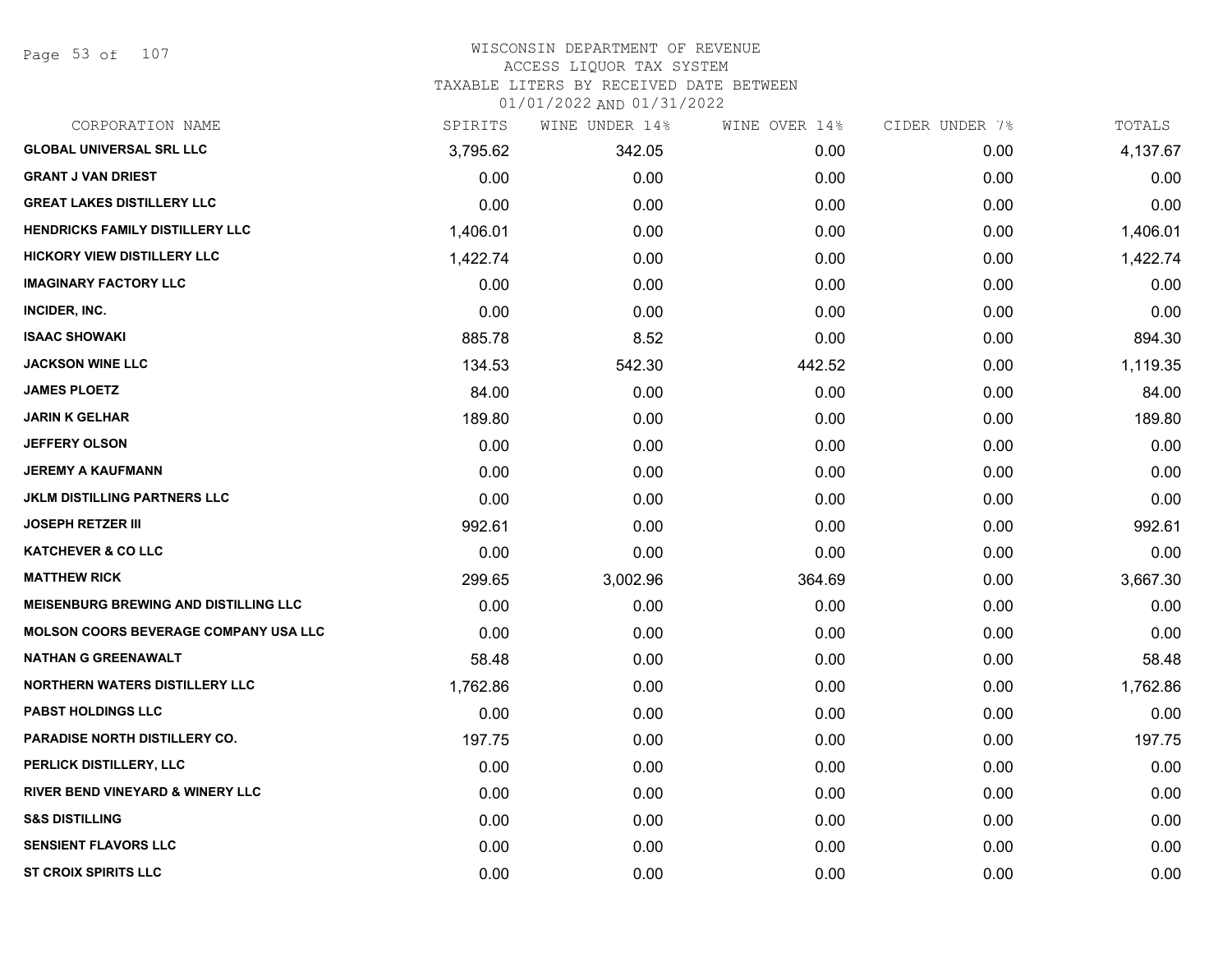# WISCONSIN DEPARTMENT OF REVENUE
## ACCESS LIQUOR TAX SYSTEM
### TAXABLE LITERS BY RECEIVED DATE BETWEEN 01/01/2022 AND 01/31/2022

| CORPORATION NAME | SPIRITS | WINE UNDER 14% | WINE OVER 14% | CIDER UNDER 7% | TOTALS |
|---|---|---|---|---|---|
| GLOBAL UNIVERSAL SRL LLC | 3,795.62 | 342.05 | 0.00 | 0.00 | 4,137.67 |
| GRANT J VAN DRIEST | 0.00 | 0.00 | 0.00 | 0.00 | 0.00 |
| GREAT LAKES DISTILLERY LLC | 0.00 | 0.00 | 0.00 | 0.00 | 0.00 |
| HENDRICKS FAMILY DISTILLERY LLC | 1,406.01 | 0.00 | 0.00 | 0.00 | 1,406.01 |
| HICKORY VIEW DISTILLERY LLC | 1,422.74 | 0.00 | 0.00 | 0.00 | 1,422.74 |
| IMAGINARY FACTORY LLC | 0.00 | 0.00 | 0.00 | 0.00 | 0.00 |
| INCIDER, INC. | 0.00 | 0.00 | 0.00 | 0.00 | 0.00 |
| ISAAC SHOWAKI | 885.78 | 8.52 | 0.00 | 0.00 | 894.30 |
| JACKSON WINE LLC | 134.53 | 542.30 | 442.52 | 0.00 | 1,119.35 |
| JAMES PLOETZ | 84.00 | 0.00 | 0.00 | 0.00 | 84.00 |
| JARIN K GELHAR | 189.80 | 0.00 | 0.00 | 0.00 | 189.80 |
| JEFFERY OLSON | 0.00 | 0.00 | 0.00 | 0.00 | 0.00 |
| JEREMY A KAUFMANN | 0.00 | 0.00 | 0.00 | 0.00 | 0.00 |
| JKLM DISTILLING PARTNERS LLC | 0.00 | 0.00 | 0.00 | 0.00 | 0.00 |
| JOSEPH RETZER III | 992.61 | 0.00 | 0.00 | 0.00 | 992.61 |
| KATCHEVER & CO LLC | 0.00 | 0.00 | 0.00 | 0.00 | 0.00 |
| MATTHEW RICK | 299.65 | 3,002.96 | 364.69 | 0.00 | 3,667.30 |
| MEISENBURG BREWING AND DISTILLING LLC | 0.00 | 0.00 | 0.00 | 0.00 | 0.00 |
| MOLSON COORS BEVERAGE COMPANY USA LLC | 0.00 | 0.00 | 0.00 | 0.00 | 0.00 |
| NATHAN G GREENAWALT | 58.48 | 0.00 | 0.00 | 0.00 | 58.48 |
| NORTHERN WATERS DISTILLERY LLC | 1,762.86 | 0.00 | 0.00 | 0.00 | 1,762.86 |
| PABST HOLDINGS LLC | 0.00 | 0.00 | 0.00 | 0.00 | 0.00 |
| PARADISE NORTH DISTILLERY CO. | 197.75 | 0.00 | 0.00 | 0.00 | 197.75 |
| PERLICK DISTILLERY, LLC | 0.00 | 0.00 | 0.00 | 0.00 | 0.00 |
| RIVER BEND VINEYARD & WINERY LLC | 0.00 | 0.00 | 0.00 | 0.00 | 0.00 |
| S&S DISTILLING | 0.00 | 0.00 | 0.00 | 0.00 | 0.00 |
| SENSIENT FLAVORS LLC | 0.00 | 0.00 | 0.00 | 0.00 | 0.00 |
| ST CROIX SPIRITS LLC | 0.00 | 0.00 | 0.00 | 0.00 | 0.00 |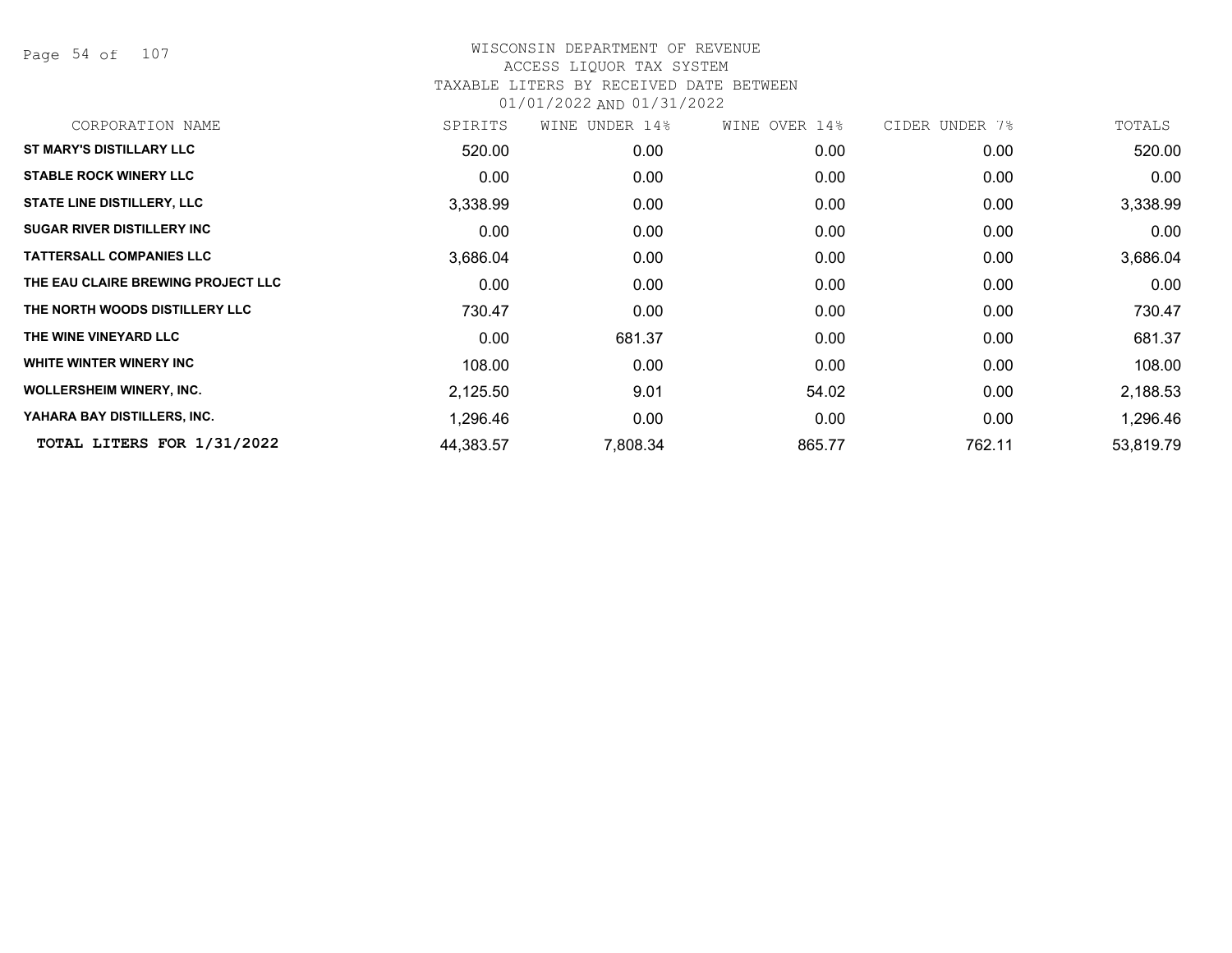WISCONSIN DEPARTMENT OF REVENUE
ACCESS LIQUOR TAX SYSTEM
TAXABLE LITERS BY RECEIVED DATE BETWEEN
01/01/2022 AND 01/31/2022

| CORPORATION NAME | SPIRITS | WINE UNDER 14% | WINE OVER 14% | CIDER UNDER 7% | TOTALS |
|---|---|---|---|---|---|
| ST MARY'S DISTILLARY LLC | 520.00 | 0.00 | 0.00 | 0.00 | 520.00 |
| STABLE ROCK WINERY LLC | 0.00 | 0.00 | 0.00 | 0.00 | 0.00 |
| STATE LINE DISTILLERY, LLC | 3,338.99 | 0.00 | 0.00 | 0.00 | 3,338.99 |
| SUGAR RIVER DISTILLERY INC | 0.00 | 0.00 | 0.00 | 0.00 | 0.00 |
| TATTERSALL COMPANIES LLC | 3,686.04 | 0.00 | 0.00 | 0.00 | 3,686.04 |
| THE EAU CLAIRE BREWING PROJECT LLC | 0.00 | 0.00 | 0.00 | 0.00 | 0.00 |
| THE NORTH WOODS DISTILLERY LLC | 730.47 | 0.00 | 0.00 | 0.00 | 730.47 |
| THE WINE VINEYARD LLC | 0.00 | 681.37 | 0.00 | 0.00 | 681.37 |
| WHITE WINTER WINERY INC | 108.00 | 0.00 | 0.00 | 0.00 | 108.00 |
| WOLLERSHEIM WINERY, INC. | 2,125.50 | 9.01 | 54.02 | 0.00 | 2,188.53 |
| YAHARA BAY DISTILLERS, INC. | 1,296.46 | 0.00 | 0.00 | 0.00 | 1,296.46 |
| **TOTAL LITERS FOR 1/31/2022** | 44,383.57 | 7,808.34 | 865.77 | 762.11 | 53,819.79 |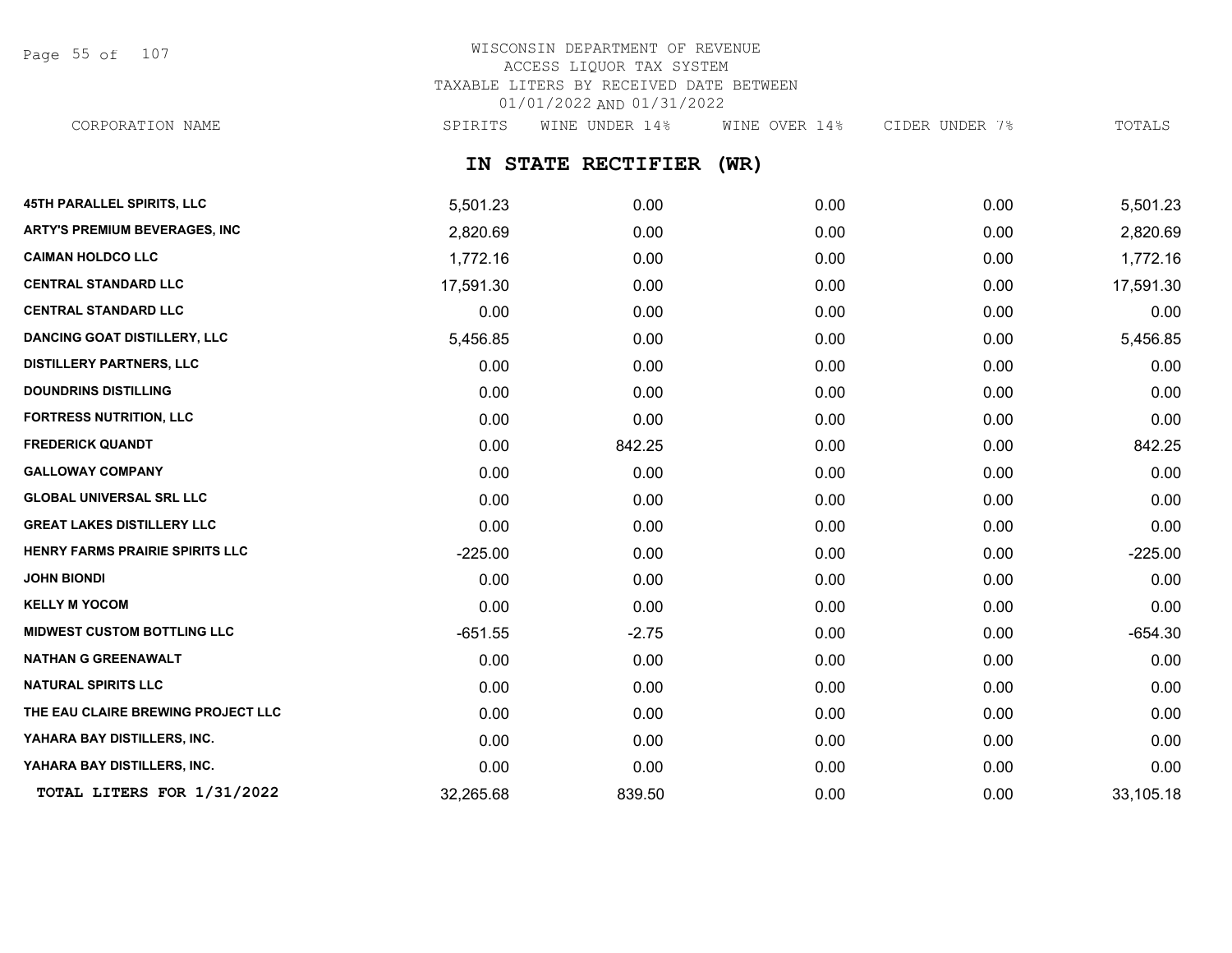WISCONSIN DEPARTMENT OF REVENUE
ACCESS LIQUOR TAX SYSTEM
TAXABLE LITERS BY RECEIVED DATE BETWEEN
01/01/2022 AND 01/31/2022

## IN STATE RECTIFIER (WR)

| CORPORATION NAME | SPIRITS | WINE UNDER 14% | WINE OVER 14% | CIDER UNDER 7% | TOTALS |
|---|---|---|---|---|---|
| 45TH PARALLEL SPIRITS, LLC | 5,501.23 | 0.00 | 0.00 | 0.00 | 5,501.23 |
| ARTY'S PREMIUM BEVERAGES, INC | 2,820.69 | 0.00 | 0.00 | 0.00 | 2,820.69 |
| CAIMAN HOLDCO LLC | 1,772.16 | 0.00 | 0.00 | 0.00 | 1,772.16 |
| CENTRAL STANDARD LLC | 17,591.30 | 0.00 | 0.00 | 0.00 | 17,591.30 |
| CENTRAL STANDARD LLC | 0.00 | 0.00 | 0.00 | 0.00 | 0.00 |
| DANCING GOAT DISTILLERY, LLC | 5,456.85 | 0.00 | 0.00 | 0.00 | 5,456.85 |
| DISTILLERY PARTNERS, LLC | 0.00 | 0.00 | 0.00 | 0.00 | 0.00 |
| DOUNDRINS DISTILLING | 0.00 | 0.00 | 0.00 | 0.00 | 0.00 |
| FORTRESS NUTRITION, LLC | 0.00 | 0.00 | 0.00 | 0.00 | 0.00 |
| FREDERICK QUANDT | 0.00 | 842.25 | 0.00 | 0.00 | 842.25 |
| GALLOWAY COMPANY | 0.00 | 0.00 | 0.00 | 0.00 | 0.00 |
| GLOBAL UNIVERSAL SRL LLC | 0.00 | 0.00 | 0.00 | 0.00 | 0.00 |
| GREAT LAKES DISTILLERY LLC | 0.00 | 0.00 | 0.00 | 0.00 | 0.00 |
| HENRY FARMS PRAIRIE SPIRITS LLC | -225.00 | 0.00 | 0.00 | 0.00 | -225.00 |
| JOHN BIONDI | 0.00 | 0.00 | 0.00 | 0.00 | 0.00 |
| KELLY M YOCOM | 0.00 | 0.00 | 0.00 | 0.00 | 0.00 |
| MIDWEST CUSTOM BOTTLING LLC | -651.55 | -2.75 | 0.00 | 0.00 | -654.30 |
| NATHAN G GREENAWALT | 0.00 | 0.00 | 0.00 | 0.00 | 0.00 |
| NATURAL SPIRITS LLC | 0.00 | 0.00 | 0.00 | 0.00 | 0.00 |
| THE EAU CLAIRE BREWING PROJECT LLC | 0.00 | 0.00 | 0.00 | 0.00 | 0.00 |
| YAHARA BAY DISTILLERS, INC. | 0.00 | 0.00 | 0.00 | 0.00 | 0.00 |
| YAHARA BAY DISTILLERS, INC. | 0.00 | 0.00 | 0.00 | 0.00 | 0.00 |
| TOTAL LITERS FOR 1/31/2022 | 32,265.68 | 839.50 | 0.00 | 0.00 | 33,105.18 |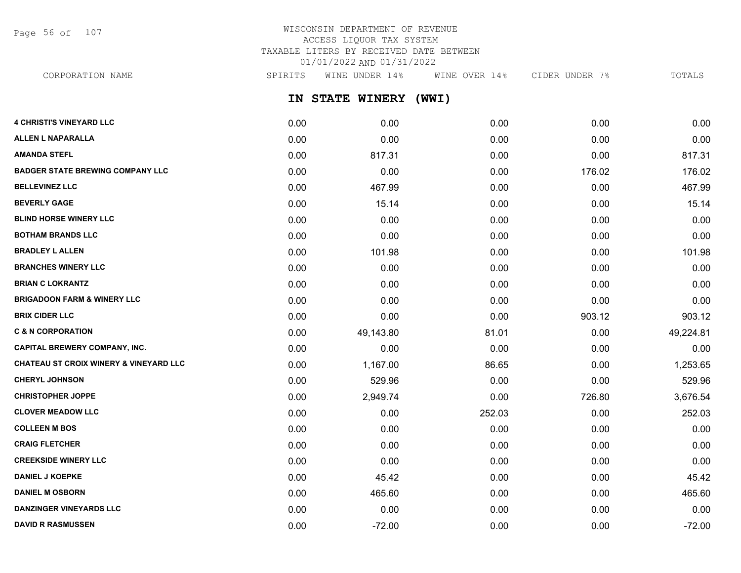# WISCONSIN DEPARTMENT OF REVENUE
## ACCESS LIQUOR TAX SYSTEM
## TAXABLE LITERS BY RECEIVED DATE BETWEEN 01/01/2022 AND 01/31/2022

### IN STATE WINERY (WWI)

| CORPORATION NAME | SPIRITS | WINE UNDER 14% | WINE OVER 14% | CIDER UNDER 7% | TOTALS |
|---|---|---|---|---|---|
| 4 CHRISTI'S VINEYARD LLC | 0.00 | 0.00 | 0.00 | 0.00 | 0.00 |
| ALLEN L NAPARALLA | 0.00 | 0.00 | 0.00 | 0.00 | 0.00 |
| AMANDA STEFL | 0.00 | 817.31 | 0.00 | 0.00 | 817.31 |
| BADGER STATE BREWING COMPANY LLC | 0.00 | 0.00 | 0.00 | 176.02 | 176.02 |
| BELLEVINEZ LLC | 0.00 | 467.99 | 0.00 | 0.00 | 467.99 |
| BEVERLY GAGE | 0.00 | 15.14 | 0.00 | 0.00 | 15.14 |
| BLIND HORSE WINERY LLC | 0.00 | 0.00 | 0.00 | 0.00 | 0.00 |
| BOTHAM BRANDS LLC | 0.00 | 0.00 | 0.00 | 0.00 | 0.00 |
| BRADLEY L ALLEN | 0.00 | 101.98 | 0.00 | 0.00 | 101.98 |
| BRANCHES WINERY LLC | 0.00 | 0.00 | 0.00 | 0.00 | 0.00 |
| BRIAN C LOKRANTZ | 0.00 | 0.00 | 0.00 | 0.00 | 0.00 |
| BRIGADOON FARM & WINERY LLC | 0.00 | 0.00 | 0.00 | 0.00 | 0.00 |
| BRIX CIDER LLC | 0.00 | 0.00 | 0.00 | 903.12 | 903.12 |
| C & N CORPORATION | 0.00 | 49,143.80 | 81.01 | 0.00 | 49,224.81 |
| CAPITAL BREWERY COMPANY, INC. | 0.00 | 0.00 | 0.00 | 0.00 | 0.00 |
| CHATEAU ST CROIX WINERY & VINEYARD LLC | 0.00 | 1,167.00 | 86.65 | 0.00 | 1,253.65 |
| CHERYL JOHNSON | 0.00 | 529.96 | 0.00 | 0.00 | 529.96 |
| CHRISTOPHER JOPPE | 0.00 | 2,949.74 | 0.00 | 726.80 | 3,676.54 |
| CLOVER MEADOW LLC | 0.00 | 0.00 | 252.03 | 0.00 | 252.03 |
| COLLEEN M BOS | 0.00 | 0.00 | 0.00 | 0.00 | 0.00 |
| CRAIG FLETCHER | 0.00 | 0.00 | 0.00 | 0.00 | 0.00 |
| CREEKSIDE WINERY LLC | 0.00 | 0.00 | 0.00 | 0.00 | 0.00 |
| DANIEL J KOEPKE | 0.00 | 45.42 | 0.00 | 0.00 | 45.42 |
| DANIEL M OSBORN | 0.00 | 465.60 | 0.00 | 0.00 | 465.60 |
| DANZINGER VINEYARDS LLC | 0.00 | 0.00 | 0.00 | 0.00 | 0.00 |
| DAVID R RASMUSSEN | 0.00 | -72.00 | 0.00 | 0.00 | -72.00 |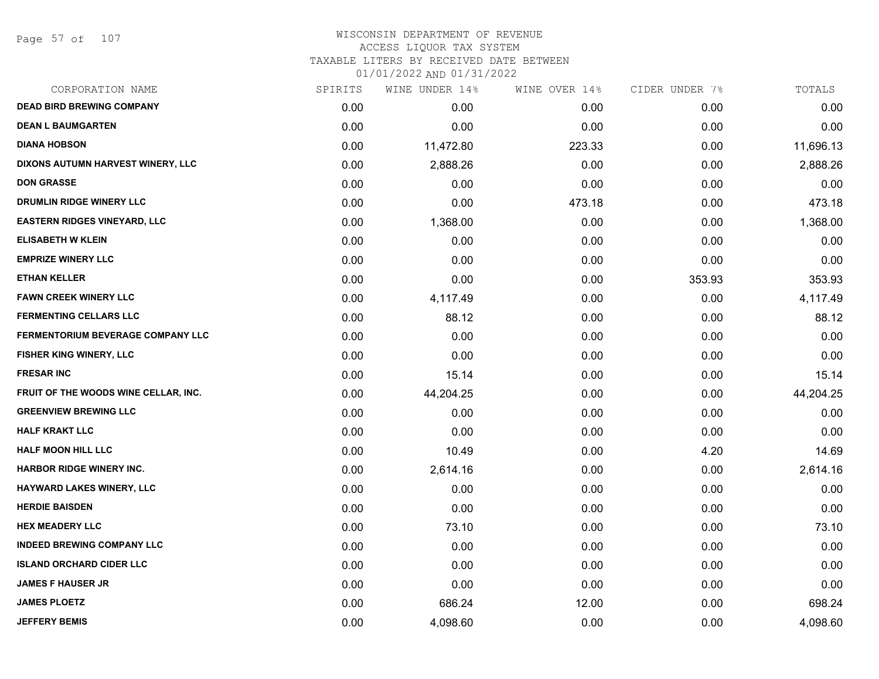# WISCONSIN DEPARTMENT OF REVENUE
## ACCESS LIQUOR TAX SYSTEM
### TAXABLE LITERS BY RECEIVED DATE BETWEEN 01/01/2022 AND 01/31/2022

| CORPORATION NAME | SPIRITS | WINE UNDER 14% | WINE OVER 14% | CIDER UNDER 7% | TOTALS |
|---|---|---|---|---|---|
| DEAD BIRD BREWING COMPANY | 0.00 | 0.00 | 0.00 | 0.00 | 0.00 |
| DEAN L BAUMGARTEN | 0.00 | 0.00 | 0.00 | 0.00 | 0.00 |
| DIANA HOBSON | 0.00 | 11,472.80 | 223.33 | 0.00 | 11,696.13 |
| DIXONS AUTUMN HARVEST WINERY, LLC | 0.00 | 2,888.26 | 0.00 | 0.00 | 2,888.26 |
| DON GRASSE | 0.00 | 0.00 | 0.00 | 0.00 | 0.00 |
| DRUMLIN RIDGE WINERY LLC | 0.00 | 0.00 | 473.18 | 0.00 | 473.18 |
| EASTERN RIDGES VINEYARD, LLC | 0.00 | 1,368.00 | 0.00 | 0.00 | 1,368.00 |
| ELISABETH W KLEIN | 0.00 | 0.00 | 0.00 | 0.00 | 0.00 |
| EMPRIZE WINERY LLC | 0.00 | 0.00 | 0.00 | 0.00 | 0.00 |
| ETHAN KELLER | 0.00 | 0.00 | 0.00 | 353.93 | 353.93 |
| FAWN CREEK WINERY LLC | 0.00 | 4,117.49 | 0.00 | 0.00 | 4,117.49 |
| FERMENTING CELLARS LLC | 0.00 | 88.12 | 0.00 | 0.00 | 88.12 |
| FERMENTORIUM BEVERAGE COMPANY LLC | 0.00 | 0.00 | 0.00 | 0.00 | 0.00 |
| FISHER KING WINERY, LLC | 0.00 | 0.00 | 0.00 | 0.00 | 0.00 |
| FRESAR INC | 0.00 | 15.14 | 0.00 | 0.00 | 15.14 |
| FRUIT OF THE WOODS WINE CELLAR, INC. | 0.00 | 44,204.25 | 0.00 | 0.00 | 44,204.25 |
| GREENVIEW BREWING LLC | 0.00 | 0.00 | 0.00 | 0.00 | 0.00 |
| HALF KRAKT LLC | 0.00 | 0.00 | 0.00 | 0.00 | 0.00 |
| HALF MOON HILL LLC | 0.00 | 10.49 | 0.00 | 4.20 | 14.69 |
| HARBOR RIDGE WINERY INC. | 0.00 | 2,614.16 | 0.00 | 0.00 | 2,614.16 |
| HAYWARD LAKES WINERY, LLC | 0.00 | 0.00 | 0.00 | 0.00 | 0.00 |
| HERDIE BAISDEN | 0.00 | 0.00 | 0.00 | 0.00 | 0.00 |
| HEX MEADERY LLC | 0.00 | 73.10 | 0.00 | 0.00 | 73.10 |
| INDEED BREWING COMPANY LLC | 0.00 | 0.00 | 0.00 | 0.00 | 0.00 |
| ISLAND ORCHARD CIDER LLC | 0.00 | 0.00 | 0.00 | 0.00 | 0.00 |
| JAMES F HAUSER JR | 0.00 | 0.00 | 0.00 | 0.00 | 0.00 |
| JAMES PLOETZ | 0.00 | 686.24 | 12.00 | 0.00 | 698.24 |
| JEFFERY BEMIS | 0.00 | 4,098.60 | 0.00 | 0.00 | 4,098.60 |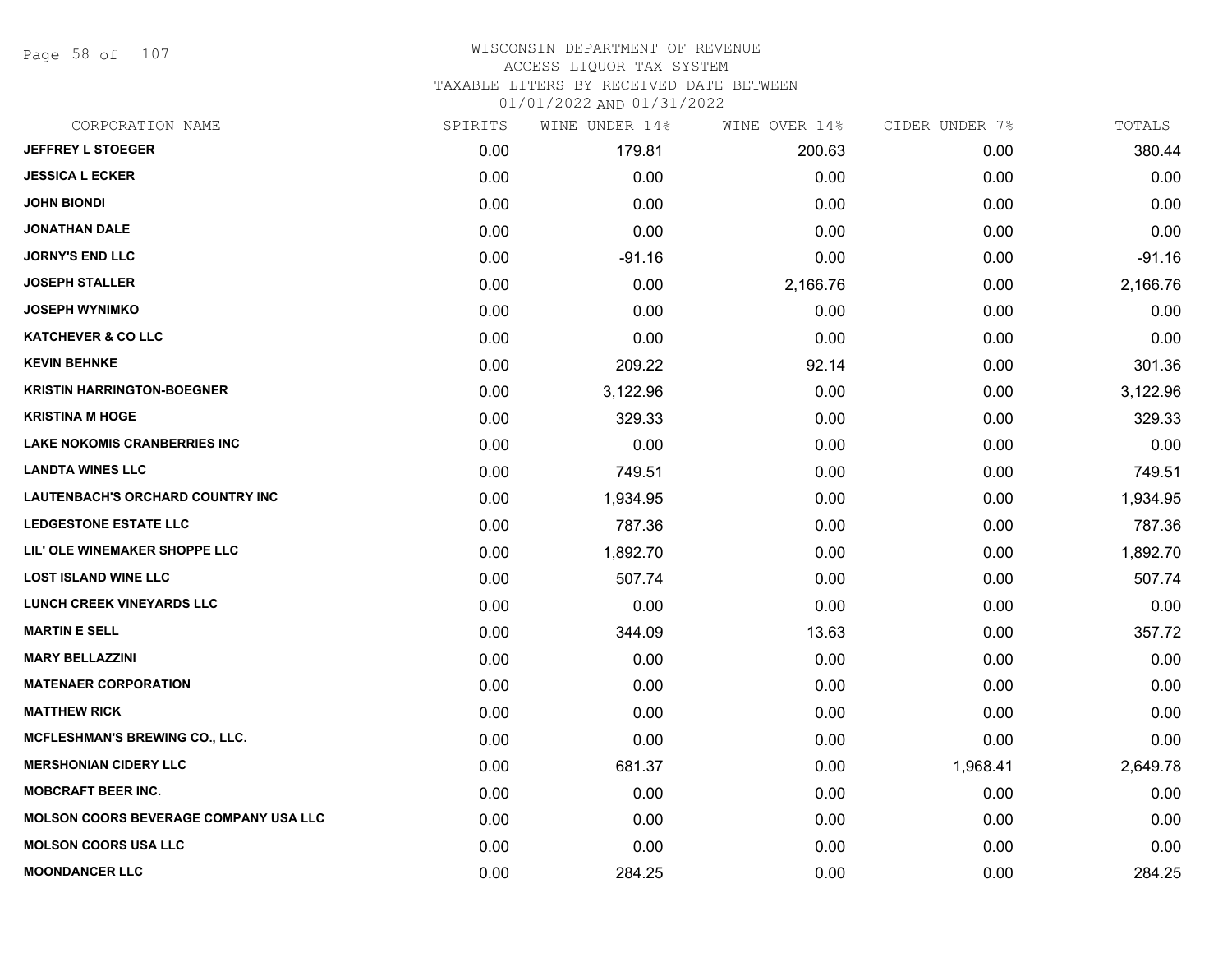WISCONSIN DEPARTMENT OF REVENUE
ACCESS LIQUOR TAX SYSTEM
TAXABLE LITERS BY RECEIVED DATE BETWEEN
01/01/2022 AND 01/31/2022

| CORPORATION NAME | SPIRITS | WINE UNDER 14% | WINE OVER 14% | CIDER UNDER 7% | TOTALS |
|---|---|---|---|---|---|
| JEFFREY L STOEGER | 0.00 | 179.81 | 200.63 | 0.00 | 380.44 |
| JESSICA L ECKER | 0.00 | 0.00 | 0.00 | 0.00 | 0.00 |
| JOHN BIONDI | 0.00 | 0.00 | 0.00 | 0.00 | 0.00 |
| JONATHAN DALE | 0.00 | 0.00 | 0.00 | 0.00 | 0.00 |
| JORNY'S END LLC | 0.00 | -91.16 | 0.00 | 0.00 | -91.16 |
| JOSEPH STALLER | 0.00 | 0.00 | 2,166.76 | 0.00 | 2,166.76 |
| JOSEPH WYNIMKO | 0.00 | 0.00 | 0.00 | 0.00 | 0.00 |
| KATCHEVER & CO LLC | 0.00 | 0.00 | 0.00 | 0.00 | 0.00 |
| KEVIN BEHNKE | 0.00 | 209.22 | 92.14 | 0.00 | 301.36 |
| KRISTIN HARRINGTON-BOEGNER | 0.00 | 3,122.96 | 0.00 | 0.00 | 3,122.96 |
| KRISTINA M HOGE | 0.00 | 329.33 | 0.00 | 0.00 | 329.33 |
| LAKE NOKOMIS CRANBERRIES INC | 0.00 | 0.00 | 0.00 | 0.00 | 0.00 |
| LANDTA WINES LLC | 0.00 | 749.51 | 0.00 | 0.00 | 749.51 |
| LAUTENBACH'S ORCHARD COUNTRY INC | 0.00 | 1,934.95 | 0.00 | 0.00 | 1,934.95 |
| LEDGESTONE ESTATE LLC | 0.00 | 787.36 | 0.00 | 0.00 | 787.36 |
| LIL' OLE WINEMAKER SHOPPE LLC | 0.00 | 1,892.70 | 0.00 | 0.00 | 1,892.70 |
| LOST ISLAND WINE LLC | 0.00 | 507.74 | 0.00 | 0.00 | 507.74 |
| LUNCH CREEK VINEYARDS LLC | 0.00 | 0.00 | 0.00 | 0.00 | 0.00 |
| MARTIN E SELL | 0.00 | 344.09 | 13.63 | 0.00 | 357.72 |
| MARY BELLAZZINI | 0.00 | 0.00 | 0.00 | 0.00 | 0.00 |
| MATENAER CORPORATION | 0.00 | 0.00 | 0.00 | 0.00 | 0.00 |
| MATTHEW RICK | 0.00 | 0.00 | 0.00 | 0.00 | 0.00 |
| MCFLESHMAN'S BREWING CO., LLC. | 0.00 | 0.00 | 0.00 | 0.00 | 0.00 |
| MERSHONIAN CIDERY LLC | 0.00 | 681.37 | 0.00 | 1,968.41 | 2,649.78 |
| MOBCRAFT BEER INC. | 0.00 | 0.00 | 0.00 | 0.00 | 0.00 |
| MOLSON COORS BEVERAGE COMPANY USA LLC | 0.00 | 0.00 | 0.00 | 0.00 | 0.00 |
| MOLSON COORS USA LLC | 0.00 | 0.00 | 0.00 | 0.00 | 0.00 |
| MOONDANCER LLC | 0.00 | 284.25 | 0.00 | 0.00 | 284.25 |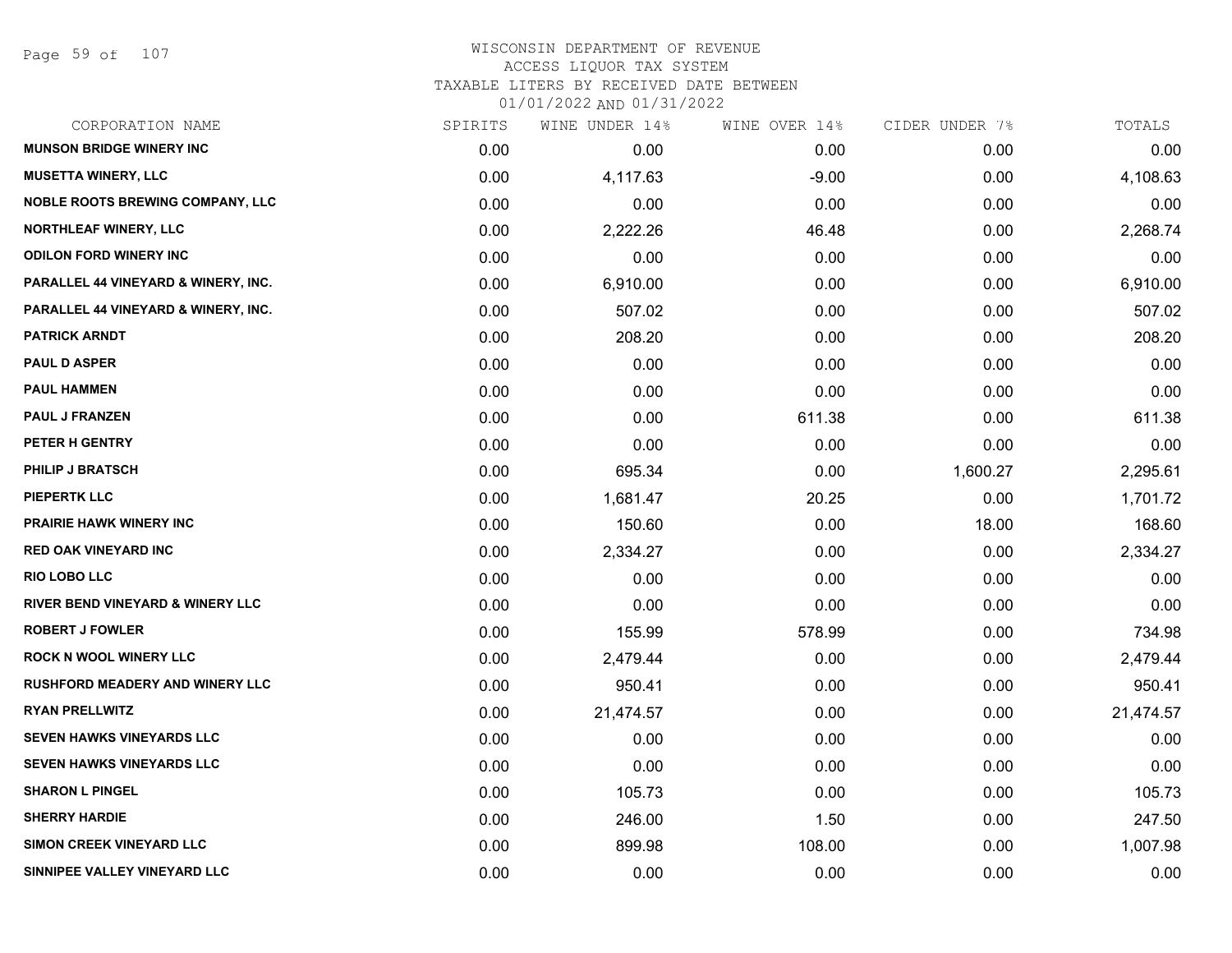# WISCONSIN DEPARTMENT OF REVENUE
ACCESS LIQUOR TAX SYSTEM
TAXABLE LITERS BY RECEIVED DATE BETWEEN
01/01/2022 AND 01/31/2022

| CORPORATION NAME | SPIRITS | WINE UNDER 14% | WINE OVER 14% | CIDER UNDER 7% | TOTALS |
|---|---|---|---|---|---|
| MUNSON BRIDGE WINERY INC | 0.00 | 0.00 | 0.00 | 0.00 | 0.00 |
| MUSETTA WINERY, LLC | 0.00 | 4,117.63 | -9.00 | 0.00 | 4,108.63 |
| NOBLE ROOTS BREWING COMPANY, LLC | 0.00 | 0.00 | 0.00 | 0.00 | 0.00 |
| NORTHLEAF WINERY, LLC | 0.00 | 2,222.26 | 46.48 | 0.00 | 2,268.74 |
| ODILON FORD WINERY INC | 0.00 | 0.00 | 0.00 | 0.00 | 0.00 |
| PARALLEL 44 VINEYARD & WINERY, INC. | 0.00 | 6,910.00 | 0.00 | 0.00 | 6,910.00 |
| PARALLEL 44 VINEYARD & WINERY, INC. | 0.00 | 507.02 | 0.00 | 0.00 | 507.02 |
| PATRICK ARNDT | 0.00 | 208.20 | 0.00 | 0.00 | 208.20 |
| PAUL D ASPER | 0.00 | 0.00 | 0.00 | 0.00 | 0.00 |
| PAUL HAMMEN | 0.00 | 0.00 | 0.00 | 0.00 | 0.00 |
| PAUL J FRANZEN | 0.00 | 0.00 | 611.38 | 0.00 | 611.38 |
| PETER H GENTRY | 0.00 | 0.00 | 0.00 | 0.00 | 0.00 |
| PHILIP J BRATSCH | 0.00 | 695.34 | 0.00 | 1,600.27 | 2,295.61 |
| PIEPERTK LLC | 0.00 | 1,681.47 | 20.25 | 0.00 | 1,701.72 |
| PRAIRIE HAWK WINERY INC | 0.00 | 150.60 | 0.00 | 18.00 | 168.60 |
| RED OAK VINEYARD INC | 0.00 | 2,334.27 | 0.00 | 0.00 | 2,334.27 |
| RIO LOBO LLC | 0.00 | 0.00 | 0.00 | 0.00 | 0.00 |
| RIVER BEND VINEYARD & WINERY LLC | 0.00 | 0.00 | 0.00 | 0.00 | 0.00 |
| ROBERT J FOWLER | 0.00 | 155.99 | 578.99 | 0.00 | 734.98 |
| ROCK N WOOL WINERY LLC | 0.00 | 2,479.44 | 0.00 | 0.00 | 2,479.44 |
| RUSHFORD MEADERY AND WINERY LLC | 0.00 | 950.41 | 0.00 | 0.00 | 950.41 |
| RYAN PRELLWITZ | 0.00 | 21,474.57 | 0.00 | 0.00 | 21,474.57 |
| SEVEN HAWKS VINEYARDS LLC | 0.00 | 0.00 | 0.00 | 0.00 | 0.00 |
| SEVEN HAWKS VINEYARDS LLC | 0.00 | 0.00 | 0.00 | 0.00 | 0.00 |
| SHARON L PINGEL | 0.00 | 105.73 | 0.00 | 0.00 | 105.73 |
| SHERRY HARDIE | 0.00 | 246.00 | 1.50 | 0.00 | 247.50 |
| SIMON CREEK VINEYARD LLC | 0.00 | 899.98 | 108.00 | 0.00 | 1,007.98 |
| SINNIPEE VALLEY VINEYARD LLC | 0.00 | 0.00 | 0.00 | 0.00 | 0.00 |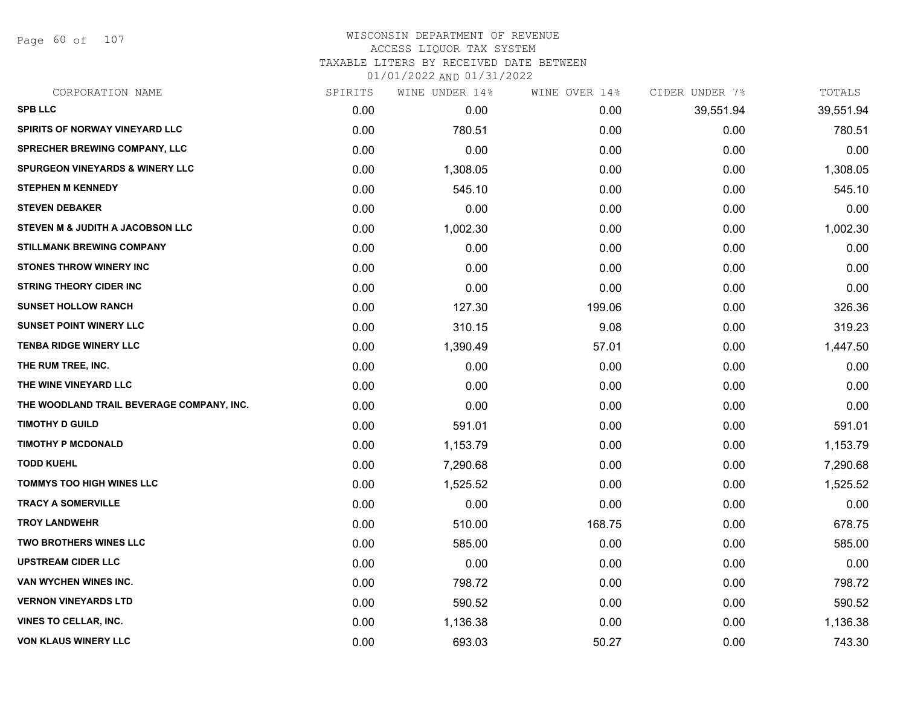# WISCONSIN DEPARTMENT OF REVENUE
## ACCESS LIQUOR TAX SYSTEM
### TAXABLE LITERS BY RECEIVED DATE BETWEEN 01/01/2022 AND 01/31/2022

| CORPORATION NAME | SPIRITS | WINE UNDER 14% | WINE OVER 14% | CIDER UNDER 7% | TOTALS |
|---|---|---|---|---|---|
| SPB LLC | 0.00 | 0.00 | 0.00 | 39,551.94 | 39,551.94 |
| SPIRITS OF NORWAY VINEYARD LLC | 0.00 | 780.51 | 0.00 | 0.00 | 780.51 |
| SPRECHER BREWING COMPANY, LLC | 0.00 | 0.00 | 0.00 | 0.00 | 0.00 |
| SPURGEON VINEYARDS & WINERY LLC | 0.00 | 1,308.05 | 0.00 | 0.00 | 1,308.05 |
| STEPHEN M KENNEDY | 0.00 | 545.10 | 0.00 | 0.00 | 545.10 |
| STEVEN DEBAKER | 0.00 | 0.00 | 0.00 | 0.00 | 0.00 |
| STEVEN M & JUDITH A JACOBSON LLC | 0.00 | 1,002.30 | 0.00 | 0.00 | 1,002.30 |
| STILLMANK BREWING COMPANY | 0.00 | 0.00 | 0.00 | 0.00 | 0.00 |
| STONES THROW WINERY INC | 0.00 | 0.00 | 0.00 | 0.00 | 0.00 |
| STRING THEORY CIDER INC | 0.00 | 0.00 | 0.00 | 0.00 | 0.00 |
| SUNSET HOLLOW RANCH | 0.00 | 127.30 | 199.06 | 0.00 | 326.36 |
| SUNSET POINT WINERY LLC | 0.00 | 310.15 | 9.08 | 0.00 | 319.23 |
| TENBA RIDGE WINERY LLC | 0.00 | 1,390.49 | 57.01 | 0.00 | 1,447.50 |
| THE RUM TREE, INC. | 0.00 | 0.00 | 0.00 | 0.00 | 0.00 |
| THE WINE VINEYARD LLC | 0.00 | 0.00 | 0.00 | 0.00 | 0.00 |
| THE WOODLAND TRAIL BEVERAGE COMPANY, INC. | 0.00 | 0.00 | 0.00 | 0.00 | 0.00 |
| TIMOTHY D GUILD | 0.00 | 591.01 | 0.00 | 0.00 | 591.01 |
| TIMOTHY P MCDONALD | 0.00 | 1,153.79 | 0.00 | 0.00 | 1,153.79 |
| TODD KUEHL | 0.00 | 7,290.68 | 0.00 | 0.00 | 7,290.68 |
| TOMMYS TOO HIGH WINES LLC | 0.00 | 1,525.52 | 0.00 | 0.00 | 1,525.52 |
| TRACY A SOMERVILLE | 0.00 | 0.00 | 0.00 | 0.00 | 0.00 |
| TROY LANDWEHR | 0.00 | 510.00 | 168.75 | 0.00 | 678.75 |
| TWO BROTHERS WINES LLC | 0.00 | 585.00 | 0.00 | 0.00 | 585.00 |
| UPSTREAM CIDER LLC | 0.00 | 0.00 | 0.00 | 0.00 | 0.00 |
| VAN WYCHEN WINES INC. | 0.00 | 798.72 | 0.00 | 0.00 | 798.72 |
| VERNON VINEYARDS LTD | 0.00 | 590.52 | 0.00 | 0.00 | 590.52 |
| VINES TO CELLAR, INC. | 0.00 | 1,136.38 | 0.00 | 0.00 | 1,136.38 |
| VON KLAUS WINERY LLC | 0.00 | 693.03 | 50.27 | 0.00 | 743.30 |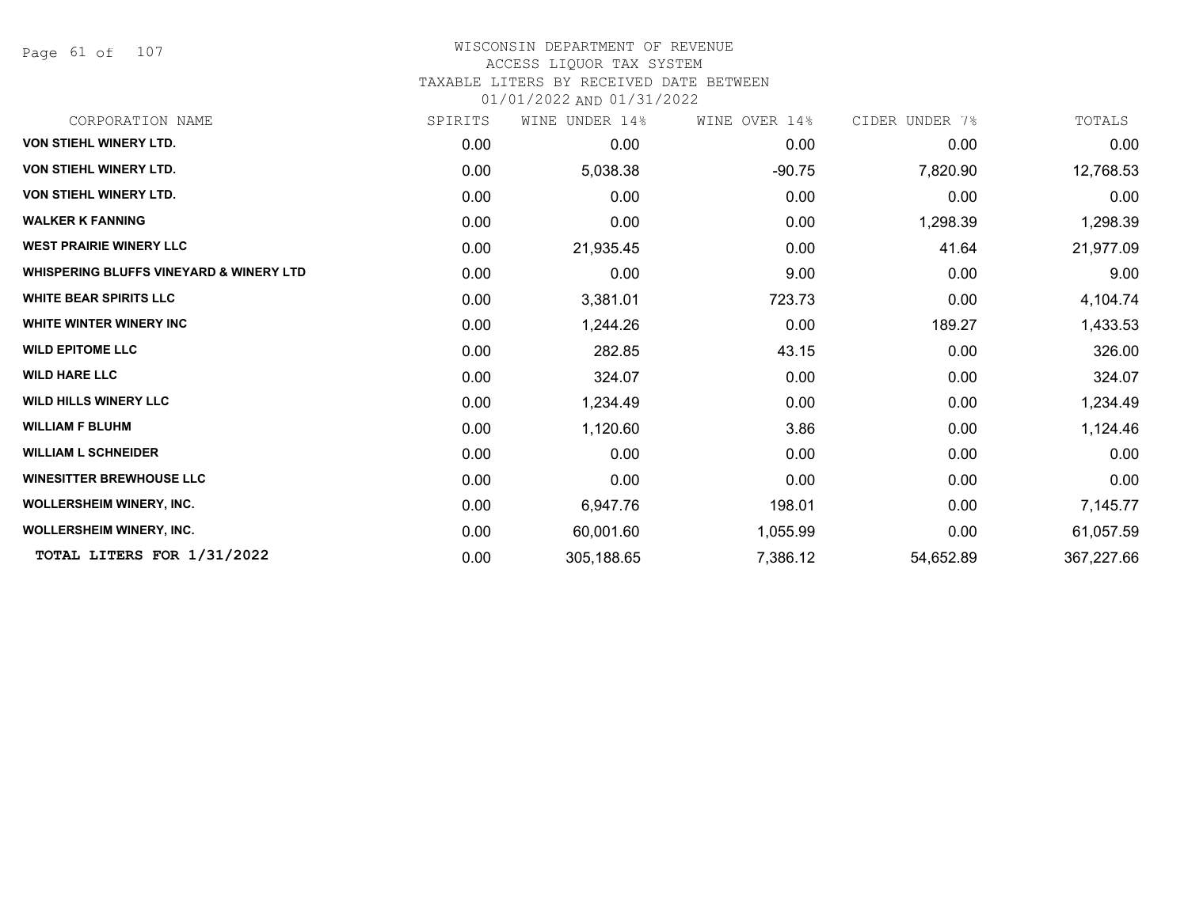WISCONSIN DEPARTMENT OF REVENUE
ACCESS LIQUOR TAX SYSTEM
TAXABLE LITERS BY RECEIVED DATE BETWEEN
01/01/2022 AND 01/31/2022

| CORPORATION NAME | SPIRITS | WINE UNDER 14% | WINE OVER 14% | CIDER UNDER 7% | TOTALS |
|---|---|---|---|---|---|
| VON STIEHL WINERY LTD. | 0.00 | 0.00 | 0.00 | 0.00 | 0.00 |
| VON STIEHL WINERY LTD. | 0.00 | 5,038.38 | -90.75 | 7,820.90 | 12,768.53 |
| VON STIEHL WINERY LTD. | 0.00 | 0.00 | 0.00 | 0.00 | 0.00 |
| WALKER K FANNING | 0.00 | 0.00 | 0.00 | 1,298.39 | 1,298.39 |
| WEST PRAIRIE WINERY LLC | 0.00 | 21,935.45 | 0.00 | 41.64 | 21,977.09 |
| WHISPERING BLUFFS VINEYARD & WINERY LTD | 0.00 | 0.00 | 9.00 | 0.00 | 9.00 |
| WHITE BEAR SPIRITS LLC | 0.00 | 3,381.01 | 723.73 | 0.00 | 4,104.74 |
| WHITE WINTER WINERY INC | 0.00 | 1,244.26 | 0.00 | 189.27 | 1,433.53 |
| WILD EPITOME LLC | 0.00 | 282.85 | 43.15 | 0.00 | 326.00 |
| WILD HARE LLC | 0.00 | 324.07 | 0.00 | 0.00 | 324.07 |
| WILD HILLS WINERY LLC | 0.00 | 1,234.49 | 0.00 | 0.00 | 1,234.49 |
| WILLIAM F BLUHM | 0.00 | 1,120.60 | 3.86 | 0.00 | 1,124.46 |
| WILLIAM L SCHNEIDER | 0.00 | 0.00 | 0.00 | 0.00 | 0.00 |
| WINESITTER BREWHOUSE LLC | 0.00 | 0.00 | 0.00 | 0.00 | 0.00 |
| WOLLERSHEIM WINERY, INC. | 0.00 | 6,947.76 | 198.01 | 0.00 | 7,145.77 |
| WOLLERSHEIM WINERY, INC. | 0.00 | 60,001.60 | 1,055.99 | 0.00 | 61,057.59 |
| **TOTAL LITERS FOR 1/31/2022** | 0.00 | 305,188.65 | 7,386.12 | 54,652.89 | 367,227.66 |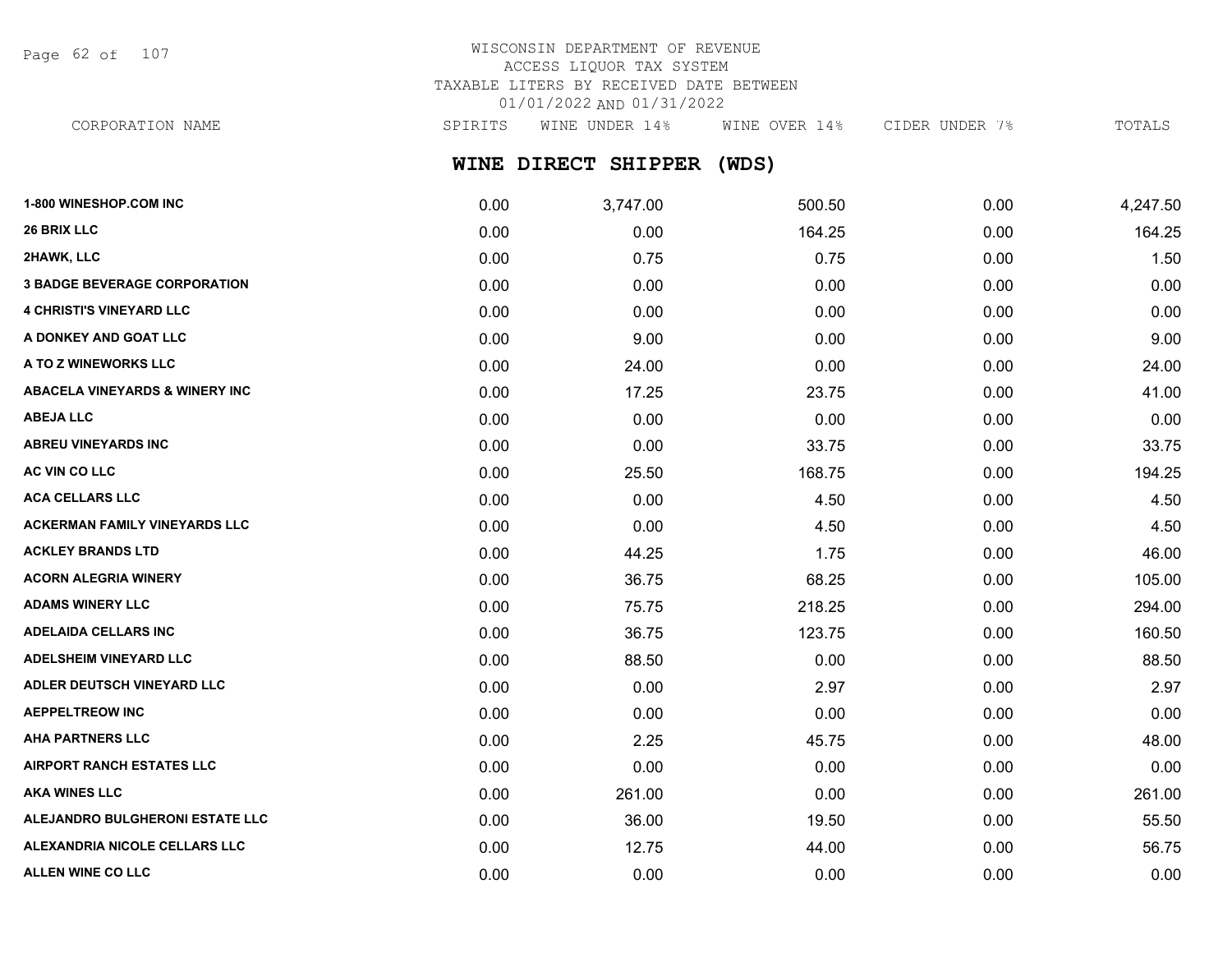WISCONSIN DEPARTMENT OF REVENUE
ACCESS LIQUOR TAX SYSTEM
TAXABLE LITERS BY RECEIVED DATE BETWEEN
01/01/2022 AND 01/31/2022

## WINE DIRECT SHIPPER (WDS)

| CORPORATION NAME | SPIRITS | WINE UNDER 14% | WINE OVER 14% | CIDER UNDER 7% | TOTALS |
|---|---|---|---|---|---|
| 1-800 WINESHOP.COM INC | 0.00 | 3,747.00 | 500.50 | 0.00 | 4,247.50 |
| 26 BRIX LLC | 0.00 | 0.00 | 164.25 | 0.00 | 164.25 |
| 2HAWK, LLC | 0.00 | 0.75 | 0.75 | 0.00 | 1.50 |
| 3 BADGE BEVERAGE CORPORATION | 0.00 | 0.00 | 0.00 | 0.00 | 0.00 |
| 4 CHRISTI'S VINEYARD LLC | 0.00 | 0.00 | 0.00 | 0.00 | 0.00 |
| A DONKEY AND GOAT LLC | 0.00 | 9.00 | 0.00 | 0.00 | 9.00 |
| A TO Z WINEWORKS LLC | 0.00 | 24.00 | 0.00 | 0.00 | 24.00 |
| ABACELA VINEYARDS & WINERY INC | 0.00 | 17.25 | 23.75 | 0.00 | 41.00 |
| ABEJA LLC | 0.00 | 0.00 | 0.00 | 0.00 | 0.00 |
| ABREU VINEYARDS INC | 0.00 | 0.00 | 33.75 | 0.00 | 33.75 |
| AC VIN CO LLC | 0.00 | 25.50 | 168.75 | 0.00 | 194.25 |
| ACA CELLARS LLC | 0.00 | 0.00 | 4.50 | 0.00 | 4.50 |
| ACKERMAN FAMILY VINEYARDS LLC | 0.00 | 0.00 | 4.50 | 0.00 | 4.50 |
| ACKLEY BRANDS LTD | 0.00 | 44.25 | 1.75 | 0.00 | 46.00 |
| ACORN ALEGRIA WINERY | 0.00 | 36.75 | 68.25 | 0.00 | 105.00 |
| ADAMS WINERY LLC | 0.00 | 75.75 | 218.25 | 0.00 | 294.00 |
| ADELAIDA CELLARS INC | 0.00 | 36.75 | 123.75 | 0.00 | 160.50 |
| ADELSHEIM VINEYARD LLC | 0.00 | 88.50 | 0.00 | 0.00 | 88.50 |
| ADLER DEUTSCH VINEYARD LLC | 0.00 | 0.00 | 2.97 | 0.00 | 2.97 |
| AEPPELTREOW INC | 0.00 | 0.00 | 0.00 | 0.00 | 0.00 |
| AHA PARTNERS LLC | 0.00 | 2.25 | 45.75 | 0.00 | 48.00 |
| AIRPORT RANCH ESTATES LLC | 0.00 | 0.00 | 0.00 | 0.00 | 0.00 |
| AKA WINES LLC | 0.00 | 261.00 | 0.00 | 0.00 | 261.00 |
| ALEJANDRO BULGHERONI ESTATE LLC | 0.00 | 36.00 | 19.50 | 0.00 | 55.50 |
| ALEXANDRIA NICOLE CELLARS LLC | 0.00 | 12.75 | 44.00 | 0.00 | 56.75 |
| ALLEN WINE CO LLC | 0.00 | 0.00 | 0.00 | 0.00 | 0.00 |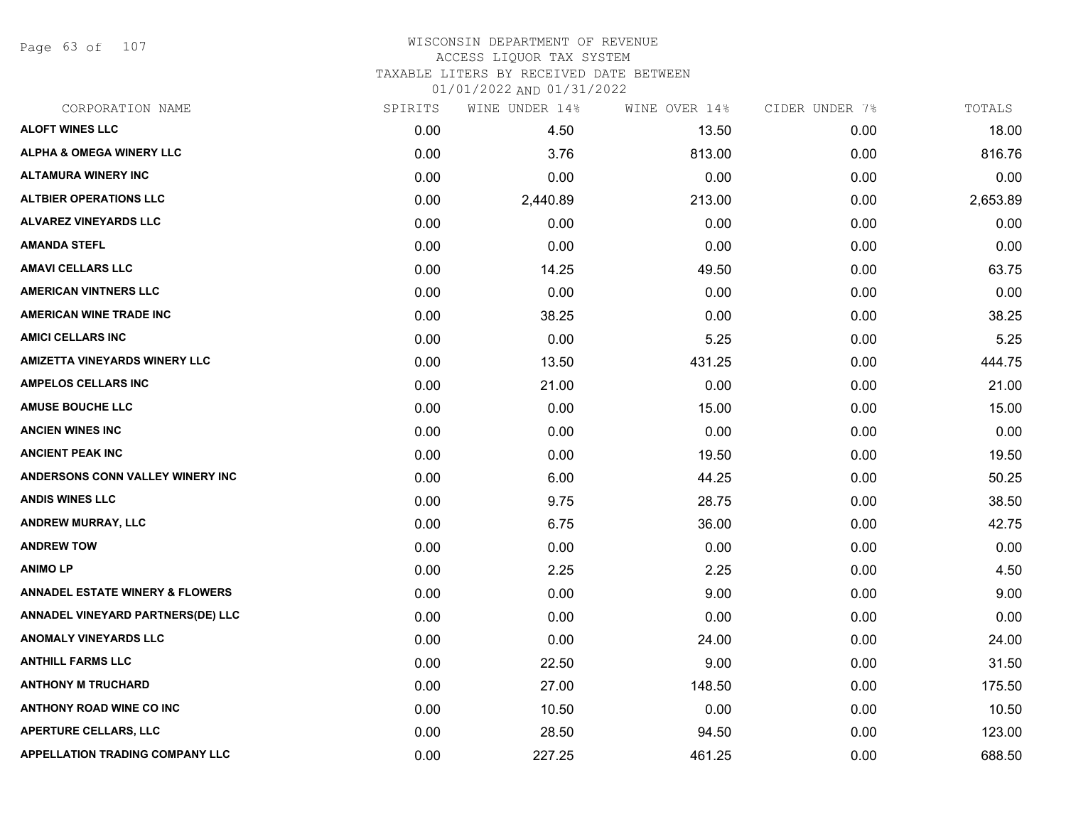# WISCONSIN DEPARTMENT OF REVENUE
## ACCESS LIQUOR TAX SYSTEM
### TAXABLE LITERS BY RECEIVED DATE BETWEEN 01/01/2022 AND 01/31/2022

| CORPORATION NAME | SPIRITS | WINE UNDER 14% | WINE OVER 14% | CIDER UNDER 7% | TOTALS |
|---|---|---|---|---|---|
| ALOFT WINES LLC | 0.00 | 4.50 | 13.50 | 0.00 | 18.00 |
| ALPHA & OMEGA WINERY LLC | 0.00 | 3.76 | 813.00 | 0.00 | 816.76 |
| ALTAMURA WINERY INC | 0.00 | 0.00 | 0.00 | 0.00 | 0.00 |
| ALTBIER OPERATIONS LLC | 0.00 | 2,440.89 | 213.00 | 0.00 | 2,653.89 |
| ALVAREZ VINEYARDS LLC | 0.00 | 0.00 | 0.00 | 0.00 | 0.00 |
| AMANDA STEFL | 0.00 | 0.00 | 0.00 | 0.00 | 0.00 |
| AMAVI CELLARS LLC | 0.00 | 14.25 | 49.50 | 0.00 | 63.75 |
| AMERICAN VINTNERS LLC | 0.00 | 0.00 | 0.00 | 0.00 | 0.00 |
| AMERICAN WINE TRADE INC | 0.00 | 38.25 | 0.00 | 0.00 | 38.25 |
| AMICI CELLARS INC | 0.00 | 0.00 | 5.25 | 0.00 | 5.25 |
| AMIZETTA VINEYARDS WINERY LLC | 0.00 | 13.50 | 431.25 | 0.00 | 444.75 |
| AMPELOS CELLARS INC | 0.00 | 21.00 | 0.00 | 0.00 | 21.00 |
| AMUSE BOUCHE LLC | 0.00 | 0.00 | 15.00 | 0.00 | 15.00 |
| ANCIEN WINES INC | 0.00 | 0.00 | 0.00 | 0.00 | 0.00 |
| ANCIENT PEAK INC | 0.00 | 0.00 | 19.50 | 0.00 | 19.50 |
| ANDERSONS CONN VALLEY WINERY INC | 0.00 | 6.00 | 44.25 | 0.00 | 50.25 |
| ANDIS WINES LLC | 0.00 | 9.75 | 28.75 | 0.00 | 38.50 |
| ANDREW MURRAY, LLC | 0.00 | 6.75 | 36.00 | 0.00 | 42.75 |
| ANDREW TOW | 0.00 | 0.00 | 0.00 | 0.00 | 0.00 |
| ANIMO LP | 0.00 | 2.25 | 2.25 | 0.00 | 4.50 |
| ANNADEL ESTATE WINERY & FLOWERS | 0.00 | 0.00 | 9.00 | 0.00 | 9.00 |
| ANNADEL VINEYARD PARTNERS(DE) LLC | 0.00 | 0.00 | 0.00 | 0.00 | 0.00 |
| ANOMALY VINEYARDS LLC | 0.00 | 0.00 | 24.00 | 0.00 | 24.00 |
| ANTHILL FARMS LLC | 0.00 | 22.50 | 9.00 | 0.00 | 31.50 |
| ANTHONY M TRUCHARD | 0.00 | 27.00 | 148.50 | 0.00 | 175.50 |
| ANTHONY ROAD WINE CO INC | 0.00 | 10.50 | 0.00 | 0.00 | 10.50 |
| APERTURE CELLARS, LLC | 0.00 | 28.50 | 94.50 | 0.00 | 123.00 |
| APPELLATION TRADING COMPANY LLC | 0.00 | 227.25 | 461.25 | 0.00 | 688.50 |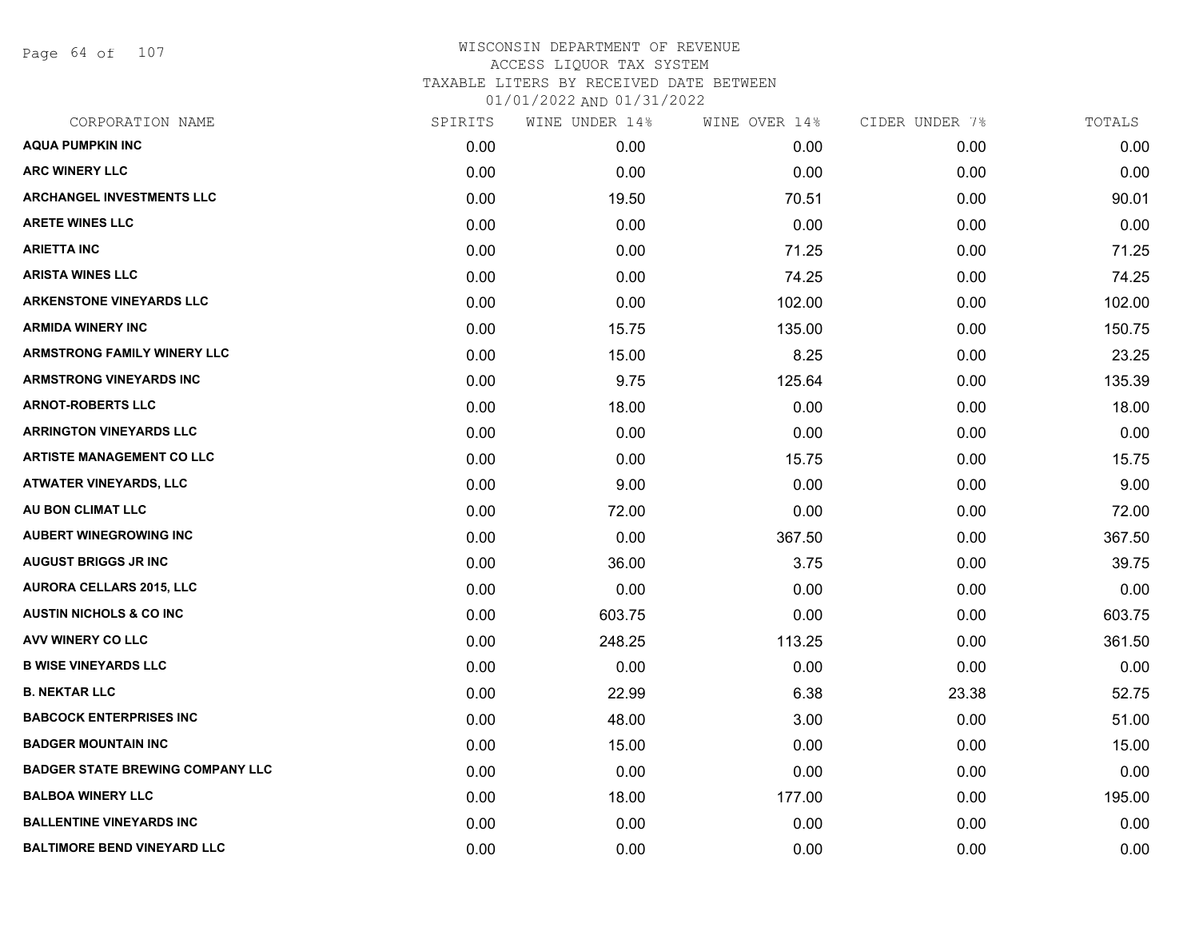WISCONSIN DEPARTMENT OF REVENUE
ACCESS LIQUOR TAX SYSTEM
TAXABLE LITERS BY RECEIVED DATE BETWEEN
01/01/2022 AND 01/31/2022

| CORPORATION NAME | SPIRITS | WINE UNDER 14% | WINE OVER 14% | CIDER UNDER 7% | TOTALS |
|---|---|---|---|---|---|
| AQUA PUMPKIN INC | 0.00 | 0.00 | 0.00 | 0.00 | 0.00 |
| ARC WINERY LLC | 0.00 | 0.00 | 0.00 | 0.00 | 0.00 |
| ARCHANGEL INVESTMENTS LLC | 0.00 | 19.50 | 70.51 | 0.00 | 90.01 |
| ARETE WINES LLC | 0.00 | 0.00 | 0.00 | 0.00 | 0.00 |
| ARIETTA INC | 0.00 | 0.00 | 71.25 | 0.00 | 71.25 |
| ARISTA WINES LLC | 0.00 | 0.00 | 74.25 | 0.00 | 74.25 |
| ARKENSTONE VINEYARDS LLC | 0.00 | 0.00 | 102.00 | 0.00 | 102.00 |
| ARMIDA WINERY INC | 0.00 | 15.75 | 135.00 | 0.00 | 150.75 |
| ARMSTRONG FAMILY WINERY LLC | 0.00 | 15.00 | 8.25 | 0.00 | 23.25 |
| ARMSTRONG VINEYARDS INC | 0.00 | 9.75 | 125.64 | 0.00 | 135.39 |
| ARNOT-ROBERTS LLC | 0.00 | 18.00 | 0.00 | 0.00 | 18.00 |
| ARRINGTON VINEYARDS LLC | 0.00 | 0.00 | 0.00 | 0.00 | 0.00 |
| ARTISTE MANAGEMENT CO LLC | 0.00 | 0.00 | 15.75 | 0.00 | 15.75 |
| ATWATER VINEYARDS, LLC | 0.00 | 9.00 | 0.00 | 0.00 | 9.00 |
| AU BON CLIMAT LLC | 0.00 | 72.00 | 0.00 | 0.00 | 72.00 |
| AUBERT WINEGROWING INC | 0.00 | 0.00 | 367.50 | 0.00 | 367.50 |
| AUGUST BRIGGS JR INC | 0.00 | 36.00 | 3.75 | 0.00 | 39.75 |
| AURORA CELLARS 2015, LLC | 0.00 | 0.00 | 0.00 | 0.00 | 0.00 |
| AUSTIN NICHOLS & CO INC | 0.00 | 603.75 | 0.00 | 0.00 | 603.75 |
| AVV WINERY CO LLC | 0.00 | 248.25 | 113.25 | 0.00 | 361.50 |
| B WISE VINEYARDS LLC | 0.00 | 0.00 | 0.00 | 0.00 | 0.00 |
| B. NEKTAR LLC | 0.00 | 22.99 | 6.38 | 23.38 | 52.75 |
| BABCOCK ENTERPRISES INC | 0.00 | 48.00 | 3.00 | 0.00 | 51.00 |
| BADGER MOUNTAIN INC | 0.00 | 15.00 | 0.00 | 0.00 | 15.00 |
| BADGER STATE BREWING COMPANY LLC | 0.00 | 0.00 | 0.00 | 0.00 | 0.00 |
| BALBOA WINERY LLC | 0.00 | 18.00 | 177.00 | 0.00 | 195.00 |
| BALLENTINE VINEYARDS INC | 0.00 | 0.00 | 0.00 | 0.00 | 0.00 |
| BALTIMORE BEND VINEYARD LLC | 0.00 | 0.00 | 0.00 | 0.00 | 0.00 |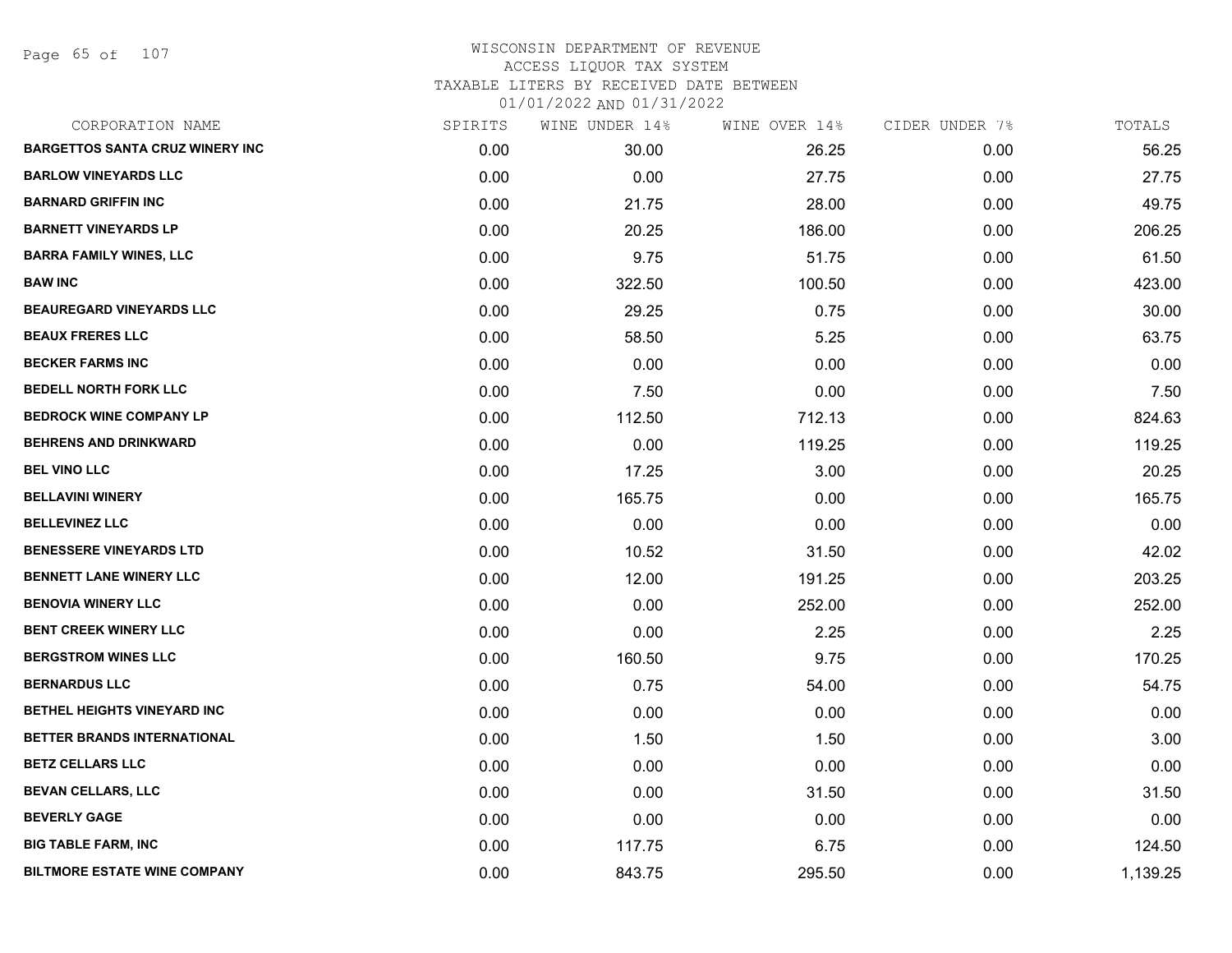# WISCONSIN DEPARTMENT OF REVENUE
ACCESS LIQUOR TAX SYSTEM
TAXABLE LITERS BY RECEIVED DATE BETWEEN
01/01/2022 AND 01/31/2022

| CORPORATION NAME | SPIRITS | WINE UNDER 14% | WINE OVER 14% | CIDER UNDER 7% | TOTALS |
|---|---|---|---|---|---|
| BARGETTOS SANTA CRUZ WINERY INC | 0.00 | 30.00 | 26.25 | 0.00 | 56.25 |
| BARLOW VINEYARDS LLC | 0.00 | 0.00 | 27.75 | 0.00 | 27.75 |
| BARNARD GRIFFIN INC | 0.00 | 21.75 | 28.00 | 0.00 | 49.75 |
| BARNETT VINEYARDS LP | 0.00 | 20.25 | 186.00 | 0.00 | 206.25 |
| BARRA FAMILY WINES, LLC | 0.00 | 9.75 | 51.75 | 0.00 | 61.50 |
| BAW INC | 0.00 | 322.50 | 100.50 | 0.00 | 423.00 |
| BEAUREGARD VINEYARDS LLC | 0.00 | 29.25 | 0.75 | 0.00 | 30.00 |
| BEAUX FRERES LLC | 0.00 | 58.50 | 5.25 | 0.00 | 63.75 |
| BECKER FARMS INC | 0.00 | 0.00 | 0.00 | 0.00 | 0.00 |
| BEDELL NORTH FORK LLC | 0.00 | 7.50 | 0.00 | 0.00 | 7.50 |
| BEDROCK WINE COMPANY LP | 0.00 | 112.50 | 712.13 | 0.00 | 824.63 |
| BEHRENS AND DRINKWARD | 0.00 | 0.00 | 119.25 | 0.00 | 119.25 |
| BEL VINO LLC | 0.00 | 17.25 | 3.00 | 0.00 | 20.25 |
| BELLAVINI WINERY | 0.00 | 165.75 | 0.00 | 0.00 | 165.75 |
| BELLEVINEZ LLC | 0.00 | 0.00 | 0.00 | 0.00 | 0.00 |
| BENESSERE VINEYARDS LTD | 0.00 | 10.52 | 31.50 | 0.00 | 42.02 |
| BENNETT LANE WINERY LLC | 0.00 | 12.00 | 191.25 | 0.00 | 203.25 |
| BENOVIA WINERY LLC | 0.00 | 0.00 | 252.00 | 0.00 | 252.00 |
| BENT CREEK WINERY LLC | 0.00 | 0.00 | 2.25 | 0.00 | 2.25 |
| BERGSTROM WINES LLC | 0.00 | 160.50 | 9.75 | 0.00 | 170.25 |
| BERNARDUS LLC | 0.00 | 0.75 | 54.00 | 0.00 | 54.75 |
| BETHEL HEIGHTS VINEYARD INC | 0.00 | 0.00 | 0.00 | 0.00 | 0.00 |
| BETTER BRANDS INTERNATIONAL | 0.00 | 1.50 | 1.50 | 0.00 | 3.00 |
| BETZ CELLARS LLC | 0.00 | 0.00 | 0.00 | 0.00 | 0.00 |
| BEVAN CELLARS, LLC | 0.00 | 0.00 | 31.50 | 0.00 | 31.50 |
| BEVERLY GAGE | 0.00 | 0.00 | 0.00 | 0.00 | 0.00 |
| BIG TABLE FARM, INC | 0.00 | 117.75 | 6.75 | 0.00 | 124.50 |
| BILTMORE ESTATE WINE COMPANY | 0.00 | 843.75 | 295.50 | 0.00 | 1,139.25 |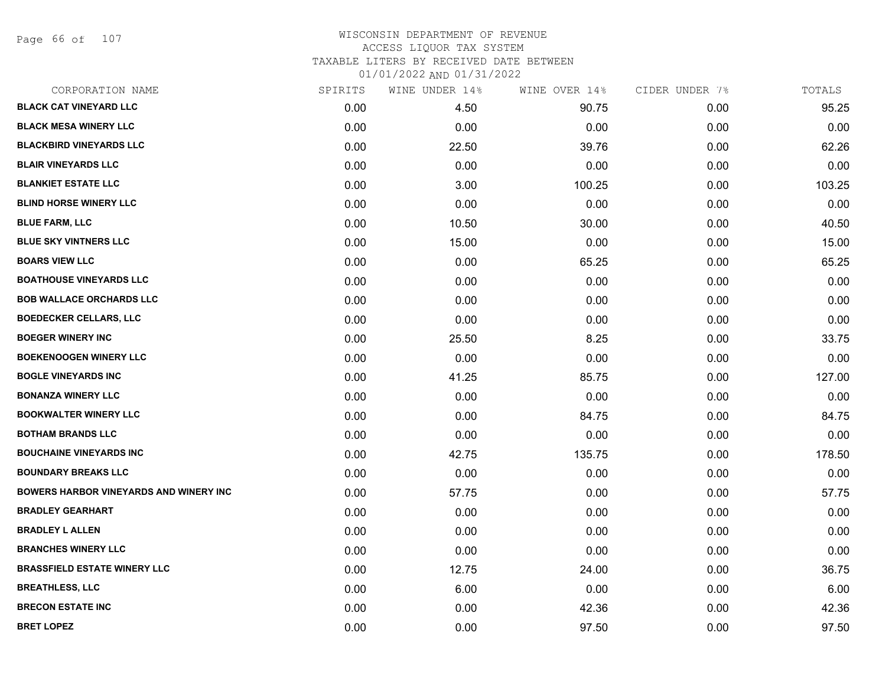# WISCONSIN DEPARTMENT OF REVENUE
## ACCESS LIQUOR TAX SYSTEM
## TAXABLE LITERS BY RECEIVED DATE BETWEEN 01/01/2022 AND 01/31/2022

| CORPORATION NAME | SPIRITS | WINE UNDER 14% | WINE OVER 14% | CIDER UNDER 7% | TOTALS |
|---|---|---|---|---|---|
| BLACK CAT VINEYARD LLC | 0.00 | 4.50 | 90.75 | 0.00 | 95.25 |
| BLACK MESA WINERY LLC | 0.00 | 0.00 | 0.00 | 0.00 | 0.00 |
| BLACKBIRD VINEYARDS LLC | 0.00 | 22.50 | 39.76 | 0.00 | 62.26 |
| BLAIR VINEYARDS LLC | 0.00 | 0.00 | 0.00 | 0.00 | 0.00 |
| BLANKIET ESTATE LLC | 0.00 | 3.00 | 100.25 | 0.00 | 103.25 |
| BLIND HORSE WINERY LLC | 0.00 | 0.00 | 0.00 | 0.00 | 0.00 |
| BLUE FARM, LLC | 0.00 | 10.50 | 30.00 | 0.00 | 40.50 |
| BLUE SKY VINTNERS LLC | 0.00 | 15.00 | 0.00 | 0.00 | 15.00 |
| BOARS VIEW LLC | 0.00 | 0.00 | 65.25 | 0.00 | 65.25 |
| BOATHOUSE VINEYARDS LLC | 0.00 | 0.00 | 0.00 | 0.00 | 0.00 |
| BOB WALLACE ORCHARDS LLC | 0.00 | 0.00 | 0.00 | 0.00 | 0.00 |
| BOEDECKER CELLARS, LLC | 0.00 | 0.00 | 0.00 | 0.00 | 0.00 |
| BOEGER WINERY INC | 0.00 | 25.50 | 8.25 | 0.00 | 33.75 |
| BOEKENOOGEN WINERY LLC | 0.00 | 0.00 | 0.00 | 0.00 | 0.00 |
| BOGLE VINEYARDS INC | 0.00 | 41.25 | 85.75 | 0.00 | 127.00 |
| BONANZA WINERY LLC | 0.00 | 0.00 | 0.00 | 0.00 | 0.00 |
| BOOKWALTER WINERY LLC | 0.00 | 0.00 | 84.75 | 0.00 | 84.75 |
| BOTHAM BRANDS LLC | 0.00 | 0.00 | 0.00 | 0.00 | 0.00 |
| BOUCHAINE VINEYARDS INC | 0.00 | 42.75 | 135.75 | 0.00 | 178.50 |
| BOUNDARY BREAKS LLC | 0.00 | 0.00 | 0.00 | 0.00 | 0.00 |
| BOWERS HARBOR VINEYARDS AND WINERY INC | 0.00 | 57.75 | 0.00 | 0.00 | 57.75 |
| BRADLEY GEARHART | 0.00 | 0.00 | 0.00 | 0.00 | 0.00 |
| BRADLEY L ALLEN | 0.00 | 0.00 | 0.00 | 0.00 | 0.00 |
| BRANCHES WINERY LLC | 0.00 | 0.00 | 0.00 | 0.00 | 0.00 |
| BRASSFIELD ESTATE WINERY LLC | 0.00 | 12.75 | 24.00 | 0.00 | 36.75 |
| BREATHLESS, LLC | 0.00 | 6.00 | 0.00 | 0.00 | 6.00 |
| BRECON ESTATE INC | 0.00 | 0.00 | 42.36 | 0.00 | 42.36 |
| BRET LOPEZ | 0.00 | 0.00 | 97.50 | 0.00 | 97.50 |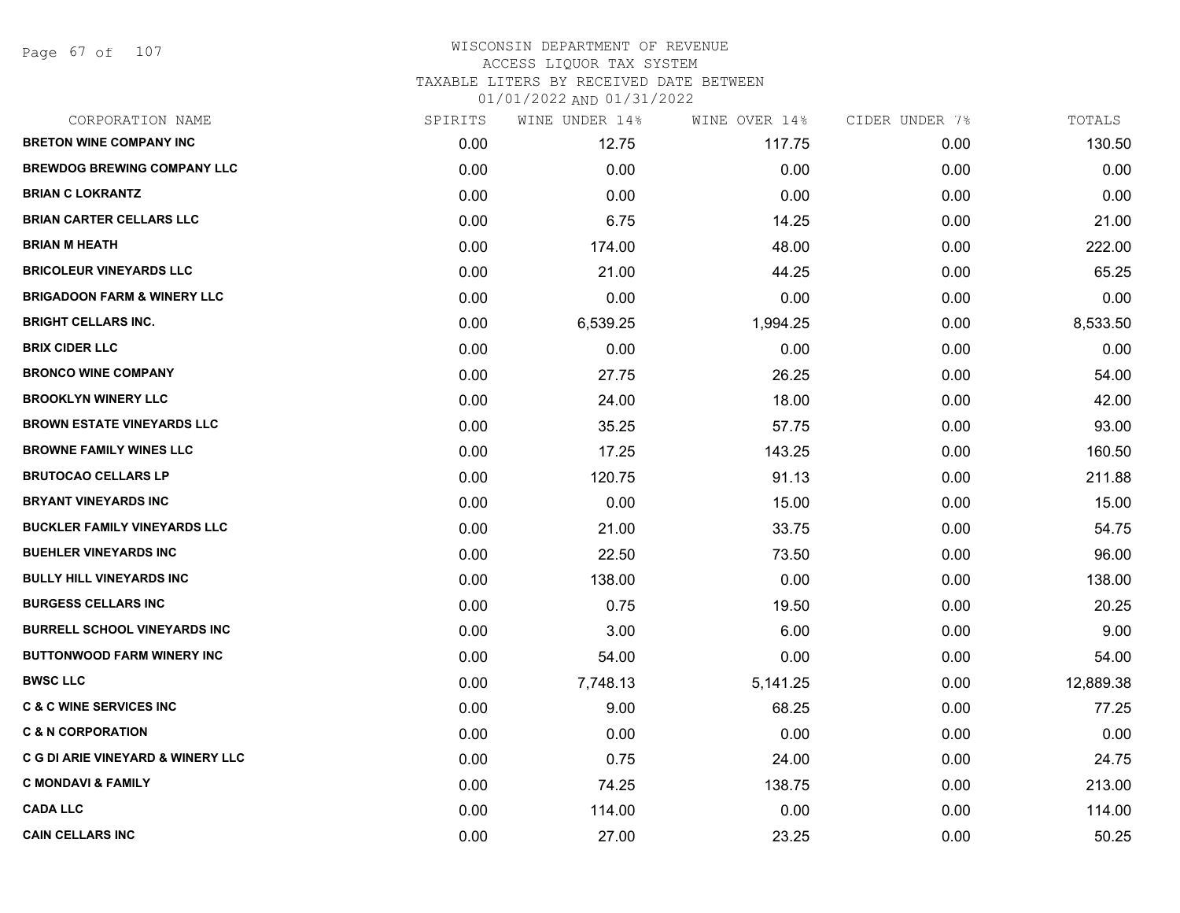# WISCONSIN DEPARTMENT OF REVENUE
## ACCESS LIQUOR TAX SYSTEM
### TAXABLE LITERS BY RECEIVED DATE BETWEEN 01/01/2022 AND 01/31/2022

| CORPORATION NAME | SPIRITS | WINE UNDER 14% | WINE OVER 14% | CIDER UNDER 7% | TOTALS |
|---|---|---|---|---|---|
| BRETON WINE COMPANY INC | 0.00 | 12.75 | 117.75 | 0.00 | 130.50 |
| BREWDOG BREWING COMPANY LLC | 0.00 | 0.00 | 0.00 | 0.00 | 0.00 |
| BRIAN C LOKRANTZ | 0.00 | 0.00 | 0.00 | 0.00 | 0.00 |
| BRIAN CARTER CELLARS LLC | 0.00 | 6.75 | 14.25 | 0.00 | 21.00 |
| BRIAN M HEATH | 0.00 | 174.00 | 48.00 | 0.00 | 222.00 |
| BRICOLEUR VINEYARDS LLC | 0.00 | 21.00 | 44.25 | 0.00 | 65.25 |
| BRIGADOON FARM & WINERY LLC | 0.00 | 0.00 | 0.00 | 0.00 | 0.00 |
| BRIGHT CELLARS INC. | 0.00 | 6,539.25 | 1,994.25 | 0.00 | 8,533.50 |
| BRIX CIDER LLC | 0.00 | 0.00 | 0.00 | 0.00 | 0.00 |
| BRONCO WINE COMPANY | 0.00 | 27.75 | 26.25 | 0.00 | 54.00 |
| BROOKLYN WINERY LLC | 0.00 | 24.00 | 18.00 | 0.00 | 42.00 |
| BROWN ESTATE VINEYARDS LLC | 0.00 | 35.25 | 57.75 | 0.00 | 93.00 |
| BROWNE FAMILY WINES LLC | 0.00 | 17.25 | 143.25 | 0.00 | 160.50 |
| BRUTOCAO CELLARS LP | 0.00 | 120.75 | 91.13 | 0.00 | 211.88 |
| BRYANT VINEYARDS INC | 0.00 | 0.00 | 15.00 | 0.00 | 15.00 |
| BUCKLER FAMILY VINEYARDS LLC | 0.00 | 21.00 | 33.75 | 0.00 | 54.75 |
| BUEHLER VINEYARDS INC | 0.00 | 22.50 | 73.50 | 0.00 | 96.00 |
| BULLY HILL VINEYARDS INC | 0.00 | 138.00 | 0.00 | 0.00 | 138.00 |
| BURGESS CELLARS INC | 0.00 | 0.75 | 19.50 | 0.00 | 20.25 |
| BURRELL SCHOOL VINEYARDS INC | 0.00 | 3.00 | 6.00 | 0.00 | 9.00 |
| BUTTONWOOD FARM WINERY INC | 0.00 | 54.00 | 0.00 | 0.00 | 54.00 |
| BWSC LLC | 0.00 | 7,748.13 | 5,141.25 | 0.00 | 12,889.38 |
| C & C WINE SERVICES INC | 0.00 | 9.00 | 68.25 | 0.00 | 77.25 |
| C & N CORPORATION | 0.00 | 0.00 | 0.00 | 0.00 | 0.00 |
| C G DI ARIE VINEYARD & WINERY LLC | 0.00 | 0.75 | 24.00 | 0.00 | 24.75 |
| C MONDAVI & FAMILY | 0.00 | 74.25 | 138.75 | 0.00 | 213.00 |
| CADA LLC | 0.00 | 114.00 | 0.00 | 0.00 | 114.00 |
| CAIN CELLARS INC | 0.00 | 27.00 | 23.25 | 0.00 | 50.25 |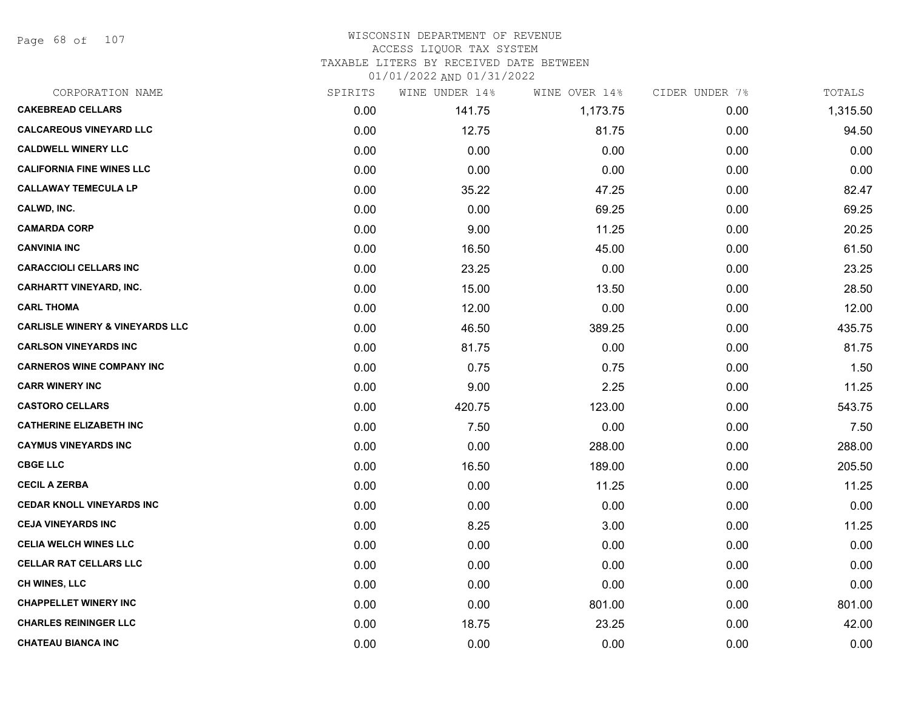# WISCONSIN DEPARTMENT OF REVENUE
## ACCESS LIQUOR TAX SYSTEM
### TAXABLE LITERS BY RECEIVED DATE BETWEEN 01/01/2022 AND 01/31/2022

| CORPORATION NAME | SPIRITS | WINE UNDER 14% | WINE OVER 14% | CIDER UNDER 7% | TOTALS |
|---|---|---|---|---|---|
| CAKEBREAD CELLARS | 0.00 | 141.75 | 1,173.75 | 0.00 | 1,315.50 |
| CALCAREOUS VINEYARD LLC | 0.00 | 12.75 | 81.75 | 0.00 | 94.50 |
| CALDWELL WINERY LLC | 0.00 | 0.00 | 0.00 | 0.00 | 0.00 |
| CALIFORNIA FINE WINES LLC | 0.00 | 0.00 | 0.00 | 0.00 | 0.00 |
| CALLAWAY TEMECULA LP | 0.00 | 35.22 | 47.25 | 0.00 | 82.47 |
| CALWD, INC. | 0.00 | 0.00 | 69.25 | 0.00 | 69.25 |
| CAMARDA CORP | 0.00 | 9.00 | 11.25 | 0.00 | 20.25 |
| CANVINIA INC | 0.00 | 16.50 | 45.00 | 0.00 | 61.50 |
| CARACCIOLI CELLARS INC | 0.00 | 23.25 | 0.00 | 0.00 | 23.25 |
| CARHARTT VINEYARD, INC. | 0.00 | 15.00 | 13.50 | 0.00 | 28.50 |
| CARL THOMA | 0.00 | 12.00 | 0.00 | 0.00 | 12.00 |
| CARLISLE WINERY & VINEYARDS LLC | 0.00 | 46.50 | 389.25 | 0.00 | 435.75 |
| CARLSON VINEYARDS INC | 0.00 | 81.75 | 0.00 | 0.00 | 81.75 |
| CARNEROS WINE COMPANY INC | 0.00 | 0.75 | 0.75 | 0.00 | 1.50 |
| CARR WINERY INC | 0.00 | 9.00 | 2.25 | 0.00 | 11.25 |
| CASTORO CELLARS | 0.00 | 420.75 | 123.00 | 0.00 | 543.75 |
| CATHERINE ELIZABETH INC | 0.00 | 7.50 | 0.00 | 0.00 | 7.50 |
| CAYMUS VINEYARDS INC | 0.00 | 0.00 | 288.00 | 0.00 | 288.00 |
| CBGE LLC | 0.00 | 16.50 | 189.00 | 0.00 | 205.50 |
| CECIL A ZERBA | 0.00 | 0.00 | 11.25 | 0.00 | 11.25 |
| CEDAR KNOLL VINEYARDS INC | 0.00 | 0.00 | 0.00 | 0.00 | 0.00 |
| CEJA VINEYARDS INC | 0.00 | 8.25 | 3.00 | 0.00 | 11.25 |
| CELIA WELCH WINES LLC | 0.00 | 0.00 | 0.00 | 0.00 | 0.00 |
| CELLAR RAT CELLARS LLC | 0.00 | 0.00 | 0.00 | 0.00 | 0.00 |
| CH WINES, LLC | 0.00 | 0.00 | 0.00 | 0.00 | 0.00 |
| CHAPPELLET WINERY INC | 0.00 | 0.00 | 801.00 | 0.00 | 801.00 |
| CHARLES REININGER LLC | 0.00 | 18.75 | 23.25 | 0.00 | 42.00 |
| CHATEAU BIANCA INC | 0.00 | 0.00 | 0.00 | 0.00 | 0.00 |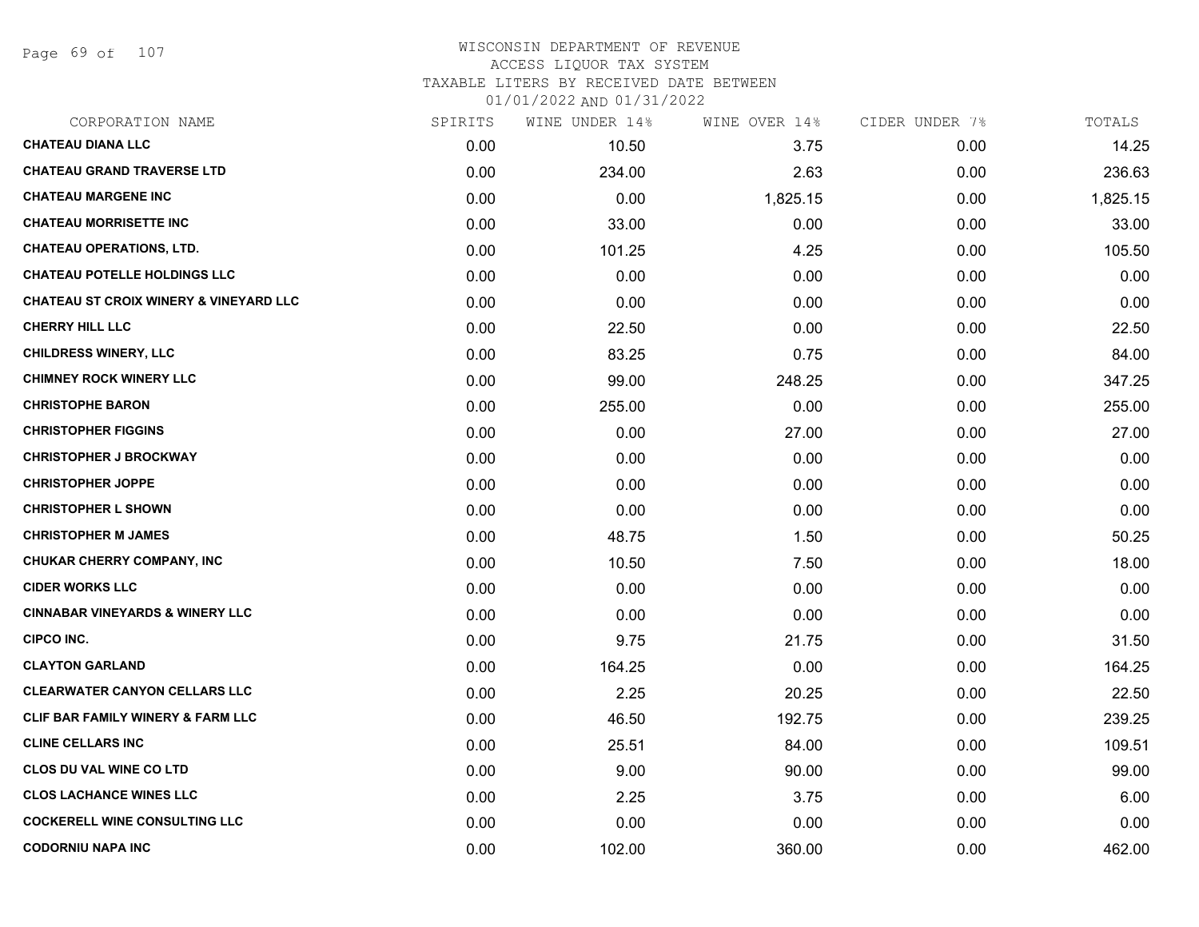# WISCONSIN DEPARTMENT OF REVENUE
ACCESS LIQUOR TAX SYSTEM
TAXABLE LITERS BY RECEIVED DATE BETWEEN
01/01/2022 AND 01/31/2022

| CORPORATION NAME | SPIRITS | WINE UNDER 14% | WINE OVER 14% | CIDER UNDER 7% | TOTALS |
|---|---|---|---|---|---|
| CHATEAU DIANA LLC | 0.00 | 10.50 | 3.75 | 0.00 | 14.25 |
| CHATEAU GRAND TRAVERSE LTD | 0.00 | 234.00 | 2.63 | 0.00 | 236.63 |
| CHATEAU MARGENE INC | 0.00 | 0.00 | 1,825.15 | 0.00 | 1,825.15 |
| CHATEAU MORRISETTE INC | 0.00 | 33.00 | 0.00 | 0.00 | 33.00 |
| CHATEAU OPERATIONS, LTD. | 0.00 | 101.25 | 4.25 | 0.00 | 105.50 |
| CHATEAU POTELLE HOLDINGS LLC | 0.00 | 0.00 | 0.00 | 0.00 | 0.00 |
| CHATEAU ST CROIX WINERY & VINEYARD LLC | 0.00 | 0.00 | 0.00 | 0.00 | 0.00 |
| CHERRY HILL LLC | 0.00 | 22.50 | 0.00 | 0.00 | 22.50 |
| CHILDRESS WINERY, LLC | 0.00 | 83.25 | 0.75 | 0.00 | 84.00 |
| CHIMNEY ROCK WINERY LLC | 0.00 | 99.00 | 248.25 | 0.00 | 347.25 |
| CHRISTOPHE BARON | 0.00 | 255.00 | 0.00 | 0.00 | 255.00 |
| CHRISTOPHER FIGGINS | 0.00 | 0.00 | 27.00 | 0.00 | 27.00 |
| CHRISTOPHER J BROCKWAY | 0.00 | 0.00 | 0.00 | 0.00 | 0.00 |
| CHRISTOPHER JOPPE | 0.00 | 0.00 | 0.00 | 0.00 | 0.00 |
| CHRISTOPHER L SHOWN | 0.00 | 0.00 | 0.00 | 0.00 | 0.00 |
| CHRISTOPHER M JAMES | 0.00 | 48.75 | 1.50 | 0.00 | 50.25 |
| CHUKAR CHERRY COMPANY, INC | 0.00 | 10.50 | 7.50 | 0.00 | 18.00 |
| CIDER WORKS LLC | 0.00 | 0.00 | 0.00 | 0.00 | 0.00 |
| CINNABAR VINEYARDS & WINERY LLC | 0.00 | 0.00 | 0.00 | 0.00 | 0.00 |
| CIPCO INC. | 0.00 | 9.75 | 21.75 | 0.00 | 31.50 |
| CLAYTON GARLAND | 0.00 | 164.25 | 0.00 | 0.00 | 164.25 |
| CLEARWATER CANYON CELLARS LLC | 0.00 | 2.25 | 20.25 | 0.00 | 22.50 |
| CLIF BAR FAMILY WINERY & FARM LLC | 0.00 | 46.50 | 192.75 | 0.00 | 239.25 |
| CLINE CELLARS INC | 0.00 | 25.51 | 84.00 | 0.00 | 109.51 |
| CLOS DU VAL WINE CO LTD | 0.00 | 9.00 | 90.00 | 0.00 | 99.00 |
| CLOS LACHANCE WINES LLC | 0.00 | 2.25 | 3.75 | 0.00 | 6.00 |
| COCKERELL WINE CONSULTING LLC | 0.00 | 0.00 | 0.00 | 0.00 | 0.00 |
| CODORNIU NAPA INC | 0.00 | 102.00 | 360.00 | 0.00 | 462.00 |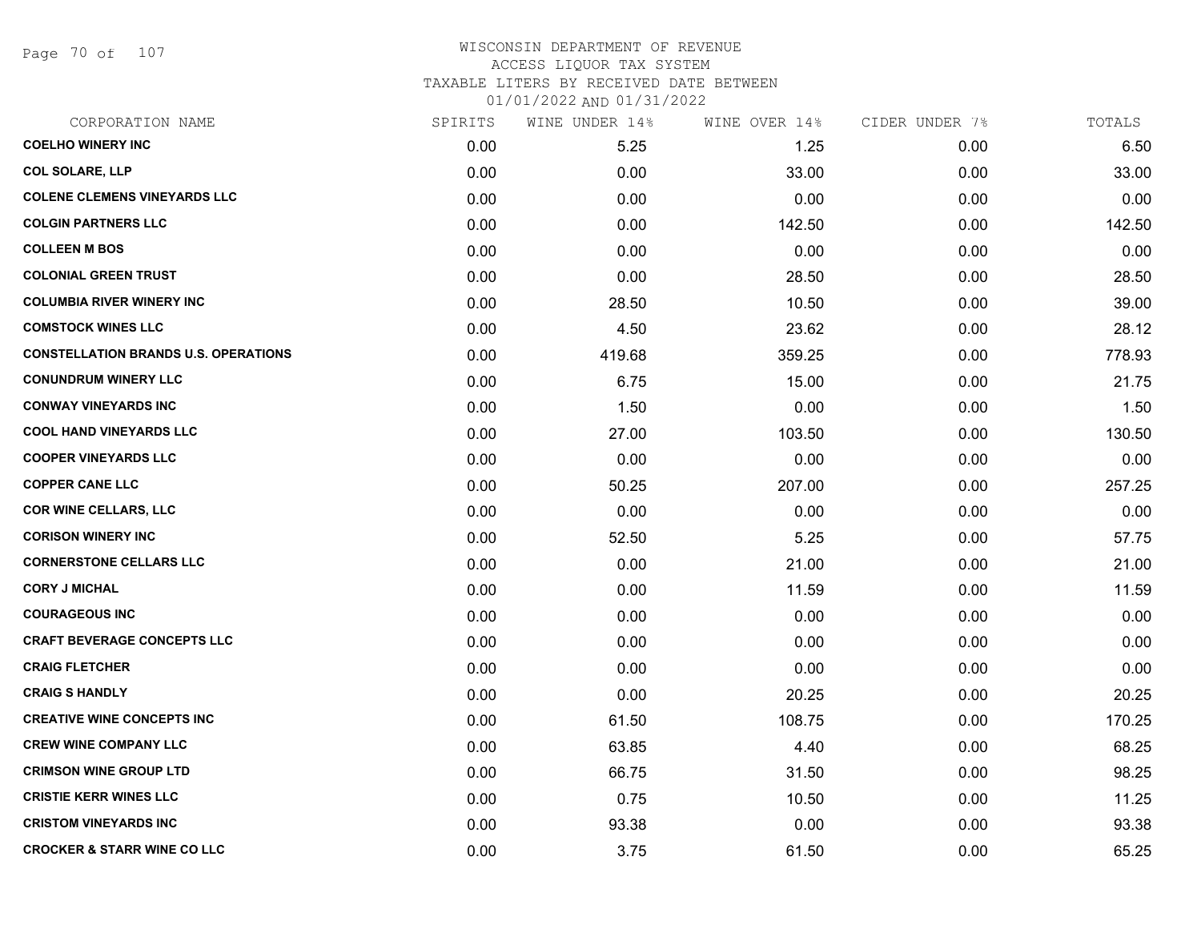# WISCONSIN DEPARTMENT OF REVENUE
## ACCESS LIQUOR TAX SYSTEM
### TAXABLE LITERS BY RECEIVED DATE BETWEEN 01/01/2022 AND 01/31/2022

| CORPORATION NAME | SPIRITS | WINE UNDER 14% | WINE OVER 14% | CIDER UNDER 7% | TOTALS |
|---|---|---|---|---|---|
| COELHO WINERY INC | 0.00 | 5.25 | 1.25 | 0.00 | 6.50 |
| COL SOLARE, LLP | 0.00 | 0.00 | 33.00 | 0.00 | 33.00 |
| COLENE CLEMENS VINEYARDS LLC | 0.00 | 0.00 | 0.00 | 0.00 | 0.00 |
| COLGIN PARTNERS LLC | 0.00 | 0.00 | 142.50 | 0.00 | 142.50 |
| COLLEEN M BOS | 0.00 | 0.00 | 0.00 | 0.00 | 0.00 |
| COLONIAL GREEN TRUST | 0.00 | 0.00 | 28.50 | 0.00 | 28.50 |
| COLUMBIA RIVER WINERY INC | 0.00 | 28.50 | 10.50 | 0.00 | 39.00 |
| COMSTOCK WINES LLC | 0.00 | 4.50 | 23.62 | 0.00 | 28.12 |
| CONSTELLATION BRANDS U.S. OPERATIONS | 0.00 | 419.68 | 359.25 | 0.00 | 778.93 |
| CONUNDRUM WINERY LLC | 0.00 | 6.75 | 15.00 | 0.00 | 21.75 |
| CONWAY VINEYARDS INC | 0.00 | 1.50 | 0.00 | 0.00 | 1.50 |
| COOL HAND VINEYARDS LLC | 0.00 | 27.00 | 103.50 | 0.00 | 130.50 |
| COOPER VINEYARDS LLC | 0.00 | 0.00 | 0.00 | 0.00 | 0.00 |
| COPPER CANE LLC | 0.00 | 50.25 | 207.00 | 0.00 | 257.25 |
| COR WINE CELLARS, LLC | 0.00 | 0.00 | 0.00 | 0.00 | 0.00 |
| CORISON WINERY INC | 0.00 | 52.50 | 5.25 | 0.00 | 57.75 |
| CORNERSTONE CELLARS LLC | 0.00 | 0.00 | 21.00 | 0.00 | 21.00 |
| CORY J MICHAL | 0.00 | 0.00 | 11.59 | 0.00 | 11.59 |
| COURAGEOUS INC | 0.00 | 0.00 | 0.00 | 0.00 | 0.00 |
| CRAFT BEVERAGE CONCEPTS LLC | 0.00 | 0.00 | 0.00 | 0.00 | 0.00 |
| CRAIG FLETCHER | 0.00 | 0.00 | 0.00 | 0.00 | 0.00 |
| CRAIG S HANDLY | 0.00 | 0.00 | 20.25 | 0.00 | 20.25 |
| CREATIVE WINE CONCEPTS INC | 0.00 | 61.50 | 108.75 | 0.00 | 170.25 |
| CREW WINE COMPANY LLC | 0.00 | 63.85 | 4.40 | 0.00 | 68.25 |
| CRIMSON WINE GROUP LTD | 0.00 | 66.75 | 31.50 | 0.00 | 98.25 |
| CRISTIE KERR WINES LLC | 0.00 | 0.75 | 10.50 | 0.00 | 11.25 |
| CRISTOM VINEYARDS INC | 0.00 | 93.38 | 0.00 | 0.00 | 93.38 |
| CROCKER & STARR WINE CO LLC | 0.00 | 3.75 | 61.50 | 0.00 | 65.25 |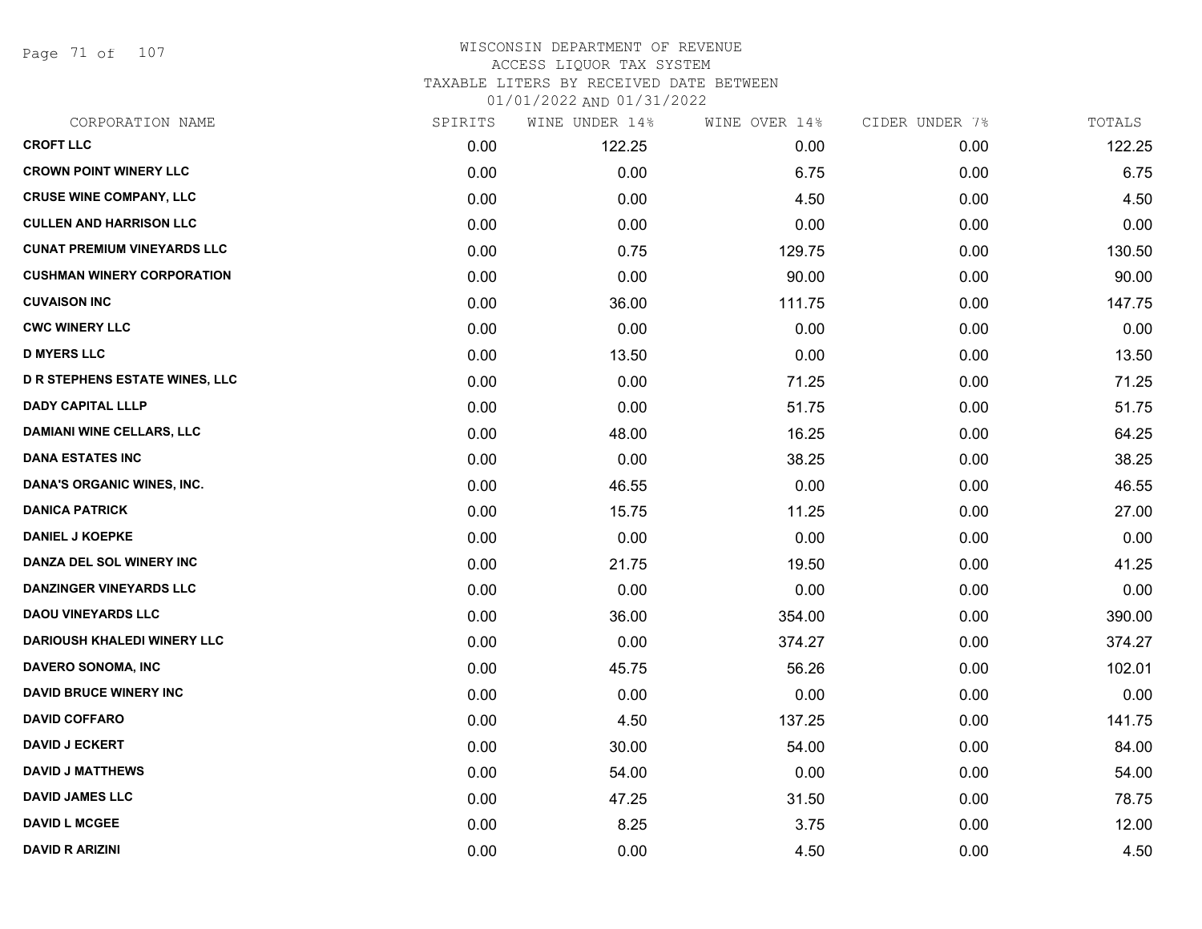# WISCONSIN DEPARTMENT OF REVENUE
ACCESS LIQUOR TAX SYSTEM
TAXABLE LITERS BY RECEIVED DATE BETWEEN
01/01/2022 AND 01/31/2022

| CORPORATION NAME | SPIRITS | WINE UNDER 14% | WINE OVER 14% | CIDER UNDER 7% | TOTALS |
|---|---|---|---|---|---|
| CROFT LLC | 0.00 | 122.25 | 0.00 | 0.00 | 122.25 |
| CROWN POINT WINERY LLC | 0.00 | 0.00 | 6.75 | 0.00 | 6.75 |
| CRUSE WINE COMPANY, LLC | 0.00 | 0.00 | 4.50 | 0.00 | 4.50 |
| CULLEN AND HARRISON LLC | 0.00 | 0.00 | 0.00 | 0.00 | 0.00 |
| CUNAT PREMIUM VINEYARDS LLC | 0.00 | 0.75 | 129.75 | 0.00 | 130.50 |
| CUSHMAN WINERY CORPORATION | 0.00 | 0.00 | 90.00 | 0.00 | 90.00 |
| CUVAISON INC | 0.00 | 36.00 | 111.75 | 0.00 | 147.75 |
| CWC WINERY LLC | 0.00 | 0.00 | 0.00 | 0.00 | 0.00 |
| D MYERS LLC | 0.00 | 13.50 | 0.00 | 0.00 | 13.50 |
| D R STEPHENS ESTATE WINES, LLC | 0.00 | 0.00 | 71.25 | 0.00 | 71.25 |
| DADY CAPITAL LLLP | 0.00 | 0.00 | 51.75 | 0.00 | 51.75 |
| DAMIANI WINE CELLARS, LLC | 0.00 | 48.00 | 16.25 | 0.00 | 64.25 |
| DANA ESTATES INC | 0.00 | 0.00 | 38.25 | 0.00 | 38.25 |
| DANA'S ORGANIC WINES, INC. | 0.00 | 46.55 | 0.00 | 0.00 | 46.55 |
| DANICA PATRICK | 0.00 | 15.75 | 11.25 | 0.00 | 27.00 |
| DANIEL J KOEPKE | 0.00 | 0.00 | 0.00 | 0.00 | 0.00 |
| DANZA DEL SOL WINERY INC | 0.00 | 21.75 | 19.50 | 0.00 | 41.25 |
| DANZINGER VINEYARDS LLC | 0.00 | 0.00 | 0.00 | 0.00 | 0.00 |
| DAOU VINEYARDS LLC | 0.00 | 36.00 | 354.00 | 0.00 | 390.00 |
| DARIOUSH KHALEDI WINERY LLC | 0.00 | 0.00 | 374.27 | 0.00 | 374.27 |
| DAVERO SONOMA, INC | 0.00 | 45.75 | 56.26 | 0.00 | 102.01 |
| DAVID BRUCE WINERY INC | 0.00 | 0.00 | 0.00 | 0.00 | 0.00 |
| DAVID COFFARO | 0.00 | 4.50 | 137.25 | 0.00 | 141.75 |
| DAVID J ECKERT | 0.00 | 30.00 | 54.00 | 0.00 | 84.00 |
| DAVID J MATTHEWS | 0.00 | 54.00 | 0.00 | 0.00 | 54.00 |
| DAVID JAMES LLC | 0.00 | 47.25 | 31.50 | 0.00 | 78.75 |
| DAVID L MCGEE | 0.00 | 8.25 | 3.75 | 0.00 | 12.00 |
| DAVID R ARIZINI | 0.00 | 0.00 | 4.50 | 0.00 | 4.50 |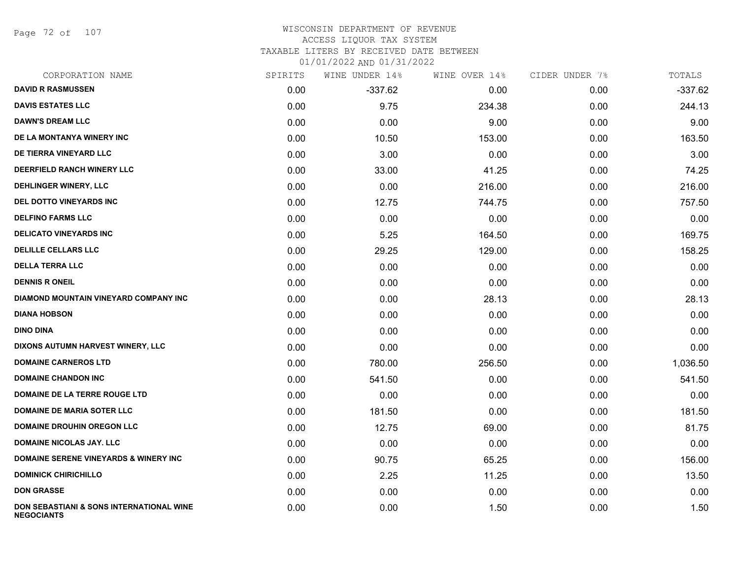# WISCONSIN DEPARTMENT OF REVENUE
ACCESS LIQUOR TAX SYSTEM
TAXABLE LITERS BY RECEIVED DATE BETWEEN
01/01/2022 AND 01/31/2022

| CORPORATION NAME | SPIRITS | WINE UNDER 14% | WINE OVER 14% | CIDER UNDER 7% | TOTALS |
|---|---|---|---|---|---|
| **DAVID R RASMUSSEN** | 0.00 | -337.62 | 0.00 | 0.00 | -337.62 |
| **DAVIS ESTATES LLC** | 0.00 | 9.75 | 234.38 | 0.00 | 244.13 |
| **DAWN'S DREAM LLC** | 0.00 | 0.00 | 9.00 | 0.00 | 9.00 |
| **DE LA MONTANYA WINERY INC** | 0.00 | 10.50 | 153.00 | 0.00 | 163.50 |
| **DE TIERRA VINEYARD LLC** | 0.00 | 3.00 | 0.00 | 0.00 | 3.00 |
| **DEERFIELD RANCH WINERY LLC** | 0.00 | 33.00 | 41.25 | 0.00 | 74.25 |
| **DEHLINGER WINERY, LLC** | 0.00 | 0.00 | 216.00 | 0.00 | 216.00 |
| **DEL DOTTO VINEYARDS INC** | 0.00 | 12.75 | 744.75 | 0.00 | 757.50 |
| **DELFINO FARMS LLC** | 0.00 | 0.00 | 0.00 | 0.00 | 0.00 |
| **DELICATO VINEYARDS INC** | 0.00 | 5.25 | 164.50 | 0.00 | 169.75 |
| **DELILLE CELLARS LLC** | 0.00 | 29.25 | 129.00 | 0.00 | 158.25 |
| **DELLA TERRA LLC** | 0.00 | 0.00 | 0.00 | 0.00 | 0.00 |
| **DENNIS R ONEIL** | 0.00 | 0.00 | 0.00 | 0.00 | 0.00 |
| **DIAMOND MOUNTAIN VINEYARD COMPANY INC** | 0.00 | 0.00 | 28.13 | 0.00 | 28.13 |
| **DIANA HOBSON** | 0.00 | 0.00 | 0.00 | 0.00 | 0.00 |
| **DINO DINA** | 0.00 | 0.00 | 0.00 | 0.00 | 0.00 |
| **DIXONS AUTUMN HARVEST WINERY, LLC** | 0.00 | 0.00 | 0.00 | 0.00 | 0.00 |
| **DOMAINE CARNEROS LTD** | 0.00 | 780.00 | 256.50 | 0.00 | 1,036.50 |
| **DOMAINE CHANDON INC** | 0.00 | 541.50 | 0.00 | 0.00 | 541.50 |
| **DOMAINE DE LA TERRE ROUGE LTD** | 0.00 | 0.00 | 0.00 | 0.00 | 0.00 |
| **DOMAINE DE MARIA SOTER LLC** | 0.00 | 181.50 | 0.00 | 0.00 | 181.50 |
| **DOMAINE DROUHIN OREGON LLC** | 0.00 | 12.75 | 69.00 | 0.00 | 81.75 |
| **DOMAINE NICOLAS JAY. LLC** | 0.00 | 0.00 | 0.00 | 0.00 | 0.00 |
| **DOMAINE SERENE VINEYARDS & WINERY INC** | 0.00 | 90.75 | 65.25 | 0.00 | 156.00 |
| **DOMINICK CHIRICHILLO** | 0.00 | 2.25 | 11.25 | 0.00 | 13.50 |
| **DON GRASSE** | 0.00 | 0.00 | 0.00 | 0.00 | 0.00 |
| **DON SEBASTIANI & SONS INTERNATIONAL WINE NEGOCIANTS** | 0.00 | 0.00 | 1.50 | 0.00 | 1.50 |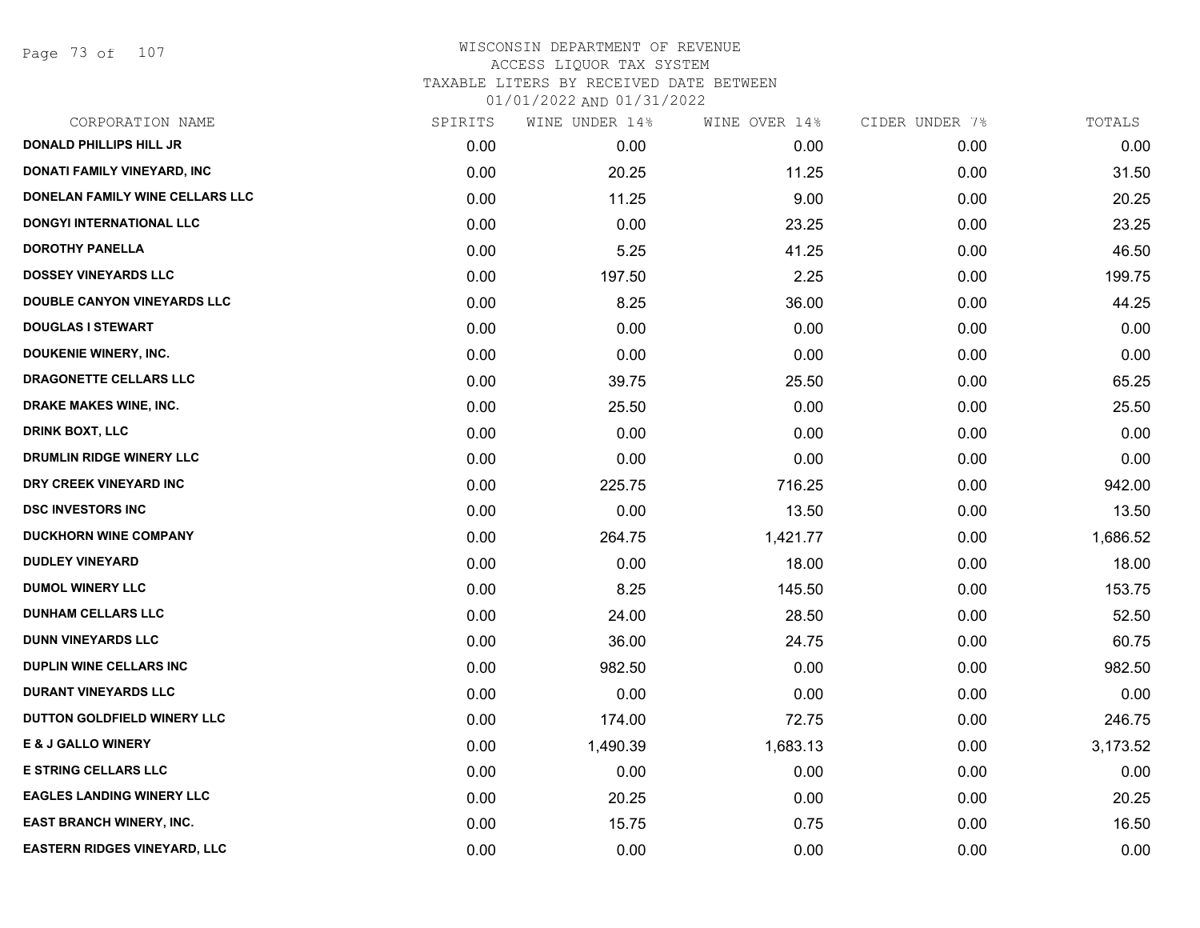WISCONSIN DEPARTMENT OF REVENUE
ACCESS LIQUOR TAX SYSTEM
TAXABLE LITERS BY RECEIVED DATE BETWEEN
01/01/2022 AND 01/31/2022

| CORPORATION NAME | SPIRITS | WINE UNDER 14% | WINE OVER 14% | CIDER UNDER 7% | TOTALS |
|---|---|---|---|---|---|
| DONALD PHILLIPS HILL JR | 0.00 | 0.00 | 0.00 | 0.00 | 0.00 |
| DONATI FAMILY VINEYARD, INC | 0.00 | 20.25 | 11.25 | 0.00 | 31.50 |
| DONELAN FAMILY WINE CELLARS LLC | 0.00 | 11.25 | 9.00 | 0.00 | 20.25 |
| DONGYI INTERNATIONAL LLC | 0.00 | 0.00 | 23.25 | 0.00 | 23.25 |
| DOROTHY PANELLA | 0.00 | 5.25 | 41.25 | 0.00 | 46.50 |
| DOSSEY VINEYARDS LLC | 0.00 | 197.50 | 2.25 | 0.00 | 199.75 |
| DOUBLE CANYON VINEYARDS LLC | 0.00 | 8.25 | 36.00 | 0.00 | 44.25 |
| DOUGLAS I STEWART | 0.00 | 0.00 | 0.00 | 0.00 | 0.00 |
| DOUKENIE WINERY, INC. | 0.00 | 0.00 | 0.00 | 0.00 | 0.00 |
| DRAGONETTE CELLARS LLC | 0.00 | 39.75 | 25.50 | 0.00 | 65.25 |
| DRAKE MAKES WINE, INC. | 0.00 | 25.50 | 0.00 | 0.00 | 25.50 |
| DRINK BOXT, LLC | 0.00 | 0.00 | 0.00 | 0.00 | 0.00 |
| DRUMLIN RIDGE WINERY LLC | 0.00 | 0.00 | 0.00 | 0.00 | 0.00 |
| DRY CREEK VINEYARD INC | 0.00 | 225.75 | 716.25 | 0.00 | 942.00 |
| DSC INVESTORS INC | 0.00 | 0.00 | 13.50 | 0.00 | 13.50 |
| DUCKHORN WINE COMPANY | 0.00 | 264.75 | 1,421.77 | 0.00 | 1,686.52 |
| DUDLEY VINEYARD | 0.00 | 0.00 | 18.00 | 0.00 | 18.00 |
| DUMOL WINERY LLC | 0.00 | 8.25 | 145.50 | 0.00 | 153.75 |
| DUNHAM CELLARS LLC | 0.00 | 24.00 | 28.50 | 0.00 | 52.50 |
| DUNN VINEYARDS LLC | 0.00 | 36.00 | 24.75 | 0.00 | 60.75 |
| DUPLIN WINE CELLARS INC | 0.00 | 982.50 | 0.00 | 0.00 | 982.50 |
| DURANT VINEYARDS LLC | 0.00 | 0.00 | 0.00 | 0.00 | 0.00 |
| DUTTON GOLDFIELD WINERY LLC | 0.00 | 174.00 | 72.75 | 0.00 | 246.75 |
| E & J GALLO WINERY | 0.00 | 1,490.39 | 1,683.13 | 0.00 | 3,173.52 |
| E STRING CELLARS LLC | 0.00 | 0.00 | 0.00 | 0.00 | 0.00 |
| EAGLES LANDING WINERY LLC | 0.00 | 20.25 | 0.00 | 0.00 | 20.25 |
| EAST BRANCH WINERY, INC. | 0.00 | 15.75 | 0.75 | 0.00 | 16.50 |
| EASTERN RIDGES VINEYARD, LLC | 0.00 | 0.00 | 0.00 | 0.00 | 0.00 |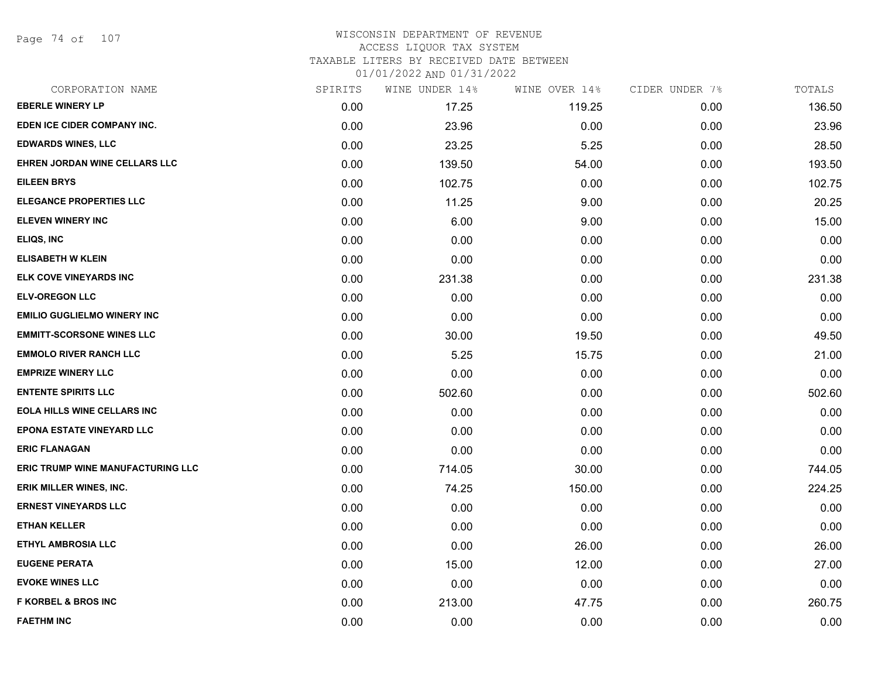# WISCONSIN DEPARTMENT OF REVENUE
ACCESS LIQUOR TAX SYSTEM
TAXABLE LITERS BY RECEIVED DATE BETWEEN
01/01/2022 AND 01/31/2022

| CORPORATION NAME | SPIRITS | WINE UNDER 14% | WINE OVER 14% | CIDER UNDER 7% | TOTALS |
|---|---|---|---|---|---|
| EBERLE WINERY LP | 0.00 | 17.25 | 119.25 | 0.00 | 136.50 |
| EDEN ICE CIDER COMPANY INC. | 0.00 | 23.96 | 0.00 | 0.00 | 23.96 |
| EDWARDS WINES, LLC | 0.00 | 23.25 | 5.25 | 0.00 | 28.50 |
| EHREN JORDAN WINE CELLARS LLC | 0.00 | 139.50 | 54.00 | 0.00 | 193.50 |
| EILEEN BRYS | 0.00 | 102.75 | 0.00 | 0.00 | 102.75 |
| ELEGANCE PROPERTIES LLC | 0.00 | 11.25 | 9.00 | 0.00 | 20.25 |
| ELEVEN WINERY INC | 0.00 | 6.00 | 9.00 | 0.00 | 15.00 |
| ELIQS, INC | 0.00 | 0.00 | 0.00 | 0.00 | 0.00 |
| ELISABETH W KLEIN | 0.00 | 0.00 | 0.00 | 0.00 | 0.00 |
| ELK COVE VINEYARDS INC | 0.00 | 231.38 | 0.00 | 0.00 | 231.38 |
| ELV-OREGON LLC | 0.00 | 0.00 | 0.00 | 0.00 | 0.00 |
| EMILIO GUGLIELMO WINERY INC | 0.00 | 0.00 | 0.00 | 0.00 | 0.00 |
| EMMITT-SCORSONE WINES LLC | 0.00 | 30.00 | 19.50 | 0.00 | 49.50 |
| EMMOLO RIVER RANCH LLC | 0.00 | 5.25 | 15.75 | 0.00 | 21.00 |
| EMPRIZE WINERY LLC | 0.00 | 0.00 | 0.00 | 0.00 | 0.00 |
| ENTENTE SPIRITS LLC | 0.00 | 502.60 | 0.00 | 0.00 | 502.60 |
| EOLA HILLS WINE CELLARS INC | 0.00 | 0.00 | 0.00 | 0.00 | 0.00 |
| EPONA ESTATE VINEYARD LLC | 0.00 | 0.00 | 0.00 | 0.00 | 0.00 |
| ERIC FLANAGAN | 0.00 | 0.00 | 0.00 | 0.00 | 0.00 |
| ERIC TRUMP WINE MANUFACTURING LLC | 0.00 | 714.05 | 30.00 | 0.00 | 744.05 |
| ERIK MILLER WINES, INC. | 0.00 | 74.25 | 150.00 | 0.00 | 224.25 |
| ERNEST VINEYARDS LLC | 0.00 | 0.00 | 0.00 | 0.00 | 0.00 |
| ETHAN KELLER | 0.00 | 0.00 | 0.00 | 0.00 | 0.00 |
| ETHYL AMBROSIA LLC | 0.00 | 0.00 | 26.00 | 0.00 | 26.00 |
| EUGENE PERATA | 0.00 | 15.00 | 12.00 | 0.00 | 27.00 |
| EVOKE WINES LLC | 0.00 | 0.00 | 0.00 | 0.00 | 0.00 |
| F KORBEL & BROS INC | 0.00 | 213.00 | 47.75 | 0.00 | 260.75 |
| FAETHM INC | 0.00 | 0.00 | 0.00 | 0.00 | 0.00 |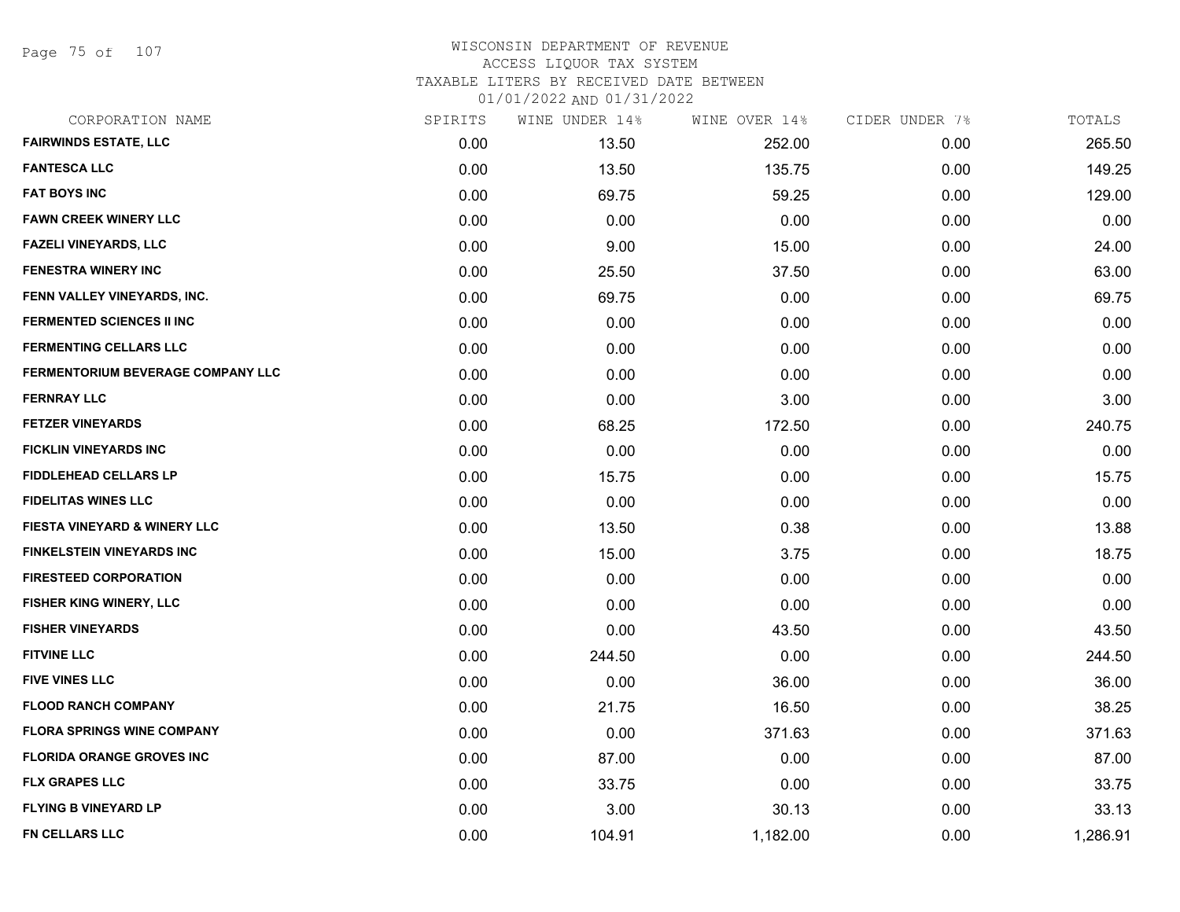# WISCONSIN DEPARTMENT OF REVENUE
## ACCESS LIQUOR TAX SYSTEM
### TAXABLE LITERS BY RECEIVED DATE BETWEEN 01/01/2022 AND 01/31/2022

| CORPORATION NAME | SPIRITS | WINE UNDER 14% | WINE OVER 14% | CIDER UNDER 7% | TOTALS |
|---|---|---|---|---|---|
| FAIRWINDS ESTATE, LLC | 0.00 | 13.50 | 252.00 | 0.00 | 265.50 |
| FANTESCA LLC | 0.00 | 13.50 | 135.75 | 0.00 | 149.25 |
| FAT BOYS INC | 0.00 | 69.75 | 59.25 | 0.00 | 129.00 |
| FAWN CREEK WINERY LLC | 0.00 | 0.00 | 0.00 | 0.00 | 0.00 |
| FAZELI VINEYARDS, LLC | 0.00 | 9.00 | 15.00 | 0.00 | 24.00 |
| FENESTRA WINERY INC | 0.00 | 25.50 | 37.50 | 0.00 | 63.00 |
| FENN VALLEY VINEYARDS, INC. | 0.00 | 69.75 | 0.00 | 0.00 | 69.75 |
| FERMENTED SCIENCES II INC | 0.00 | 0.00 | 0.00 | 0.00 | 0.00 |
| FERMENTING CELLARS LLC | 0.00 | 0.00 | 0.00 | 0.00 | 0.00 |
| FERMENTORIUM BEVERAGE COMPANY LLC | 0.00 | 0.00 | 0.00 | 0.00 | 0.00 |
| FERNRAY LLC | 0.00 | 0.00 | 3.00 | 0.00 | 3.00 |
| FETZER VINEYARDS | 0.00 | 68.25 | 172.50 | 0.00 | 240.75 |
| FICKLIN VINEYARDS INC | 0.00 | 0.00 | 0.00 | 0.00 | 0.00 |
| FIDDLEHEAD CELLARS LP | 0.00 | 15.75 | 0.00 | 0.00 | 15.75 |
| FIDELITAS WINES LLC | 0.00 | 0.00 | 0.00 | 0.00 | 0.00 |
| FIESTA VINEYARD & WINERY LLC | 0.00 | 13.50 | 0.38 | 0.00 | 13.88 |
| FINKELSTEIN VINEYARDS INC | 0.00 | 15.00 | 3.75 | 0.00 | 18.75 |
| FIRESTEED CORPORATION | 0.00 | 0.00 | 0.00 | 0.00 | 0.00 |
| FISHER KING WINERY, LLC | 0.00 | 0.00 | 0.00 | 0.00 | 0.00 |
| FISHER VINEYARDS | 0.00 | 0.00 | 43.50 | 0.00 | 43.50 |
| FITVINE LLC | 0.00 | 244.50 | 0.00 | 0.00 | 244.50 |
| FIVE VINES LLC | 0.00 | 0.00 | 36.00 | 0.00 | 36.00 |
| FLOOD RANCH COMPANY | 0.00 | 21.75 | 16.50 | 0.00 | 38.25 |
| FLORA SPRINGS WINE COMPANY | 0.00 | 0.00 | 371.63 | 0.00 | 371.63 |
| FLORIDA ORANGE GROVES INC | 0.00 | 87.00 | 0.00 | 0.00 | 87.00 |
| FLX GRAPES LLC | 0.00 | 33.75 | 0.00 | 0.00 | 33.75 |
| FLYING B VINEYARD LP | 0.00 | 3.00 | 30.13 | 0.00 | 33.13 |
| FN CELLARS LLC | 0.00 | 104.91 | 1,182.00 | 0.00 | 1,286.91 |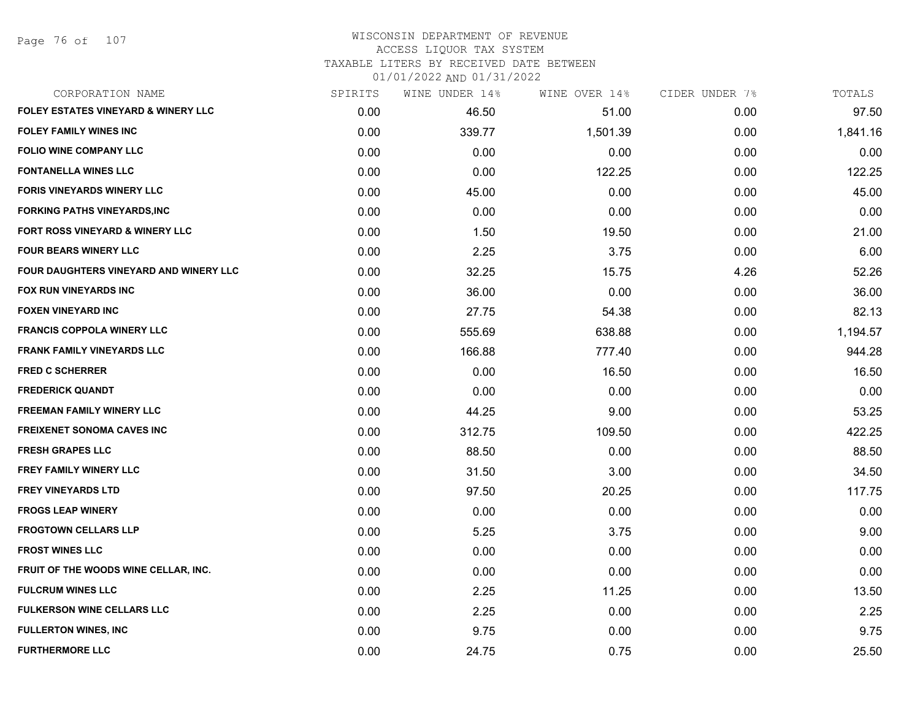WISCONSIN DEPARTMENT OF REVENUE
ACCESS LIQUOR TAX SYSTEM
TAXABLE LITERS BY RECEIVED DATE BETWEEN
01/01/2022 AND 01/31/2022

| CORPORATION NAME | SPIRITS | WINE UNDER 14% | WINE OVER 14% | CIDER UNDER 7% | TOTALS |
|---|---|---|---|---|---|
| FOLEY ESTATES VINEYARD & WINERY LLC | 0.00 | 46.50 | 51.00 | 0.00 | 97.50 |
| FOLEY FAMILY WINES INC | 0.00 | 339.77 | 1,501.39 | 0.00 | 1,841.16 |
| FOLIO WINE COMPANY LLC | 0.00 | 0.00 | 0.00 | 0.00 | 0.00 |
| FONTANELLA WINES LLC | 0.00 | 0.00 | 122.25 | 0.00 | 122.25 |
| FORIS VINEYARDS WINERY LLC | 0.00 | 45.00 | 0.00 | 0.00 | 45.00 |
| FORKING PATHS VINEYARDS,INC | 0.00 | 0.00 | 0.00 | 0.00 | 0.00 |
| FORT ROSS VINEYARD & WINERY LLC | 0.00 | 1.50 | 19.50 | 0.00 | 21.00 |
| FOUR BEARS WINERY LLC | 0.00 | 2.25 | 3.75 | 0.00 | 6.00 |
| FOUR DAUGHTERS VINEYARD AND WINERY LLC | 0.00 | 32.25 | 15.75 | 4.26 | 52.26 |
| FOX RUN VINEYARDS INC | 0.00 | 36.00 | 0.00 | 0.00 | 36.00 |
| FOXEN VINEYARD INC | 0.00 | 27.75 | 54.38 | 0.00 | 82.13 |
| FRANCIS COPPOLA WINERY LLC | 0.00 | 555.69 | 638.88 | 0.00 | 1,194.57 |
| FRANK FAMILY VINEYARDS LLC | 0.00 | 166.88 | 777.40 | 0.00 | 944.28 |
| FRED C SCHERRER | 0.00 | 0.00 | 16.50 | 0.00 | 16.50 |
| FREDERICK QUANDT | 0.00 | 0.00 | 0.00 | 0.00 | 0.00 |
| FREEMAN FAMILY WINERY LLC | 0.00 | 44.25 | 9.00 | 0.00 | 53.25 |
| FREIXENET SONOMA CAVES INC | 0.00 | 312.75 | 109.50 | 0.00 | 422.25 |
| FRESH GRAPES LLC | 0.00 | 88.50 | 0.00 | 0.00 | 88.50 |
| FREY FAMILY WINERY LLC | 0.00 | 31.50 | 3.00 | 0.00 | 34.50 |
| FREY VINEYARDS LTD | 0.00 | 97.50 | 20.25 | 0.00 | 117.75 |
| FROGS LEAP WINERY | 0.00 | 0.00 | 0.00 | 0.00 | 0.00 |
| FROGTOWN CELLARS LLP | 0.00 | 5.25 | 3.75 | 0.00 | 9.00 |
| FROST WINES LLC | 0.00 | 0.00 | 0.00 | 0.00 | 0.00 |
| FRUIT OF THE WOODS WINE CELLAR, INC. | 0.00 | 0.00 | 0.00 | 0.00 | 0.00 |
| FULCRUM WINES LLC | 0.00 | 2.25 | 11.25 | 0.00 | 13.50 |
| FULKERSON WINE CELLARS LLC | 0.00 | 2.25 | 0.00 | 0.00 | 2.25 |
| FULLERTON WINES, INC | 0.00 | 9.75 | 0.00 | 0.00 | 9.75 |
| FURTHERMORE LLC | 0.00 | 24.75 | 0.75 | 0.00 | 25.50 |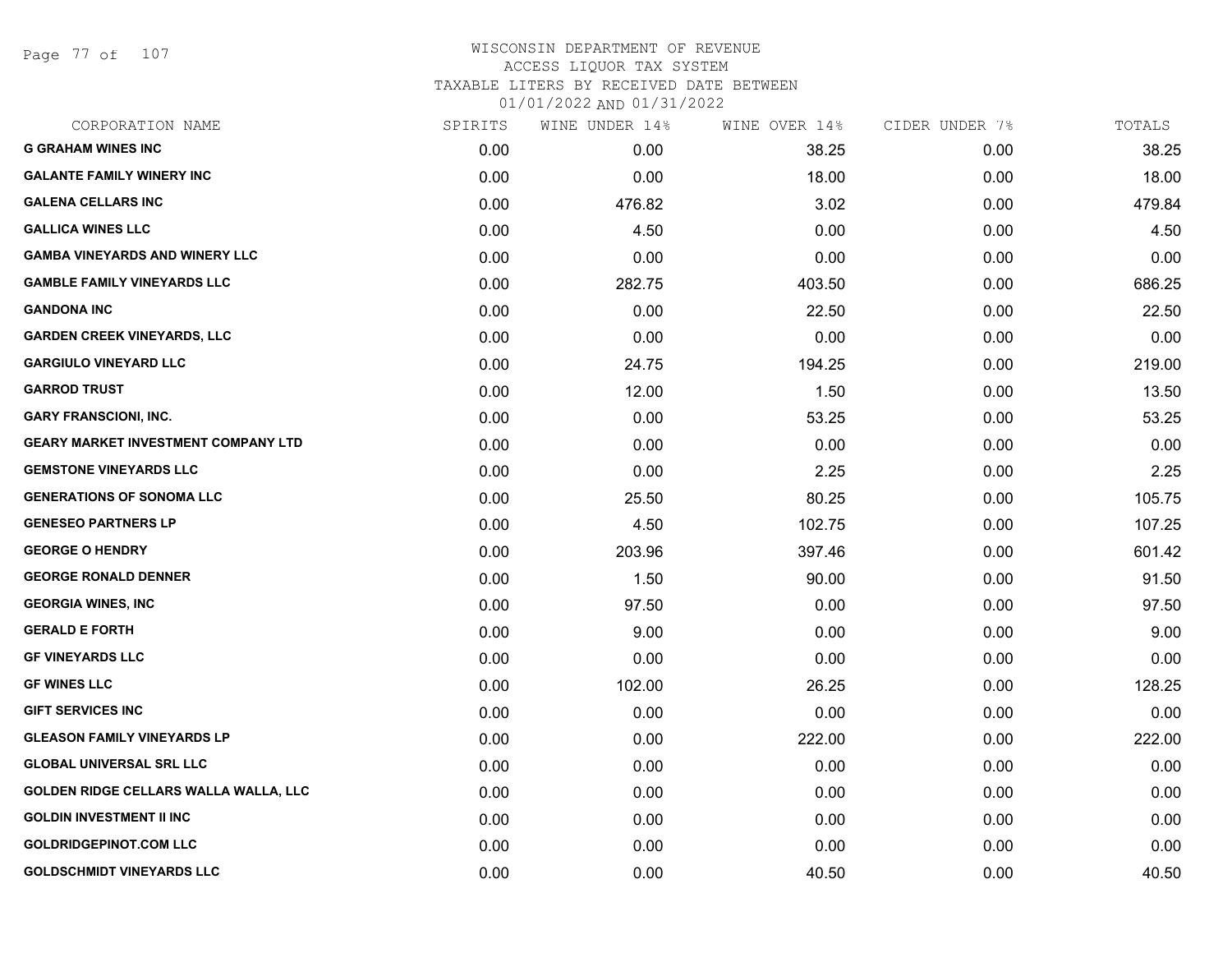WISCONSIN DEPARTMENT OF REVENUE
ACCESS LIQUOR TAX SYSTEM
TAXABLE LITERS BY RECEIVED DATE BETWEEN
01/01/2022 AND 01/31/2022

| CORPORATION NAME | SPIRITS | WINE UNDER 14% | WINE OVER 14% | CIDER UNDER 7% | TOTALS |
|---|---|---|---|---|---|
| **G GRAHAM WINES INC** | 0.00 | 0.00 | 38.25 | 0.00 | 38.25 |
| **GALANTE FAMILY WINERY INC** | 0.00 | 0.00 | 18.00 | 0.00 | 18.00 |
| **GALENA CELLARS INC** | 0.00 | 476.82 | 3.02 | 0.00 | 479.84 |
| **GALLICA WINES LLC** | 0.00 | 4.50 | 0.00 | 0.00 | 4.50 |
| **GAMBA VINEYARDS AND WINERY LLC** | 0.00 | 0.00 | 0.00 | 0.00 | 0.00 |
| **GAMBLE FAMILY VINEYARDS LLC** | 0.00 | 282.75 | 403.50 | 0.00 | 686.25 |
| **GANDONA INC** | 0.00 | 0.00 | 22.50 | 0.00 | 22.50 |
| **GARDEN CREEK VINEYARDS, LLC** | 0.00 | 0.00 | 0.00 | 0.00 | 0.00 |
| **GARGIULO VINEYARD LLC** | 0.00 | 24.75 | 194.25 | 0.00 | 219.00 |
| **GARROD TRUST** | 0.00 | 12.00 | 1.50 | 0.00 | 13.50 |
| **GARY FRANSCIONI, INC.** | 0.00 | 0.00 | 53.25 | 0.00 | 53.25 |
| **GEARY MARKET INVESTMENT COMPANY LTD** | 0.00 | 0.00 | 0.00 | 0.00 | 0.00 |
| **GEMSTONE VINEYARDS LLC** | 0.00 | 0.00 | 2.25 | 0.00 | 2.25 |
| **GENERATIONS OF SONOMA LLC** | 0.00 | 25.50 | 80.25 | 0.00 | 105.75 |
| **GENESEO PARTNERS LP** | 0.00 | 4.50 | 102.75 | 0.00 | 107.25 |
| **GEORGE O HENDRY** | 0.00 | 203.96 | 397.46 | 0.00 | 601.42 |
| **GEORGE RONALD DENNER** | 0.00 | 1.50 | 90.00 | 0.00 | 91.50 |
| **GEORGIA WINES, INC** | 0.00 | 97.50 | 0.00 | 0.00 | 97.50 |
| **GERALD E FORTH** | 0.00 | 9.00 | 0.00 | 0.00 | 9.00 |
| **GF VINEYARDS LLC** | 0.00 | 0.00 | 0.00 | 0.00 | 0.00 |
| **GF WINES LLC** | 0.00 | 102.00 | 26.25 | 0.00 | 128.25 |
| **GIFT SERVICES INC** | 0.00 | 0.00 | 0.00 | 0.00 | 0.00 |
| **GLEASON FAMILY VINEYARDS LP** | 0.00 | 0.00 | 222.00 | 0.00 | 222.00 |
| **GLOBAL UNIVERSAL SRL LLC** | 0.00 | 0.00 | 0.00 | 0.00 | 0.00 |
| **GOLDEN RIDGE CELLARS WALLA WALLA, LLC** | 0.00 | 0.00 | 0.00 | 0.00 | 0.00 |
| **GOLDIN INVESTMENT II INC** | 0.00 | 0.00 | 0.00 | 0.00 | 0.00 |
| **GOLDRIDGEPINOT.COM LLC** | 0.00 | 0.00 | 0.00 | 0.00 | 0.00 |
| **GOLDSCHMIDT VINEYARDS LLC** | 0.00 | 0.00 | 40.50 | 0.00 | 40.50 |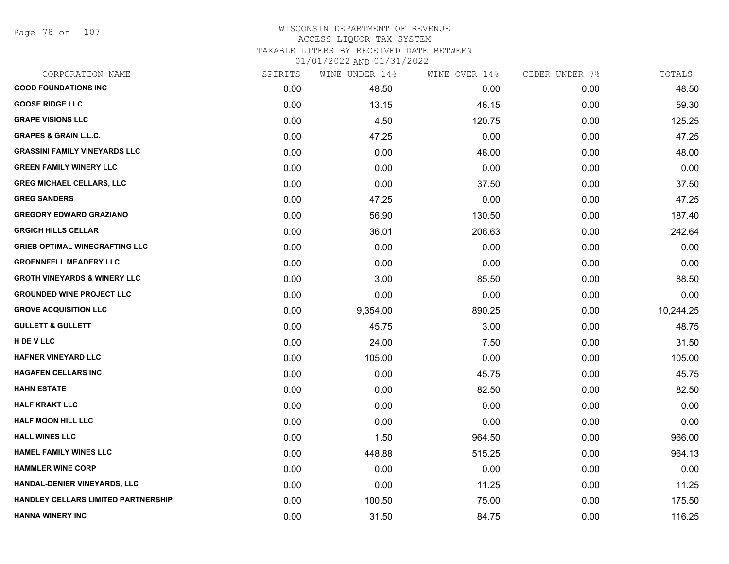# WISCONSIN DEPARTMENT OF REVENUE
## ACCESS LIQUOR TAX SYSTEM
### TAXABLE LITERS BY RECEIVED DATE BETWEEN 01/01/2022 AND 01/31/2022

| CORPORATION NAME | SPIRITS | WINE UNDER 14% | WINE OVER 14% | CIDER UNDER 7% | TOTALS |
|---|---|---|---|---|---|
| GOOD FOUNDATIONS INC | 0.00 | 48.50 | 0.00 | 0.00 | 48.50 |
| GOOSE RIDGE LLC | 0.00 | 13.15 | 46.15 | 0.00 | 59.30 |
| GRAPE VISIONS LLC | 0.00 | 4.50 | 120.75 | 0.00 | 125.25 |
| GRAPES & GRAIN L.L.C. | 0.00 | 47.25 | 0.00 | 0.00 | 47.25 |
| GRASSINI FAMILY VINEYARDS LLC | 0.00 | 0.00 | 48.00 | 0.00 | 48.00 |
| GREEN FAMILY WINERY LLC | 0.00 | 0.00 | 0.00 | 0.00 | 0.00 |
| GREG MICHAEL CELLARS, LLC | 0.00 | 0.00 | 37.50 | 0.00 | 37.50 |
| GREG SANDERS | 0.00 | 47.25 | 0.00 | 0.00 | 47.25 |
| GREGORY EDWARD GRAZIANO | 0.00 | 56.90 | 130.50 | 0.00 | 187.40 |
| GRGICH HILLS CELLAR | 0.00 | 36.01 | 206.63 | 0.00 | 242.64 |
| GRIEB OPTIMAL WINECRAFTING LLC | 0.00 | 0.00 | 0.00 | 0.00 | 0.00 |
| GROENNFELL MEADERY LLC | 0.00 | 0.00 | 0.00 | 0.00 | 0.00 |
| GROTH VINEYARDS & WINERY LLC | 0.00 | 3.00 | 85.50 | 0.00 | 88.50 |
| GROUNDED WINE PROJECT LLC | 0.00 | 0.00 | 0.00 | 0.00 | 0.00 |
| GROVE ACQUISITION LLC | 0.00 | 9,354.00 | 890.25 | 0.00 | 10,244.25 |
| GULLETT & GULLETT | 0.00 | 45.75 | 3.00 | 0.00 | 48.75 |
| H DE V LLC | 0.00 | 24.00 | 7.50 | 0.00 | 31.50 |
| HAFNER VINEYARD LLC | 0.00 | 105.00 | 0.00 | 0.00 | 105.00 |
| HAGAFEN CELLARS INC | 0.00 | 0.00 | 45.75 | 0.00 | 45.75 |
| HAHN ESTATE | 0.00 | 0.00 | 82.50 | 0.00 | 82.50 |
| HALF KRAKT LLC | 0.00 | 0.00 | 0.00 | 0.00 | 0.00 |
| HALF MOON HILL LLC | 0.00 | 0.00 | 0.00 | 0.00 | 0.00 |
| HALL WINES LLC | 0.00 | 1.50 | 964.50 | 0.00 | 966.00 |
| HAMEL FAMILY WINES LLC | 0.00 | 448.88 | 515.25 | 0.00 | 964.13 |
| HAMMLER WINE CORP | 0.00 | 0.00 | 0.00 | 0.00 | 0.00 |
| HANDAL-DENIER VINEYARDS, LLC | 0.00 | 0.00 | 11.25 | 0.00 | 11.25 |
| HANDLEY CELLARS LIMITED PARTNERSHIP | 0.00 | 100.50 | 75.00 | 0.00 | 175.50 |
| HANNA WINERY INC | 0.00 | 31.50 | 84.75 | 0.00 | 116.25 |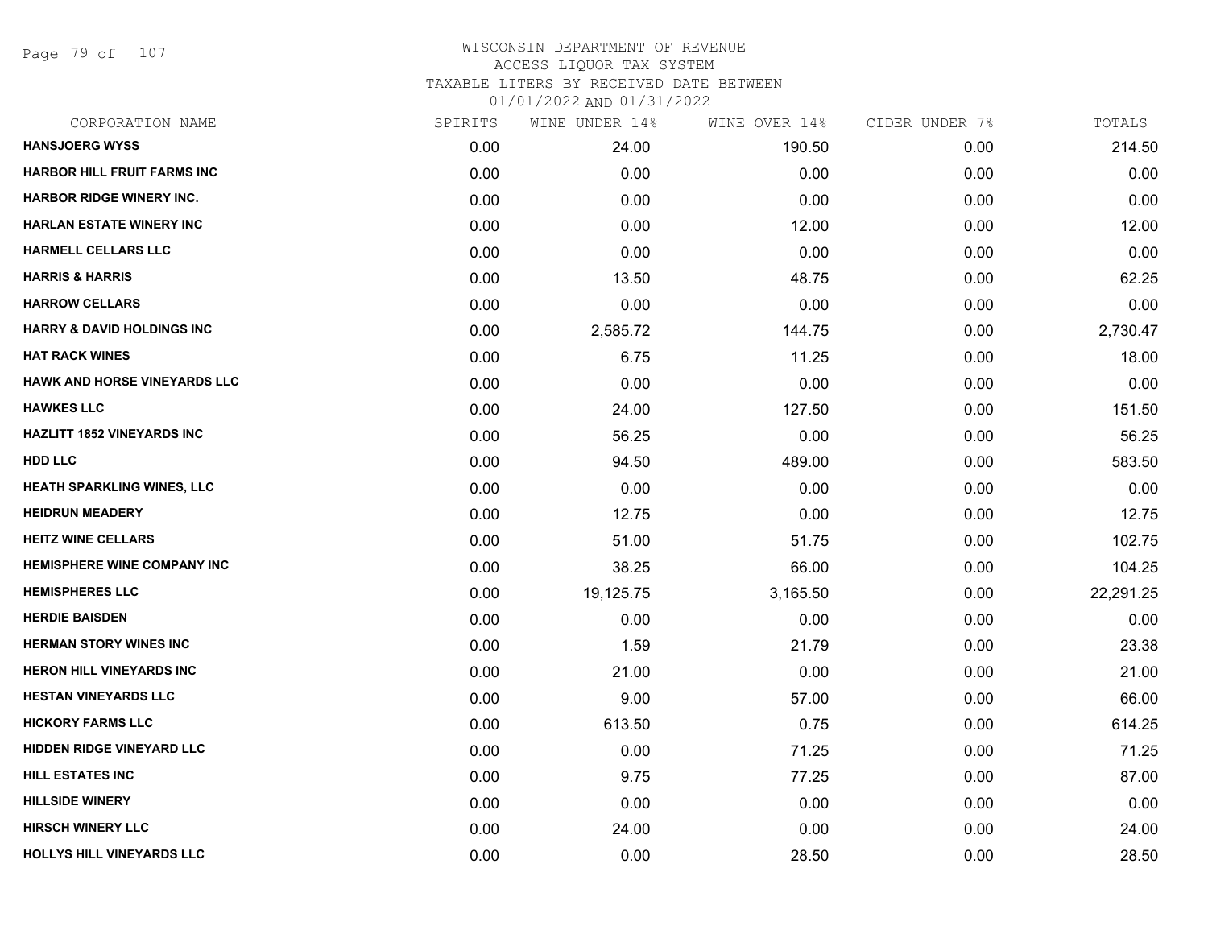WISCONSIN DEPARTMENT OF REVENUE
ACCESS LIQUOR TAX SYSTEM
TAXABLE LITERS BY RECEIVED DATE BETWEEN
01/01/2022 AND 01/31/2022

| CORPORATION NAME | SPIRITS | WINE UNDER 14% | WINE OVER 14% | CIDER UNDER 7% | TOTALS |
|---|---|---|---|---|---|
| HANSJOERG WYSS | 0.00 | 24.00 | 190.50 | 0.00 | 214.50 |
| HARBOR HILL FRUIT FARMS INC | 0.00 | 0.00 | 0.00 | 0.00 | 0.00 |
| HARBOR RIDGE WINERY INC. | 0.00 | 0.00 | 0.00 | 0.00 | 0.00 |
| HARLAN ESTATE WINERY INC | 0.00 | 0.00 | 12.00 | 0.00 | 12.00 |
| HARMELL CELLARS LLC | 0.00 | 0.00 | 0.00 | 0.00 | 0.00 |
| HARRIS & HARRIS | 0.00 | 13.50 | 48.75 | 0.00 | 62.25 |
| HARROW CELLARS | 0.00 | 0.00 | 0.00 | 0.00 | 0.00 |
| HARRY & DAVID HOLDINGS INC | 0.00 | 2,585.72 | 144.75 | 0.00 | 2,730.47 |
| HAT RACK WINES | 0.00 | 6.75 | 11.25 | 0.00 | 18.00 |
| HAWK AND HORSE VINEYARDS LLC | 0.00 | 0.00 | 0.00 | 0.00 | 0.00 |
| HAWKES LLC | 0.00 | 24.00 | 127.50 | 0.00 | 151.50 |
| HAZLITT 1852 VINEYARDS INC | 0.00 | 56.25 | 0.00 | 0.00 | 56.25 |
| HDD LLC | 0.00 | 94.50 | 489.00 | 0.00 | 583.50 |
| HEATH SPARKLING WINES, LLC | 0.00 | 0.00 | 0.00 | 0.00 | 0.00 |
| HEIDRUN MEADERY | 0.00 | 12.75 | 0.00 | 0.00 | 12.75 |
| HEITZ WINE CELLARS | 0.00 | 51.00 | 51.75 | 0.00 | 102.75 |
| HEMISPHERE WINE COMPANY INC | 0.00 | 38.25 | 66.00 | 0.00 | 104.25 |
| HEMISPHERES LLC | 0.00 | 19,125.75 | 3,165.50 | 0.00 | 22,291.25 |
| HERDIE BAISDEN | 0.00 | 0.00 | 0.00 | 0.00 | 0.00 |
| HERMAN STORY WINES INC | 0.00 | 1.59 | 21.79 | 0.00 | 23.38 |
| HERON HILL VINEYARDS INC | 0.00 | 21.00 | 0.00 | 0.00 | 21.00 |
| HESTAN VINEYARDS LLC | 0.00 | 9.00 | 57.00 | 0.00 | 66.00 |
| HICKORY FARMS LLC | 0.00 | 613.50 | 0.75 | 0.00 | 614.25 |
| HIDDEN RIDGE VINEYARD LLC | 0.00 | 0.00 | 71.25 | 0.00 | 71.25 |
| HILL ESTATES INC | 0.00 | 9.75 | 77.25 | 0.00 | 87.00 |
| HILLSIDE WINERY | 0.00 | 0.00 | 0.00 | 0.00 | 0.00 |
| HIRSCH WINERY LLC | 0.00 | 24.00 | 0.00 | 0.00 | 24.00 |
| HOLLYS HILL VINEYARDS LLC | 0.00 | 0.00 | 28.50 | 0.00 | 28.50 |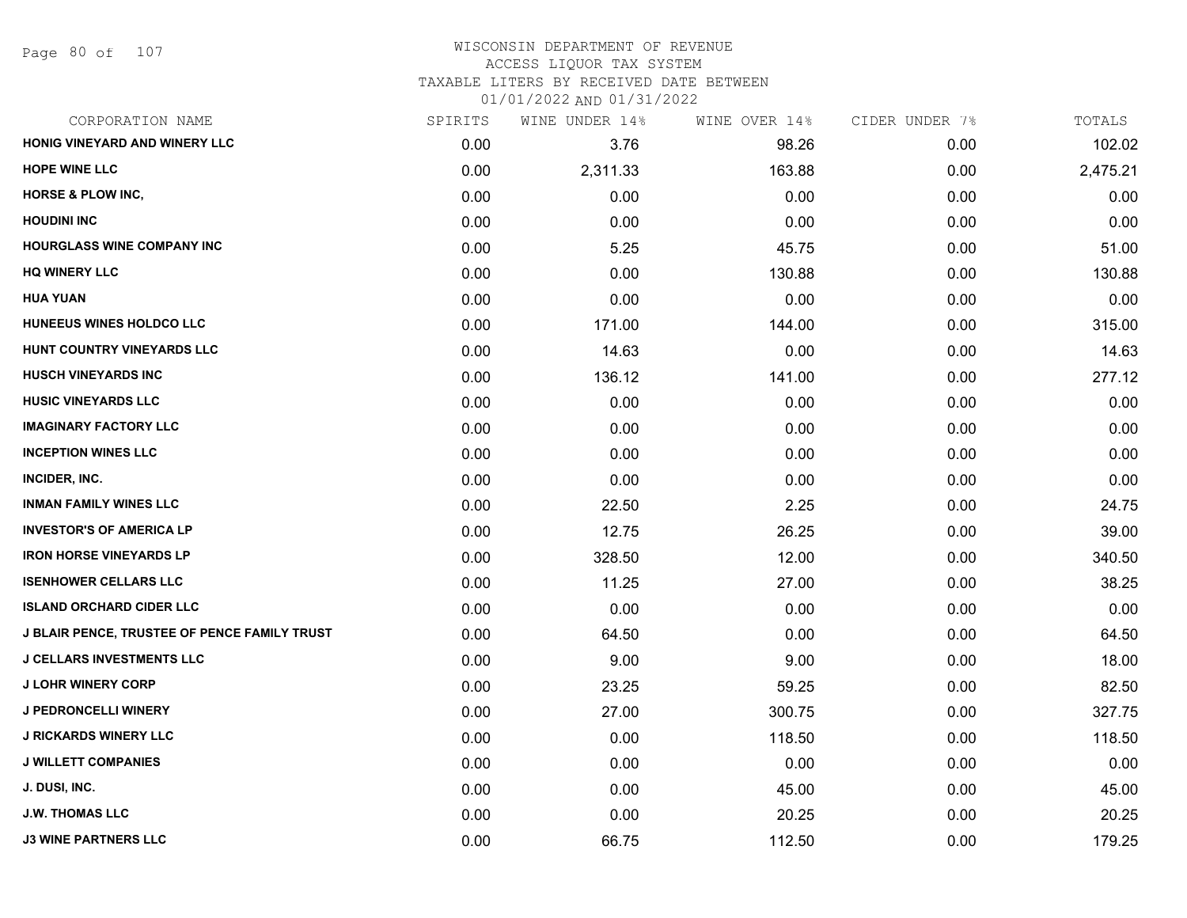WISCONSIN DEPARTMENT OF REVENUE
ACCESS LIQUOR TAX SYSTEM
TAXABLE LITERS BY RECEIVED DATE BETWEEN
01/01/2022 AND 01/31/2022

| CORPORATION NAME | SPIRITS | WINE UNDER 14% | WINE OVER 14% | CIDER UNDER 7% | TOTALS |
|---|---|---|---|---|---|
| HONIG VINEYARD AND WINERY LLC | 0.00 | 3.76 | 98.26 | 0.00 | 102.02 |
| HOPE WINE LLC | 0.00 | 2,311.33 | 163.88 | 0.00 | 2,475.21 |
| HORSE & PLOW INC, | 0.00 | 0.00 | 0.00 | 0.00 | 0.00 |
| HOUDINI INC | 0.00 | 0.00 | 0.00 | 0.00 | 0.00 |
| HOURGLASS WINE COMPANY INC | 0.00 | 5.25 | 45.75 | 0.00 | 51.00 |
| HQ WINERY LLC | 0.00 | 0.00 | 130.88 | 0.00 | 130.88 |
| HUA YUAN | 0.00 | 0.00 | 0.00 | 0.00 | 0.00 |
| HUNEEUS WINES HOLDCO LLC | 0.00 | 171.00 | 144.00 | 0.00 | 315.00 |
| HUNT COUNTRY VINEYARDS LLC | 0.00 | 14.63 | 0.00 | 0.00 | 14.63 |
| HUSCH VINEYARDS INC | 0.00 | 136.12 | 141.00 | 0.00 | 277.12 |
| HUSIC VINEYARDS LLC | 0.00 | 0.00 | 0.00 | 0.00 | 0.00 |
| IMAGINARY FACTORY LLC | 0.00 | 0.00 | 0.00 | 0.00 | 0.00 |
| INCEPTION WINES LLC | 0.00 | 0.00 | 0.00 | 0.00 | 0.00 |
| INCIDER, INC. | 0.00 | 0.00 | 0.00 | 0.00 | 0.00 |
| INMAN FAMILY WINES LLC | 0.00 | 22.50 | 2.25 | 0.00 | 24.75 |
| INVESTOR'S OF AMERICA LP | 0.00 | 12.75 | 26.25 | 0.00 | 39.00 |
| IRON HORSE VINEYARDS LP | 0.00 | 328.50 | 12.00 | 0.00 | 340.50 |
| ISENHOWER CELLARS LLC | 0.00 | 11.25 | 27.00 | 0.00 | 38.25 |
| ISLAND ORCHARD CIDER LLC | 0.00 | 0.00 | 0.00 | 0.00 | 0.00 |
| J BLAIR PENCE, TRUSTEE OF PENCE FAMILY TRUST | 0.00 | 64.50 | 0.00 | 0.00 | 64.50 |
| J CELLARS INVESTMENTS LLC | 0.00 | 9.00 | 9.00 | 0.00 | 18.00 |
| J LOHR WINERY CORP | 0.00 | 23.25 | 59.25 | 0.00 | 82.50 |
| J PEDRONCELLI WINERY | 0.00 | 27.00 | 300.75 | 0.00 | 327.75 |
| J RICKARDS WINERY LLC | 0.00 | 0.00 | 118.50 | 0.00 | 118.50 |
| J WILLETT COMPANIES | 0.00 | 0.00 | 0.00 | 0.00 | 0.00 |
| J. DUSI, INC. | 0.00 | 0.00 | 45.00 | 0.00 | 45.00 |
| J.W. THOMAS LLC | 0.00 | 0.00 | 20.25 | 0.00 | 20.25 |
| J3 WINE PARTNERS LLC | 0.00 | 66.75 | 112.50 | 0.00 | 179.25 |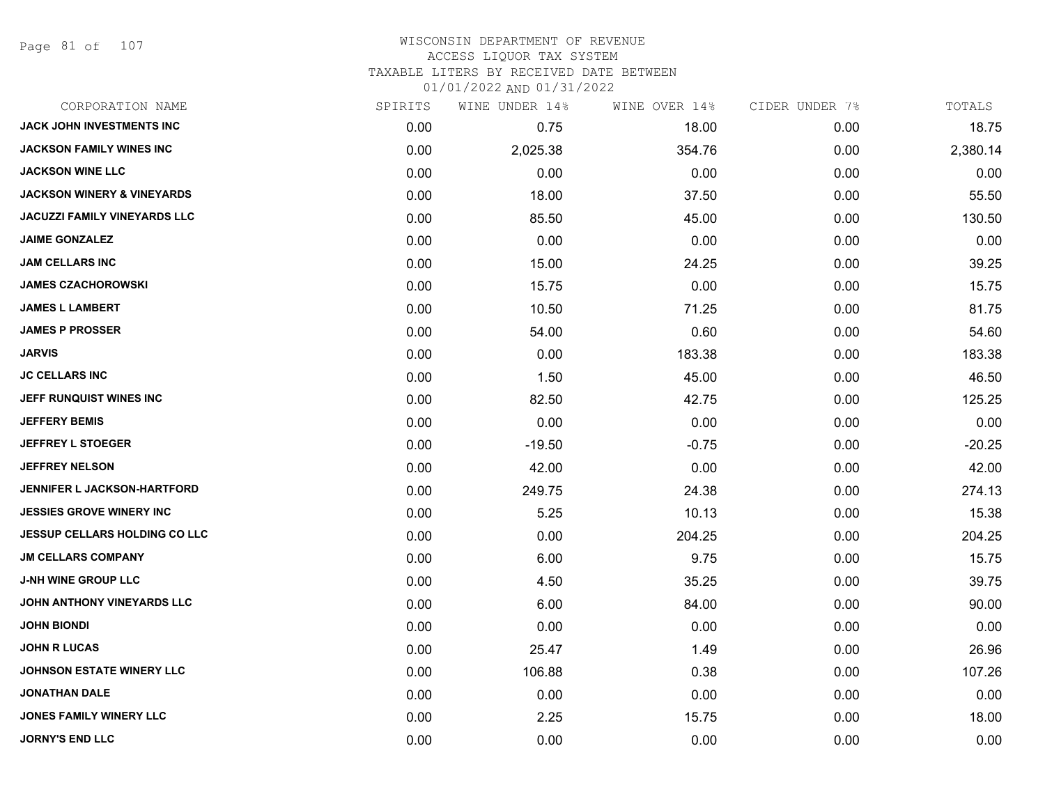# WISCONSIN DEPARTMENT OF REVENUE
## ACCESS LIQUOR TAX SYSTEM
### TAXABLE LITERS BY RECEIVED DATE BETWEEN 01/01/2022 AND 01/31/2022

| CORPORATION NAME | SPIRITS | WINE UNDER 14% | WINE OVER 14% | CIDER UNDER 7% | TOTALS |
|---|---|---|---|---|---|
| JACK JOHN INVESTMENTS INC | 0.00 | 0.75 | 18.00 | 0.00 | 18.75 |
| JACKSON FAMILY WINES INC | 0.00 | 2,025.38 | 354.76 | 0.00 | 2,380.14 |
| JACKSON WINE LLC | 0.00 | 0.00 | 0.00 | 0.00 | 0.00 |
| JACKSON WINERY & VINEYARDS | 0.00 | 18.00 | 37.50 | 0.00 | 55.50 |
| JACUZZI FAMILY VINEYARDS LLC | 0.00 | 85.50 | 45.00 | 0.00 | 130.50 |
| JAIME GONZALEZ | 0.00 | 0.00 | 0.00 | 0.00 | 0.00 |
| JAM CELLARS INC | 0.00 | 15.00 | 24.25 | 0.00 | 39.25 |
| JAMES CZACHOROWSKI | 0.00 | 15.75 | 0.00 | 0.00 | 15.75 |
| JAMES L LAMBERT | 0.00 | 10.50 | 71.25 | 0.00 | 81.75 |
| JAMES P PROSSER | 0.00 | 54.00 | 0.60 | 0.00 | 54.60 |
| JARVIS | 0.00 | 0.00 | 183.38 | 0.00 | 183.38 |
| JC CELLARS INC | 0.00 | 1.50 | 45.00 | 0.00 | 46.50 |
| JEFF RUNQUIST WINES INC | 0.00 | 82.50 | 42.75 | 0.00 | 125.25 |
| JEFFERY BEMIS | 0.00 | 0.00 | 0.00 | 0.00 | 0.00 |
| JEFFREY L STOEGER | 0.00 | -19.50 | -0.75 | 0.00 | -20.25 |
| JEFFREY NELSON | 0.00 | 42.00 | 0.00 | 0.00 | 42.00 |
| JENNIFER L JACKSON-HARTFORD | 0.00 | 249.75 | 24.38 | 0.00 | 274.13 |
| JESSIES GROVE WINERY INC | 0.00 | 5.25 | 10.13 | 0.00 | 15.38 |
| JESSUP CELLARS HOLDING CO LLC | 0.00 | 0.00 | 204.25 | 0.00 | 204.25 |
| JM CELLARS COMPANY | 0.00 | 6.00 | 9.75 | 0.00 | 15.75 |
| J-NH WINE GROUP LLC | 0.00 | 4.50 | 35.25 | 0.00 | 39.75 |
| JOHN ANTHONY VINEYARDS LLC | 0.00 | 6.00 | 84.00 | 0.00 | 90.00 |
| JOHN BIONDI | 0.00 | 0.00 | 0.00 | 0.00 | 0.00 |
| JOHN R LUCAS | 0.00 | 25.47 | 1.49 | 0.00 | 26.96 |
| JOHNSON ESTATE WINERY LLC | 0.00 | 106.88 | 0.38 | 0.00 | 107.26 |
| JONATHAN DALE | 0.00 | 0.00 | 0.00 | 0.00 | 0.00 |
| JONES FAMILY WINERY LLC | 0.00 | 2.25 | 15.75 | 0.00 | 18.00 |
| JORNY'S END LLC | 0.00 | 0.00 | 0.00 | 0.00 | 0.00 |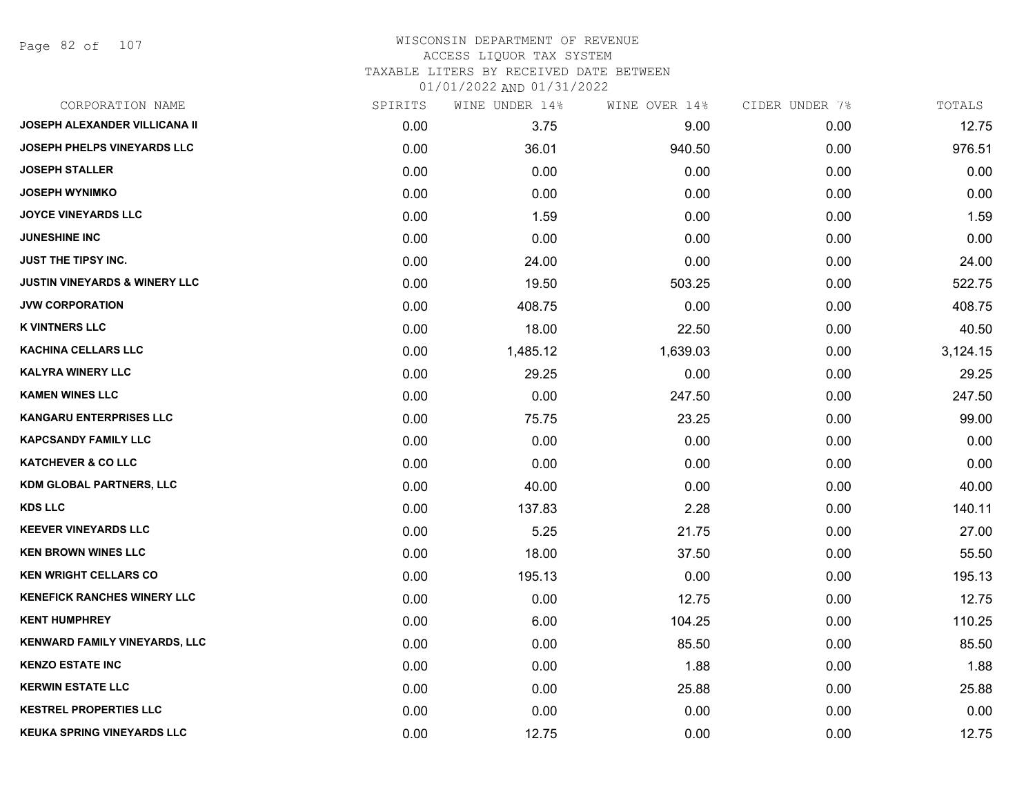# WISCONSIN DEPARTMENT OF REVENUE
## ACCESS LIQUOR TAX SYSTEM
### TAXABLE LITERS BY RECEIVED DATE BETWEEN 01/01/2022 AND 01/31/2022

| CORPORATION NAME | SPIRITS | WINE UNDER 14% | WINE OVER 14% | CIDER UNDER 7% | TOTALS |
|---|---|---|---|---|---|
| JOSEPH ALEXANDER VILLICANA II | 0.00 | 3.75 | 9.00 | 0.00 | 12.75 |
| JOSEPH PHELPS VINEYARDS LLC | 0.00 | 36.01 | 940.50 | 0.00 | 976.51 |
| JOSEPH STALLER | 0.00 | 0.00 | 0.00 | 0.00 | 0.00 |
| JOSEPH WYNIMKO | 0.00 | 0.00 | 0.00 | 0.00 | 0.00 |
| JOYCE VINEYARDS LLC | 0.00 | 1.59 | 0.00 | 0.00 | 1.59 |
| JUNESHINE INC | 0.00 | 0.00 | 0.00 | 0.00 | 0.00 |
| JUST THE TIPSY INC. | 0.00 | 24.00 | 0.00 | 0.00 | 24.00 |
| JUSTIN VINEYARDS & WINERY LLC | 0.00 | 19.50 | 503.25 | 0.00 | 522.75 |
| JVW CORPORATION | 0.00 | 408.75 | 0.00 | 0.00 | 408.75 |
| K VINTNERS LLC | 0.00 | 18.00 | 22.50 | 0.00 | 40.50 |
| KACHINA CELLARS LLC | 0.00 | 1,485.12 | 1,639.03 | 0.00 | 3,124.15 |
| KALYRA WINERY LLC | 0.00 | 29.25 | 0.00 | 0.00 | 29.25 |
| KAMEN WINES LLC | 0.00 | 0.00 | 247.50 | 0.00 | 247.50 |
| KANGARU ENTERPRISES LLC | 0.00 | 75.75 | 23.25 | 0.00 | 99.00 |
| KAPCSANDY FAMILY LLC | 0.00 | 0.00 | 0.00 | 0.00 | 0.00 |
| KATCHEVER & CO LLC | 0.00 | 0.00 | 0.00 | 0.00 | 0.00 |
| KDM GLOBAL PARTNERS, LLC | 0.00 | 40.00 | 0.00 | 0.00 | 40.00 |
| KDS LLC | 0.00 | 137.83 | 2.28 | 0.00 | 140.11 |
| KEEVER VINEYARDS LLC | 0.00 | 5.25 | 21.75 | 0.00 | 27.00 |
| KEN BROWN WINES LLC | 0.00 | 18.00 | 37.50 | 0.00 | 55.50 |
| KEN WRIGHT CELLARS CO | 0.00 | 195.13 | 0.00 | 0.00 | 195.13 |
| KENEFICK RANCHES WINERY LLC | 0.00 | 0.00 | 12.75 | 0.00 | 12.75 |
| KENT HUMPHREY | 0.00 | 6.00 | 104.25 | 0.00 | 110.25 |
| KENWARD FAMILY VINEYARDS, LLC | 0.00 | 0.00 | 85.50 | 0.00 | 85.50 |
| KENZO ESTATE INC | 0.00 | 0.00 | 1.88 | 0.00 | 1.88 |
| KERWIN ESTATE LLC | 0.00 | 0.00 | 25.88 | 0.00 | 25.88 |
| KESTREL PROPERTIES LLC | 0.00 | 0.00 | 0.00 | 0.00 | 0.00 |
| KEUKA SPRING VINEYARDS LLC | 0.00 | 12.75 | 0.00 | 0.00 | 12.75 |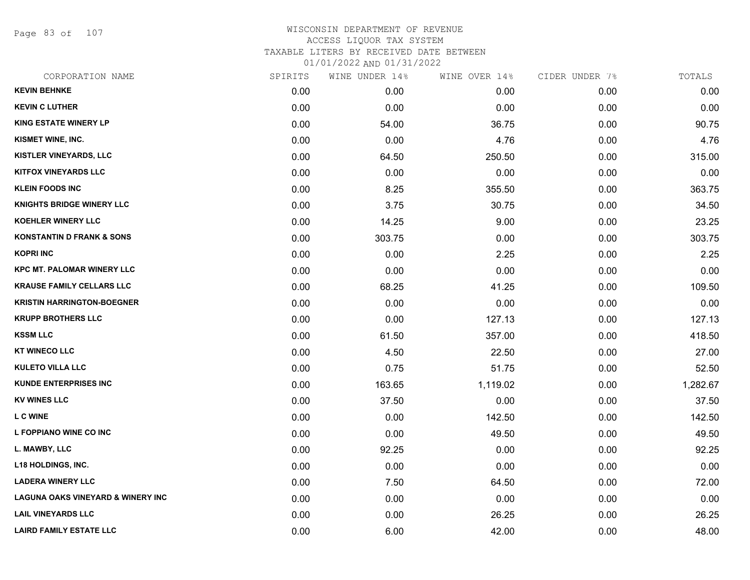# WISCONSIN DEPARTMENT OF REVENUE
## ACCESS LIQUOR TAX SYSTEM
### TAXABLE LITERS BY RECEIVED DATE BETWEEN 01/01/2022 AND 01/31/2022

| CORPORATION NAME | SPIRITS | WINE UNDER 14% | WINE OVER 14% | CIDER UNDER 7% | TOTALS |
|---|---|---|---|---|---|
| KEVIN BEHNKE | 0.00 | 0.00 | 0.00 | 0.00 | 0.00 |
| KEVIN C LUTHER | 0.00 | 0.00 | 0.00 | 0.00 | 0.00 |
| KING ESTATE WINERY LP | 0.00 | 54.00 | 36.75 | 0.00 | 90.75 |
| KISMET WINE, INC. | 0.00 | 0.00 | 4.76 | 0.00 | 4.76 |
| KISTLER VINEYARDS, LLC | 0.00 | 64.50 | 250.50 | 0.00 | 315.00 |
| KITFOX VINEYARDS LLC | 0.00 | 0.00 | 0.00 | 0.00 | 0.00 |
| KLEIN FOODS INC | 0.00 | 8.25 | 355.50 | 0.00 | 363.75 |
| KNIGHTS BRIDGE WINERY LLC | 0.00 | 3.75 | 30.75 | 0.00 | 34.50 |
| KOEHLER WINERY LLC | 0.00 | 14.25 | 9.00 | 0.00 | 23.25 |
| KONSTANTIN D FRANK & SONS | 0.00 | 303.75 | 0.00 | 0.00 | 303.75 |
| KOPRI INC | 0.00 | 0.00 | 2.25 | 0.00 | 2.25 |
| KPC MT. PALOMAR WINERY LLC | 0.00 | 0.00 | 0.00 | 0.00 | 0.00 |
| KRAUSE FAMILY CELLARS LLC | 0.00 | 68.25 | 41.25 | 0.00 | 109.50 |
| KRISTIN HARRINGTON-BOEGNER | 0.00 | 0.00 | 0.00 | 0.00 | 0.00 |
| KRUPP BROTHERS LLC | 0.00 | 0.00 | 127.13 | 0.00 | 127.13 |
| KSSM LLC | 0.00 | 61.50 | 357.00 | 0.00 | 418.50 |
| KT WINECO LLC | 0.00 | 4.50 | 22.50 | 0.00 | 27.00 |
| KULETO VILLA LLC | 0.00 | 0.75 | 51.75 | 0.00 | 52.50 |
| KUNDE ENTERPRISES INC | 0.00 | 163.65 | 1,119.02 | 0.00 | 1,282.67 |
| KV WINES LLC | 0.00 | 37.50 | 0.00 | 0.00 | 37.50 |
| L C WINE | 0.00 | 0.00 | 142.50 | 0.00 | 142.50 |
| L FOPPIANO WINE CO INC | 0.00 | 0.00 | 49.50 | 0.00 | 49.50 |
| L. MAWBY, LLC | 0.00 | 92.25 | 0.00 | 0.00 | 92.25 |
| L18 HOLDINGS, INC. | 0.00 | 0.00 | 0.00 | 0.00 | 0.00 |
| LADERA WINERY LLC | 0.00 | 7.50 | 64.50 | 0.00 | 72.00 |
| LAGUNA OAKS VINEYARD & WINERY INC | 0.00 | 0.00 | 0.00 | 0.00 | 0.00 |
| LAIL VINEYARDS LLC | 0.00 | 0.00 | 26.25 | 0.00 | 26.25 |
| LAIRD FAMILY ESTATE LLC | 0.00 | 6.00 | 42.00 | 0.00 | 48.00 |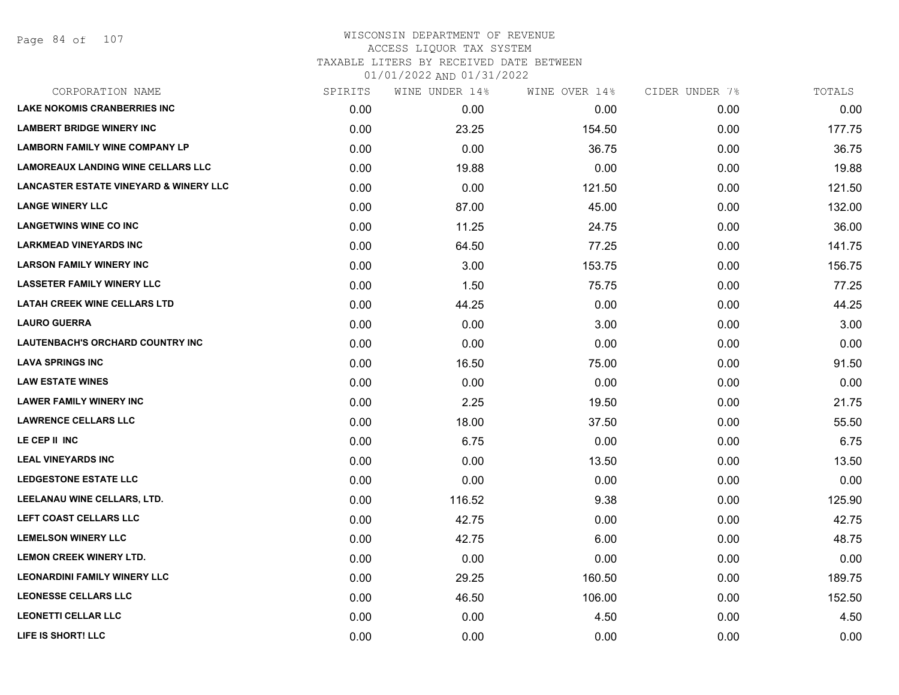# WISCONSIN DEPARTMENT OF REVENUE
## ACCESS LIQUOR TAX SYSTEM
### TAXABLE LITERS BY RECEIVED DATE BETWEEN 01/01/2022 AND 01/31/2022

| CORPORATION NAME | SPIRITS | WINE UNDER 14% | WINE OVER 14% | CIDER UNDER 7% | TOTALS |
|---|---|---|---|---|---|
| LAKE NOKOMIS CRANBERRIES INC | 0.00 | 0.00 | 0.00 | 0.00 | 0.00 |
| LAMBERT BRIDGE WINERY INC | 0.00 | 23.25 | 154.50 | 0.00 | 177.75 |
| LAMBORN FAMILY WINE COMPANY LP | 0.00 | 0.00 | 36.75 | 0.00 | 36.75 |
| LAMOREAUX LANDING WINE CELLARS LLC | 0.00 | 19.88 | 0.00 | 0.00 | 19.88 |
| LANCASTER ESTATE VINEYARD & WINERY LLC | 0.00 | 0.00 | 121.50 | 0.00 | 121.50 |
| LANGE WINERY LLC | 0.00 | 87.00 | 45.00 | 0.00 | 132.00 |
| LANGETWINS WINE CO INC | 0.00 | 11.25 | 24.75 | 0.00 | 36.00 |
| LARKMEAD VINEYARDS INC | 0.00 | 64.50 | 77.25 | 0.00 | 141.75 |
| LARSON FAMILY WINERY INC | 0.00 | 3.00 | 153.75 | 0.00 | 156.75 |
| LASSETER FAMILY WINERY LLC | 0.00 | 1.50 | 75.75 | 0.00 | 77.25 |
| LATAH CREEK WINE CELLARS LTD | 0.00 | 44.25 | 0.00 | 0.00 | 44.25 |
| LAURO GUERRA | 0.00 | 0.00 | 3.00 | 0.00 | 3.00 |
| LAUTENBACH'S ORCHARD COUNTRY INC | 0.00 | 0.00 | 0.00 | 0.00 | 0.00 |
| LAVA SPRINGS INC | 0.00 | 16.50 | 75.00 | 0.00 | 91.50 |
| LAW ESTATE WINES | 0.00 | 0.00 | 0.00 | 0.00 | 0.00 |
| LAWER FAMILY WINERY INC | 0.00 | 2.25 | 19.50 | 0.00 | 21.75 |
| LAWRENCE CELLARS LLC | 0.00 | 18.00 | 37.50 | 0.00 | 55.50 |
| LE CEP II INC | 0.00 | 6.75 | 0.00 | 0.00 | 6.75 |
| LEAL VINEYARDS INC | 0.00 | 0.00 | 13.50 | 0.00 | 13.50 |
| LEDGESTONE ESTATE LLC | 0.00 | 0.00 | 0.00 | 0.00 | 0.00 |
| LEELANAU WINE CELLARS, LTD. | 0.00 | 116.52 | 9.38 | 0.00 | 125.90 |
| LEFT COAST CELLARS LLC | 0.00 | 42.75 | 0.00 | 0.00 | 42.75 |
| LEMELSON WINERY LLC | 0.00 | 42.75 | 6.00 | 0.00 | 48.75 |
| LEMON CREEK WINERY LTD. | 0.00 | 0.00 | 0.00 | 0.00 | 0.00 |
| LEONARDINI FAMILY WINERY LLC | 0.00 | 29.25 | 160.50 | 0.00 | 189.75 |
| LEONESSE CELLARS LLC | 0.00 | 46.50 | 106.00 | 0.00 | 152.50 |
| LEONETTI CELLAR LLC | 0.00 | 0.00 | 4.50 | 0.00 | 4.50 |
| LIFE IS SHORT! LLC | 0.00 | 0.00 | 0.00 | 0.00 | 0.00 |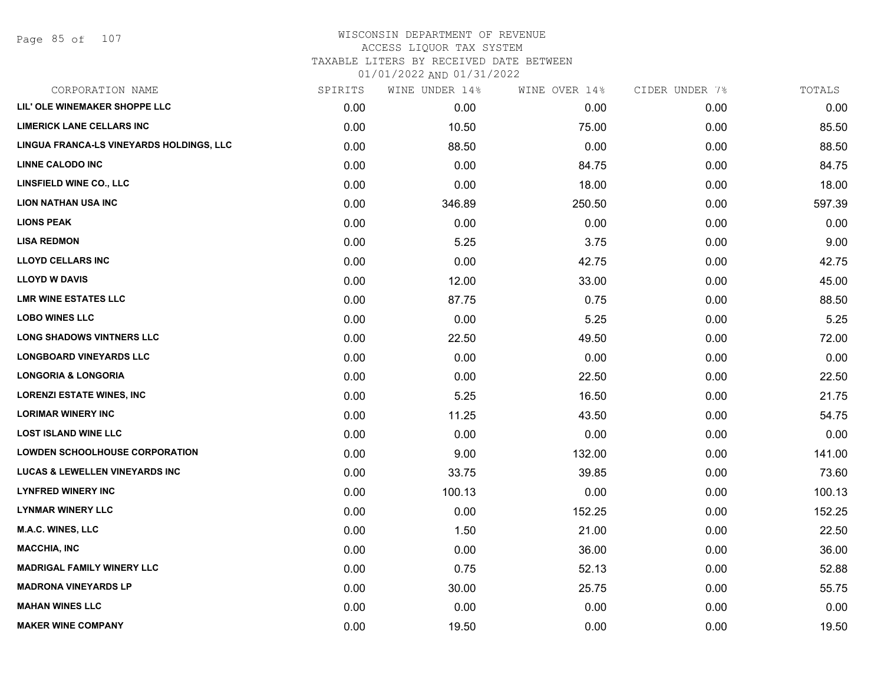# WISCONSIN DEPARTMENT OF REVENUE
## ACCESS LIQUOR TAX SYSTEM
### TAXABLE LITERS BY RECEIVED DATE BETWEEN 01/01/2022 AND 01/31/2022

| CORPORATION NAME | SPIRITS | WINE UNDER 14% | WINE OVER 14% | CIDER UNDER 7% | TOTALS |
|---|---|---|---|---|---|
| LIL' OLE WINEMAKER SHOPPE LLC | 0.00 | 0.00 | 0.00 | 0.00 | 0.00 |
| LIMERICK LANE CELLARS INC | 0.00 | 10.50 | 75.00 | 0.00 | 85.50 |
| LINGUA FRANCA-LS VINEYARDS HOLDINGS, LLC | 0.00 | 88.50 | 0.00 | 0.00 | 88.50 |
| LINNE CALODO INC | 0.00 | 0.00 | 84.75 | 0.00 | 84.75 |
| LINSFIELD WINE CO., LLC | 0.00 | 0.00 | 18.00 | 0.00 | 18.00 |
| LION NATHAN USA INC | 0.00 | 346.89 | 250.50 | 0.00 | 597.39 |
| LIONS PEAK | 0.00 | 0.00 | 0.00 | 0.00 | 0.00 |
| LISA REDMON | 0.00 | 5.25 | 3.75 | 0.00 | 9.00 |
| LLOYD CELLARS INC | 0.00 | 0.00 | 42.75 | 0.00 | 42.75 |
| LLOYD W DAVIS | 0.00 | 12.00 | 33.00 | 0.00 | 45.00 |
| LMR WINE ESTATES LLC | 0.00 | 87.75 | 0.75 | 0.00 | 88.50 |
| LOBO WINES LLC | 0.00 | 0.00 | 5.25 | 0.00 | 5.25 |
| LONG SHADOWS VINTNERS LLC | 0.00 | 22.50 | 49.50 | 0.00 | 72.00 |
| LONGBOARD VINEYARDS LLC | 0.00 | 0.00 | 0.00 | 0.00 | 0.00 |
| LONGORIA & LONGORIA | 0.00 | 0.00 | 22.50 | 0.00 | 22.50 |
| LORENZI ESTATE WINES, INC | 0.00 | 5.25 | 16.50 | 0.00 | 21.75 |
| LORIMAR WINERY INC | 0.00 | 11.25 | 43.50 | 0.00 | 54.75 |
| LOST ISLAND WINE LLC | 0.00 | 0.00 | 0.00 | 0.00 | 0.00 |
| LOWDEN SCHOOLHOUSE CORPORATION | 0.00 | 9.00 | 132.00 | 0.00 | 141.00 |
| LUCAS & LEWELLEN VINEYARDS INC | 0.00 | 33.75 | 39.85 | 0.00 | 73.60 |
| LYNFRED WINERY INC | 0.00 | 100.13 | 0.00 | 0.00 | 100.13 |
| LYNMAR WINERY LLC | 0.00 | 0.00 | 152.25 | 0.00 | 152.25 |
| M.A.C. WINES, LLC | 0.00 | 1.50 | 21.00 | 0.00 | 22.50 |
| MACCHIA, INC | 0.00 | 0.00 | 36.00 | 0.00 | 36.00 |
| MADRIGAL FAMILY WINERY LLC | 0.00 | 0.75 | 52.13 | 0.00 | 52.88 |
| MADRONA VINEYARDS LP | 0.00 | 30.00 | 25.75 | 0.00 | 55.75 |
| MAHAN WINES LLC | 0.00 | 0.00 | 0.00 | 0.00 | 0.00 |
| MAKER WINE COMPANY | 0.00 | 19.50 | 0.00 | 0.00 | 19.50 |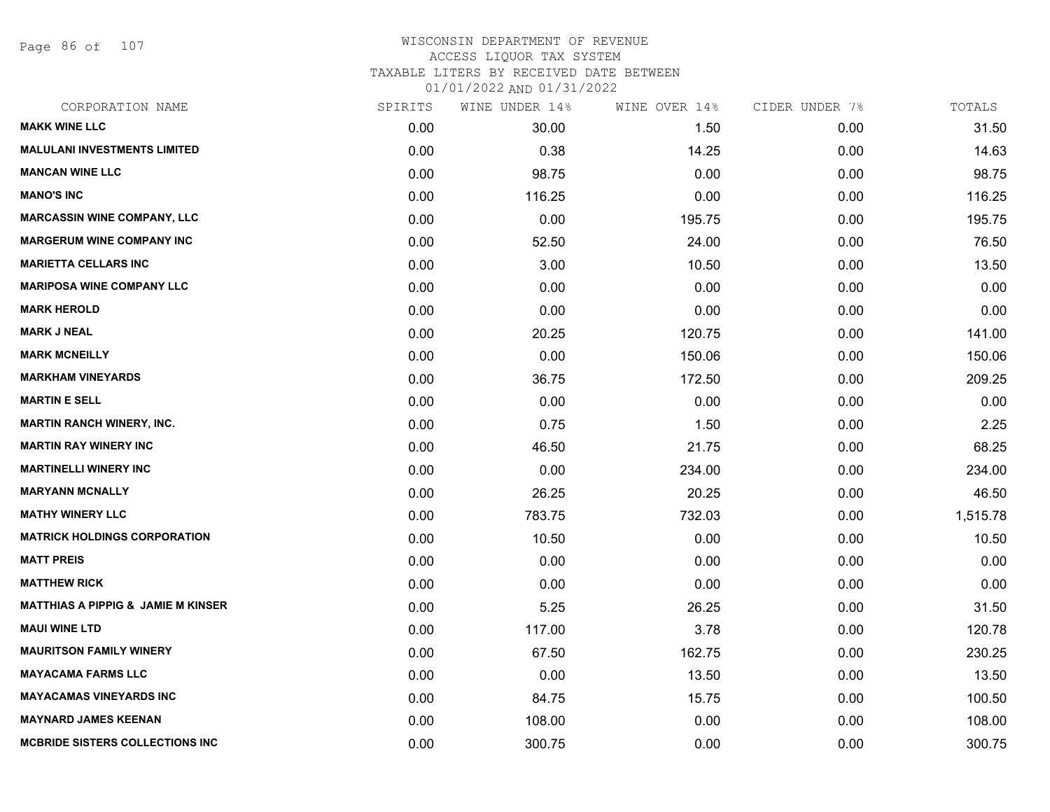WISCONSIN DEPARTMENT OF REVENUE
ACCESS LIQUOR TAX SYSTEM
TAXABLE LITERS BY RECEIVED DATE BETWEEN
01/01/2022 AND 01/31/2022

| CORPORATION NAME | SPIRITS | WINE UNDER 14% | WINE OVER 14% | CIDER UNDER 7% | TOTALS |
|---|---|---|---|---|---|
| **MAKK WINE LLC** | 0.00 | 30.00 | 1.50 | 0.00 | 31.50 |
| **MALULANI INVESTMENTS LIMITED** | 0.00 | 0.38 | 14.25 | 0.00 | 14.63 |
| **MANCAN WINE LLC** | 0.00 | 98.75 | 0.00 | 0.00 | 98.75 |
| **MANO'S INC** | 0.00 | 116.25 | 0.00 | 0.00 | 116.25 |
| **MARCASSIN WINE COMPANY, LLC** | 0.00 | 0.00 | 195.75 | 0.00 | 195.75 |
| **MARGERUM WINE COMPANY INC** | 0.00 | 52.50 | 24.00 | 0.00 | 76.50 |
| **MARIETTA CELLARS INC** | 0.00 | 3.00 | 10.50 | 0.00 | 13.50 |
| **MARIPOSA WINE COMPANY LLC** | 0.00 | 0.00 | 0.00 | 0.00 | 0.00 |
| **MARK HEROLD** | 0.00 | 0.00 | 0.00 | 0.00 | 0.00 |
| **MARK J NEAL** | 0.00 | 20.25 | 120.75 | 0.00 | 141.00 |
| **MARK MCNEILLY** | 0.00 | 0.00 | 150.06 | 0.00 | 150.06 |
| **MARKHAM VINEYARDS** | 0.00 | 36.75 | 172.50 | 0.00 | 209.25 |
| **MARTIN E SELL** | 0.00 | 0.00 | 0.00 | 0.00 | 0.00 |
| **MARTIN RANCH WINERY, INC.** | 0.00 | 0.75 | 1.50 | 0.00 | 2.25 |
| **MARTIN RAY WINERY INC** | 0.00 | 46.50 | 21.75 | 0.00 | 68.25 |
| **MARTINELLI WINERY INC** | 0.00 | 0.00 | 234.00 | 0.00 | 234.00 |
| **MARYANN MCNALLY** | 0.00 | 26.25 | 20.25 | 0.00 | 46.50 |
| **MATHY WINERY LLC** | 0.00 | 783.75 | 732.03 | 0.00 | 1,515.78 |
| **MATRICK HOLDINGS CORPORATION** | 0.00 | 10.50 | 0.00 | 0.00 | 10.50 |
| **MATT PREIS** | 0.00 | 0.00 | 0.00 | 0.00 | 0.00 |
| **MATTHEW RICK** | 0.00 | 0.00 | 0.00 | 0.00 | 0.00 |
| **MATTHIAS A PIPPIG & JAMIE M KINSER** | 0.00 | 5.25 | 26.25 | 0.00 | 31.50 |
| **MAUI WINE LTD** | 0.00 | 117.00 | 3.78 | 0.00 | 120.78 |
| **MAURITSON FAMILY WINERY** | 0.00 | 67.50 | 162.75 | 0.00 | 230.25 |
| **MAYACAMA FARMS LLC** | 0.00 | 0.00 | 13.50 | 0.00 | 13.50 |
| **MAYACAMAS VINEYARDS INC** | 0.00 | 84.75 | 15.75 | 0.00 | 100.50 |
| **MAYNARD JAMES KEENAN** | 0.00 | 108.00 | 0.00 | 0.00 | 108.00 |
| **MCBRIDE SISTERS COLLECTIONS INC** | 0.00 | 300.75 | 0.00 | 0.00 | 300.75 |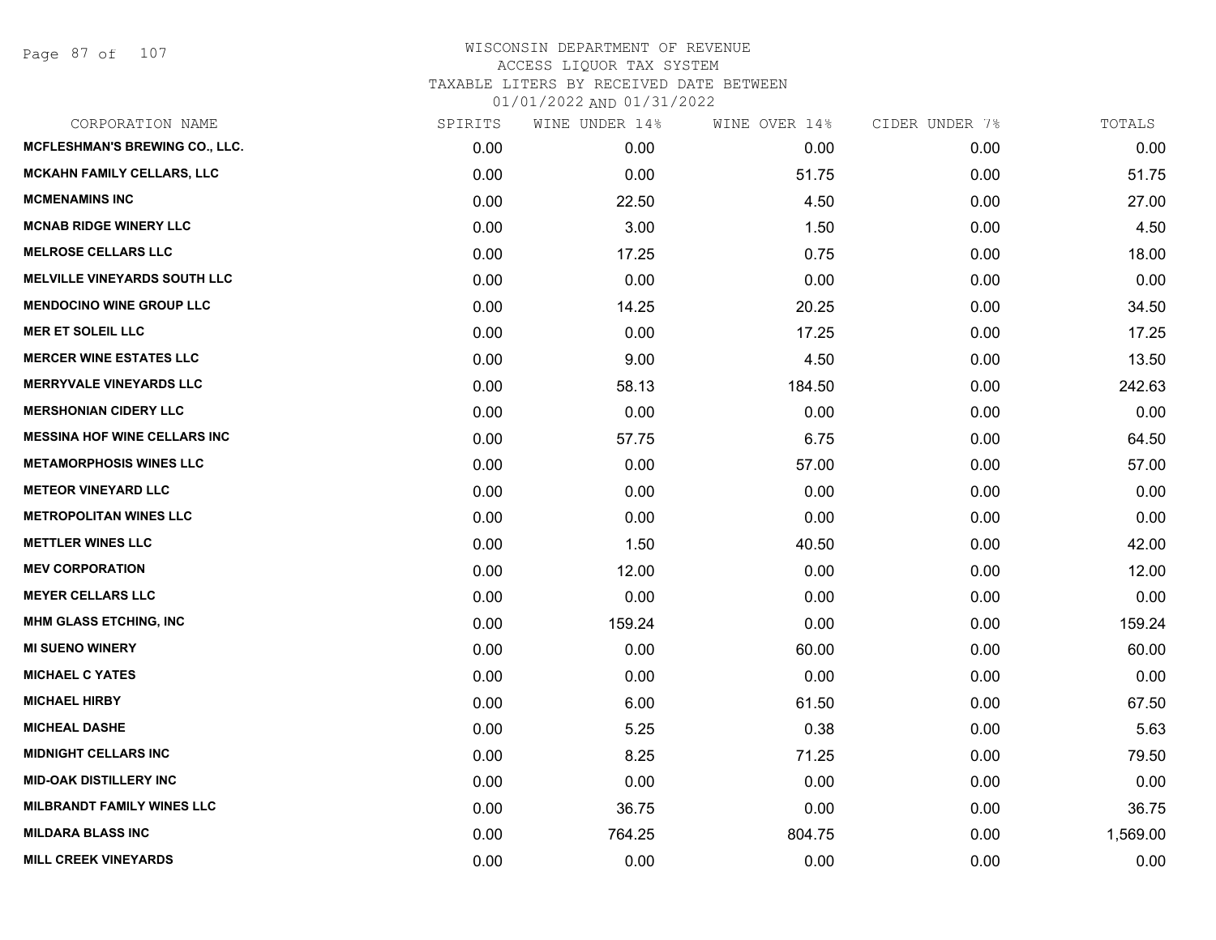WISCONSIN DEPARTMENT OF REVENUE
ACCESS LIQUOR TAX SYSTEM
TAXABLE LITERS BY RECEIVED DATE BETWEEN
01/01/2022 AND 01/31/2022

| CORPORATION NAME | SPIRITS | WINE UNDER 14% | WINE OVER 14% | CIDER UNDER 7% | TOTALS |
|---|---|---|---|---|---|
| MCFLESHMAN'S BREWING CO., LLC. | 0.00 | 0.00 | 0.00 | 0.00 | 0.00 |
| MCKAHN FAMILY CELLARS, LLC | 0.00 | 0.00 | 51.75 | 0.00 | 51.75 |
| MCMENAMINS INC | 0.00 | 22.50 | 4.50 | 0.00 | 27.00 |
| MCNAB RIDGE WINERY LLC | 0.00 | 3.00 | 1.50 | 0.00 | 4.50 |
| MELROSE CELLARS LLC | 0.00 | 17.25 | 0.75 | 0.00 | 18.00 |
| MELVILLE VINEYARDS SOUTH LLC | 0.00 | 0.00 | 0.00 | 0.00 | 0.00 |
| MENDOCINO WINE GROUP LLC | 0.00 | 14.25 | 20.25 | 0.00 | 34.50 |
| MER ET SOLEIL LLC | 0.00 | 0.00 | 17.25 | 0.00 | 17.25 |
| MERCER WINE ESTATES LLC | 0.00 | 9.00 | 4.50 | 0.00 | 13.50 |
| MERRYVALE VINEYARDS LLC | 0.00 | 58.13 | 184.50 | 0.00 | 242.63 |
| MERSHONIAN CIDERY LLC | 0.00 | 0.00 | 0.00 | 0.00 | 0.00 |
| MESSINA HOF WINE CELLARS INC | 0.00 | 57.75 | 6.75 | 0.00 | 64.50 |
| METAMORPHOSIS WINES LLC | 0.00 | 0.00 | 57.00 | 0.00 | 57.00 |
| METEOR VINEYARD LLC | 0.00 | 0.00 | 0.00 | 0.00 | 0.00 |
| METROPOLITAN WINES LLC | 0.00 | 0.00 | 0.00 | 0.00 | 0.00 |
| METTLER WINES LLC | 0.00 | 1.50 | 40.50 | 0.00 | 42.00 |
| MEV CORPORATION | 0.00 | 12.00 | 0.00 | 0.00 | 12.00 |
| MEYER CELLARS LLC | 0.00 | 0.00 | 0.00 | 0.00 | 0.00 |
| MHM GLASS ETCHING, INC | 0.00 | 159.24 | 0.00 | 0.00 | 159.24 |
| MI SUENO WINERY | 0.00 | 0.00 | 60.00 | 0.00 | 60.00 |
| MICHAEL C YATES | 0.00 | 0.00 | 0.00 | 0.00 | 0.00 |
| MICHAEL HIRBY | 0.00 | 6.00 | 61.50 | 0.00 | 67.50 |
| MICHEAL DASHE | 0.00 | 5.25 | 0.38 | 0.00 | 5.63 |
| MIDNIGHT CELLARS INC | 0.00 | 8.25 | 71.25 | 0.00 | 79.50 |
| MID-OAK DISTILLERY INC | 0.00 | 0.00 | 0.00 | 0.00 | 0.00 |
| MILBRANDT FAMILY WINES LLC | 0.00 | 36.75 | 0.00 | 0.00 | 36.75 |
| MILDARA BLASS INC | 0.00 | 764.25 | 804.75 | 0.00 | 1,569.00 |
| MILL CREEK VINEYARDS | 0.00 | 0.00 | 0.00 | 0.00 | 0.00 |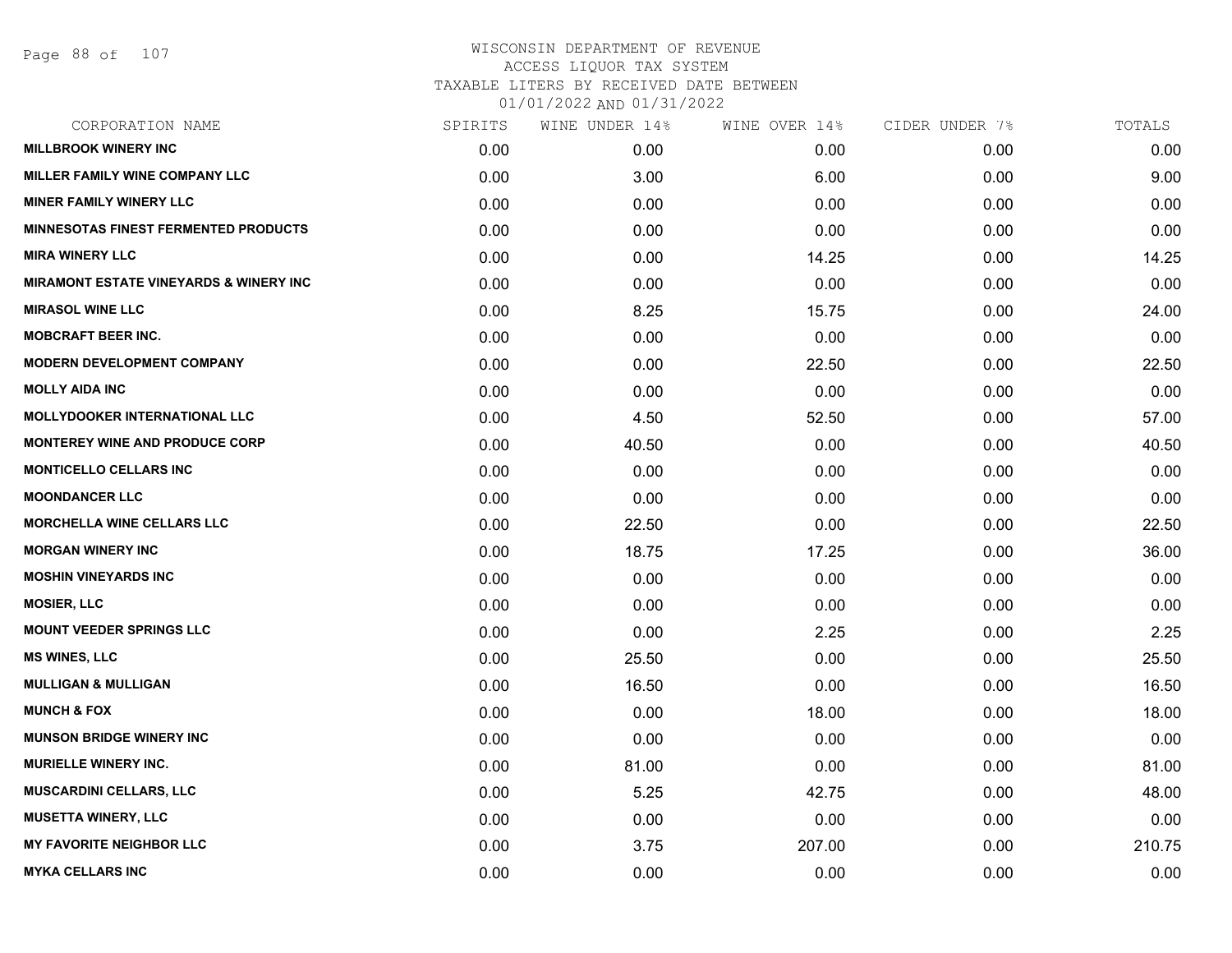WISCONSIN DEPARTMENT OF REVENUE
ACCESS LIQUOR TAX SYSTEM
TAXABLE LITERS BY RECEIVED DATE BETWEEN
01/01/2022 AND 01/31/2022

| CORPORATION NAME | SPIRITS | WINE UNDER 14% | WINE OVER 14% | CIDER UNDER 7% | TOTALS |
|---|---|---|---|---|---|
| MILLBROOK WINERY INC | 0.00 | 0.00 | 0.00 | 0.00 | 0.00 |
| MILLER FAMILY WINE COMPANY LLC | 0.00 | 3.00 | 6.00 | 0.00 | 9.00 |
| MINER FAMILY WINERY LLC | 0.00 | 0.00 | 0.00 | 0.00 | 0.00 |
| MINNESOTAS FINEST FERMENTED PRODUCTS | 0.00 | 0.00 | 0.00 | 0.00 | 0.00 |
| MIRA WINERY LLC | 0.00 | 0.00 | 14.25 | 0.00 | 14.25 |
| MIRAMONT ESTATE VINEYARDS & WINERY INC | 0.00 | 0.00 | 0.00 | 0.00 | 0.00 |
| MIRASOL WINE LLC | 0.00 | 8.25 | 15.75 | 0.00 | 24.00 |
| MOBCRAFT BEER INC. | 0.00 | 0.00 | 0.00 | 0.00 | 0.00 |
| MODERN DEVELOPMENT COMPANY | 0.00 | 0.00 | 22.50 | 0.00 | 22.50 |
| MOLLY AIDA INC | 0.00 | 0.00 | 0.00 | 0.00 | 0.00 |
| MOLLYDOOKER INTERNATIONAL LLC | 0.00 | 4.50 | 52.50 | 0.00 | 57.00 |
| MONTEREY WINE AND PRODUCE CORP | 0.00 | 40.50 | 0.00 | 0.00 | 40.50 |
| MONTICELLO CELLARS INC | 0.00 | 0.00 | 0.00 | 0.00 | 0.00 |
| MOONDANCER LLC | 0.00 | 0.00 | 0.00 | 0.00 | 0.00 |
| MORCHELLA WINE CELLARS LLC | 0.00 | 22.50 | 0.00 | 0.00 | 22.50 |
| MORGAN WINERY INC | 0.00 | 18.75 | 17.25 | 0.00 | 36.00 |
| MOSHIN VINEYARDS INC | 0.00 | 0.00 | 0.00 | 0.00 | 0.00 |
| MOSIER, LLC | 0.00 | 0.00 | 0.00 | 0.00 | 0.00 |
| MOUNT VEEDER SPRINGS LLC | 0.00 | 0.00 | 2.25 | 0.00 | 2.25 |
| MS WINES, LLC | 0.00 | 25.50 | 0.00 | 0.00 | 25.50 |
| MULLIGAN & MULLIGAN | 0.00 | 16.50 | 0.00 | 0.00 | 16.50 |
| MUNCH & FOX | 0.00 | 0.00 | 18.00 | 0.00 | 18.00 |
| MUNSON BRIDGE WINERY INC | 0.00 | 0.00 | 0.00 | 0.00 | 0.00 |
| MURIELLE WINERY INC. | 0.00 | 81.00 | 0.00 | 0.00 | 81.00 |
| MUSCARDINI CELLARS, LLC | 0.00 | 5.25 | 42.75 | 0.00 | 48.00 |
| MUSETTA WINERY, LLC | 0.00 | 0.00 | 0.00 | 0.00 | 0.00 |
| MY FAVORITE NEIGHBOR LLC | 0.00 | 3.75 | 207.00 | 0.00 | 210.75 |
| MYKA CELLARS INC | 0.00 | 0.00 | 0.00 | 0.00 | 0.00 |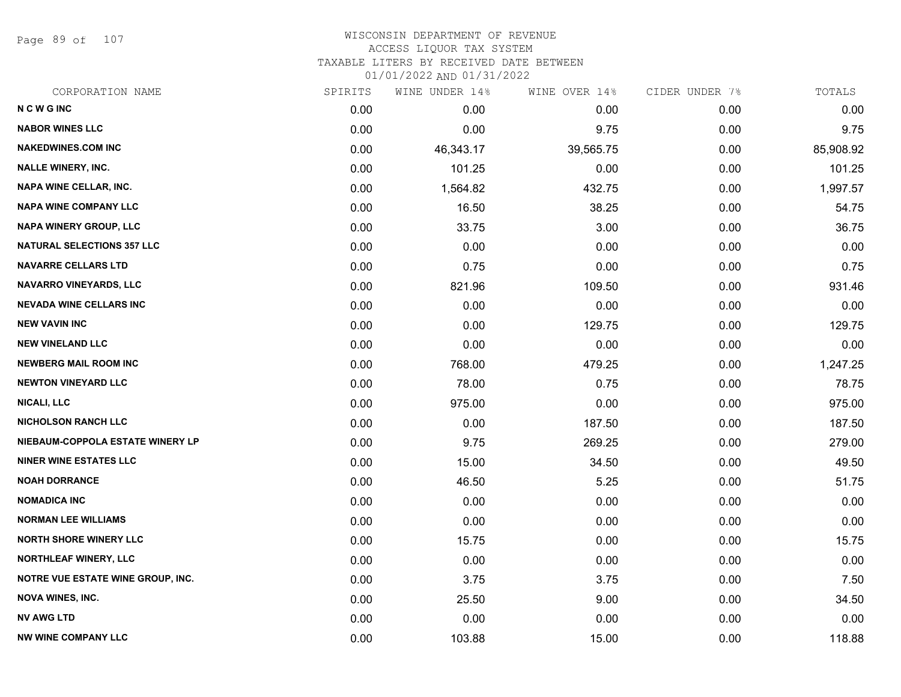# WISCONSIN DEPARTMENT OF REVENUE
ACCESS LIQUOR TAX SYSTEM
TAXABLE LITERS BY RECEIVED DATE BETWEEN
01/01/2022 AND 01/31/2022

| CORPORATION NAME | SPIRITS | WINE UNDER 14% | WINE OVER 14% | CIDER UNDER 7% | TOTALS |
|---|---|---|---|---|---|
| N C W G INC | 0.00 | 0.00 | 0.00 | 0.00 | 0.00 |
| NABOR WINES LLC | 0.00 | 0.00 | 9.75 | 0.00 | 9.75 |
| NAKEDWINES.COM INC | 0.00 | 46,343.17 | 39,565.75 | 0.00 | 85,908.92 |
| NALLE WINERY, INC. | 0.00 | 101.25 | 0.00 | 0.00 | 101.25 |
| NAPA WINE CELLAR, INC. | 0.00 | 1,564.82 | 432.75 | 0.00 | 1,997.57 |
| NAPA WINE COMPANY LLC | 0.00 | 16.50 | 38.25 | 0.00 | 54.75 |
| NAPA WINERY GROUP, LLC | 0.00 | 33.75 | 3.00 | 0.00 | 36.75 |
| NATURAL SELECTIONS 357 LLC | 0.00 | 0.00 | 0.00 | 0.00 | 0.00 |
| NAVARRE CELLARS LTD | 0.00 | 0.75 | 0.00 | 0.00 | 0.75 |
| NAVARRO VINEYARDS, LLC | 0.00 | 821.96 | 109.50 | 0.00 | 931.46 |
| NEVADA WINE CELLARS INC | 0.00 | 0.00 | 0.00 | 0.00 | 0.00 |
| NEW VAVIN INC | 0.00 | 0.00 | 129.75 | 0.00 | 129.75 |
| NEW VINELAND LLC | 0.00 | 0.00 | 0.00 | 0.00 | 0.00 |
| NEWBERG MAIL ROOM INC | 0.00 | 768.00 | 479.25 | 0.00 | 1,247.25 |
| NEWTON VINEYARD LLC | 0.00 | 78.00 | 0.75 | 0.00 | 78.75 |
| NICALI, LLC | 0.00 | 975.00 | 0.00 | 0.00 | 975.00 |
| NICHOLSON RANCH LLC | 0.00 | 0.00 | 187.50 | 0.00 | 187.50 |
| NIEBAUM-COPPOLA ESTATE WINERY LP | 0.00 | 9.75 | 269.25 | 0.00 | 279.00 |
| NINER WINE ESTATES LLC | 0.00 | 15.00 | 34.50 | 0.00 | 49.50 |
| NOAH DORRANCE | 0.00 | 46.50 | 5.25 | 0.00 | 51.75 |
| NOMADICA INC | 0.00 | 0.00 | 0.00 | 0.00 | 0.00 |
| NORMAN LEE WILLIAMS | 0.00 | 0.00 | 0.00 | 0.00 | 0.00 |
| NORTH SHORE WINERY LLC | 0.00 | 15.75 | 0.00 | 0.00 | 15.75 |
| NORTHLEAF WINERY, LLC | 0.00 | 0.00 | 0.00 | 0.00 | 0.00 |
| NOTRE VUE ESTATE WINE GROUP, INC. | 0.00 | 3.75 | 3.75 | 0.00 | 7.50 |
| NOVA WINES, INC. | 0.00 | 25.50 | 9.00 | 0.00 | 34.50 |
| NV AWG LTD | 0.00 | 0.00 | 0.00 | 0.00 | 0.00 |
| NW WINE COMPANY LLC | 0.00 | 103.88 | 15.00 | 0.00 | 118.88 |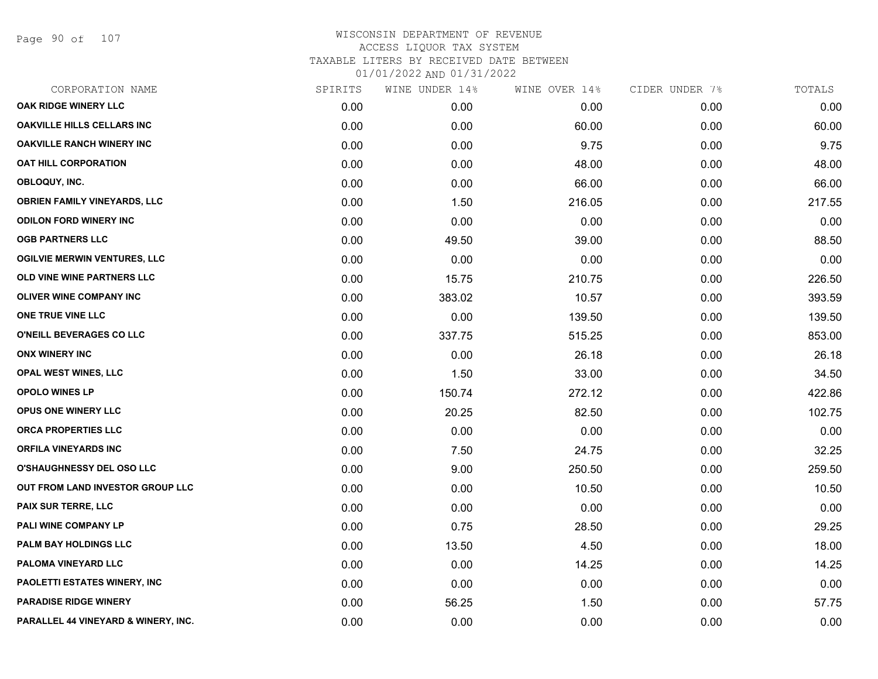# WISCONSIN DEPARTMENT OF REVENUE
## ACCESS LIQUOR TAX SYSTEM
## TAXABLE LITERS BY RECEIVED DATE BETWEEN 01/01/2022 AND 01/31/2022

| CORPORATION NAME | SPIRITS | WINE UNDER 14% | WINE OVER 14% | CIDER UNDER 7% | TOTALS |
|---|---|---|---|---|---|
| OAK RIDGE WINERY LLC | 0.00 | 0.00 | 0.00 | 0.00 | 0.00 |
| OAKVILLE HILLS CELLARS INC | 0.00 | 0.00 | 60.00 | 0.00 | 60.00 |
| OAKVILLE RANCH WINERY INC | 0.00 | 0.00 | 9.75 | 0.00 | 9.75 |
| OAT HILL CORPORATION | 0.00 | 0.00 | 48.00 | 0.00 | 48.00 |
| OBLOQUY, INC. | 0.00 | 0.00 | 66.00 | 0.00 | 66.00 |
| OBRIEN FAMILY VINEYARDS, LLC | 0.00 | 1.50 | 216.05 | 0.00 | 217.55 |
| ODILON FORD WINERY INC | 0.00 | 0.00 | 0.00 | 0.00 | 0.00 |
| OGB PARTNERS LLC | 0.00 | 49.50 | 39.00 | 0.00 | 88.50 |
| OGILVIE MERWIN VENTURES, LLC | 0.00 | 0.00 | 0.00 | 0.00 | 0.00 |
| OLD VINE WINE PARTNERS LLC | 0.00 | 15.75 | 210.75 | 0.00 | 226.50 |
| OLIVER WINE COMPANY INC | 0.00 | 383.02 | 10.57 | 0.00 | 393.59 |
| ONE TRUE VINE LLC | 0.00 | 0.00 | 139.50 | 0.00 | 139.50 |
| O'NEILL BEVERAGES CO LLC | 0.00 | 337.75 | 515.25 | 0.00 | 853.00 |
| ONX WINERY INC | 0.00 | 0.00 | 26.18 | 0.00 | 26.18 |
| OPAL WEST WINES, LLC | 0.00 | 1.50 | 33.00 | 0.00 | 34.50 |
| OPOLO WINES LP | 0.00 | 150.74 | 272.12 | 0.00 | 422.86 |
| OPUS ONE WINERY LLC | 0.00 | 20.25 | 82.50 | 0.00 | 102.75 |
| ORCA PROPERTIES LLC | 0.00 | 0.00 | 0.00 | 0.00 | 0.00 |
| ORFILA VINEYARDS INC | 0.00 | 7.50 | 24.75 | 0.00 | 32.25 |
| O'SHAUGHNESSY DEL OSO LLC | 0.00 | 9.00 | 250.50 | 0.00 | 259.50 |
| OUT FROM LAND INVESTOR GROUP LLC | 0.00 | 0.00 | 10.50 | 0.00 | 10.50 |
| PAIX SUR TERRE, LLC | 0.00 | 0.00 | 0.00 | 0.00 | 0.00 |
| PALI WINE COMPANY LP | 0.00 | 0.75 | 28.50 | 0.00 | 29.25 |
| PALM BAY HOLDINGS LLC | 0.00 | 13.50 | 4.50 | 0.00 | 18.00 |
| PALOMA VINEYARD LLC | 0.00 | 0.00 | 14.25 | 0.00 | 14.25 |
| PAOLETTI ESTATES WINERY, INC | 0.00 | 0.00 | 0.00 | 0.00 | 0.00 |
| PARADISE RIDGE WINERY | 0.00 | 56.25 | 1.50 | 0.00 | 57.75 |
| PARALLEL 44 VINEYARD & WINERY, INC. | 0.00 | 0.00 | 0.00 | 0.00 | 0.00 |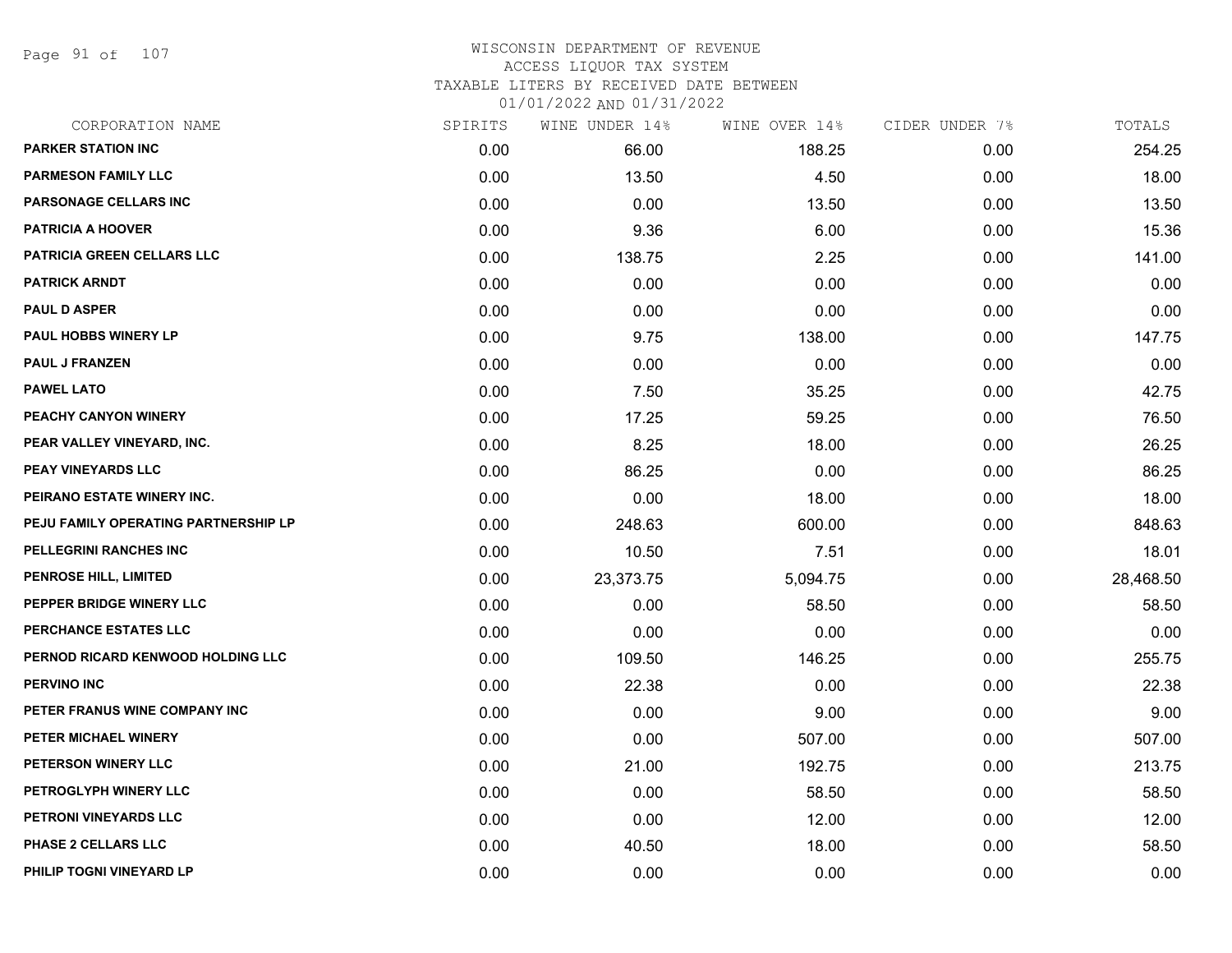# WISCONSIN DEPARTMENT OF REVENUE
ACCESS LIQUOR TAX SYSTEM
TAXABLE LITERS BY RECEIVED DATE BETWEEN
01/01/2022 AND 01/31/2022

| CORPORATION NAME | SPIRITS | WINE UNDER 14% | WINE OVER 14% | CIDER UNDER 7% | TOTALS |
|---|---|---|---|---|---|
| PARKER STATION INC | 0.00 | 66.00 | 188.25 | 0.00 | 254.25 |
| PARMESON FAMILY LLC | 0.00 | 13.50 | 4.50 | 0.00 | 18.00 |
| PARSONAGE CELLARS INC | 0.00 | 0.00 | 13.50 | 0.00 | 13.50 |
| PATRICIA A HOOVER | 0.00 | 9.36 | 6.00 | 0.00 | 15.36 |
| PATRICIA GREEN CELLARS LLC | 0.00 | 138.75 | 2.25 | 0.00 | 141.00 |
| PATRICK ARNDT | 0.00 | 0.00 | 0.00 | 0.00 | 0.00 |
| PAUL D ASPER | 0.00 | 0.00 | 0.00 | 0.00 | 0.00 |
| PAUL HOBBS WINERY LP | 0.00 | 9.75 | 138.00 | 0.00 | 147.75 |
| PAUL J FRANZEN | 0.00 | 0.00 | 0.00 | 0.00 | 0.00 |
| PAWEL LATO | 0.00 | 7.50 | 35.25 | 0.00 | 42.75 |
| PEACHY CANYON WINERY | 0.00 | 17.25 | 59.25 | 0.00 | 76.50 |
| PEAR VALLEY VINEYARD, INC. | 0.00 | 8.25 | 18.00 | 0.00 | 26.25 |
| PEAY VINEYARDS LLC | 0.00 | 86.25 | 0.00 | 0.00 | 86.25 |
| PEIRANO ESTATE WINERY INC. | 0.00 | 0.00 | 18.00 | 0.00 | 18.00 |
| PEJU FAMILY OPERATING PARTNERSHIP LP | 0.00 | 248.63 | 600.00 | 0.00 | 848.63 |
| PELLEGRINI RANCHES INC | 0.00 | 10.50 | 7.51 | 0.00 | 18.01 |
| PENROSE HILL, LIMITED | 0.00 | 23,373.75 | 5,094.75 | 0.00 | 28,468.50 |
| PEPPER BRIDGE WINERY LLC | 0.00 | 0.00 | 58.50 | 0.00 | 58.50 |
| PERCHANCE ESTATES LLC | 0.00 | 0.00 | 0.00 | 0.00 | 0.00 |
| PERNOD RICARD KENWOOD HOLDING LLC | 0.00 | 109.50 | 146.25 | 0.00 | 255.75 |
| PERVINO INC | 0.00 | 22.38 | 0.00 | 0.00 | 22.38 |
| PETER FRANUS WINE COMPANY INC | 0.00 | 0.00 | 9.00 | 0.00 | 9.00 |
| PETER MICHAEL WINERY | 0.00 | 0.00 | 507.00 | 0.00 | 507.00 |
| PETERSON WINERY LLC | 0.00 | 21.00 | 192.75 | 0.00 | 213.75 |
| PETROGLYPH WINERY LLC | 0.00 | 0.00 | 58.50 | 0.00 | 58.50 |
| PETRONI VINEYARDS LLC | 0.00 | 0.00 | 12.00 | 0.00 | 12.00 |
| PHASE 2 CELLARS LLC | 0.00 | 40.50 | 18.00 | 0.00 | 58.50 |
| PHILIP TOGNI VINEYARD LP | 0.00 | 0.00 | 0.00 | 0.00 | 0.00 |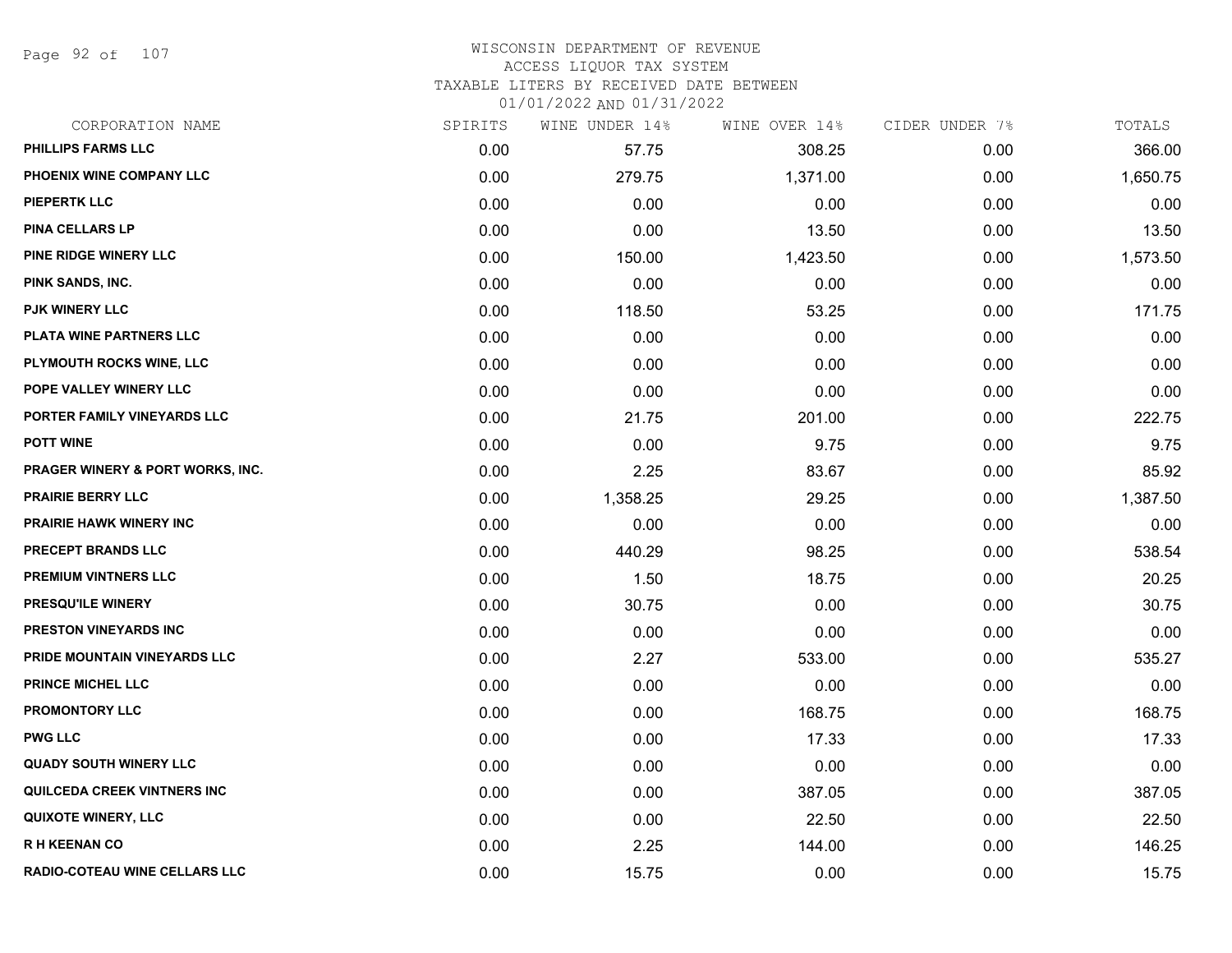# WISCONSIN DEPARTMENT OF REVENUE
## ACCESS LIQUOR TAX SYSTEM
### TAXABLE LITERS BY RECEIVED DATE BETWEEN 01/01/2022 AND 01/31/2022

| CORPORATION NAME | SPIRITS | WINE UNDER 14% | WINE OVER 14% | CIDER UNDER 7% | TOTALS |
|---|---|---|---|---|---|
| PHILLIPS FARMS LLC | 0.00 | 57.75 | 308.25 | 0.00 | 366.00 |
| PHOENIX WINE COMPANY LLC | 0.00 | 279.75 | 1,371.00 | 0.00 | 1,650.75 |
| PIEPERTK LLC | 0.00 | 0.00 | 0.00 | 0.00 | 0.00 |
| PINA CELLARS LP | 0.00 | 0.00 | 13.50 | 0.00 | 13.50 |
| PINE RIDGE WINERY LLC | 0.00 | 150.00 | 1,423.50 | 0.00 | 1,573.50 |
| PINK SANDS, INC. | 0.00 | 0.00 | 0.00 | 0.00 | 0.00 |
| PJK WINERY LLC | 0.00 | 118.50 | 53.25 | 0.00 | 171.75 |
| PLATA WINE PARTNERS LLC | 0.00 | 0.00 | 0.00 | 0.00 | 0.00 |
| PLYMOUTH ROCKS WINE, LLC | 0.00 | 0.00 | 0.00 | 0.00 | 0.00 |
| POPE VALLEY WINERY LLC | 0.00 | 0.00 | 0.00 | 0.00 | 0.00 |
| PORTER FAMILY VINEYARDS LLC | 0.00 | 21.75 | 201.00 | 0.00 | 222.75 |
| POTT WINE | 0.00 | 0.00 | 9.75 | 0.00 | 9.75 |
| PRAGER WINERY & PORT WORKS, INC. | 0.00 | 2.25 | 83.67 | 0.00 | 85.92 |
| PRAIRIE BERRY LLC | 0.00 | 1,358.25 | 29.25 | 0.00 | 1,387.50 |
| PRAIRIE HAWK WINERY INC | 0.00 | 0.00 | 0.00 | 0.00 | 0.00 |
| PRECEPT BRANDS LLC | 0.00 | 440.29 | 98.25 | 0.00 | 538.54 |
| PREMIUM VINTNERS LLC | 0.00 | 1.50 | 18.75 | 0.00 | 20.25 |
| PRESQU'ILE WINERY | 0.00 | 30.75 | 0.00 | 0.00 | 30.75 |
| PRESTON VINEYARDS INC | 0.00 | 0.00 | 0.00 | 0.00 | 0.00 |
| PRIDE MOUNTAIN VINEYARDS LLC | 0.00 | 2.27 | 533.00 | 0.00 | 535.27 |
| PRINCE MICHEL LLC | 0.00 | 0.00 | 0.00 | 0.00 | 0.00 |
| PROMONTORY LLC | 0.00 | 0.00 | 168.75 | 0.00 | 168.75 |
| PWG LLC | 0.00 | 0.00 | 17.33 | 0.00 | 17.33 |
| QUADY SOUTH WINERY LLC | 0.00 | 0.00 | 0.00 | 0.00 | 0.00 |
| QUILCEDA CREEK VINTNERS INC | 0.00 | 0.00 | 387.05 | 0.00 | 387.05 |
| QUIXOTE WINERY, LLC | 0.00 | 0.00 | 22.50 | 0.00 | 22.50 |
| R H KEENAN CO | 0.00 | 2.25 | 144.00 | 0.00 | 146.25 |
| RADIO-COTEAU WINE CELLARS LLC | 0.00 | 15.75 | 0.00 | 0.00 | 15.75 |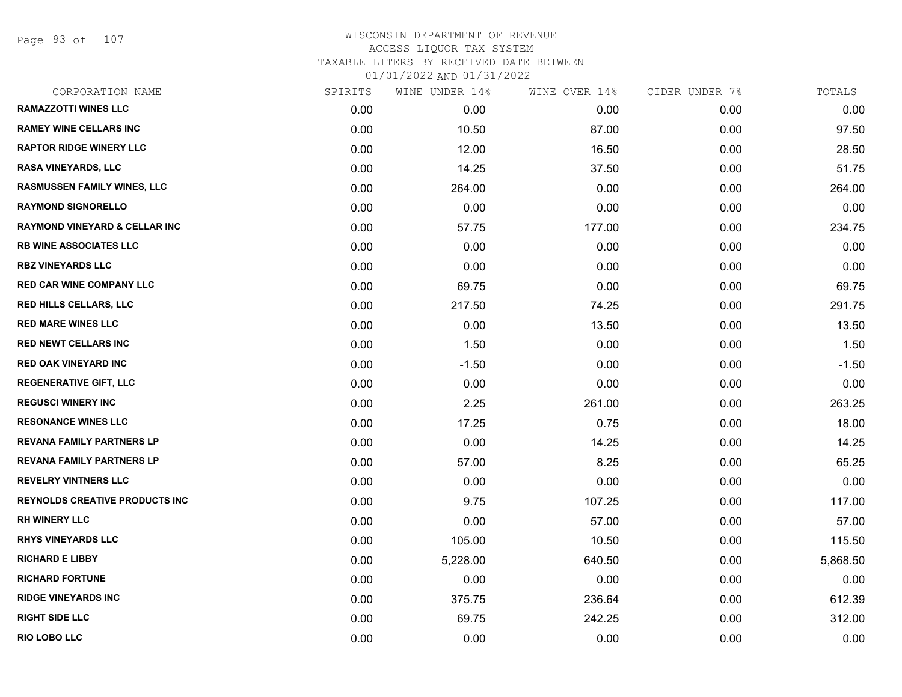# WISCONSIN DEPARTMENT OF REVENUE
## ACCESS LIQUOR TAX SYSTEM
### TAXABLE LITERS BY RECEIVED DATE BETWEEN 01/01/2022 AND 01/31/2022

| CORPORATION NAME | SPIRITS | WINE UNDER 14% | WINE OVER 14% | CIDER UNDER 7% | TOTALS |
|---|---|---|---|---|---|
| RAMAZZOTTI WINES LLC | 0.00 | 0.00 | 0.00 | 0.00 | 0.00 |
| RAMEY WINE CELLARS INC | 0.00 | 10.50 | 87.00 | 0.00 | 97.50 |
| RAPTOR RIDGE WINERY LLC | 0.00 | 12.00 | 16.50 | 0.00 | 28.50 |
| RASA VINEYARDS, LLC | 0.00 | 14.25 | 37.50 | 0.00 | 51.75 |
| RASMUSSEN FAMILY WINES, LLC | 0.00 | 264.00 | 0.00 | 0.00 | 264.00 |
| RAYMOND SIGNORELLO | 0.00 | 0.00 | 0.00 | 0.00 | 0.00 |
| RAYMOND VINEYARD & CELLAR INC | 0.00 | 57.75 | 177.00 | 0.00 | 234.75 |
| RB WINE ASSOCIATES LLC | 0.00 | 0.00 | 0.00 | 0.00 | 0.00 |
| RBZ VINEYARDS LLC | 0.00 | 0.00 | 0.00 | 0.00 | 0.00 |
| RED CAR WINE COMPANY LLC | 0.00 | 69.75 | 0.00 | 0.00 | 69.75 |
| RED HILLS CELLARS, LLC | 0.00 | 217.50 | 74.25 | 0.00 | 291.75 |
| RED MARE WINES LLC | 0.00 | 0.00 | 13.50 | 0.00 | 13.50 |
| RED NEWT CELLARS INC | 0.00 | 1.50 | 0.00 | 0.00 | 1.50 |
| RED OAK VINEYARD INC | 0.00 | -1.50 | 0.00 | 0.00 | -1.50 |
| REGENERATIVE GIFT, LLC | 0.00 | 0.00 | 0.00 | 0.00 | 0.00 |
| REGUSCI WINERY INC | 0.00 | 2.25 | 261.00 | 0.00 | 263.25 |
| RESONANCE WINES LLC | 0.00 | 17.25 | 0.75 | 0.00 | 18.00 |
| REVANA FAMILY PARTNERS LP | 0.00 | 0.00 | 14.25 | 0.00 | 14.25 |
| REVANA FAMILY PARTNERS LP | 0.00 | 57.00 | 8.25 | 0.00 | 65.25 |
| REVELRY VINTNERS LLC | 0.00 | 0.00 | 0.00 | 0.00 | 0.00 |
| REYNOLDS CREATIVE PRODUCTS INC | 0.00 | 9.75 | 107.25 | 0.00 | 117.00 |
| RH WINERY LLC | 0.00 | 0.00 | 57.00 | 0.00 | 57.00 |
| RHYS VINEYARDS LLC | 0.00 | 105.00 | 10.50 | 0.00 | 115.50 |
| RICHARD E LIBBY | 0.00 | 5,228.00 | 640.50 | 0.00 | 5,868.50 |
| RICHARD FORTUNE | 0.00 | 0.00 | 0.00 | 0.00 | 0.00 |
| RIDGE VINEYARDS INC | 0.00 | 375.75 | 236.64 | 0.00 | 612.39 |
| RIGHT SIDE LLC | 0.00 | 69.75 | 242.25 | 0.00 | 312.00 |
| RIO LOBO LLC | 0.00 | 0.00 | 0.00 | 0.00 | 0.00 |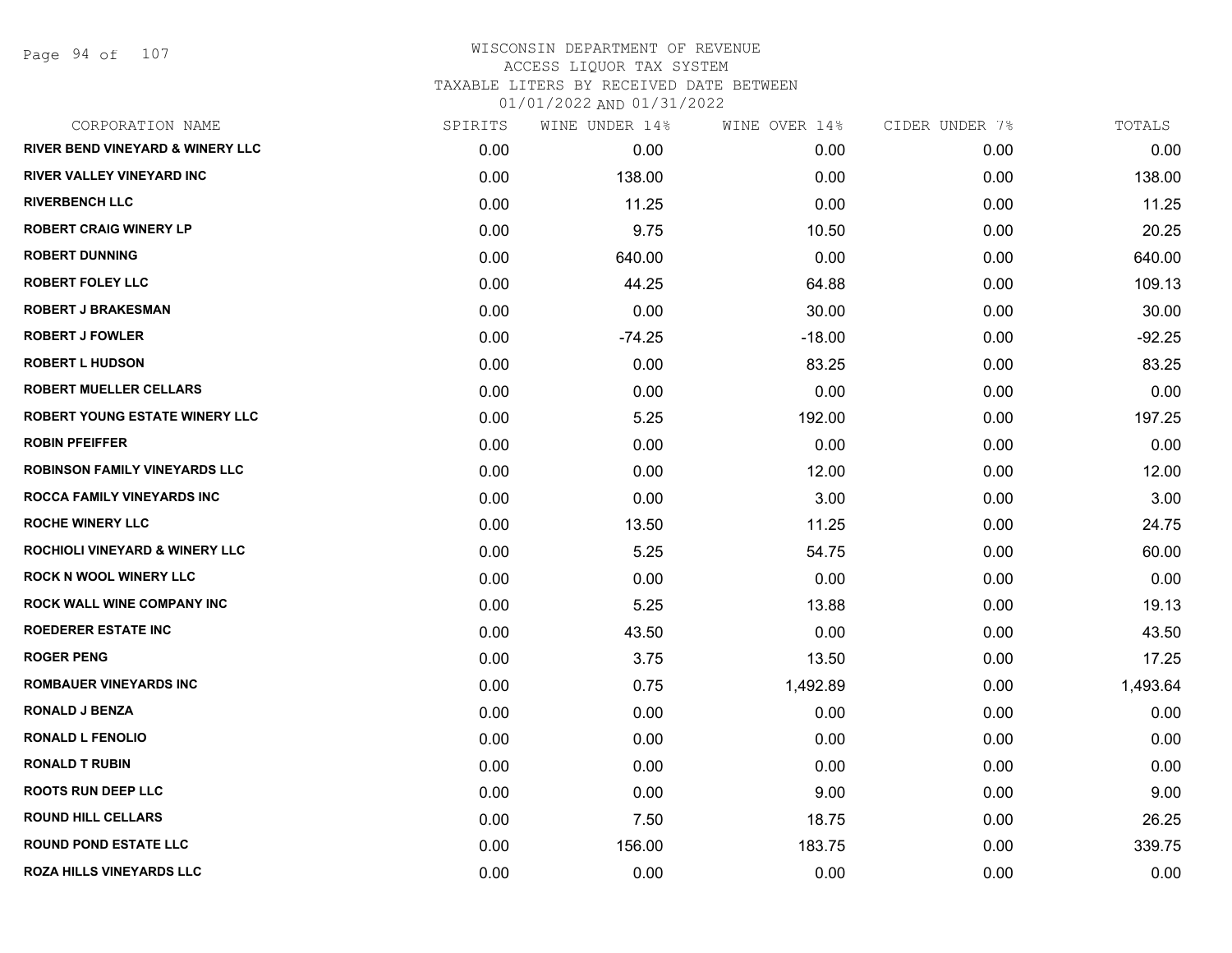WISCONSIN DEPARTMENT OF REVENUE
ACCESS LIQUOR TAX SYSTEM
TAXABLE LITERS BY RECEIVED DATE BETWEEN
01/01/2022 AND 01/31/2022

| CORPORATION NAME | SPIRITS | WINE UNDER 14% | WINE OVER 14% | CIDER UNDER 7% | TOTALS |
|---|---|---|---|---|---|
| RIVER BEND VINEYARD & WINERY LLC | 0.00 | 0.00 | 0.00 | 0.00 | 0.00 |
| RIVER VALLEY VINEYARD INC | 0.00 | 138.00 | 0.00 | 0.00 | 138.00 |
| RIVERBENCH LLC | 0.00 | 11.25 | 0.00 | 0.00 | 11.25 |
| ROBERT CRAIG WINERY LP | 0.00 | 9.75 | 10.50 | 0.00 | 20.25 |
| ROBERT DUNNING | 0.00 | 640.00 | 0.00 | 0.00 | 640.00 |
| ROBERT FOLEY LLC | 0.00 | 44.25 | 64.88 | 0.00 | 109.13 |
| ROBERT J BRAKESMAN | 0.00 | 0.00 | 30.00 | 0.00 | 30.00 |
| ROBERT J FOWLER | 0.00 | -74.25 | -18.00 | 0.00 | -92.25 |
| ROBERT L HUDSON | 0.00 | 0.00 | 83.25 | 0.00 | 83.25 |
| ROBERT MUELLER CELLARS | 0.00 | 0.00 | 0.00 | 0.00 | 0.00 |
| ROBERT YOUNG ESTATE WINERY LLC | 0.00 | 5.25 | 192.00 | 0.00 | 197.25 |
| ROBIN PFEIFFER | 0.00 | 0.00 | 0.00 | 0.00 | 0.00 |
| ROBINSON FAMILY VINEYARDS LLC | 0.00 | 0.00 | 12.00 | 0.00 | 12.00 |
| ROCCA FAMILY VINEYARDS INC | 0.00 | 0.00 | 3.00 | 0.00 | 3.00 |
| ROCHE WINERY LLC | 0.00 | 13.50 | 11.25 | 0.00 | 24.75 |
| ROCHIOLI VINEYARD & WINERY LLC | 0.00 | 5.25 | 54.75 | 0.00 | 60.00 |
| ROCK N WOOL WINERY LLC | 0.00 | 0.00 | 0.00 | 0.00 | 0.00 |
| ROCK WALL WINE COMPANY INC | 0.00 | 5.25 | 13.88 | 0.00 | 19.13 |
| ROEDERER ESTATE INC | 0.00 | 43.50 | 0.00 | 0.00 | 43.50 |
| ROGER PENG | 0.00 | 3.75 | 13.50 | 0.00 | 17.25 |
| ROMBAUER VINEYARDS INC | 0.00 | 0.75 | 1,492.89 | 0.00 | 1,493.64 |
| RONALD J BENZA | 0.00 | 0.00 | 0.00 | 0.00 | 0.00 |
| RONALD L FENOLIO | 0.00 | 0.00 | 0.00 | 0.00 | 0.00 |
| RONALD T RUBIN | 0.00 | 0.00 | 0.00 | 0.00 | 0.00 |
| ROOTS RUN DEEP LLC | 0.00 | 0.00 | 9.00 | 0.00 | 9.00 |
| ROUND HILL CELLARS | 0.00 | 7.50 | 18.75 | 0.00 | 26.25 |
| ROUND POND ESTATE LLC | 0.00 | 156.00 | 183.75 | 0.00 | 339.75 |
| ROZA HILLS VINEYARDS LLC | 0.00 | 0.00 | 0.00 | 0.00 | 0.00 |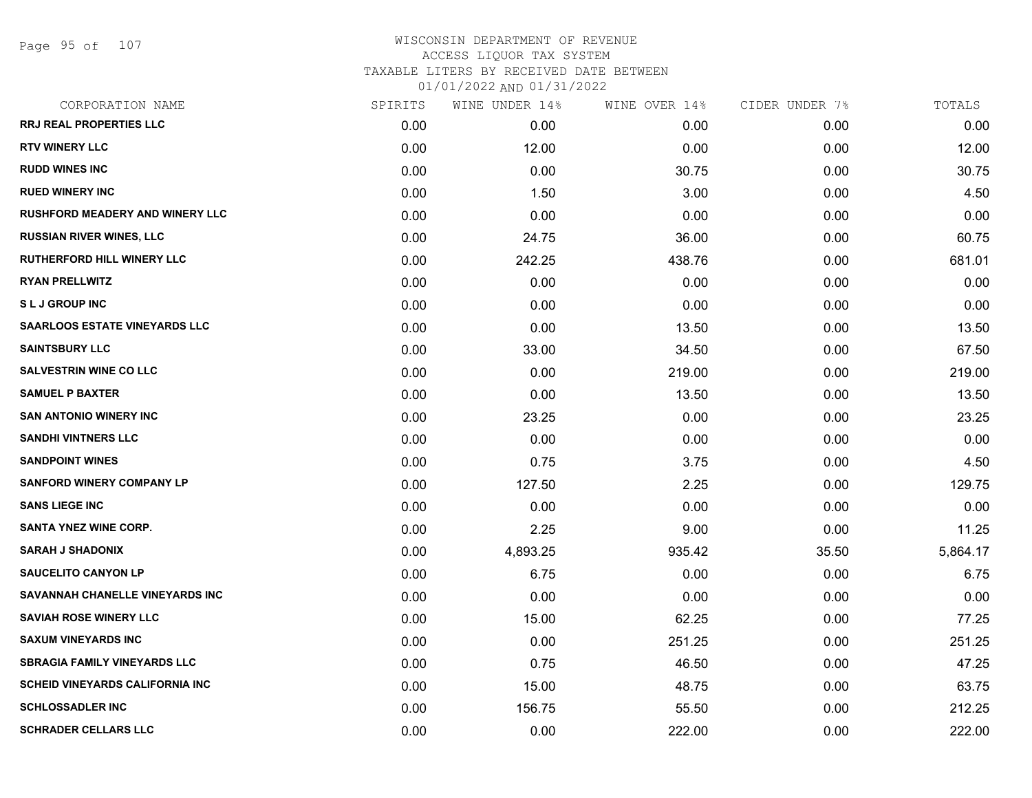# WISCONSIN DEPARTMENT OF REVENUE
## ACCESS LIQUOR TAX SYSTEM
### TAXABLE LITERS BY RECEIVED DATE BETWEEN 01/01/2022 AND 01/31/2022

| CORPORATION NAME | SPIRITS | WINE UNDER 14% | WINE OVER 14% | CIDER UNDER 7% | TOTALS |
|---|---|---|---|---|---|
| RRJ REAL PROPERTIES LLC | 0.00 | 0.00 | 0.00 | 0.00 | 0.00 |
| RTV WINERY LLC | 0.00 | 12.00 | 0.00 | 0.00 | 12.00 |
| RUDD WINES INC | 0.00 | 0.00 | 30.75 | 0.00 | 30.75 |
| RUED WINERY INC | 0.00 | 1.50 | 3.00 | 0.00 | 4.50 |
| RUSHFORD MEADERY AND WINERY LLC | 0.00 | 0.00 | 0.00 | 0.00 | 0.00 |
| RUSSIAN RIVER WINES, LLC | 0.00 | 24.75 | 36.00 | 0.00 | 60.75 |
| RUTHERFORD HILL WINERY LLC | 0.00 | 242.25 | 438.76 | 0.00 | 681.01 |
| RYAN PRELLWITZ | 0.00 | 0.00 | 0.00 | 0.00 | 0.00 |
| S L J GROUP INC | 0.00 | 0.00 | 0.00 | 0.00 | 0.00 |
| SAARLOOS ESTATE VINEYARDS LLC | 0.00 | 0.00 | 13.50 | 0.00 | 13.50 |
| SAINTSBURY LLC | 0.00 | 33.00 | 34.50 | 0.00 | 67.50 |
| SALVESTRIN WINE CO LLC | 0.00 | 0.00 | 219.00 | 0.00 | 219.00 |
| SAMUEL P BAXTER | 0.00 | 0.00 | 13.50 | 0.00 | 13.50 |
| SAN ANTONIO WINERY INC | 0.00 | 23.25 | 0.00 | 0.00 | 23.25 |
| SANDHI VINTNERS LLC | 0.00 | 0.00 | 0.00 | 0.00 | 0.00 |
| SANDPOINT WINES | 0.00 | 0.75 | 3.75 | 0.00 | 4.50 |
| SANFORD WINERY COMPANY LP | 0.00 | 127.50 | 2.25 | 0.00 | 129.75 |
| SANS LIEGE INC | 0.00 | 0.00 | 0.00 | 0.00 | 0.00 |
| SANTA YNEZ WINE CORP. | 0.00 | 2.25 | 9.00 | 0.00 | 11.25 |
| SARAH J SHADONIX | 0.00 | 4,893.25 | 935.42 | 35.50 | 5,864.17 |
| SAUCELITO CANYON LP | 0.00 | 6.75 | 0.00 | 0.00 | 6.75 |
| SAVANNAH CHANELLE VINEYARDS INC | 0.00 | 0.00 | 0.00 | 0.00 | 0.00 |
| SAVIAH ROSE WINERY LLC | 0.00 | 15.00 | 62.25 | 0.00 | 77.25 |
| SAXUM VINEYARDS INC | 0.00 | 0.00 | 251.25 | 0.00 | 251.25 |
| SBRAGIA FAMILY VINEYARDS LLC | 0.00 | 0.75 | 46.50 | 0.00 | 47.25 |
| SCHEID VINEYARDS CALIFORNIA INC | 0.00 | 15.00 | 48.75 | 0.00 | 63.75 |
| SCHLOSSADLER INC | 0.00 | 156.75 | 55.50 | 0.00 | 212.25 |
| SCHRADER CELLARS LLC | 0.00 | 0.00 | 222.00 | 0.00 | 222.00 |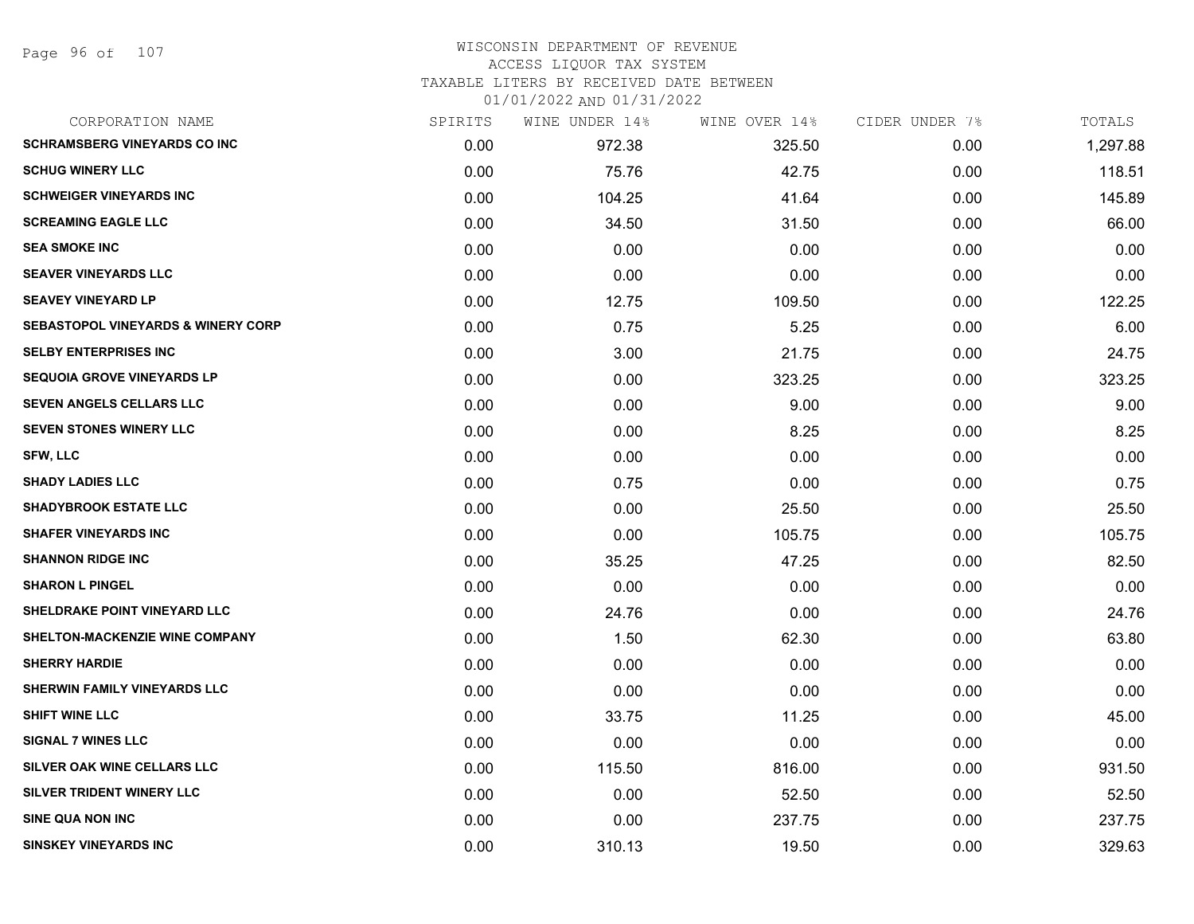# WISCONSIN DEPARTMENT OF REVENUE
## ACCESS LIQUOR TAX SYSTEM
### TAXABLE LITERS BY RECEIVED DATE BETWEEN 01/01/2022 AND 01/31/2022

| CORPORATION NAME | SPIRITS | WINE UNDER 14% | WINE OVER 14% | CIDER UNDER 7% | TOTALS |
|---|---|---|---|---|---|
| SCHRAMSBERG VINEYARDS CO INC | 0.00 | 972.38 | 325.50 | 0.00 | 1,297.88 |
| SCHUG WINERY LLC | 0.00 | 75.76 | 42.75 | 0.00 | 118.51 |
| SCHWEIGER VINEYARDS INC | 0.00 | 104.25 | 41.64 | 0.00 | 145.89 |
| SCREAMING EAGLE LLC | 0.00 | 34.50 | 31.50 | 0.00 | 66.00 |
| SEA SMOKE INC | 0.00 | 0.00 | 0.00 | 0.00 | 0.00 |
| SEAVER VINEYARDS LLC | 0.00 | 0.00 | 0.00 | 0.00 | 0.00 |
| SEAVEY VINEYARD LP | 0.00 | 12.75 | 109.50 | 0.00 | 122.25 |
| SEBASTOPOL VINEYARDS & WINERY CORP | 0.00 | 0.75 | 5.25 | 0.00 | 6.00 |
| SELBY ENTERPRISES INC | 0.00 | 3.00 | 21.75 | 0.00 | 24.75 |
| SEQUOIA GROVE VINEYARDS LP | 0.00 | 0.00 | 323.25 | 0.00 | 323.25 |
| SEVEN ANGELS CELLARS LLC | 0.00 | 0.00 | 9.00 | 0.00 | 9.00 |
| SEVEN STONES WINERY LLC | 0.00 | 0.00 | 8.25 | 0.00 | 8.25 |
| SFW, LLC | 0.00 | 0.00 | 0.00 | 0.00 | 0.00 |
| SHADY LADIES LLC | 0.00 | 0.75 | 0.00 | 0.00 | 0.75 |
| SHADYBROOK ESTATE LLC | 0.00 | 0.00 | 25.50 | 0.00 | 25.50 |
| SHAFER VINEYARDS INC | 0.00 | 0.00 | 105.75 | 0.00 | 105.75 |
| SHANNON RIDGE INC | 0.00 | 35.25 | 47.25 | 0.00 | 82.50 |
| SHARON L PINGEL | 0.00 | 0.00 | 0.00 | 0.00 | 0.00 |
| SHELDRAKE POINT VINEYARD LLC | 0.00 | 24.76 | 0.00 | 0.00 | 24.76 |
| SHELTON-MACKENZIE WINE COMPANY | 0.00 | 1.50 | 62.30 | 0.00 | 63.80 |
| SHERRY HARDIE | 0.00 | 0.00 | 0.00 | 0.00 | 0.00 |
| SHERWIN FAMILY VINEYARDS LLC | 0.00 | 0.00 | 0.00 | 0.00 | 0.00 |
| SHIFT WINE LLC | 0.00 | 33.75 | 11.25 | 0.00 | 45.00 |
| SIGNAL 7 WINES LLC | 0.00 | 0.00 | 0.00 | 0.00 | 0.00 |
| SILVER OAK WINE CELLARS LLC | 0.00 | 115.50 | 816.00 | 0.00 | 931.50 |
| SILVER TRIDENT WINERY LLC | 0.00 | 0.00 | 52.50 | 0.00 | 52.50 |
| SINE QUA NON INC | 0.00 | 0.00 | 237.75 | 0.00 | 237.75 |
| SINSKEY VINEYARDS INC | 0.00 | 310.13 | 19.50 | 0.00 | 329.63 |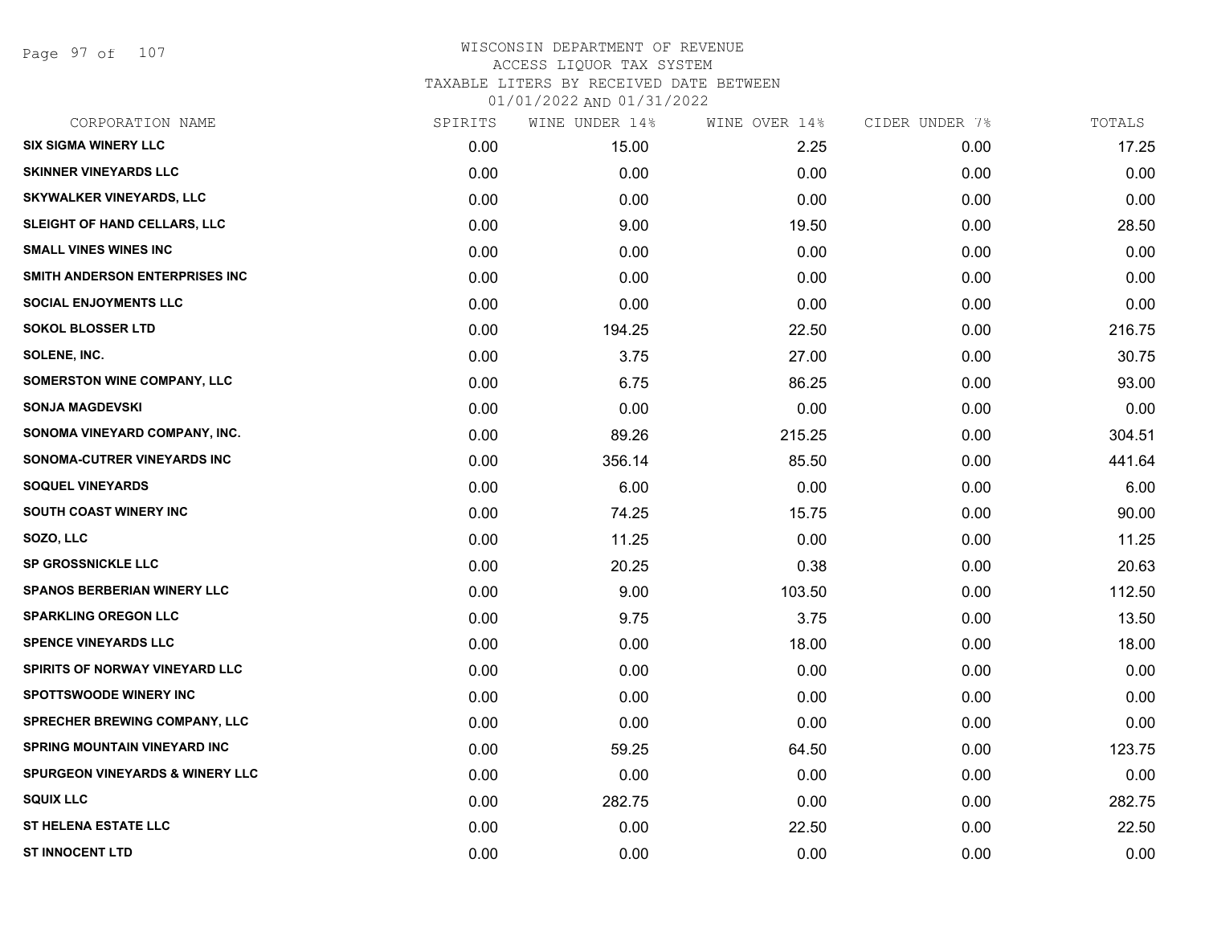WISCONSIN DEPARTMENT OF REVENUE
ACCESS LIQUOR TAX SYSTEM
TAXABLE LITERS BY RECEIVED DATE BETWEEN
01/01/2022 AND 01/31/2022

| CORPORATION NAME | SPIRITS | WINE UNDER 14% | WINE OVER 14% | CIDER UNDER 7% | TOTALS |
|---|---|---|---|---|---|
| SIX SIGMA WINERY LLC | 0.00 | 15.00 | 2.25 | 0.00 | 17.25 |
| SKINNER VINEYARDS LLC | 0.00 | 0.00 | 0.00 | 0.00 | 0.00 |
| SKYWALKER VINEYARDS, LLC | 0.00 | 0.00 | 0.00 | 0.00 | 0.00 |
| SLEIGHT OF HAND CELLARS, LLC | 0.00 | 9.00 | 19.50 | 0.00 | 28.50 |
| SMALL VINES WINES INC | 0.00 | 0.00 | 0.00 | 0.00 | 0.00 |
| SMITH ANDERSON ENTERPRISES INC | 0.00 | 0.00 | 0.00 | 0.00 | 0.00 |
| SOCIAL ENJOYMENTS LLC | 0.00 | 0.00 | 0.00 | 0.00 | 0.00 |
| SOKOL BLOSSER LTD | 0.00 | 194.25 | 22.50 | 0.00 | 216.75 |
| SOLENE, INC. | 0.00 | 3.75 | 27.00 | 0.00 | 30.75 |
| SOMERSTON WINE COMPANY, LLC | 0.00 | 6.75 | 86.25 | 0.00 | 93.00 |
| SONJA MAGDEVSKI | 0.00 | 0.00 | 0.00 | 0.00 | 0.00 |
| SONOMA VINEYARD COMPANY, INC. | 0.00 | 89.26 | 215.25 | 0.00 | 304.51 |
| SONOMA-CUTRER VINEYARDS INC | 0.00 | 356.14 | 85.50 | 0.00 | 441.64 |
| SOQUEL VINEYARDS | 0.00 | 6.00 | 0.00 | 0.00 | 6.00 |
| SOUTH COAST WINERY INC | 0.00 | 74.25 | 15.75 | 0.00 | 90.00 |
| SOZO, LLC | 0.00 | 11.25 | 0.00 | 0.00 | 11.25 |
| SP GROSSNICKLE LLC | 0.00 | 20.25 | 0.38 | 0.00 | 20.63 |
| SPANOS BERBERIAN WINERY LLC | 0.00 | 9.00 | 103.50 | 0.00 | 112.50 |
| SPARKLING OREGON LLC | 0.00 | 9.75 | 3.75 | 0.00 | 13.50 |
| SPENCE VINEYARDS LLC | 0.00 | 0.00 | 18.00 | 0.00 | 18.00 |
| SPIRITS OF NORWAY VINEYARD LLC | 0.00 | 0.00 | 0.00 | 0.00 | 0.00 |
| SPOTTSWOODE WINERY INC | 0.00 | 0.00 | 0.00 | 0.00 | 0.00 |
| SPRECHER BREWING COMPANY, LLC | 0.00 | 0.00 | 0.00 | 0.00 | 0.00 |
| SPRING MOUNTAIN VINEYARD INC | 0.00 | 59.25 | 64.50 | 0.00 | 123.75 |
| SPURGEON VINEYARDS & WINERY LLC | 0.00 | 0.00 | 0.00 | 0.00 | 0.00 |
| SQUIX LLC | 0.00 | 282.75 | 0.00 | 0.00 | 282.75 |
| ST HELENA ESTATE LLC | 0.00 | 0.00 | 22.50 | 0.00 | 22.50 |
| ST INNOCENT LTD | 0.00 | 0.00 | 0.00 | 0.00 | 0.00 |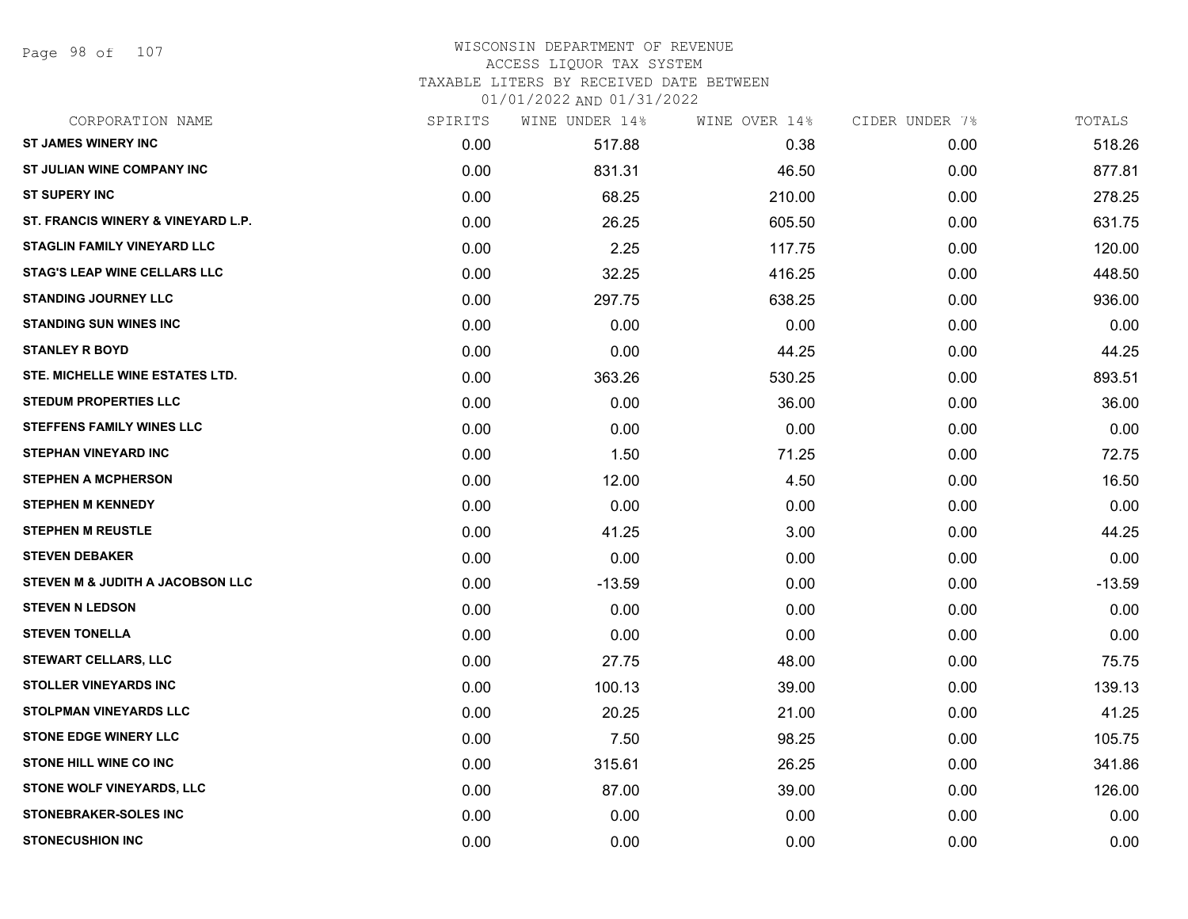WISCONSIN DEPARTMENT OF REVENUE
ACCESS LIQUOR TAX SYSTEM
TAXABLE LITERS BY RECEIVED DATE BETWEEN
01/01/2022 AND 01/31/2022

| CORPORATION NAME | SPIRITS | WINE UNDER 14% | WINE OVER 14% | CIDER UNDER 7% | TOTALS |
|---|---|---|---|---|---|
| ST JAMES WINERY INC | 0.00 | 517.88 | 0.38 | 0.00 | 518.26 |
| ST JULIAN WINE COMPANY INC | 0.00 | 831.31 | 46.50 | 0.00 | 877.81 |
| ST SUPERY INC | 0.00 | 68.25 | 210.00 | 0.00 | 278.25 |
| ST. FRANCIS WINERY & VINEYARD L.P. | 0.00 | 26.25 | 605.50 | 0.00 | 631.75 |
| STAGLIN FAMILY VINEYARD LLC | 0.00 | 2.25 | 117.75 | 0.00 | 120.00 |
| STAG'S LEAP WINE CELLARS LLC | 0.00 | 32.25 | 416.25 | 0.00 | 448.50 |
| STANDING JOURNEY LLC | 0.00 | 297.75 | 638.25 | 0.00 | 936.00 |
| STANDING SUN WINES INC | 0.00 | 0.00 | 0.00 | 0.00 | 0.00 |
| STANLEY R BOYD | 0.00 | 0.00 | 44.25 | 0.00 | 44.25 |
| STE. MICHELLE WINE ESTATES LTD. | 0.00 | 363.26 | 530.25 | 0.00 | 893.51 |
| STEDUM PROPERTIES LLC | 0.00 | 0.00 | 36.00 | 0.00 | 36.00 |
| STEFFENS FAMILY WINES LLC | 0.00 | 0.00 | 0.00 | 0.00 | 0.00 |
| STEPHAN VINEYARD INC | 0.00 | 1.50 | 71.25 | 0.00 | 72.75 |
| STEPHEN A MCPHERSON | 0.00 | 12.00 | 4.50 | 0.00 | 16.50 |
| STEPHEN M KENNEDY | 0.00 | 0.00 | 0.00 | 0.00 | 0.00 |
| STEPHEN M REUSTLE | 0.00 | 41.25 | 3.00 | 0.00 | 44.25 |
| STEVEN DEBAKER | 0.00 | 0.00 | 0.00 | 0.00 | 0.00 |
| STEVEN M & JUDITH A JACOBSON LLC | 0.00 | -13.59 | 0.00 | 0.00 | -13.59 |
| STEVEN N LEDSON | 0.00 | 0.00 | 0.00 | 0.00 | 0.00 |
| STEVEN TONELLA | 0.00 | 0.00 | 0.00 | 0.00 | 0.00 |
| STEWART CELLARS, LLC | 0.00 | 27.75 | 48.00 | 0.00 | 75.75 |
| STOLLER VINEYARDS INC | 0.00 | 100.13 | 39.00 | 0.00 | 139.13 |
| STOLPMAN VINEYARDS LLC | 0.00 | 20.25 | 21.00 | 0.00 | 41.25 |
| STONE EDGE WINERY LLC | 0.00 | 7.50 | 98.25 | 0.00 | 105.75 |
| STONE HILL WINE CO INC | 0.00 | 315.61 | 26.25 | 0.00 | 341.86 |
| STONE WOLF VINEYARDS, LLC | 0.00 | 87.00 | 39.00 | 0.00 | 126.00 |
| STONEBRAKER-SOLES INC | 0.00 | 0.00 | 0.00 | 0.00 | 0.00 |
| STONECUSHION INC | 0.00 | 0.00 | 0.00 | 0.00 | 0.00 |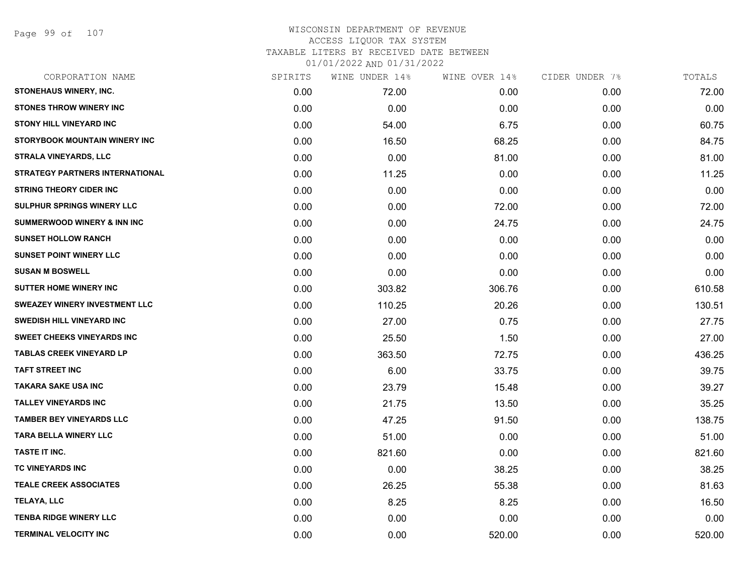# WISCONSIN DEPARTMENT OF REVENUE
ACCESS LIQUOR TAX SYSTEM
TAXABLE LITERS BY RECEIVED DATE BETWEEN
01/01/2022 AND 01/31/2022

| CORPORATION NAME | SPIRITS | WINE UNDER 14% | WINE OVER 14% | CIDER UNDER 7% | TOTALS |
|---|---|---|---|---|---|
| STONEHAUS WINERY, INC. | 0.00 | 72.00 | 0.00 | 0.00 | 72.00 |
| STONES THROW WINERY INC | 0.00 | 0.00 | 0.00 | 0.00 | 0.00 |
| STONY HILL VINEYARD INC | 0.00 | 54.00 | 6.75 | 0.00 | 60.75 |
| STORYBOOK MOUNTAIN WINERY INC | 0.00 | 16.50 | 68.25 | 0.00 | 84.75 |
| STRALA VINEYARDS, LLC | 0.00 | 0.00 | 81.00 | 0.00 | 81.00 |
| STRATEGY PARTNERS INTERNATIONAL | 0.00 | 11.25 | 0.00 | 0.00 | 11.25 |
| STRING THEORY CIDER INC | 0.00 | 0.00 | 0.00 | 0.00 | 0.00 |
| SULPHUR SPRINGS WINERY LLC | 0.00 | 0.00 | 72.00 | 0.00 | 72.00 |
| SUMMERWOOD WINERY & INN INC | 0.00 | 0.00 | 24.75 | 0.00 | 24.75 |
| SUNSET HOLLOW RANCH | 0.00 | 0.00 | 0.00 | 0.00 | 0.00 |
| SUNSET POINT WINERY LLC | 0.00 | 0.00 | 0.00 | 0.00 | 0.00 |
| SUSAN M BOSWELL | 0.00 | 0.00 | 0.00 | 0.00 | 0.00 |
| SUTTER HOME WINERY INC | 0.00 | 303.82 | 306.76 | 0.00 | 610.58 |
| SWEAZEY WINERY INVESTMENT LLC | 0.00 | 110.25 | 20.26 | 0.00 | 130.51 |
| SWEDISH HILL VINEYARD INC | 0.00 | 27.00 | 0.75 | 0.00 | 27.75 |
| SWEET CHEEKS VINEYARDS INC | 0.00 | 25.50 | 1.50 | 0.00 | 27.00 |
| TABLAS CREEK VINEYARD LP | 0.00 | 363.50 | 72.75 | 0.00 | 436.25 |
| TAFT STREET INC | 0.00 | 6.00 | 33.75 | 0.00 | 39.75 |
| TAKARA SAKE USA INC | 0.00 | 23.79 | 15.48 | 0.00 | 39.27 |
| TALLEY VINEYARDS INC | 0.00 | 21.75 | 13.50 | 0.00 | 35.25 |
| TAMBER BEY VINEYARDS LLC | 0.00 | 47.25 | 91.50 | 0.00 | 138.75 |
| TARA BELLA WINERY LLC | 0.00 | 51.00 | 0.00 | 0.00 | 51.00 |
| TASTE IT INC. | 0.00 | 821.60 | 0.00 | 0.00 | 821.60 |
| TC VINEYARDS INC | 0.00 | 0.00 | 38.25 | 0.00 | 38.25 |
| TEALE CREEK ASSOCIATES | 0.00 | 26.25 | 55.38 | 0.00 | 81.63 |
| TELAYA, LLC | 0.00 | 8.25 | 8.25 | 0.00 | 16.50 |
| TENBA RIDGE WINERY LLC | 0.00 | 0.00 | 0.00 | 0.00 | 0.00 |
| TERMINAL VELOCITY INC | 0.00 | 0.00 | 520.00 | 0.00 | 520.00 |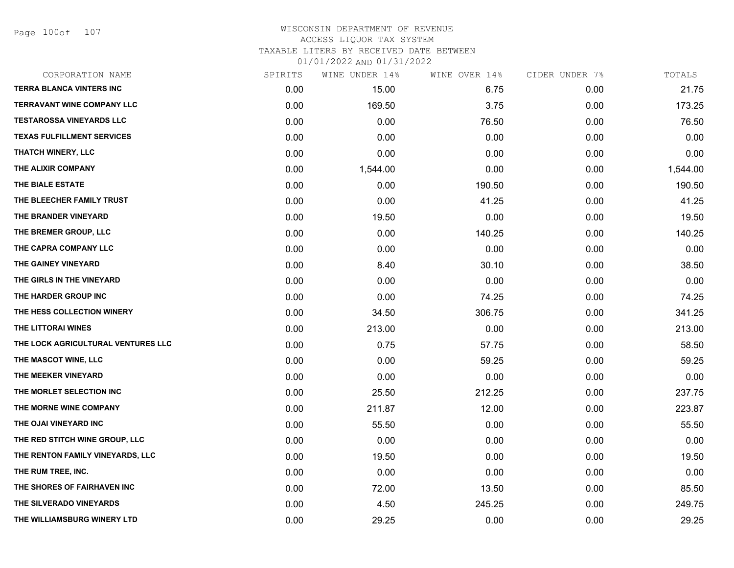WISCONSIN DEPARTMENT OF REVENUE
ACCESS LIQUOR TAX SYSTEM
TAXABLE LITERS BY RECEIVED DATE BETWEEN
01/01/2022 AND 01/31/2022

| CORPORATION NAME | SPIRITS | WINE UNDER 14% | WINE OVER 14% | CIDER UNDER 7% | TOTALS |
|---|---|---|---|---|---|
| TERRA BLANCA VINTERS INC | 0.00 | 15.00 | 6.75 | 0.00 | 21.75 |
| TERRAVANT WINE COMPANY LLC | 0.00 | 169.50 | 3.75 | 0.00 | 173.25 |
| TESTAROSSA VINEYARDS LLC | 0.00 | 0.00 | 76.50 | 0.00 | 76.50 |
| TEXAS FULFILLMENT SERVICES | 0.00 | 0.00 | 0.00 | 0.00 | 0.00 |
| THATCH WINERY, LLC | 0.00 | 0.00 | 0.00 | 0.00 | 0.00 |
| THE ALIXIR COMPANY | 0.00 | 1,544.00 | 0.00 | 0.00 | 1,544.00 |
| THE BIALE ESTATE | 0.00 | 0.00 | 190.50 | 0.00 | 190.50 |
| THE BLEECHER FAMILY TRUST | 0.00 | 0.00 | 41.25 | 0.00 | 41.25 |
| THE BRANDER VINEYARD | 0.00 | 19.50 | 0.00 | 0.00 | 19.50 |
| THE BREMER GROUP, LLC | 0.00 | 0.00 | 140.25 | 0.00 | 140.25 |
| THE CAPRA COMPANY LLC | 0.00 | 0.00 | 0.00 | 0.00 | 0.00 |
| THE GAINEY VINEYARD | 0.00 | 8.40 | 30.10 | 0.00 | 38.50 |
| THE GIRLS IN THE VINEYARD | 0.00 | 0.00 | 0.00 | 0.00 | 0.00 |
| THE HARDER GROUP INC | 0.00 | 0.00 | 74.25 | 0.00 | 74.25 |
| THE HESS COLLECTION WINERY | 0.00 | 34.50 | 306.75 | 0.00 | 341.25 |
| THE LITTORAI WINES | 0.00 | 213.00 | 0.00 | 0.00 | 213.00 |
| THE LOCK AGRICULTURAL VENTURES LLC | 0.00 | 0.75 | 57.75 | 0.00 | 58.50 |
| THE MASCOT WINE, LLC | 0.00 | 0.00 | 59.25 | 0.00 | 59.25 |
| THE MEEKER VINEYARD | 0.00 | 0.00 | 0.00 | 0.00 | 0.00 |
| THE MORLET SELECTION INC | 0.00 | 25.50 | 212.25 | 0.00 | 237.75 |
| THE MORNE WINE COMPANY | 0.00 | 211.87 | 12.00 | 0.00 | 223.87 |
| THE OJAI VINEYARD INC | 0.00 | 55.50 | 0.00 | 0.00 | 55.50 |
| THE RED STITCH WINE GROUP, LLC | 0.00 | 0.00 | 0.00 | 0.00 | 0.00 |
| THE RENTON FAMILY VINEYARDS, LLC | 0.00 | 19.50 | 0.00 | 0.00 | 19.50 |
| THE RUM TREE, INC. | 0.00 | 0.00 | 0.00 | 0.00 | 0.00 |
| THE SHORES OF FAIRHAVEN INC | 0.00 | 72.00 | 13.50 | 0.00 | 85.50 |
| THE SILVERADO VINEYARDS | 0.00 | 4.50 | 245.25 | 0.00 | 249.75 |
| THE WILLIAMSBURG WINERY LTD | 0.00 | 29.25 | 0.00 | 0.00 | 29.25 |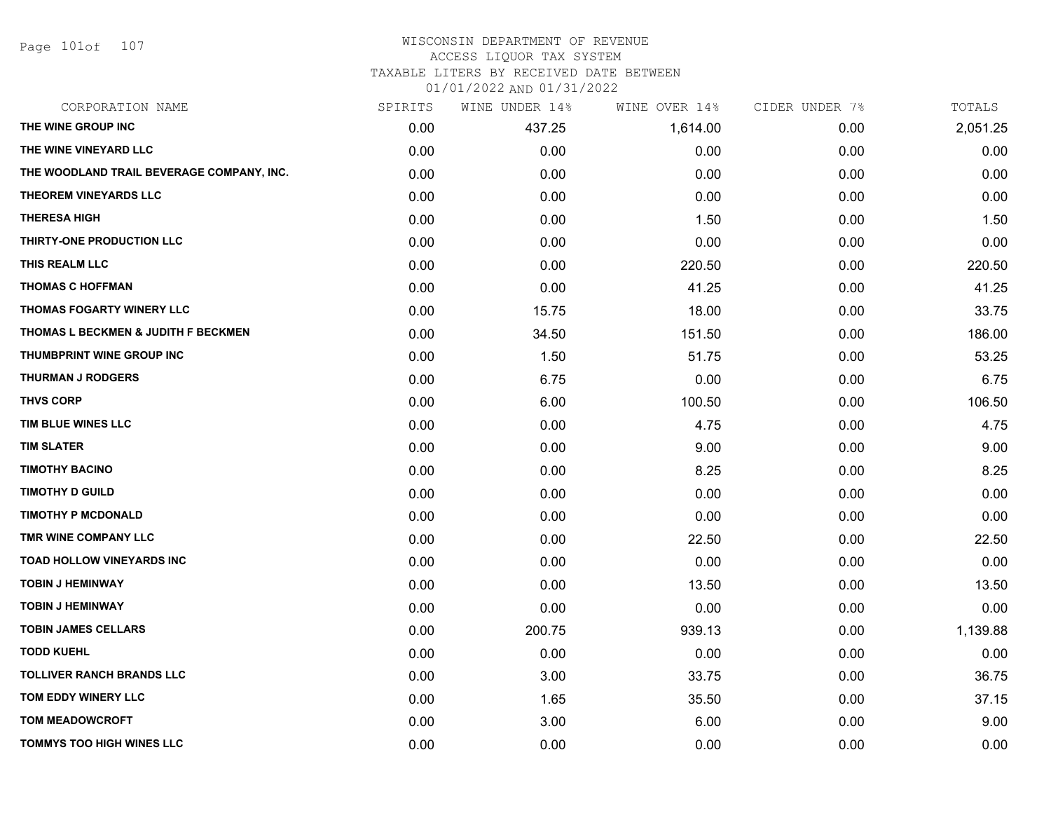# WISCONSIN DEPARTMENT OF REVENUE
ACCESS LIQUOR TAX SYSTEM
TAXABLE LITERS BY RECEIVED DATE BETWEEN
01/01/2022 AND 01/31/2022

| CORPORATION NAME | SPIRITS | WINE UNDER 14% | WINE OVER 14% | CIDER UNDER 7% | TOTALS |
|---|---|---|---|---|---|
| THE WINE GROUP INC | 0.00 | 437.25 | 1,614.00 | 0.00 | 2,051.25 |
| THE WINE VINEYARD LLC | 0.00 | 0.00 | 0.00 | 0.00 | 0.00 |
| THE WOODLAND TRAIL BEVERAGE COMPANY, INC. | 0.00 | 0.00 | 0.00 | 0.00 | 0.00 |
| THEOREM VINEYARDS LLC | 0.00 | 0.00 | 0.00 | 0.00 | 0.00 |
| THERESA HIGH | 0.00 | 0.00 | 1.50 | 0.00 | 1.50 |
| THIRTY-ONE PRODUCTION LLC | 0.00 | 0.00 | 0.00 | 0.00 | 0.00 |
| THIS REALM LLC | 0.00 | 0.00 | 220.50 | 0.00 | 220.50 |
| THOMAS C HOFFMAN | 0.00 | 0.00 | 41.25 | 0.00 | 41.25 |
| THOMAS FOGARTY WINERY LLC | 0.00 | 15.75 | 18.00 | 0.00 | 33.75 |
| THOMAS L BECKMEN & JUDITH F BECKMEN | 0.00 | 34.50 | 151.50 | 0.00 | 186.00 |
| THUMBPRINT WINE GROUP INC | 0.00 | 1.50 | 51.75 | 0.00 | 53.25 |
| THURMAN J RODGERS | 0.00 | 6.75 | 0.00 | 0.00 | 6.75 |
| THVS CORP | 0.00 | 6.00 | 100.50 | 0.00 | 106.50 |
| TIM BLUE WINES LLC | 0.00 | 0.00 | 4.75 | 0.00 | 4.75 |
| TIM SLATER | 0.00 | 0.00 | 9.00 | 0.00 | 9.00 |
| TIMOTHY BACINO | 0.00 | 0.00 | 8.25 | 0.00 | 8.25 |
| TIMOTHY D GUILD | 0.00 | 0.00 | 0.00 | 0.00 | 0.00 |
| TIMOTHY P MCDONALD | 0.00 | 0.00 | 0.00 | 0.00 | 0.00 |
| TMR WINE COMPANY LLC | 0.00 | 0.00 | 22.50 | 0.00 | 22.50 |
| TOAD HOLLOW VINEYARDS INC | 0.00 | 0.00 | 0.00 | 0.00 | 0.00 |
| TOBIN J HEMINWAY | 0.00 | 0.00 | 13.50 | 0.00 | 13.50 |
| TOBIN J HEMINWAY | 0.00 | 0.00 | 0.00 | 0.00 | 0.00 |
| TOBIN JAMES CELLARS | 0.00 | 200.75 | 939.13 | 0.00 | 1,139.88 |
| TODD KUEHL | 0.00 | 0.00 | 0.00 | 0.00 | 0.00 |
| TOLLIVER RANCH BRANDS LLC | 0.00 | 3.00 | 33.75 | 0.00 | 36.75 |
| TOM EDDY WINERY LLC | 0.00 | 1.65 | 35.50 | 0.00 | 37.15 |
| TOM MEADOWCROFT | 0.00 | 3.00 | 6.00 | 0.00 | 9.00 |
| TOMMYS TOO HIGH WINES LLC | 0.00 | 0.00 | 0.00 | 0.00 | 0.00 |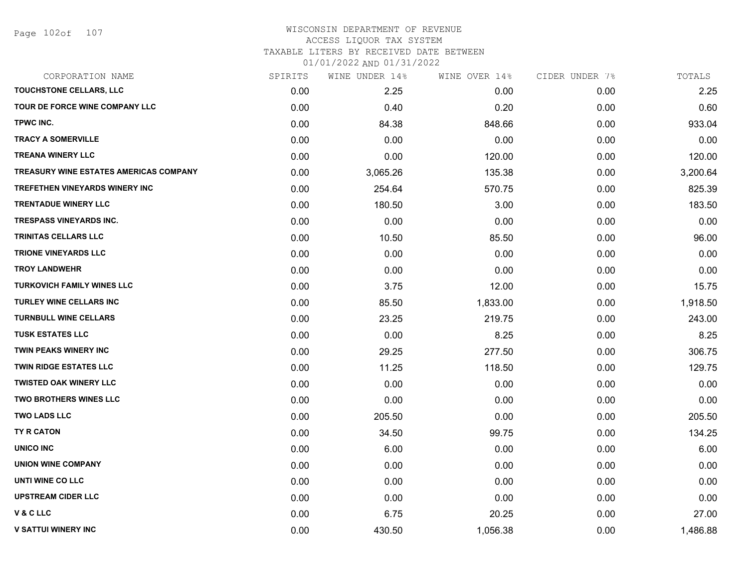WISCONSIN DEPARTMENT OF REVENUE
ACCESS LIQUOR TAX SYSTEM
TAXABLE LITERS BY RECEIVED DATE BETWEEN
01/01/2022 AND 01/31/2022

| CORPORATION NAME | SPIRITS | WINE UNDER 14% | WINE OVER 14% | CIDER UNDER 7% | TOTALS |
|---|---|---|---|---|---|
| TOUCHSTONE CELLARS, LLC | 0.00 | 2.25 | 0.00 | 0.00 | 2.25 |
| TOUR DE FORCE WINE COMPANY LLC | 0.00 | 0.40 | 0.20 | 0.00 | 0.60 |
| TPWC INC. | 0.00 | 84.38 | 848.66 | 0.00 | 933.04 |
| TRACY A SOMERVILLE | 0.00 | 0.00 | 0.00 | 0.00 | 0.00 |
| TREANA WINERY LLC | 0.00 | 0.00 | 120.00 | 0.00 | 120.00 |
| TREASURY WINE ESTATES AMERICAS COMPANY | 0.00 | 3,065.26 | 135.38 | 0.00 | 3,200.64 |
| TREFETHEN VINEYARDS WINERY INC | 0.00 | 254.64 | 570.75 | 0.00 | 825.39 |
| TRENTADUE WINERY LLC | 0.00 | 180.50 | 3.00 | 0.00 | 183.50 |
| TRESPASS VINEYARDS INC. | 0.00 | 0.00 | 0.00 | 0.00 | 0.00 |
| TRINITAS CELLARS LLC | 0.00 | 10.50 | 85.50 | 0.00 | 96.00 |
| TRIONE VINEYARDS LLC | 0.00 | 0.00 | 0.00 | 0.00 | 0.00 |
| TROY LANDWEHR | 0.00 | 0.00 | 0.00 | 0.00 | 0.00 |
| TURKOVICH FAMILY WINES LLC | 0.00 | 3.75 | 12.00 | 0.00 | 15.75 |
| TURLEY WINE CELLARS INC | 0.00 | 85.50 | 1,833.00 | 0.00 | 1,918.50 |
| TURNBULL WINE CELLARS | 0.00 | 23.25 | 219.75 | 0.00 | 243.00 |
| TUSK ESTATES LLC | 0.00 | 0.00 | 8.25 | 0.00 | 8.25 |
| TWIN PEAKS WINERY INC | 0.00 | 29.25 | 277.50 | 0.00 | 306.75 |
| TWIN RIDGE ESTATES LLC | 0.00 | 11.25 | 118.50 | 0.00 | 129.75 |
| TWISTED OAK WINERY LLC | 0.00 | 0.00 | 0.00 | 0.00 | 0.00 |
| TWO BROTHERS WINES LLC | 0.00 | 0.00 | 0.00 | 0.00 | 0.00 |
| TWO LADS LLC | 0.00 | 205.50 | 0.00 | 0.00 | 205.50 |
| TY R CATON | 0.00 | 34.50 | 99.75 | 0.00 | 134.25 |
| UNICO INC | 0.00 | 6.00 | 0.00 | 0.00 | 6.00 |
| UNION WINE COMPANY | 0.00 | 0.00 | 0.00 | 0.00 | 0.00 |
| UNTI WINE CO LLC | 0.00 | 0.00 | 0.00 | 0.00 | 0.00 |
| UPSTREAM CIDER LLC | 0.00 | 0.00 | 0.00 | 0.00 | 0.00 |
| V & C LLC | 0.00 | 6.75 | 20.25 | 0.00 | 27.00 |
| V SATTUI WINERY INC | 0.00 | 430.50 | 1,056.38 | 0.00 | 1,486.88 |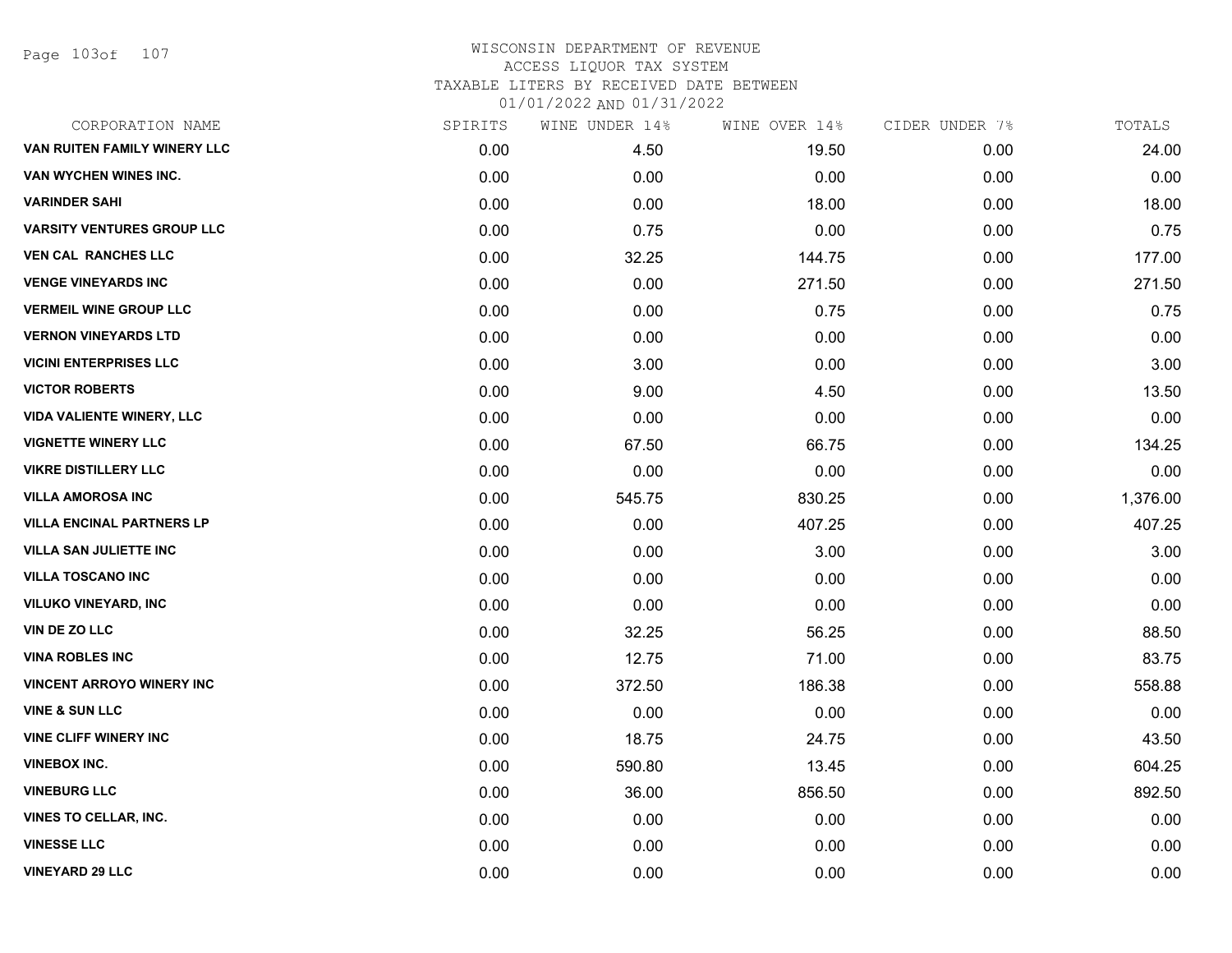# WISCONSIN DEPARTMENT OF REVENUE
## ACCESS LIQUOR TAX SYSTEM
### TAXABLE LITERS BY RECEIVED DATE BETWEEN 01/01/2022 AND 01/31/2022

| CORPORATION NAME | SPIRITS | WINE UNDER 14% | WINE OVER 14% | CIDER UNDER 7% | TOTALS |
|---|---|---|---|---|---|
| VAN RUITEN FAMILY WINERY LLC | 0.00 | 4.50 | 19.50 | 0.00 | 24.00 |
| VAN WYCHEN WINES INC. | 0.00 | 0.00 | 0.00 | 0.00 | 0.00 |
| VARINDER SAHI | 0.00 | 0.00 | 18.00 | 0.00 | 18.00 |
| VARSITY VENTURES GROUP LLC | 0.00 | 0.75 | 0.00 | 0.00 | 0.75 |
| VEN CAL RANCHES LLC | 0.00 | 32.25 | 144.75 | 0.00 | 177.00 |
| VENGE VINEYARDS INC | 0.00 | 0.00 | 271.50 | 0.00 | 271.50 |
| VERMEIL WINE GROUP LLC | 0.00 | 0.00 | 0.75 | 0.00 | 0.75 |
| VERNON VINEYARDS LTD | 0.00 | 0.00 | 0.00 | 0.00 | 0.00 |
| VICINI ENTERPRISES LLC | 0.00 | 3.00 | 0.00 | 0.00 | 3.00 |
| VICTOR ROBERTS | 0.00 | 9.00 | 4.50 | 0.00 | 13.50 |
| VIDA VALIENTE WINERY, LLC | 0.00 | 0.00 | 0.00 | 0.00 | 0.00 |
| VIGNETTE WINERY LLC | 0.00 | 67.50 | 66.75 | 0.00 | 134.25 |
| VIKRE DISTILLERY LLC | 0.00 | 0.00 | 0.00 | 0.00 | 0.00 |
| VILLA AMOROSA INC | 0.00 | 545.75 | 830.25 | 0.00 | 1,376.00 |
| VILLA ENCINAL PARTNERS LP | 0.00 | 0.00 | 407.25 | 0.00 | 407.25 |
| VILLA SAN JULIETTE INC | 0.00 | 0.00 | 3.00 | 0.00 | 3.00 |
| VILLA TOSCANO INC | 0.00 | 0.00 | 0.00 | 0.00 | 0.00 |
| VILUKO VINEYARD, INC | 0.00 | 0.00 | 0.00 | 0.00 | 0.00 |
| VIN DE ZO LLC | 0.00 | 32.25 | 56.25 | 0.00 | 88.50 |
| VINA ROBLES INC | 0.00 | 12.75 | 71.00 | 0.00 | 83.75 |
| VINCENT ARROYO WINERY INC | 0.00 | 372.50 | 186.38 | 0.00 | 558.88 |
| VINE & SUN LLC | 0.00 | 0.00 | 0.00 | 0.00 | 0.00 |
| VINE CLIFF WINERY INC | 0.00 | 18.75 | 24.75 | 0.00 | 43.50 |
| VINEBOX INC. | 0.00 | 590.80 | 13.45 | 0.00 | 604.25 |
| VINEBURG LLC | 0.00 | 36.00 | 856.50 | 0.00 | 892.50 |
| VINES TO CELLAR, INC. | 0.00 | 0.00 | 0.00 | 0.00 | 0.00 |
| VINESSE LLC | 0.00 | 0.00 | 0.00 | 0.00 | 0.00 |
| VINEYARD 29 LLC | 0.00 | 0.00 | 0.00 | 0.00 | 0.00 |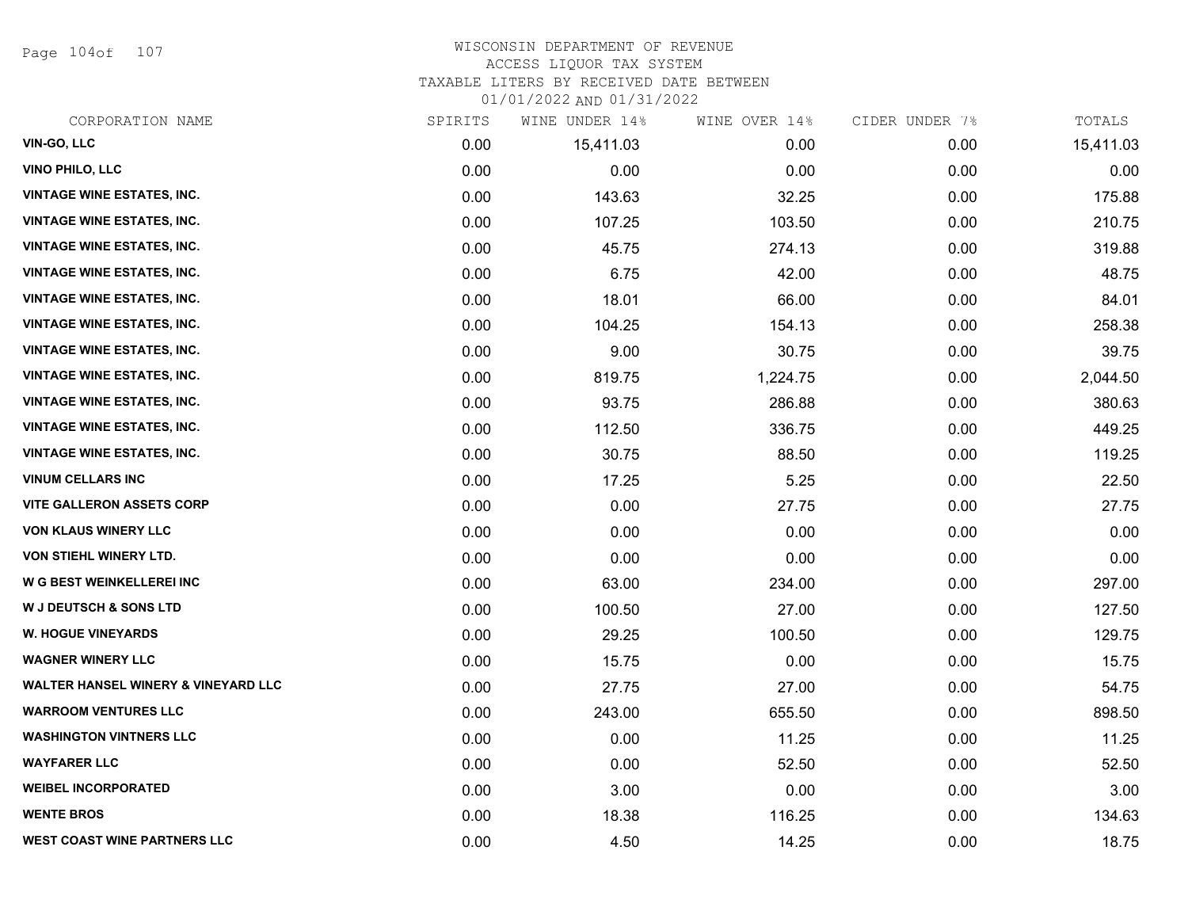# WISCONSIN DEPARTMENT OF REVENUE
## ACCESS LIQUOR TAX SYSTEM
### TAXABLE LITERS BY RECEIVED DATE BETWEEN 01/01/2022 AND 01/31/2022

| CORPORATION NAME | SPIRITS | WINE UNDER 14% | WINE OVER 14% | CIDER UNDER 7% | TOTALS |
|---|---|---|---|---|---|
| VIN-GO, LLC | 0.00 | 15,411.03 | 0.00 | 0.00 | 15,411.03 |
| VINO PHILO, LLC | 0.00 | 0.00 | 0.00 | 0.00 | 0.00 |
| VINTAGE WINE ESTATES, INC. | 0.00 | 143.63 | 32.25 | 0.00 | 175.88 |
| VINTAGE WINE ESTATES, INC. | 0.00 | 107.25 | 103.50 | 0.00 | 210.75 |
| VINTAGE WINE ESTATES, INC. | 0.00 | 45.75 | 274.13 | 0.00 | 319.88 |
| VINTAGE WINE ESTATES, INC. | 0.00 | 6.75 | 42.00 | 0.00 | 48.75 |
| VINTAGE WINE ESTATES, INC. | 0.00 | 18.01 | 66.00 | 0.00 | 84.01 |
| VINTAGE WINE ESTATES, INC. | 0.00 | 104.25 | 154.13 | 0.00 | 258.38 |
| VINTAGE WINE ESTATES, INC. | 0.00 | 9.00 | 30.75 | 0.00 | 39.75 |
| VINTAGE WINE ESTATES, INC. | 0.00 | 819.75 | 1,224.75 | 0.00 | 2,044.50 |
| VINTAGE WINE ESTATES, INC. | 0.00 | 93.75 | 286.88 | 0.00 | 380.63 |
| VINTAGE WINE ESTATES, INC. | 0.00 | 112.50 | 336.75 | 0.00 | 449.25 |
| VINTAGE WINE ESTATES, INC. | 0.00 | 30.75 | 88.50 | 0.00 | 119.25 |
| VINUM CELLARS INC | 0.00 | 17.25 | 5.25 | 0.00 | 22.50 |
| VITE GALLERON ASSETS CORP | 0.00 | 0.00 | 27.75 | 0.00 | 27.75 |
| VON KLAUS WINERY LLC | 0.00 | 0.00 | 0.00 | 0.00 | 0.00 |
| VON STIEHL WINERY LTD. | 0.00 | 0.00 | 0.00 | 0.00 | 0.00 |
| W G BEST WEINKELLEREI INC | 0.00 | 63.00 | 234.00 | 0.00 | 297.00 |
| W J DEUTSCH & SONS LTD | 0.00 | 100.50 | 27.00 | 0.00 | 127.50 |
| W. HOGUE VINEYARDS | 0.00 | 29.25 | 100.50 | 0.00 | 129.75 |
| WAGNER WINERY LLC | 0.00 | 15.75 | 0.00 | 0.00 | 15.75 |
| WALTER HANSEL WINERY & VINEYARD LLC | 0.00 | 27.75 | 27.00 | 0.00 | 54.75 |
| WARROOM VENTURES LLC | 0.00 | 243.00 | 655.50 | 0.00 | 898.50 |
| WASHINGTON VINTNERS LLC | 0.00 | 0.00 | 11.25 | 0.00 | 11.25 |
| WAYFARER LLC | 0.00 | 0.00 | 52.50 | 0.00 | 52.50 |
| WEIBEL INCORPORATED | 0.00 | 3.00 | 0.00 | 0.00 | 3.00 |
| WENTE BROS | 0.00 | 18.38 | 116.25 | 0.00 | 134.63 |
| WEST COAST WINE PARTNERS LLC | 0.00 | 4.50 | 14.25 | 0.00 | 18.75 |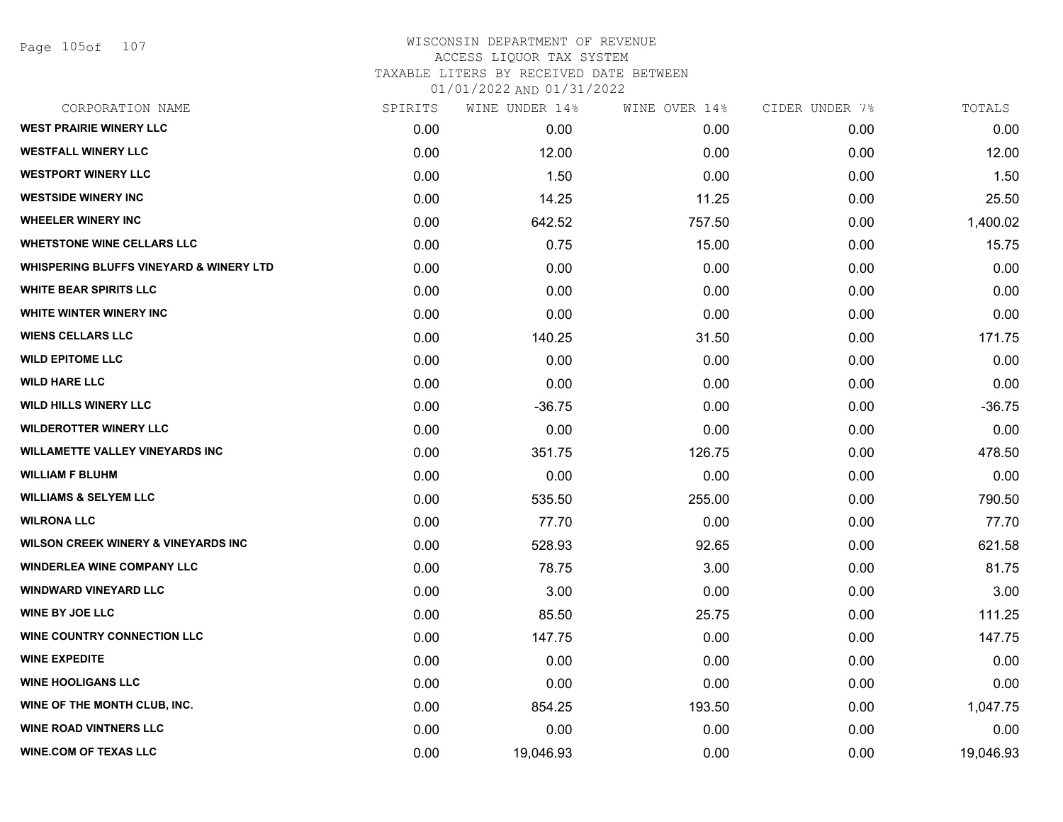# WISCONSIN DEPARTMENT OF REVENUE
ACCESS LIQUOR TAX SYSTEM
TAXABLE LITERS BY RECEIVED DATE BETWEEN
01/01/2022 AND 01/31/2022

| CORPORATION NAME | SPIRITS | WINE UNDER 14% | WINE OVER 14% | CIDER UNDER 7% | TOTALS |
|---|---|---|---|---|---|
| WEST PRAIRIE WINERY LLC | 0.00 | 0.00 | 0.00 | 0.00 | 0.00 |
| WESTFALL WINERY LLC | 0.00 | 12.00 | 0.00 | 0.00 | 12.00 |
| WESTPORT WINERY LLC | 0.00 | 1.50 | 0.00 | 0.00 | 1.50 |
| WESTSIDE WINERY INC | 0.00 | 14.25 | 11.25 | 0.00 | 25.50 |
| WHEELER WINERY INC | 0.00 | 642.52 | 757.50 | 0.00 | 1,400.02 |
| WHETSTONE WINE CELLARS LLC | 0.00 | 0.75 | 15.00 | 0.00 | 15.75 |
| WHISPERING BLUFFS VINEYARD & WINERY LTD | 0.00 | 0.00 | 0.00 | 0.00 | 0.00 |
| WHITE BEAR SPIRITS LLC | 0.00 | 0.00 | 0.00 | 0.00 | 0.00 |
| WHITE WINTER WINERY INC | 0.00 | 0.00 | 0.00 | 0.00 | 0.00 |
| WIENS CELLARS LLC | 0.00 | 140.25 | 31.50 | 0.00 | 171.75 |
| WILD EPITOME LLC | 0.00 | 0.00 | 0.00 | 0.00 | 0.00 |
| WILD HARE LLC | 0.00 | 0.00 | 0.00 | 0.00 | 0.00 |
| WILD HILLS WINERY LLC | 0.00 | -36.75 | 0.00 | 0.00 | -36.75 |
| WILDEROTTER WINERY LLC | 0.00 | 0.00 | 0.00 | 0.00 | 0.00 |
| WILLAMETTE VALLEY VINEYARDS INC | 0.00 | 351.75 | 126.75 | 0.00 | 478.50 |
| WILLIAM F BLUHM | 0.00 | 0.00 | 0.00 | 0.00 | 0.00 |
| WILLIAMS & SELYEM LLC | 0.00 | 535.50 | 255.00 | 0.00 | 790.50 |
| WILRONA LLC | 0.00 | 77.70 | 0.00 | 0.00 | 77.70 |
| WILSON CREEK WINERY & VINEYARDS INC | 0.00 | 528.93 | 92.65 | 0.00 | 621.58 |
| WINDERLEA WINE COMPANY LLC | 0.00 | 78.75 | 3.00 | 0.00 | 81.75 |
| WINDWARD VINEYARD LLC | 0.00 | 3.00 | 0.00 | 0.00 | 3.00 |
| WINE BY JOE LLC | 0.00 | 85.50 | 25.75 | 0.00 | 111.25 |
| WINE COUNTRY CONNECTION LLC | 0.00 | 147.75 | 0.00 | 0.00 | 147.75 |
| WINE EXPEDITE | 0.00 | 0.00 | 0.00 | 0.00 | 0.00 |
| WINE HOOLIGANS LLC | 0.00 | 0.00 | 0.00 | 0.00 | 0.00 |
| WINE OF THE MONTH CLUB, INC. | 0.00 | 854.25 | 193.50 | 0.00 | 1,047.75 |
| WINE ROAD VINTNERS LLC | 0.00 | 0.00 | 0.00 | 0.00 | 0.00 |
| WINE.COM OF TEXAS LLC | 0.00 | 19,046.93 | 0.00 | 0.00 | 19,046.93 |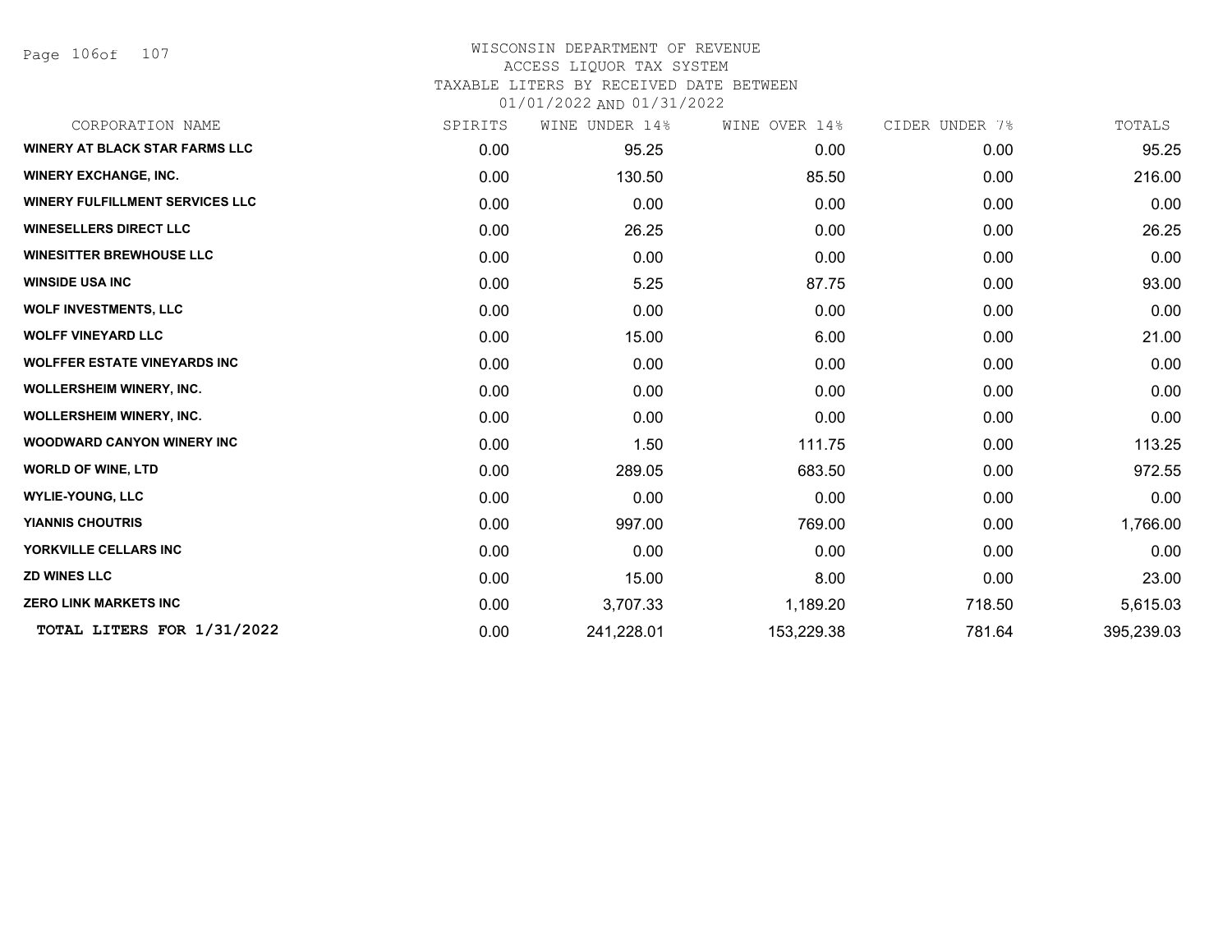# WISCONSIN DEPARTMENT OF REVENUE
ACCESS LIQUOR TAX SYSTEM
TAXABLE LITERS BY RECEIVED DATE BETWEEN
01/01/2022 AND 01/31/2022

| CORPORATION NAME | SPIRITS | WINE UNDER 14% | WINE OVER 14% | CIDER UNDER 7% | TOTALS |
|---|---|---|---|---|---|
| WINERY AT BLACK STAR FARMS LLC | 0.00 | 95.25 | 0.00 | 0.00 | 95.25 |
| WINERY EXCHANGE, INC. | 0.00 | 130.50 | 85.50 | 0.00 | 216.00 |
| WINERY FULFILLMENT SERVICES LLC | 0.00 | 0.00 | 0.00 | 0.00 | 0.00 |
| WINESELLERS DIRECT LLC | 0.00 | 26.25 | 0.00 | 0.00 | 26.25 |
| WINESITTER BREWHOUSE LLC | 0.00 | 0.00 | 0.00 | 0.00 | 0.00 |
| WINSIDE USA INC | 0.00 | 5.25 | 87.75 | 0.00 | 93.00 |
| WOLF INVESTMENTS, LLC | 0.00 | 0.00 | 0.00 | 0.00 | 0.00 |
| WOLFF VINEYARD LLC | 0.00 | 15.00 | 6.00 | 0.00 | 21.00 |
| WOLFFER ESTATE VINEYARDS INC | 0.00 | 0.00 | 0.00 | 0.00 | 0.00 |
| WOLLERSHEIM WINERY, INC. | 0.00 | 0.00 | 0.00 | 0.00 | 0.00 |
| WOLLERSHEIM WINERY, INC. | 0.00 | 0.00 | 0.00 | 0.00 | 0.00 |
| WOODWARD CANYON WINERY INC | 0.00 | 1.50 | 111.75 | 0.00 | 113.25 |
| WORLD OF WINE, LTD | 0.00 | 289.05 | 683.50 | 0.00 | 972.55 |
| WYLIE-YOUNG, LLC | 0.00 | 0.00 | 0.00 | 0.00 | 0.00 |
| YIANNIS CHOUTRIS | 0.00 | 997.00 | 769.00 | 0.00 | 1,766.00 |
| YORKVILLE CELLARS INC | 0.00 | 0.00 | 0.00 | 0.00 | 0.00 |
| ZD WINES LLC | 0.00 | 15.00 | 8.00 | 0.00 | 23.00 |
| ZERO LINK MARKETS INC | 0.00 | 3,707.33 | 1,189.20 | 718.50 | 5,615.03 |
| **TOTAL LITERS FOR 1/31/2022** | 0.00 | 241,228.01 | 153,229.38 | 781.64 | 395,239.03 |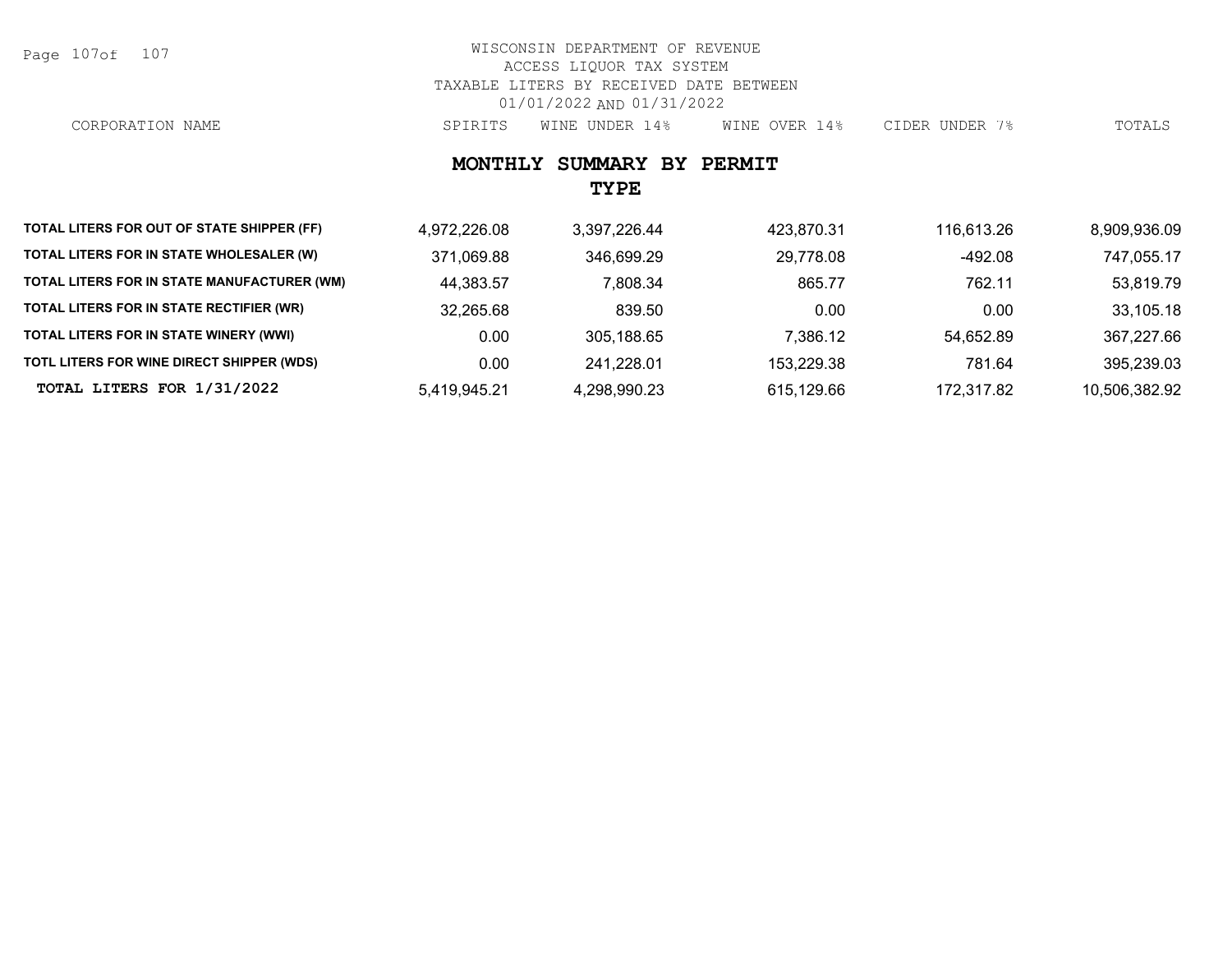WISCONSIN DEPARTMENT OF REVENUE
ACCESS LIQUOR TAX SYSTEM
TAXABLE LITERS BY RECEIVED DATE BETWEEN
01/01/2022 AND 01/31/2022

## MONTHLY SUMMARY BY PERMIT TYPE

| CORPORATION NAME | SPIRITS | WINE UNDER 14% | WINE OVER 14% | CIDER UNDER 7% | TOTALS |
|---|---|---|---|---|---|
| TOTAL LITERS FOR OUT OF STATE SHIPPER (FF) | 4,972,226.08 | 3,397,226.44 | 423,870.31 | 116,613.26 | 8,909,936.09 |
| TOTAL LITERS FOR IN STATE WHOLESALER (W) | 371,069.88 | 346,699.29 | 29,778.08 | -492.08 | 747,055.17 |
| TOTAL LITERS FOR IN STATE MANUFACTURER (WM) | 44,383.57 | 7,808.34 | 865.77 | 762.11 | 53,819.79 |
| TOTAL LITERS FOR IN STATE RECTIFIER (WR) | 32,265.68 | 839.50 | 0.00 | 0.00 | 33,105.18 |
| TOTAL LITERS FOR IN STATE WINERY (WWI) | 0.00 | 305,188.65 | 7,386.12 | 54,652.89 | 367,227.66 |
| TOTL LITERS FOR WINE DIRECT SHIPPER (WDS) | 0.00 | 241,228.01 | 153,229.38 | 781.64 | 395,239.03 |
| **TOTAL LITERS FOR 1/31/2022** | 5,419,945.21 | 4,298,990.23 | 615,129.66 | 172,317.82 | 10,506,382.92 |